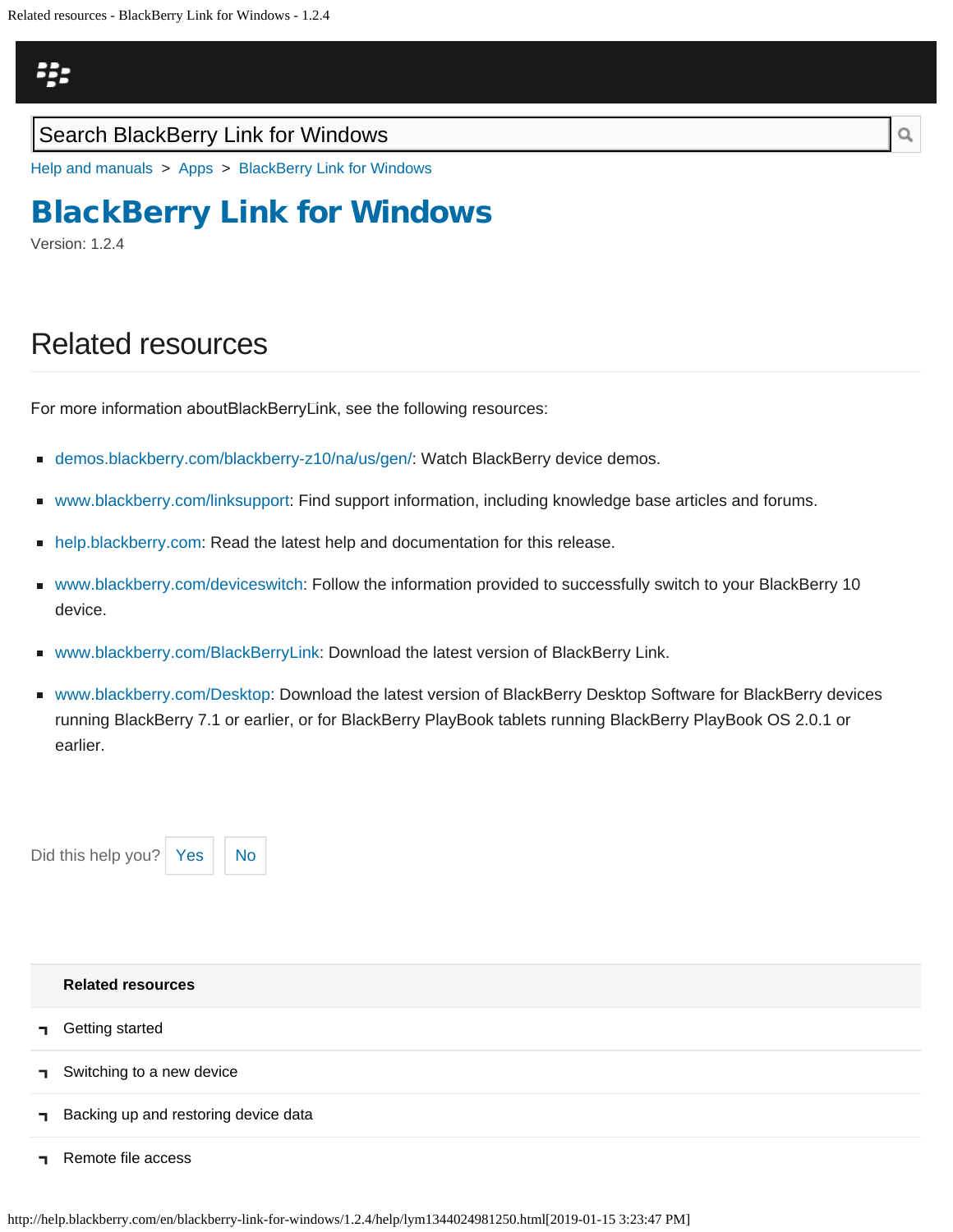Search BlackBerry Link for Windows

Help and manuals > Apps > BlackBerry Link for Windows

# BlackBerry Link for Windows

Version: 1.2.4

## Related resources

For more information aboutBlackBerryLink, see the following resources:

- demos.blackberry.com/blackberry-z10/na/us/gen/: Watch BlackBerry device demos.
- www.blackberry.com/linksupport: Find support information, including knowledge base articles and forums.
- help.blackberry.com: Read the latest help and documentation for this release.
- www.blackberry.com/deviceswitch: Follow the information provided to successfully switch to your BlackBerry 10 device.
- www.blackberry.com/BlackBerryLink: Download the latest version of BlackBerry Link.
- www.blackberry.com/Desktop: Download the latest version of BlackBerry Desktop Software for BlackBerry devices running BlackBerry 7.1 or earlier, or for BlackBerry PlayBook tablets running BlackBerry PlayBook OS 2.0.1 or earlier.

Did this help you? Yes No

**Related resources**

- Getting started
- Switching to a new device
- Backing up and restoring device data
- Remote file access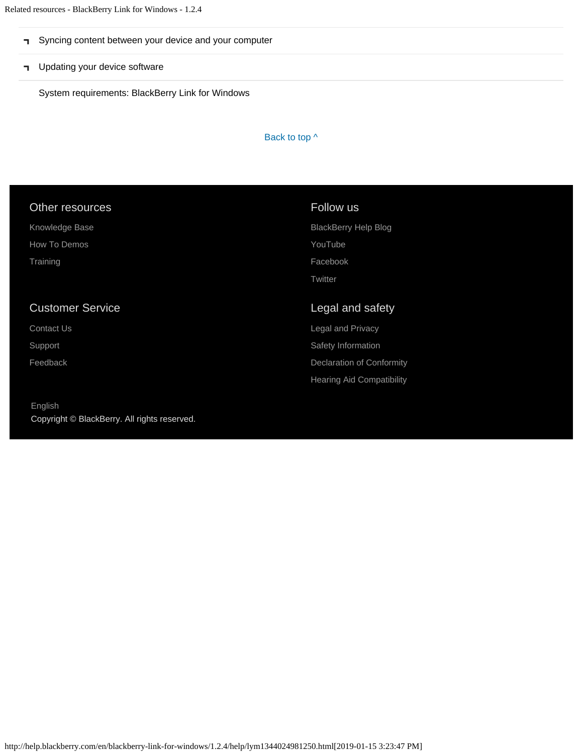- Syncing content between your device and your computer
- Updating your device software

System requirements: BlackBerry Link for Windows

Back to top ^

## Other resources

Knowledge Base

How To Demos

Training

## Follow us

BlackBerry Help Blog

YouTube

Facebook

Twitter

## Customer Service

Contact Us

Support

Feedback

## Legal and safety

Legal and Privacy

Safety Information

Declaration of Conformity

Hearing Aid Compatibility

English

Copyright © BlackBerry. All rights reserved.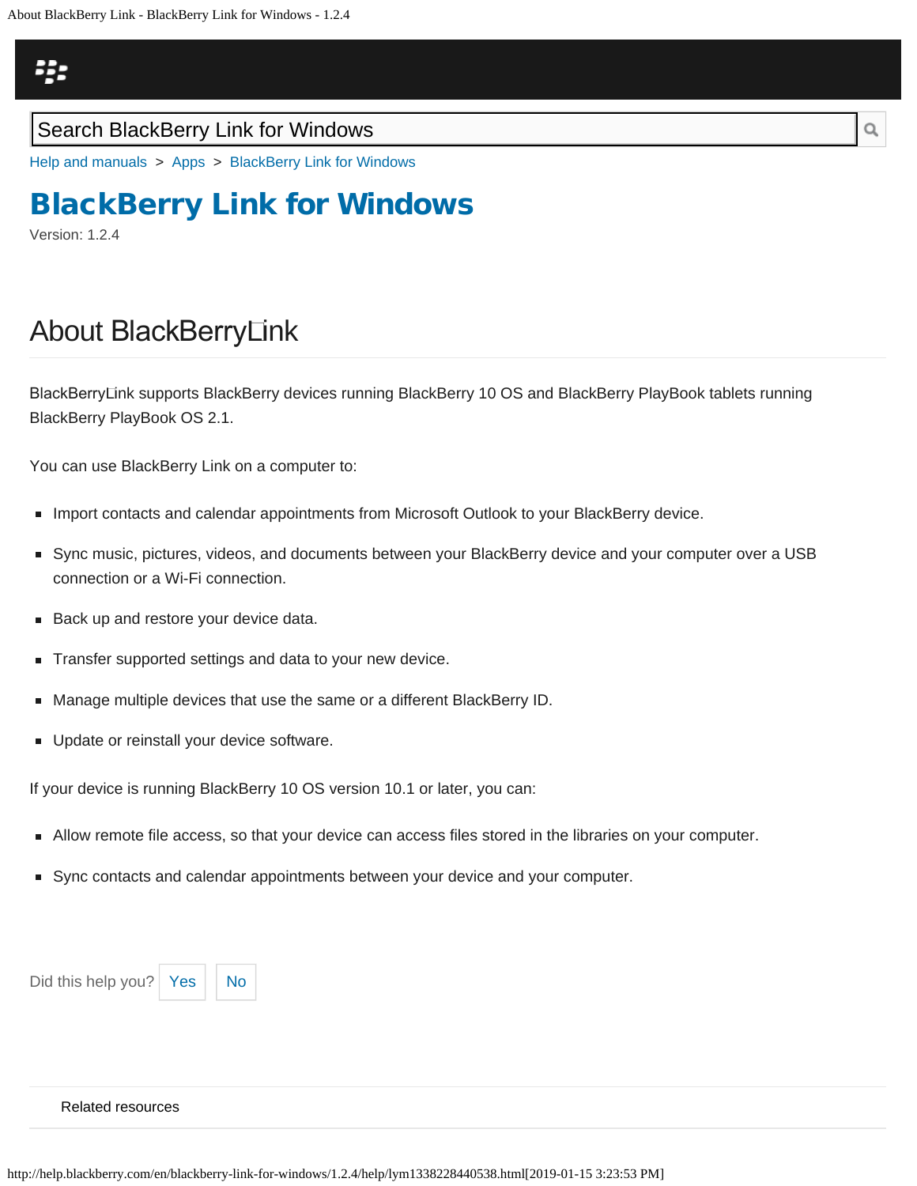Search BlackBerry Link for Windows

Help and manuals > Apps > BlackBerry Link for Windows

# BlackBerry Link for Windows

Version: 1.2.4

## About BlackBerry Link

BlackBerry Link supports BlackBerry devices running BlackBerry 10 OS and BlackBerry PlayBook tablets running BlackBerry PlayBook OS 2.1.

You can use BlackBerry Link on a computer to:

- Import contacts and calendar appointments from Microsoft Outlook to your BlackBerry device.
- Sync music, pictures, videos, and documents between your BlackBerry device and your computer over a USB connection or a Wi-Fi connection.
- Back up and restore your device data.
- Transfer supported settings and data to your new device.
- Manage multiple devices that use the same or a different BlackBerry ID.
- Update or reinstall your device software.

If your device is running BlackBerry 10 OS version 10.1 or later, you can:

- Allow remote file access, so that your device can access files stored in the libraries on your computer.
- Sync contacts and calendar appointments between your device and your computer.

Did this help you? Yes No

Related resources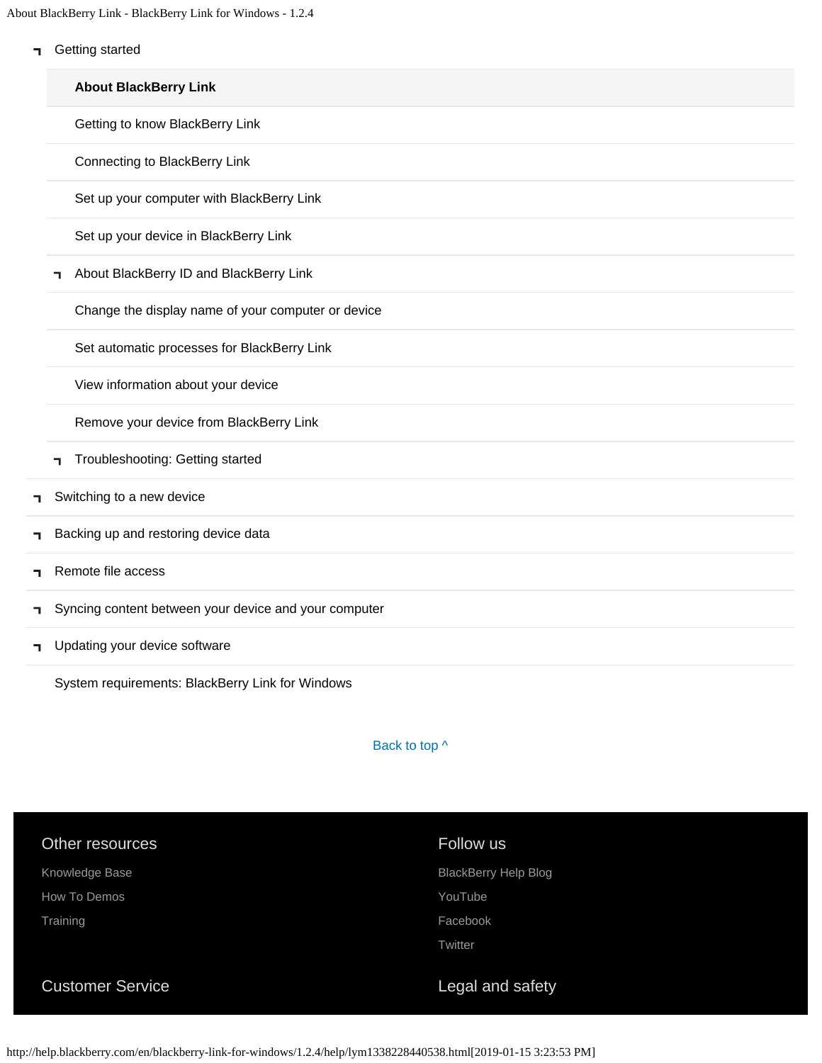- Getting started
  - **About BlackBerry Link**
  - Getting to know BlackBerry Link
  - Connecting to BlackBerry Link
  - Set up your computer with BlackBerry Link
  - Set up your device in BlackBerry Link
  - About BlackBerry ID and BlackBerry Link
  - Change the display name of your computer or device
  - Set automatic processes for BlackBerry Link
  - View information about your device
  - Remove your device from BlackBerry Link
  - Troubleshooting: Getting started
- Switching to a new device
- Backing up and restoring device data
- Remote file access
- Syncing content between your device and your computer
- Updating your device software
- System requirements: BlackBerry Link for Windows

Back to top ^

### Other resources

Knowledge Base

How To Demos

Training

### Follow us

BlackBerry Help Blog

YouTube

Facebook

Twitter

### Customer Service

### Legal and safety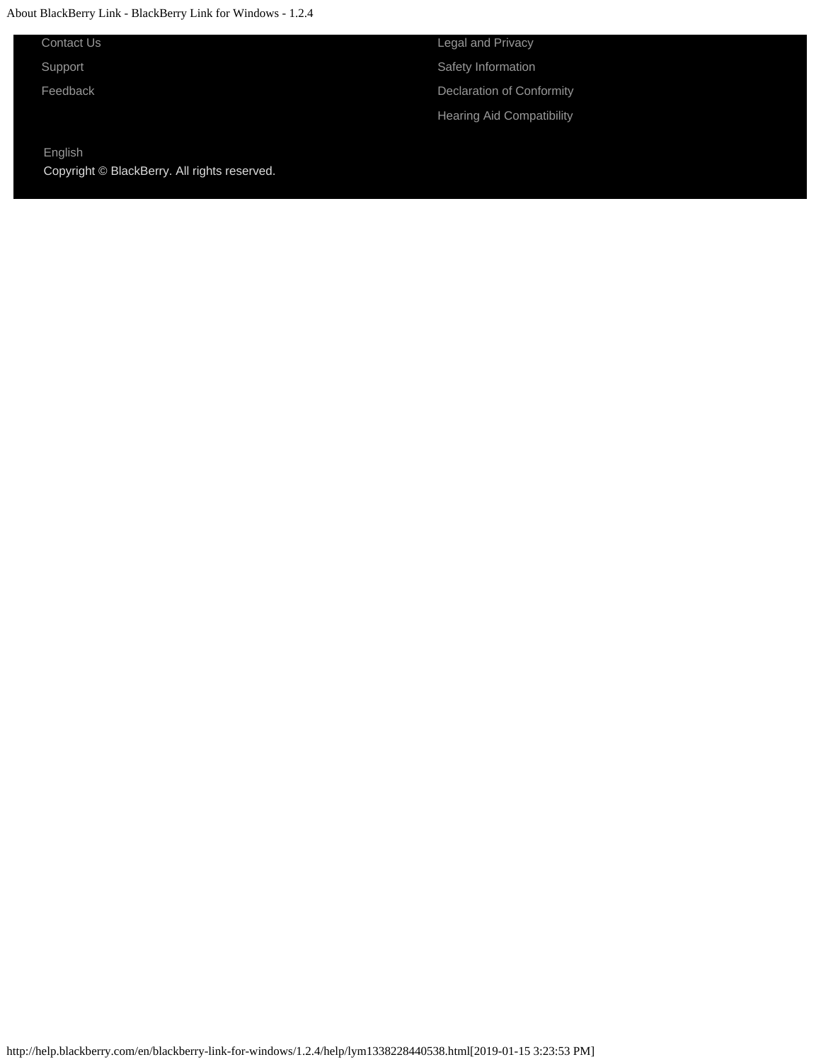Contact Us

Support

Feedback

Legal and Privacy

Safety Information

Declaration of Conformity

Hearing Aid Compatibility

English

Copyright © BlackBerry. All rights reserved.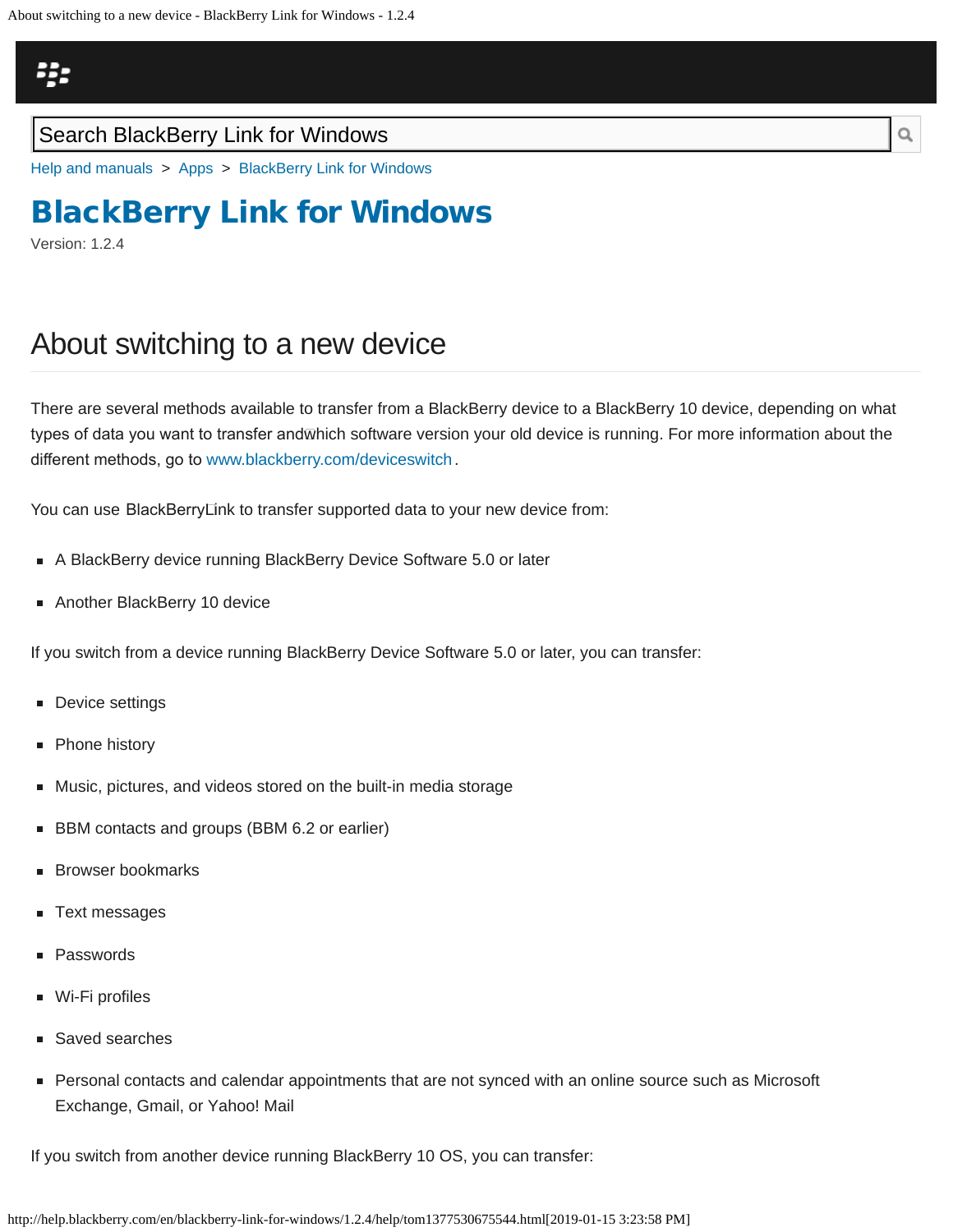Search BlackBerry Link for Windows

Help and manuals > Apps > BlackBerry Link for Windows

# BlackBerry Link for Windows

Version: 1.2.4

## About switching to a new device

There are several methods available to transfer from a BlackBerry device to a BlackBerry 10 device, depending on what types of data you want to transfer and which software version your old device is running. For more information about the different methods, go to www.blackberry.com/deviceswitch.

You can use BlackBerry Link to transfer supported data to your new device from:

- A BlackBerry device running BlackBerry Device Software 5.0 or later
- Another BlackBerry 10 device

If you switch from a device running BlackBerry Device Software 5.0 or later, you can transfer:

- Device settings
- Phone history
- Music, pictures, and videos stored on the built-in media storage
- BBM contacts and groups (BBM 6.2 or earlier)
- Browser bookmarks
- Text messages
- Passwords
- Wi-Fi profiles
- Saved searches
- Personal contacts and calendar appointments that are not synced with an online source such as Microsoft Exchange, Gmail, or Yahoo! Mail

If you switch from another device running BlackBerry 10 OS, you can transfer: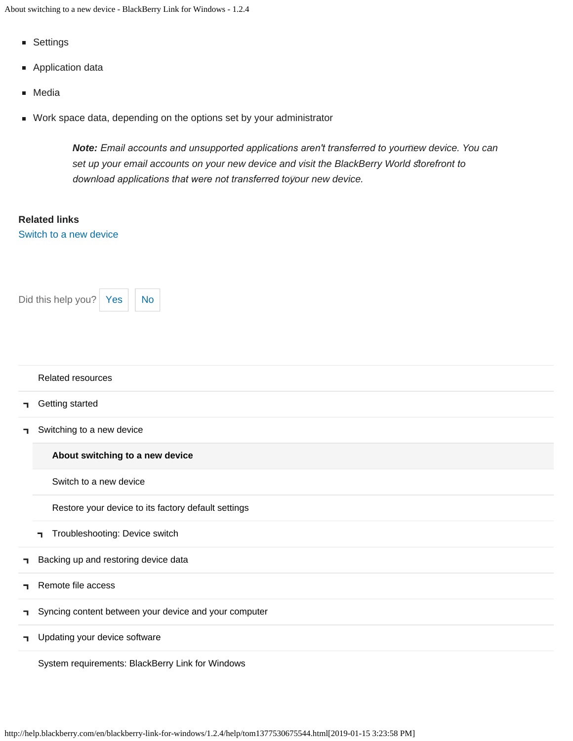- Settings
- Application data
- Media
- Work space data, depending on the options set by your administrator

> ***Note:*** *Email accounts and unsupported applications aren't transferred to your new device. You can set up your email accounts on your new device and visit the BlackBerry World storefront to download applications that were not transferred to your new device.*

**Related links**

Switch to a new device

Did this help you? Yes No

Related resources

- Getting started
- Switching to a new device
  - **About switching to a new device**
  - Switch to a new device
  - Restore your device to its factory default settings
  - Troubleshooting: Device switch
- Backing up and restoring device data
- Remote file access
- Syncing content between your device and your computer
- Updating your device software
- System requirements: BlackBerry Link for Windows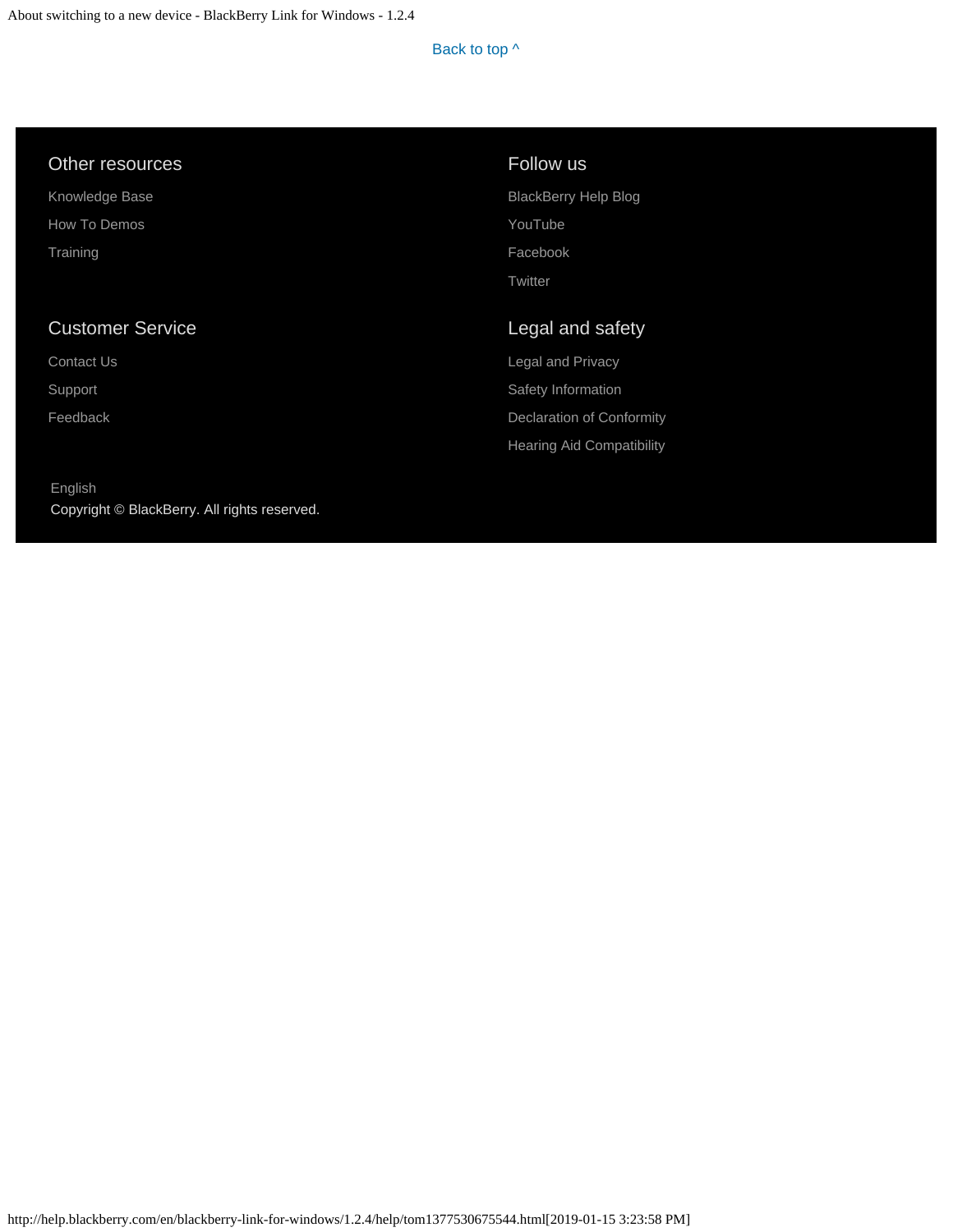Back to top ^

## Other resources

Knowledge Base

How To Demos

Training

## Follow us

BlackBerry Help Blog

YouTube

Facebook

Twitter

## Customer Service

Contact Us

Support

Feedback

## Legal and safety

Legal and Privacy

Safety Information

Declaration of Conformity

Hearing Aid Compatibility

English

Copyright © BlackBerry. All rights reserved.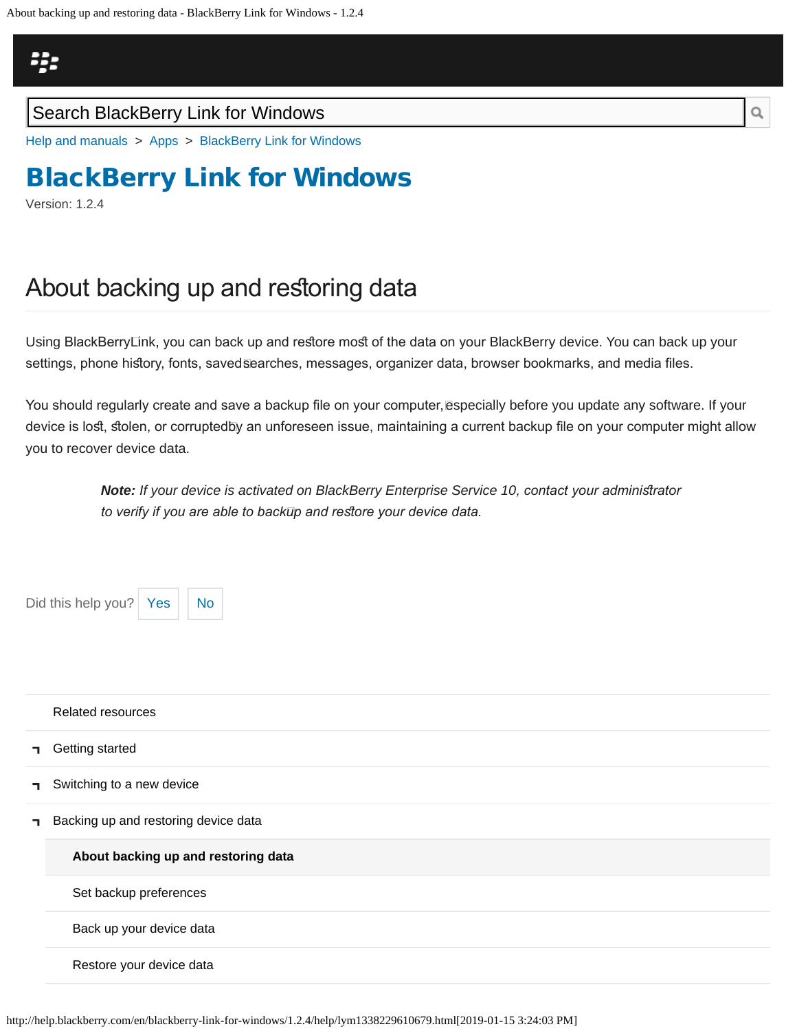Search BlackBerry Link for Windows

Help and manuals > Apps > BlackBerry Link for Windows

# BlackBerry Link for Windows

Version: 1.2.4

## About backing up and restoring data

Using BlackBerry Link, you can back up and restore most of the data on your BlackBerry device. You can back up your settings, phone history, fonts, saved searches, messages, organizer data, browser bookmarks, and media files.

You should regularly create and save a backup file on your computer, especially before you update any software. If your device is lost, stolen, or corrupted by an unforeseen issue, maintaining a current backup file on your computer might allow you to recover device data.

> ***Note:*** *If your device is activated on BlackBerry Enterprise Service 10, contact your administrator to verify if you are able to backup and restore your device data.*

Did this help you? Yes No

Related resources

- Getting started
- Switching to a new device
- Backing up and restoring device data
  - **About backing up and restoring data**
  - Set backup preferences
  - Back up your device data
  - Restore your device data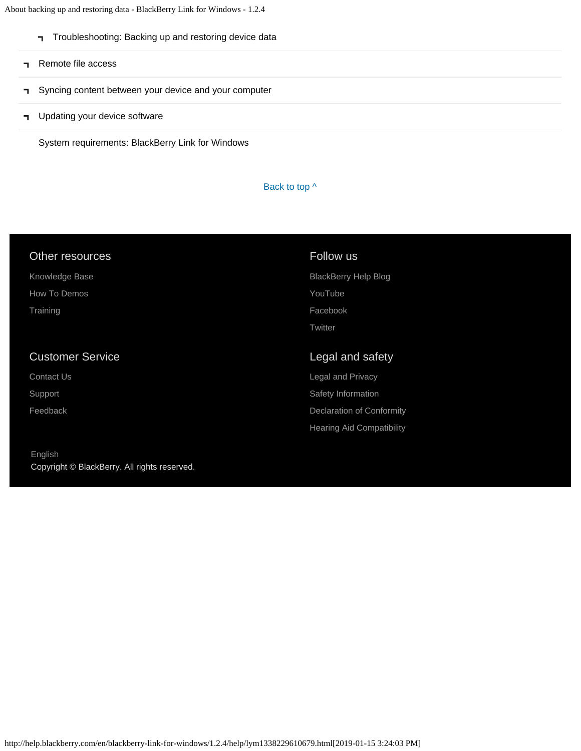- Troubleshooting: Backing up and restoring device data
- Remote file access
- Syncing content between your device and your computer
- Updating your device software
- System requirements: BlackBerry Link for Windows

Back to top ^

### Other resources

Knowledge Base

How To Demos

Training

### Follow us

BlackBerry Help Blog

YouTube

Facebook

Twitter

### Customer Service

Contact Us

Support

Feedback

### Legal and safety

Legal and Privacy

Safety Information

Declaration of Conformity

Hearing Aid Compatibility

English

Copyright © BlackBerry. All rights reserved.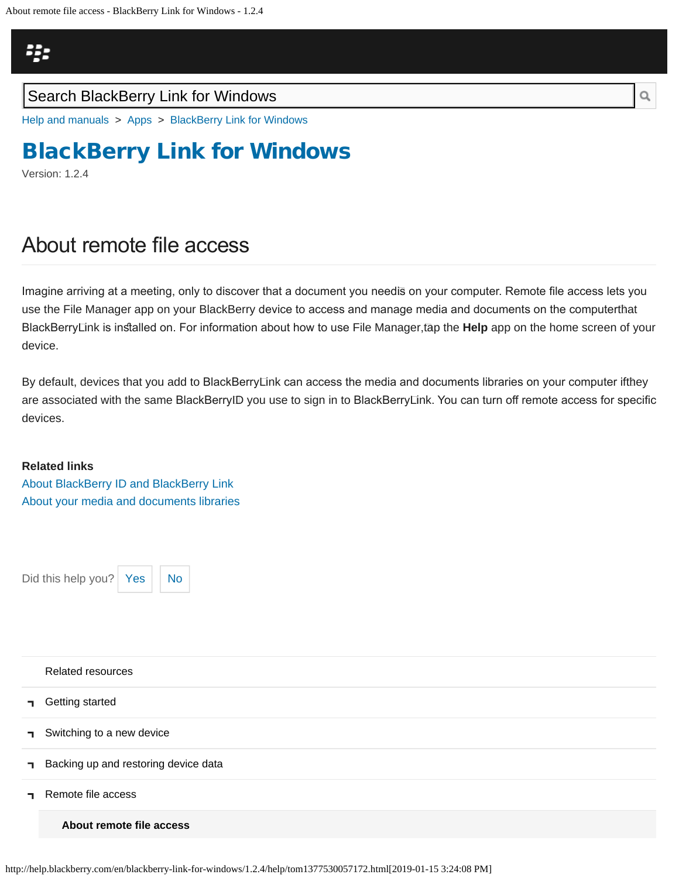Search BlackBerry Link for Windows

Help and manuals > Apps > BlackBerry Link for Windows

# BlackBerry Link for Windows

Version: 1.2.4

## About remote file access

Imagine arriving at a meeting, only to discover that a document you need is on your computer. Remote file access lets you use the File Manager app on your BlackBerry device to access and manage media and documents on the computer that BlackBerry Link is installed on. For information about how to use File Manager, tap the **Help** app on the home screen of your device.

By default, devices that you add to BlackBerry Link can access the media and documents libraries on your computer if they are associated with the same BlackBerry ID you use to sign in to BlackBerry Link. You can turn off remote access for specific devices.

**Related links**

About BlackBerry ID and BlackBerry Link

About your media and documents libraries

Did this help you? Yes No

Related resources

- Getting started
- Switching to a new device
- Backing up and restoring device data
- Remote file access
  - **About remote file access**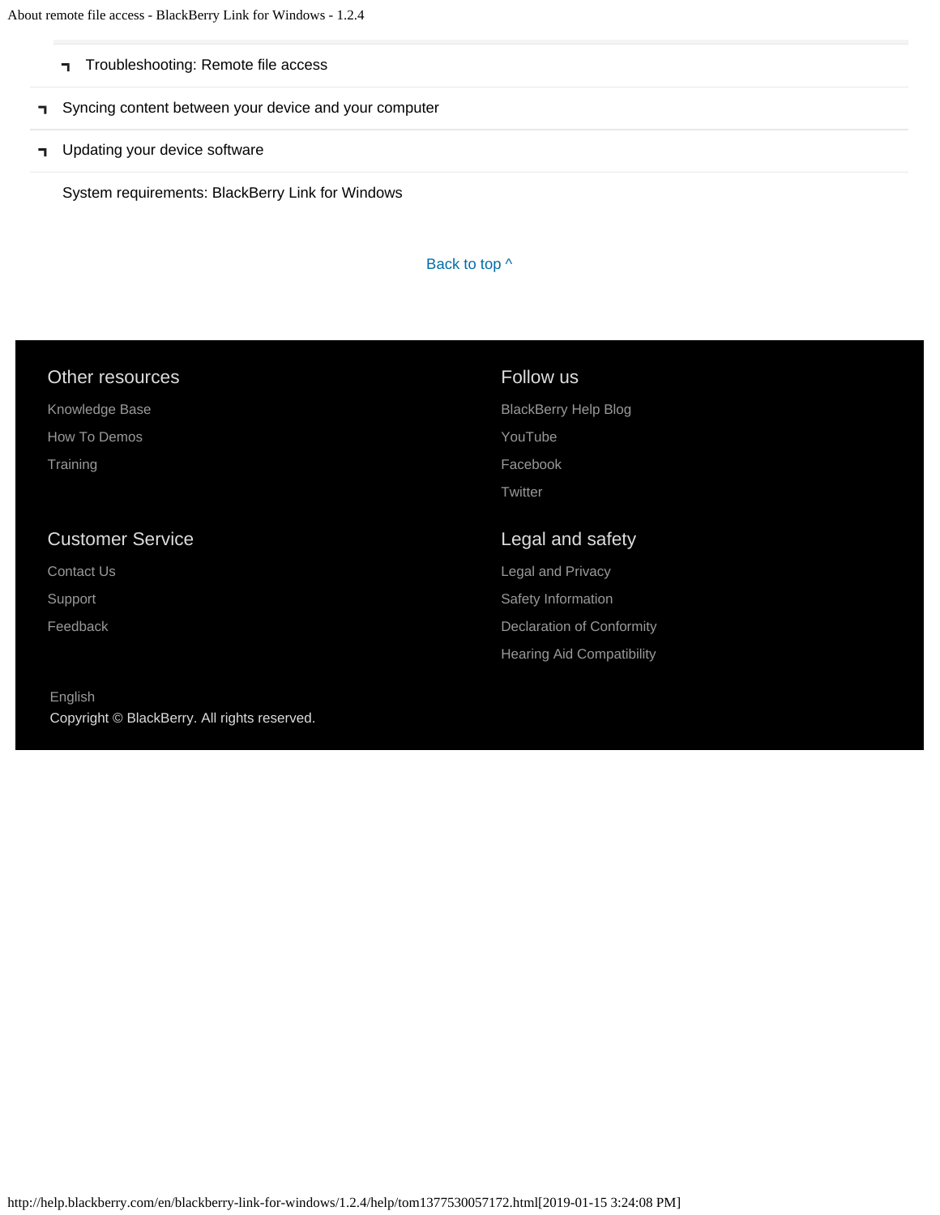- Troubleshooting: Remote file access
- Syncing content between your device and your computer
- Updating your device software
- System requirements: BlackBerry Link for Windows

Back to top ^

## Other resources

Knowledge Base

How To Demos

Training

## Follow us

BlackBerry Help Blog

YouTube

Facebook

Twitter

## Customer Service

Contact Us

Support

Feedback

## Legal and safety

Legal and Privacy

Safety Information

Declaration of Conformity

Hearing Aid Compatibility

English

Copyright © BlackBerry. All rights reserved.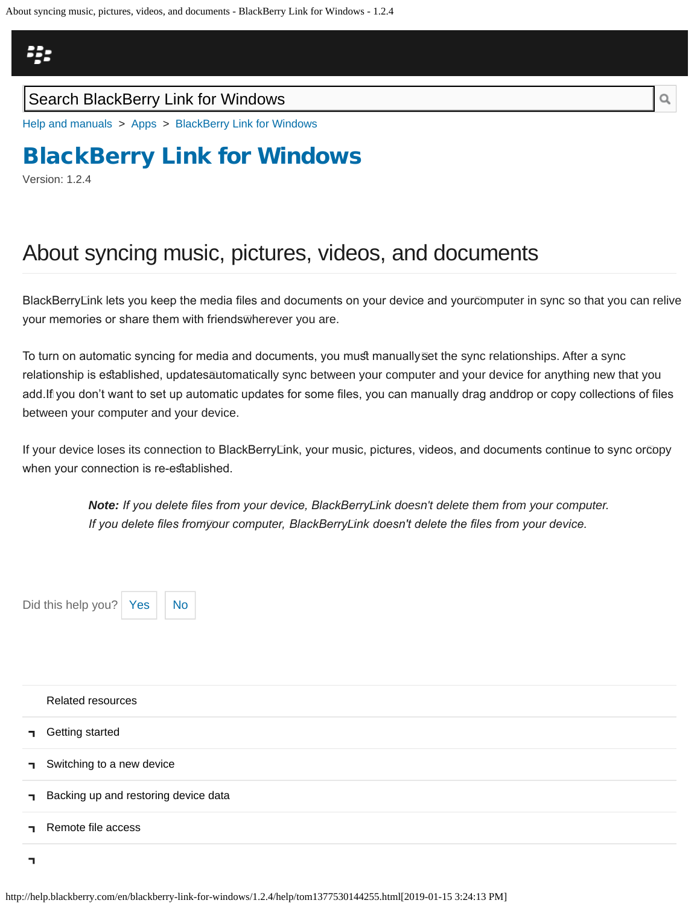Search BlackBerry Link for Windows

Help and manuals > Apps > BlackBerry Link for Windows

# BlackBerry Link for Windows

Version: 1.2.4

## About syncing music, pictures, videos, and documents

BlackBerry Link lets you keep the media files and documents on your device and your computer in sync so that you can relive your memories or share them with friends wherever you are.

To turn on automatic syncing for media and documents, you must manually set the sync relationships. After a sync relationship is established, updates automatically sync between your computer and your device for anything new that you add. If you don't want to set up automatic updates for some files, you can manually drag and drop or copy collections of files between your computer and your device.

If your device loses its connection to BlackBerry Link, your music, pictures, videos, and documents continue to sync or copy when your connection is re-established.

> ***Note:*** *If you delete files from your device, BlackBerry Link doesn't delete them from your computer. If you delete files from your computer, BlackBerry Link doesn't delete the files from your device.*

Did this help you? Yes No

Related resources

- Getting started
- Switching to a new device
- Backing up and restoring device data
- Remote file access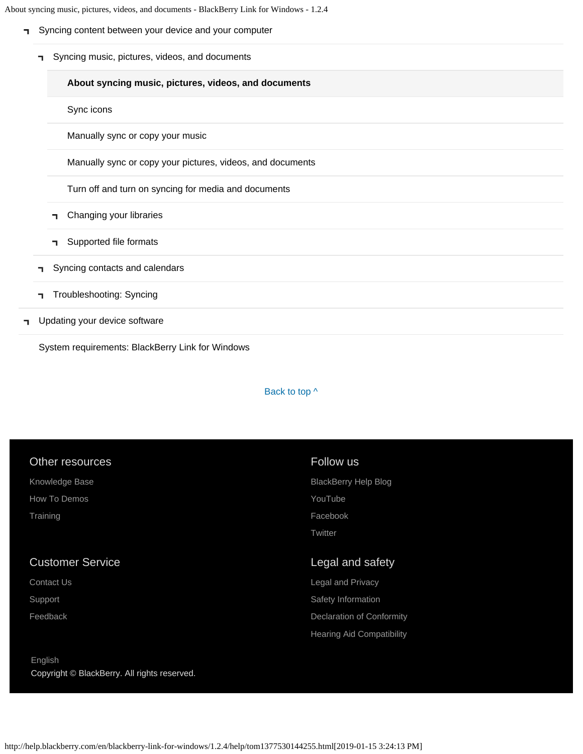- Syncing content between your device and your computer
  - Syncing music, pictures, videos, and documents
    - **About syncing music, pictures, videos, and documents**
    - Sync icons
    - Manually sync or copy your music
    - Manually sync or copy your pictures, videos, and documents
    - Turn off and turn on syncing for media and documents
    - Changing your libraries
    - Supported file formats
  - Syncing contacts and calendars
  - Troubleshooting: Syncing
- Updating your device software
- System requirements: BlackBerry Link for Windows

Back to top ^

## Other resources

Knowledge Base

How To Demos

Training

## Follow us

BlackBerry Help Blog

YouTube

Facebook

Twitter

## Customer Service

Contact Us

Support

Feedback

## Legal and safety

Legal and Privacy

Safety Information

Declaration of Conformity

Hearing Aid Compatibility

English

Copyright © BlackBerry. All rights reserved.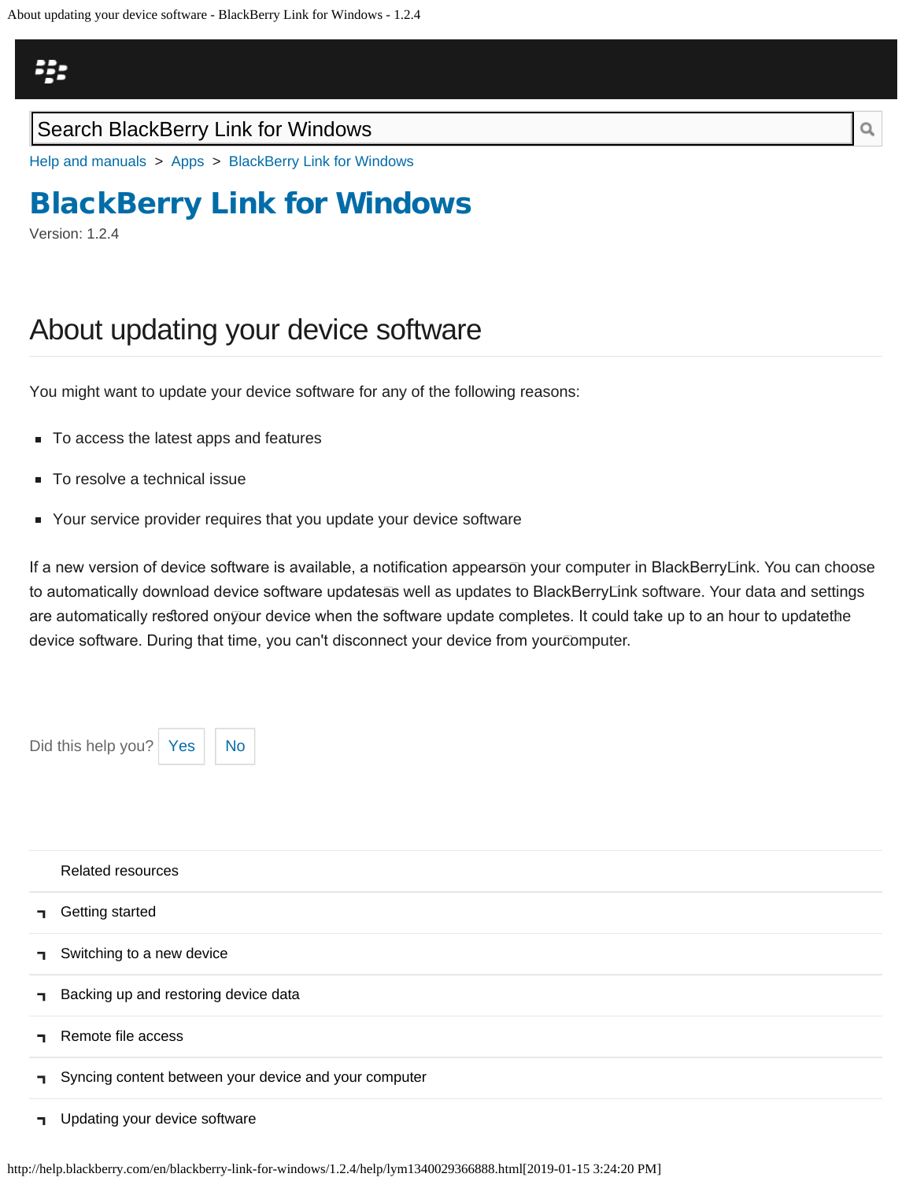Search BlackBerry Link for Windows

Help and manuals > Apps > BlackBerry Link for Windows

# BlackBerry Link for Windows

Version: 1.2.4

## About updating your device software

You might want to update your device software for any of the following reasons:

- To access the latest apps and features
- To resolve a technical issue
- Your service provider requires that you update your device software

If a new version of device software is available, a notification appears on your computer in BlackBerry Link. You can choose to automatically download device software updates as well as updates to BlackBerry Link software. Your data and settings are automatically restored on your device when the software update completes. It could take up to an hour to update the device software. During that time, you can't disconnect your device from your computer.

Did this help you? Yes No

Related resources

- Getting started
- Switching to a new device
- Backing up and restoring device data
- Remote file access
- Syncing content between your device and your computer
- Updating your device software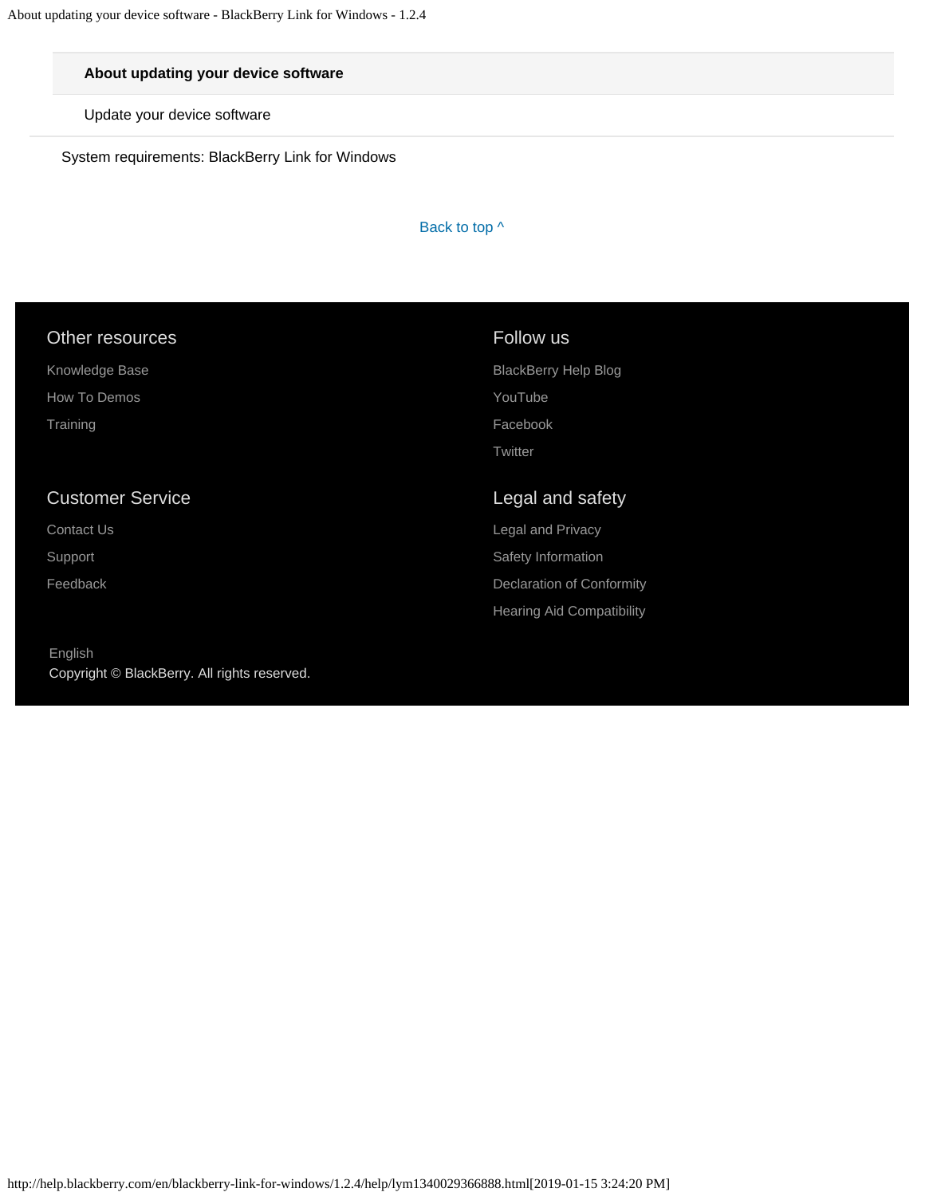**About updating your device software**

Update your device software

System requirements: BlackBerry Link for Windows

Back to top ^

## Other resources

Knowledge Base

How To Demos

Training

## Follow us

BlackBerry Help Blog

YouTube

Facebook

Twitter

## Customer Service

Contact Us

Support

Feedback

## Legal and safety

Legal and Privacy

Safety Information

Declaration of Conformity

Hearing Aid Compatibility

English

Copyright © BlackBerry. All rights reserved.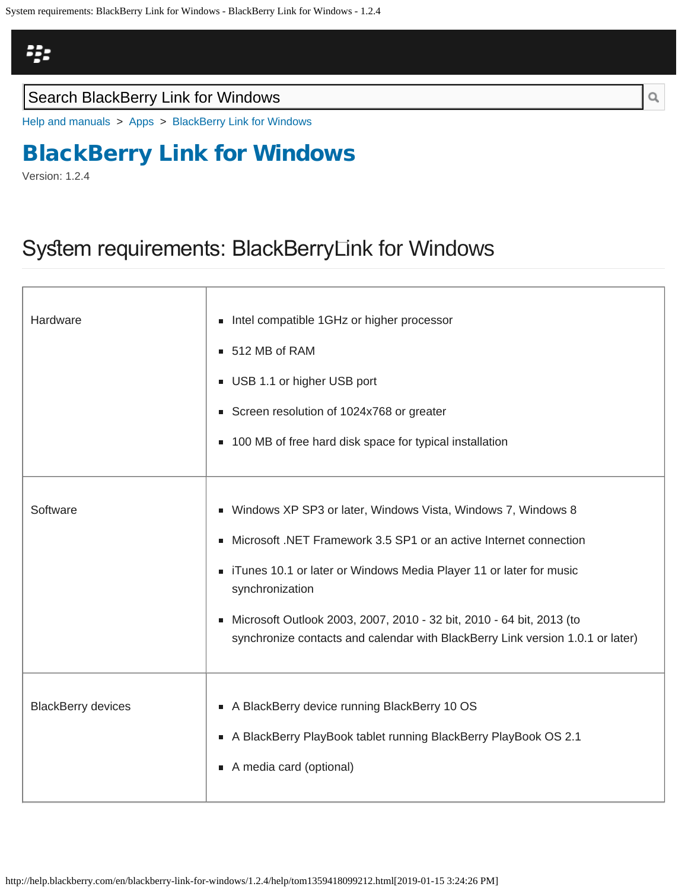Search BlackBerry Link for Windows

Help and manuals > Apps > BlackBerry Link for Windows

# BlackBerry Link for Windows

Version: 1.2.4

## System requirements: BlackBerry Link for Windows

| | |
|---|---|
| Hardware | - Intel compatible 1GHz or higher processor<br>- 512 MB of RAM<br>- USB 1.1 or higher USB port<br>- Screen resolution of 1024x768 or greater<br>- 100 MB of free hard disk space for typical installation |
| Software | - Windows XP SP3 or later, Windows Vista, Windows 7, Windows 8<br>- Microsoft .NET Framework 3.5 SP1 or an active Internet connection<br>- iTunes 10.1 or later or Windows Media Player 11 or later for music synchronization<br>- Microsoft Outlook 2003, 2007, 2010 - 32 bit, 2010 - 64 bit, 2013 (to synchronize contacts and calendar with BlackBerry Link version 1.0.1 or later) |
| BlackBerry devices | - A BlackBerry device running BlackBerry 10 OS<br>- A BlackBerry PlayBook tablet running BlackBerry PlayBook OS 2.1<br>- A media card (optional) |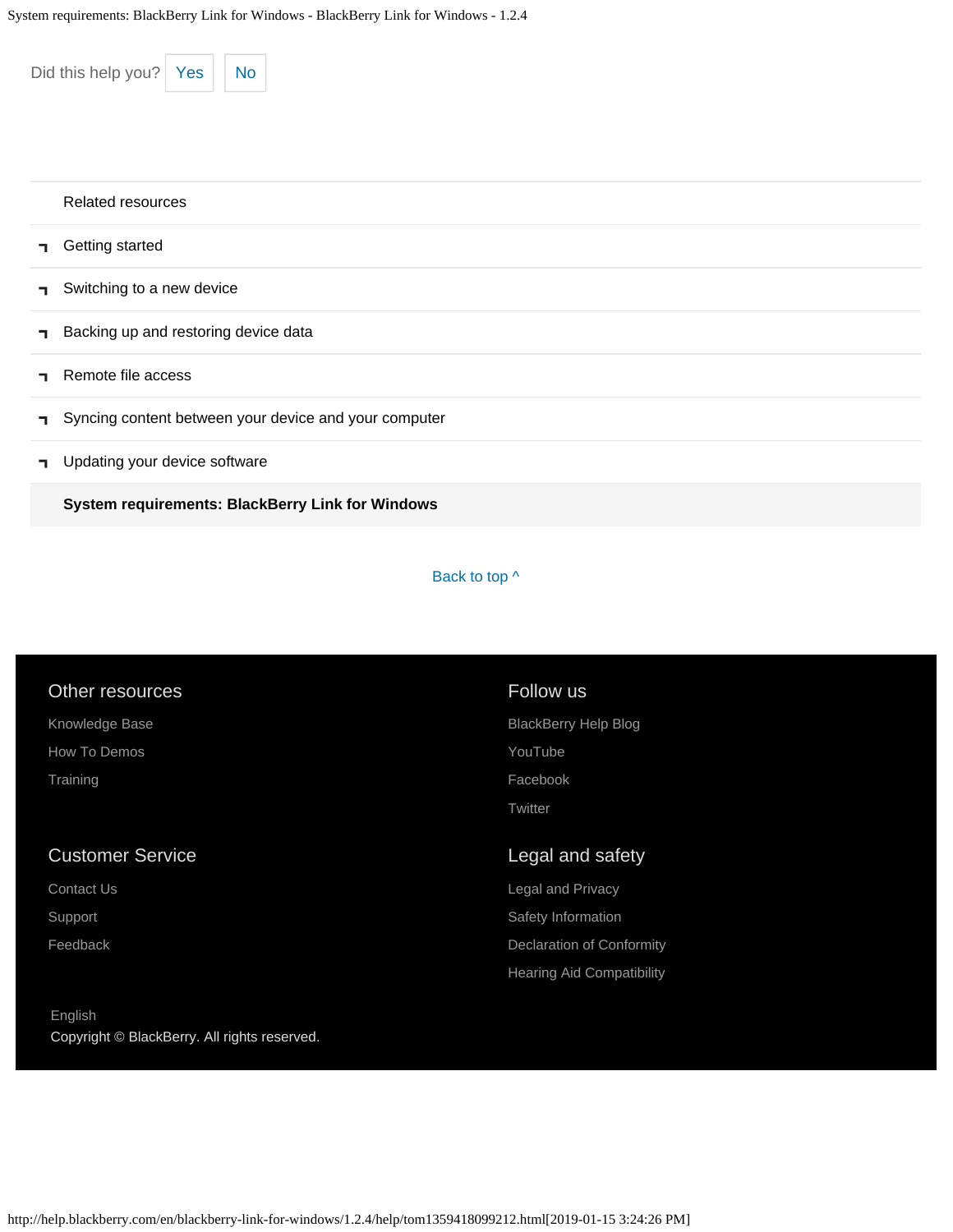Did this help you? Yes No

Related resources

- Getting started
- Switching to a new device
- Backing up and restoring device data
- Remote file access
- Syncing content between your device and your computer
- Updating your device software

**System requirements: BlackBerry Link for Windows**

Back to top ^

## Other resources

Knowledge Base

How To Demos

Training

## Follow us

BlackBerry Help Blog

YouTube

Facebook

Twitter

## Customer Service

Contact Us

Support

Feedback

## Legal and safety

Legal and Privacy

Safety Information

Declaration of Conformity

Hearing Aid Compatibility

English

Copyright © BlackBerry. All rights reserved.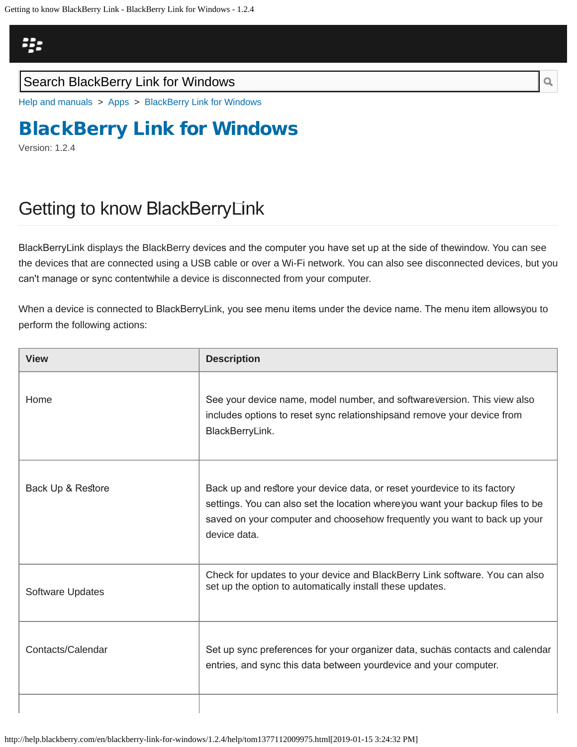Search BlackBerry Link for Windows

Help and manuals > Apps > BlackBerry Link for Windows

# BlackBerry Link for Windows

Version: 1.2.4

## Getting to know BlackBerry Link

BlackBerry Link displays the BlackBerry devices and the computer you have set up at the side of the window. You can see the devices that are connected using a USB cable or over a Wi-Fi network. You can also see disconnected devices, but you can't manage or sync content while a device is disconnected from your computer.

When a device is connected to BlackBerry Link, you see menu items under the device name. The menu item allows you to perform the following actions:

| View | Description |
|---|---|
| Home | See your device name, model number, and software version. This view also includes options to reset sync relationships and remove your device from BlackBerry Link. |
| Back Up & Restore | Back up and restore your device data, or reset your device to its factory settings. You can also set the location where you want your backup files to be saved on your computer and choose how frequently you want to back up your device data. |
| Software Updates | Check for updates to your device and BlackBerry Link software. You can also set up the option to automatically install these updates. |
| Contacts/Calendar | Set up sync preferences for your organizer data, such as contacts and calendar entries, and sync this data between your device and your computer. |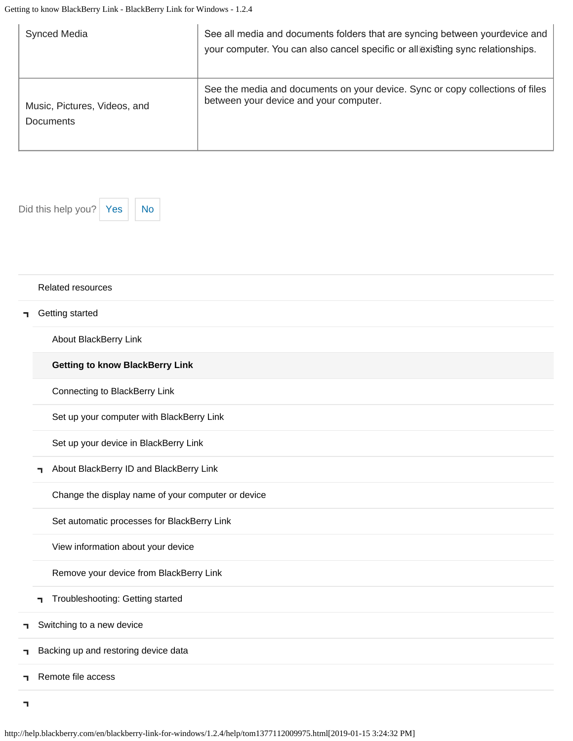| Synced Media | See all media and documents folders that are syncing between your device and your computer. You can also cancel specific or all existing sync relationships. |
|---|---|
| Music, Pictures, Videos, and Documents | See the media and documents on your device. Sync or copy collections of files between your device and your computer. |

Did this help you? Yes No

Related resources

- Getting started
  - About BlackBerry Link
  - **Getting to know BlackBerry Link**
  - Connecting to BlackBerry Link
  - Set up your computer with BlackBerry Link
  - Set up your device in BlackBerry Link
  - About BlackBerry ID and BlackBerry Link
  - Change the display name of your computer or device
  - Set automatic processes for BlackBerry Link
  - View information about your device
  - Remove your device from BlackBerry Link
  - Troubleshooting: Getting started
- Switching to a new device
- Backing up and restoring device data
- Remote file access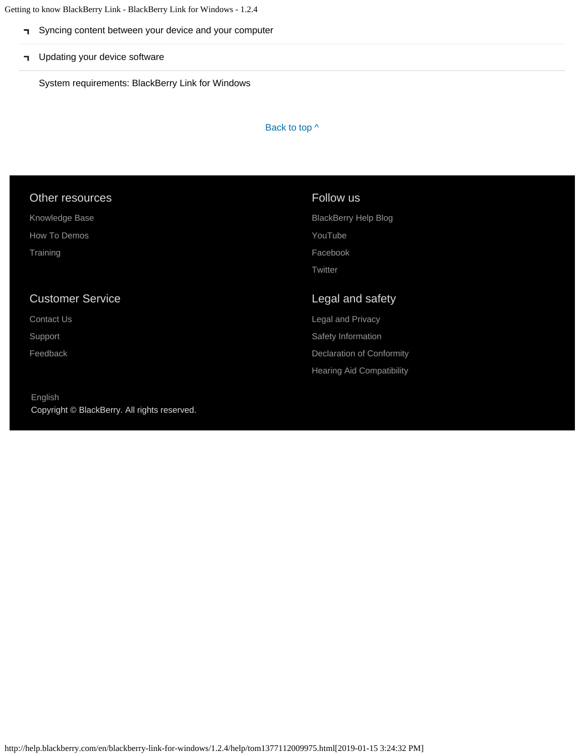- Syncing content between your device and your computer
- Updating your device software

System requirements: BlackBerry Link for Windows

Back to top ^

## Other resources

Knowledge Base

How To Demos

Training

## Follow us

BlackBerry Help Blog

YouTube

Facebook

Twitter

## Customer Service

Contact Us

Support

Feedback

## Legal and safety

Legal and Privacy

Safety Information

Declaration of Conformity

Hearing Aid Compatibility

English

Copyright © BlackBerry. All rights reserved.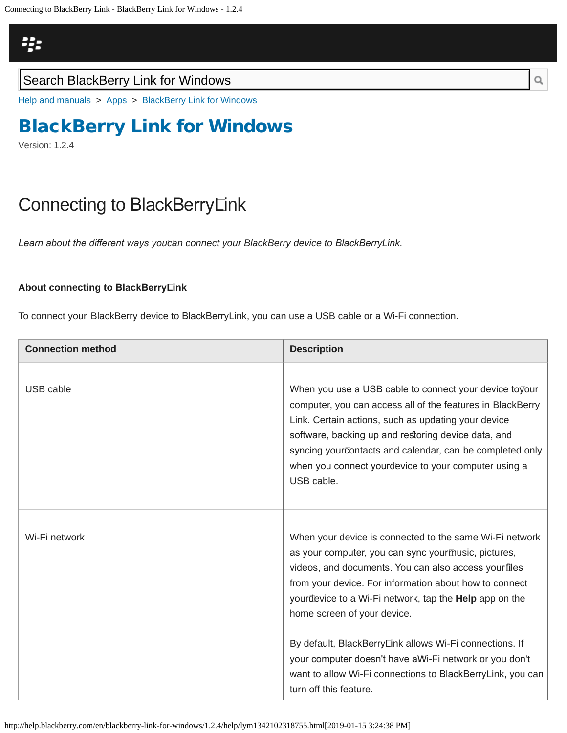Search BlackBerry Link for Windows

Help and manuals > Apps > BlackBerry Link for Windows

# BlackBerry Link for Windows

Version: 1.2.4

## Connecting to BlackBerry Link

*Learn about the different ways you can connect your BlackBerry device to BlackBerry Link.*

### About connecting to BlackBerry Link

To connect your BlackBerry device to BlackBerry Link, you can use a USB cable or a Wi-Fi connection.

| Connection method | Description |
| --- | --- |
| USB cable | When you use a USB cable to connect your device to your computer, you can access all of the features in BlackBerry Link. Certain actions, such as updating your device software, backing up and restoring device data, and syncing your contacts and calendar, can be completed only when you connect your device to your computer using a USB cable. |
| Wi-Fi network | When your device is connected to the same Wi-Fi network as your computer, you can sync your music, pictures, videos, and documents. You can also access your files from your device. For information about how to connect your device to a Wi-Fi network, tap the **Help** app on the home screen of your device. By default, BlackBerry Link allows Wi-Fi connections. If your computer doesn't have a Wi-Fi network or you don't want to allow Wi-Fi connections to BlackBerry Link, you can turn off this feature. |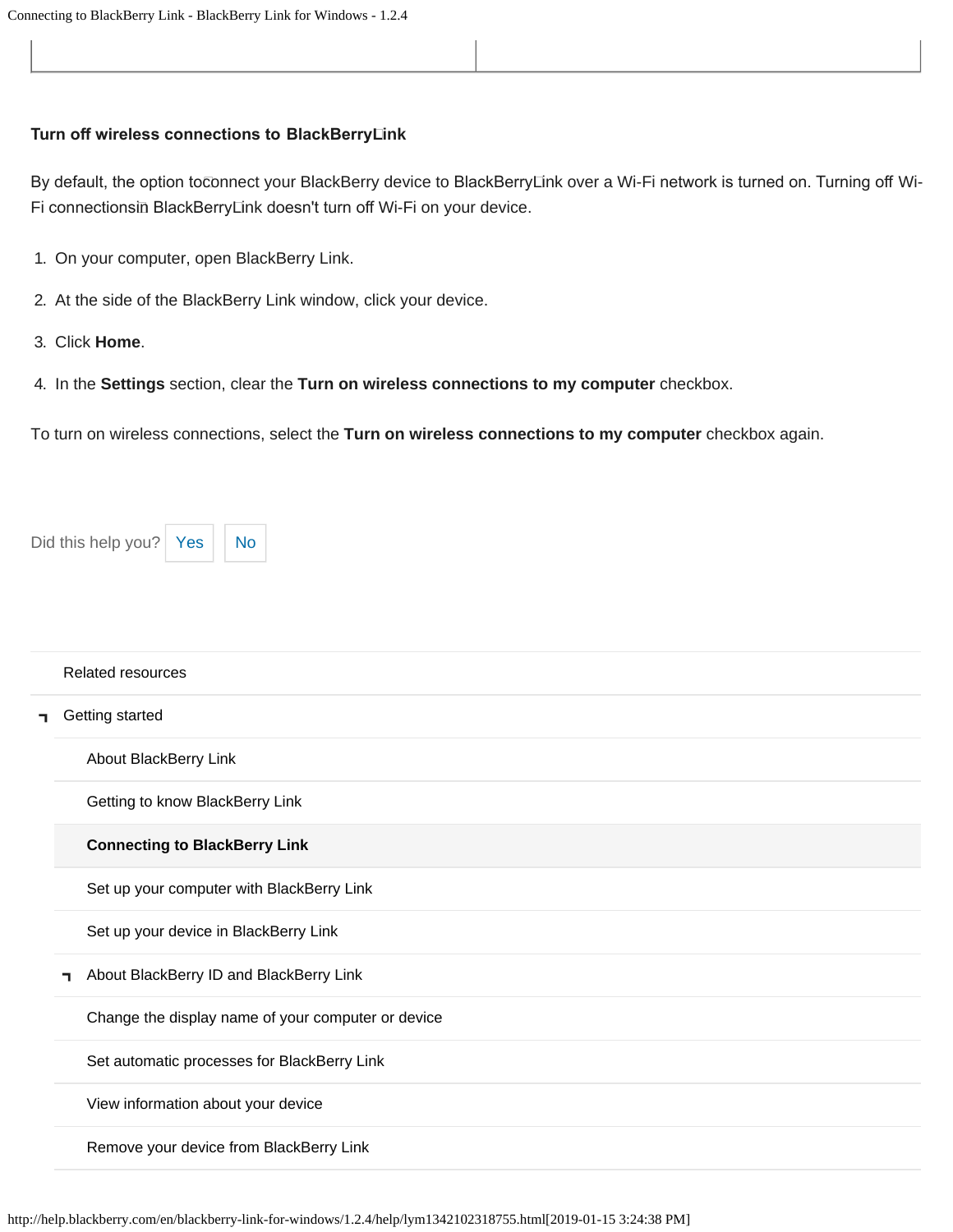### Turn off wireless connections to BlackBerry Link

By default, the option to connect your BlackBerry device to BlackBerry Link over a Wi-Fi network is turned on. Turning off Wi-Fi connections in BlackBerry Link doesn't turn off Wi-Fi on your device.

1. On your computer, open BlackBerry Link.
2. At the side of the BlackBerry Link window, click your device.
3. Click **Home**.
4. In the **Settings** section, clear the **Turn on wireless connections to my computer** checkbox.

To turn on wireless connections, select the **Turn on wireless connections to my computer** checkbox again.

Did this help you? Yes No

Related resources

- Getting started
  - About BlackBerry Link
  - Getting to know BlackBerry Link
  - **Connecting to BlackBerry Link**
  - Set up your computer with BlackBerry Link
  - Set up your device in BlackBerry Link
  - About BlackBerry ID and BlackBerry Link
  - Change the display name of your computer or device
  - Set automatic processes for BlackBerry Link
  - View information about your device
  - Remove your device from BlackBerry Link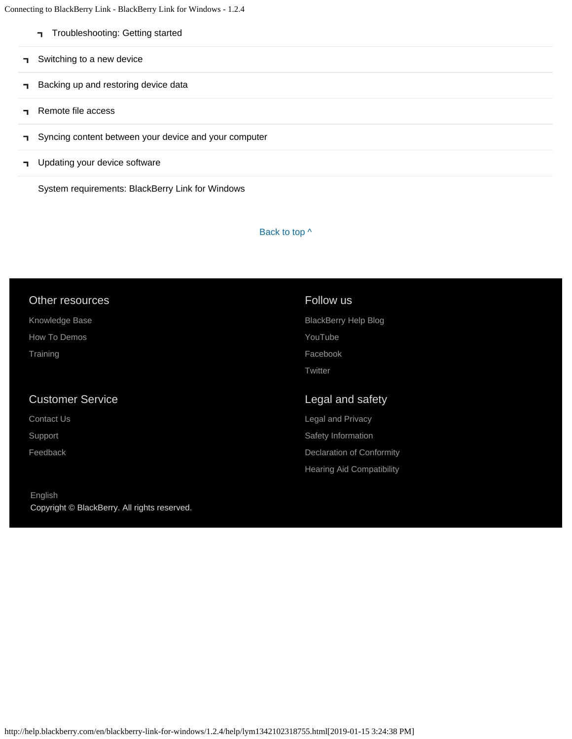- Troubleshooting: Getting started
- Switching to a new device
- Backing up and restoring device data
- Remote file access
- Syncing content between your device and your computer
- Updating your device software
- System requirements: BlackBerry Link for Windows

Back to top ^

## Other resources

Knowledge Base

How To Demos

Training

## Follow us

BlackBerry Help Blog

YouTube

Facebook

Twitter

## Customer Service

Contact Us

Support

Feedback

## Legal and safety

Legal and Privacy

Safety Information

Declaration of Conformity

Hearing Aid Compatibility

English

Copyright © BlackBerry. All rights reserved.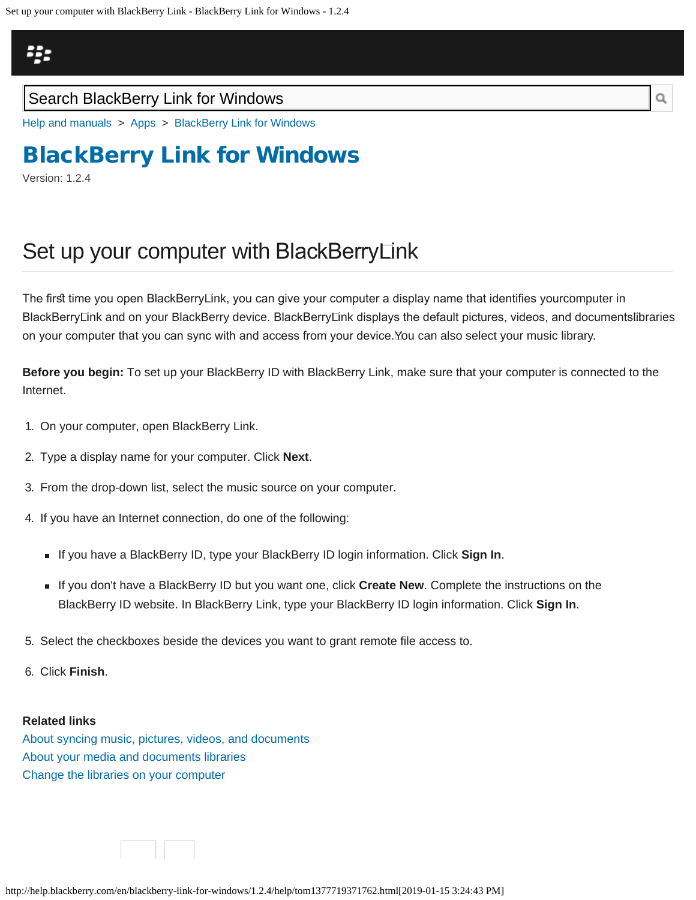Search BlackBerry Link for Windows

Help and manuals > Apps > BlackBerry Link for Windows

# BlackBerry Link for Windows

Version: 1.2.4

## Set up your computer with BlackBerry Link

The first time you open BlackBerry Link, you can give your computer a display name that identifies your computer in BlackBerry Link and on your BlackBerry device. BlackBerry Link displays the default pictures, videos, and documents libraries on your computer that you can sync with and access from your device. You can also select your music library.

**Before you begin:** To set up your BlackBerry ID with BlackBerry Link, make sure that your computer is connected to the Internet.

1. On your computer, open BlackBerry Link.
2. Type a display name for your computer. Click **Next**.
3. From the drop-down list, select the music source on your computer.
4. If you have an Internet connection, do one of the following:
   - If you have a BlackBerry ID, type your BlackBerry ID login information. Click **Sign In**.
   - If you don't have a BlackBerry ID but you want one, click **Create New**. Complete the instructions on the BlackBerry ID website. In BlackBerry Link, type your BlackBerry ID login information. Click **Sign In**.
5. Select the checkboxes beside the devices you want to grant remote file access to.
6. Click **Finish**.

**Related links**

About syncing music, pictures, videos, and documents
About your media and documents libraries
Change the libraries on your computer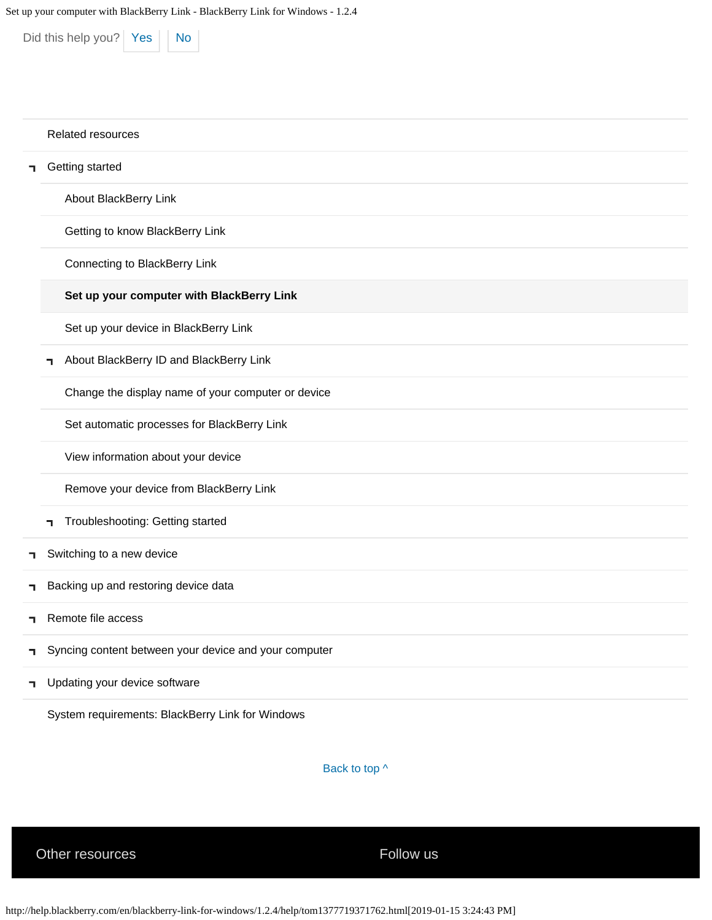Did this help you? Yes No

Related resources

- Getting started
  - About BlackBerry Link
  - Getting to know BlackBerry Link
  - Connecting to BlackBerry Link
  - **Set up your computer with BlackBerry Link**
  - Set up your device in BlackBerry Link
  - About BlackBerry ID and BlackBerry Link
  - Change the display name of your computer or device
  - Set automatic processes for BlackBerry Link
  - View information about your device
  - Remove your device from BlackBerry Link
  - Troubleshooting: Getting started
- Switching to a new device
- Backing up and restoring device data
- Remote file access
- Syncing content between your device and your computer
- Updating your device software

System requirements: BlackBerry Link for Windows

Back to top ^

Other resources

Follow us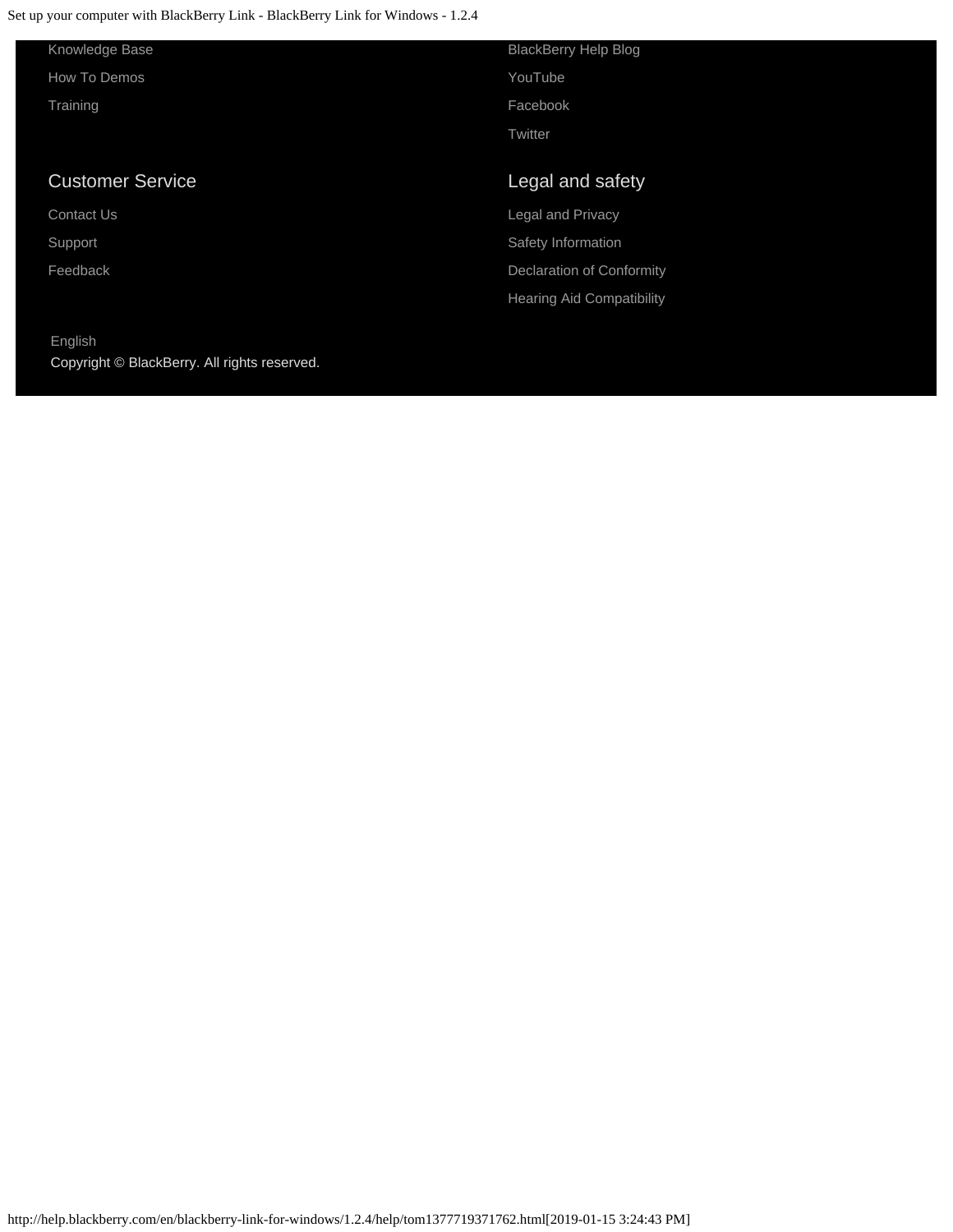Knowledge Base

How To Demos

Training

BlackBerry Help Blog

YouTube

Facebook

Twitter

## Customer Service

Contact Us

Support

Feedback

## Legal and safety

Legal and Privacy

Safety Information

Declaration of Conformity

Hearing Aid Compatibility

English

Copyright © BlackBerry. All rights reserved.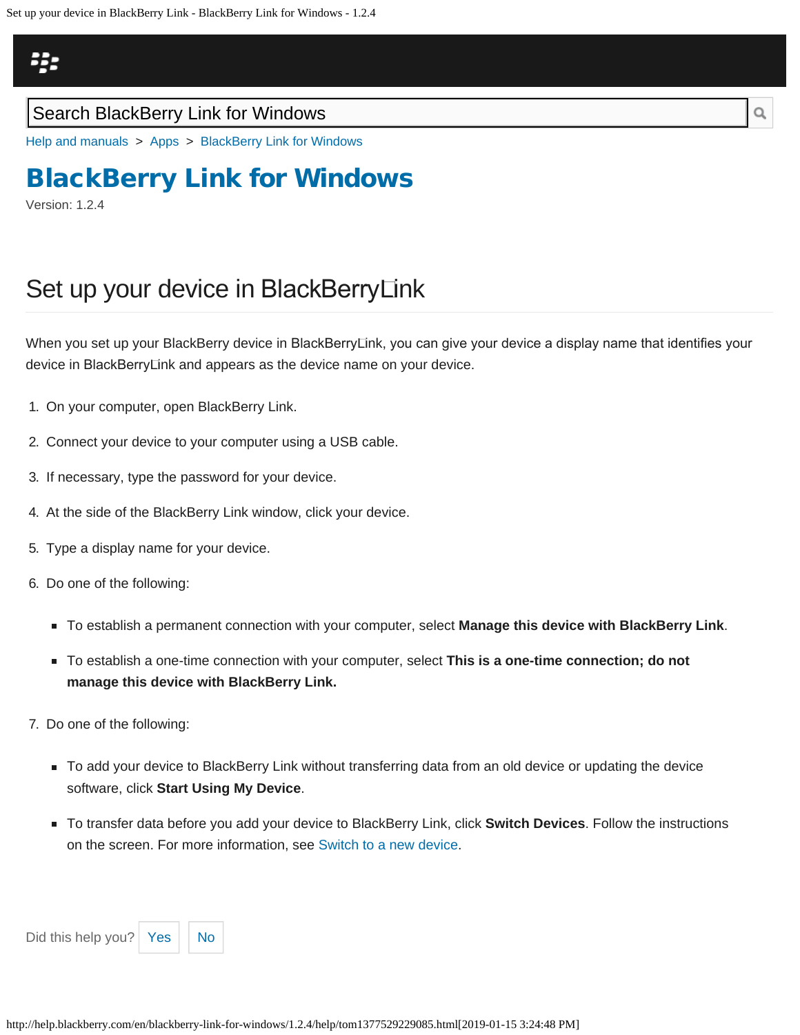Help and manuals > Apps > BlackBerry Link for Windows

# BlackBerry Link for Windows

Version: 1.2.4

## Set up your device in BlackBerry Link

When you set up your BlackBerry device in BlackBerry Link, you can give your device a display name that identifies your device in BlackBerry Link and appears as the device name on your device.

1. On your computer, open BlackBerry Link.
2. Connect your device to your computer using a USB cable.
3. If necessary, type the password for your device.
4. At the side of the BlackBerry Link window, click your device.
5. Type a display name for your device.
6. Do one of the following:
   - To establish a permanent connection with your computer, select **Manage this device with BlackBerry Link**.
   - To establish a one-time connection with your computer, select **This is a one-time connection; do not manage this device with BlackBerry Link.**
7. Do one of the following:
   - To add your device to BlackBerry Link without transferring data from an old device or updating the device software, click **Start Using My Device**.
   - To transfer data before you add your device to BlackBerry Link, click **Switch Devices**. Follow the instructions on the screen. For more information, see Switch to a new device.

Did this help you? Yes No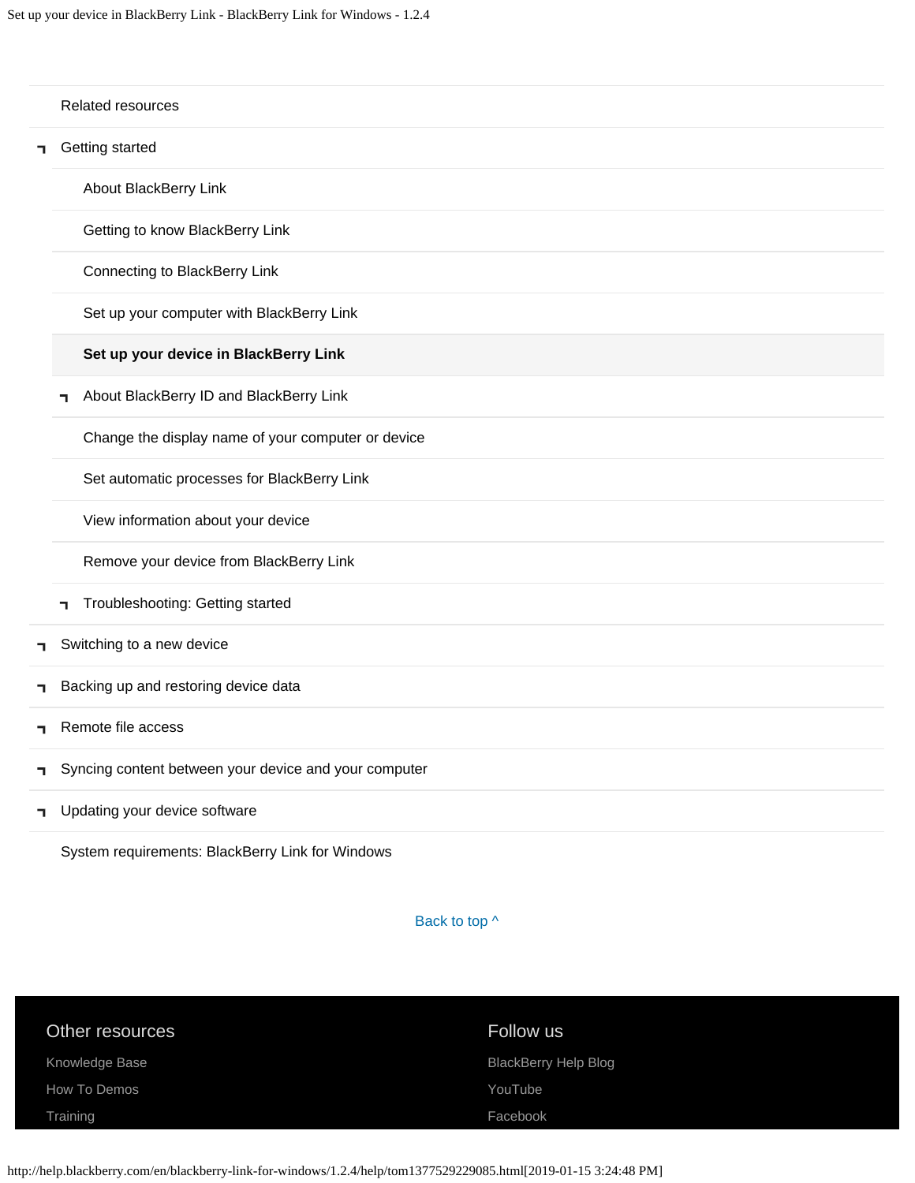Related resources

- Getting started
  - About BlackBerry Link
  - Getting to know BlackBerry Link
  - Connecting to BlackBerry Link
  - Set up your computer with BlackBerry Link
  - **Set up your device in BlackBerry Link**
  - About BlackBerry ID and BlackBerry Link
  - Change the display name of your computer or device
  - Set automatic processes for BlackBerry Link
  - View information about your device
  - Remove your device from BlackBerry Link
  - Troubleshooting: Getting started
- Switching to a new device
- Backing up and restoring device data
- Remote file access
- Syncing content between your device and your computer
- Updating your device software

System requirements: BlackBerry Link for Windows

Back to top ^

## Other resources

Knowledge Base

How To Demos

Training

## Follow us

BlackBerry Help Blog

YouTube

Facebook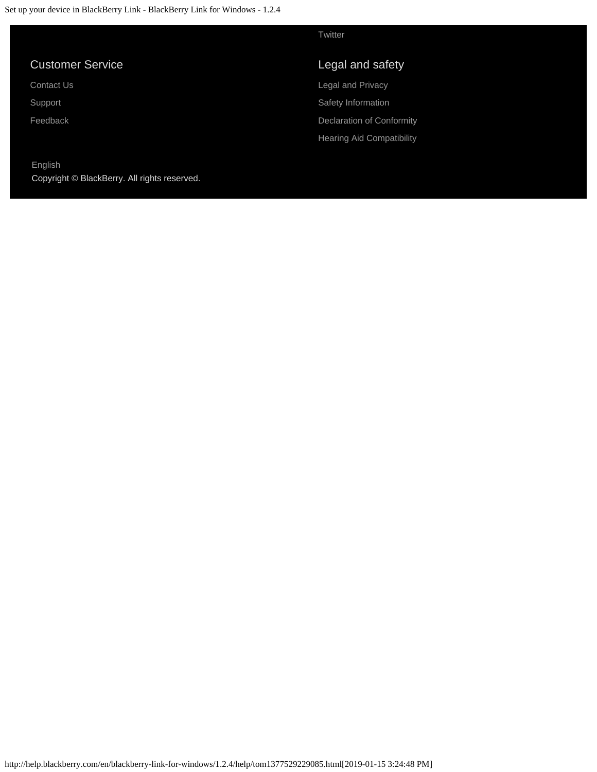Twitter

## Customer Service

Contact Us

Support

Feedback

## Legal and safety

Legal and Privacy

Safety Information

Declaration of Conformity

Hearing Aid Compatibility

English

Copyright © BlackBerry. All rights reserved.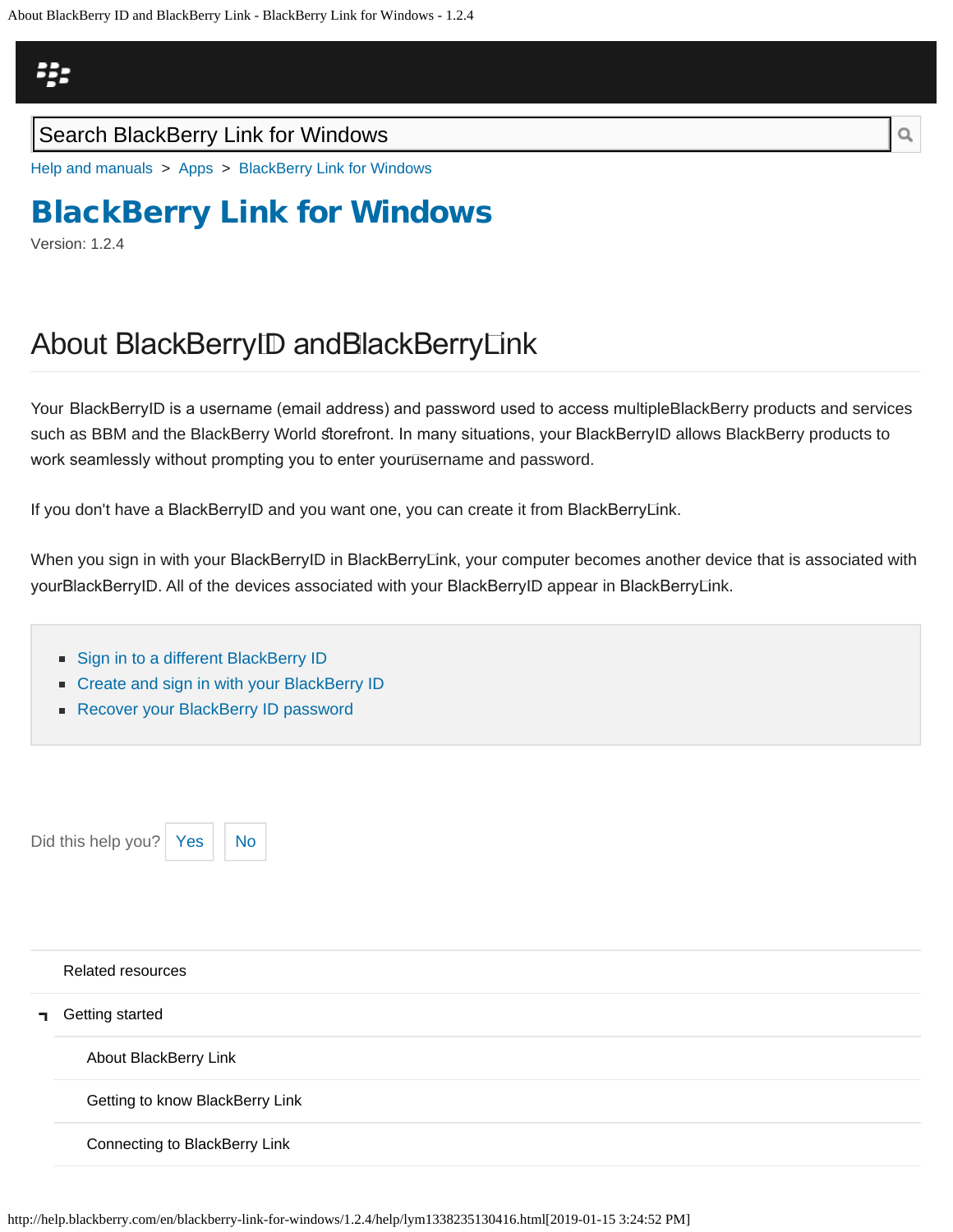Search BlackBerry Link for Windows

Help and manuals > Apps > BlackBerry Link for Windows

# BlackBerry Link for Windows

Version: 1.2.4

## About BlackBerry ID and BlackBerry Link

Your BlackBerry ID is a username (email address) and password used to access multiple BlackBerry products and services such as BBM and the BlackBerry World storefront. In many situations, your BlackBerry ID allows BlackBerry products to work seamlessly without prompting you to enter your username and password.

If you don't have a BlackBerry ID and you want one, you can create it from BlackBerry Link.

When you sign in with your BlackBerry ID in BlackBerry Link, your computer becomes another device that is associated with your BlackBerry ID. All of the devices associated with your BlackBerry ID appear in BlackBerry Link.

- Sign in to a different BlackBerry ID
- Create and sign in with your BlackBerry ID
- Recover your BlackBerry ID password

Did this help you? Yes No

Related resources

Getting started

About BlackBerry Link

Getting to know BlackBerry Link

Connecting to BlackBerry Link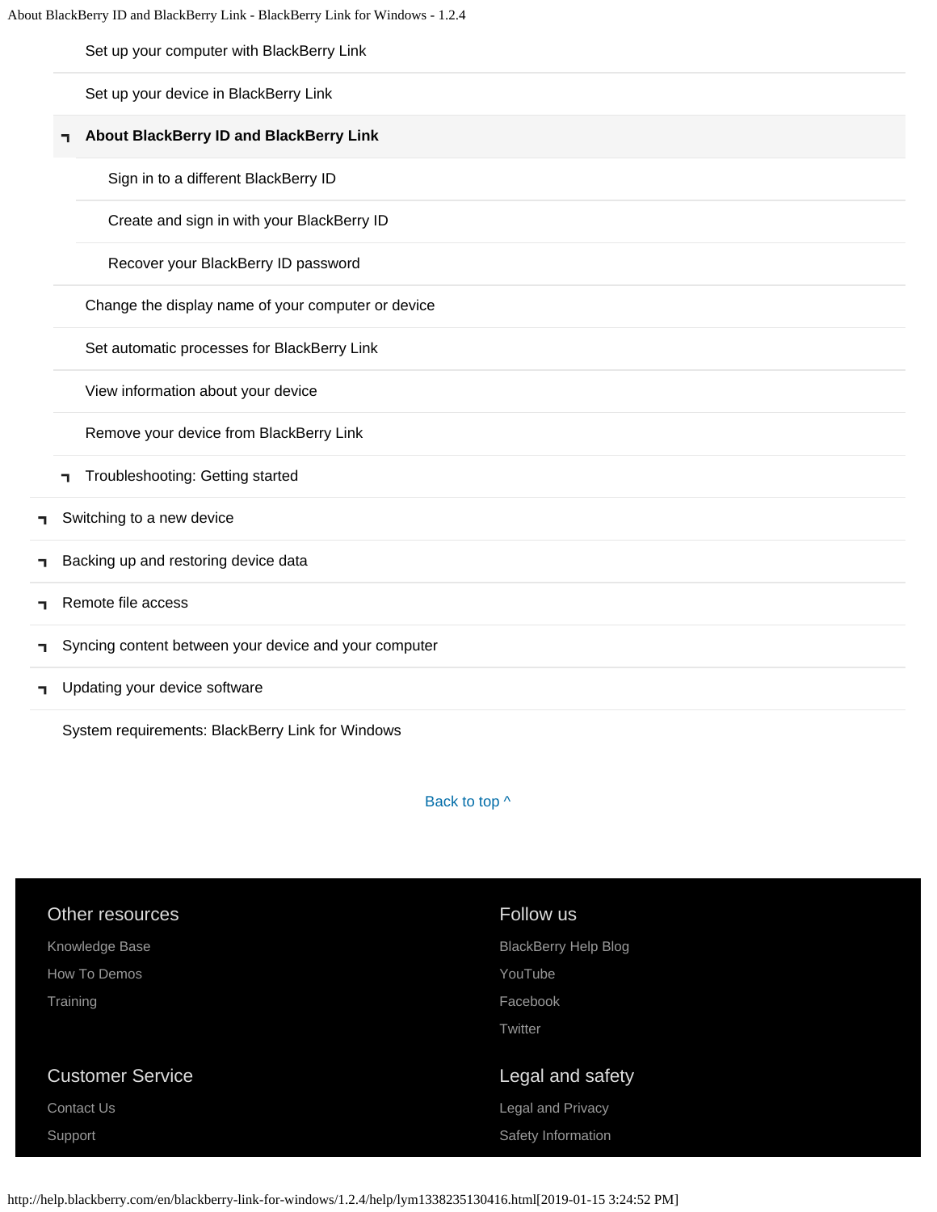- Set up your computer with BlackBerry Link
- Set up your device in BlackBerry Link
- **About BlackBerry ID and BlackBerry Link**
  - Sign in to a different BlackBerry ID
  - Create and sign in with your BlackBerry ID
  - Recover your BlackBerry ID password
- Change the display name of your computer or device
- Set automatic processes for BlackBerry Link
- View information about your device
- Remove your device from BlackBerry Link
- Troubleshooting: Getting started

- Switching to a new device
- Backing up and restoring device data
- Remote file access
- Syncing content between your device and your computer
- Updating your device software
- System requirements: BlackBerry Link for Windows

Back to top ^

### Other resources

Knowledge Base

How To Demos

Training

### Follow us

BlackBerry Help Blog

YouTube

Facebook

Twitter

### Customer Service

Contact Us

Support

### Legal and safety

Legal and Privacy

Safety Information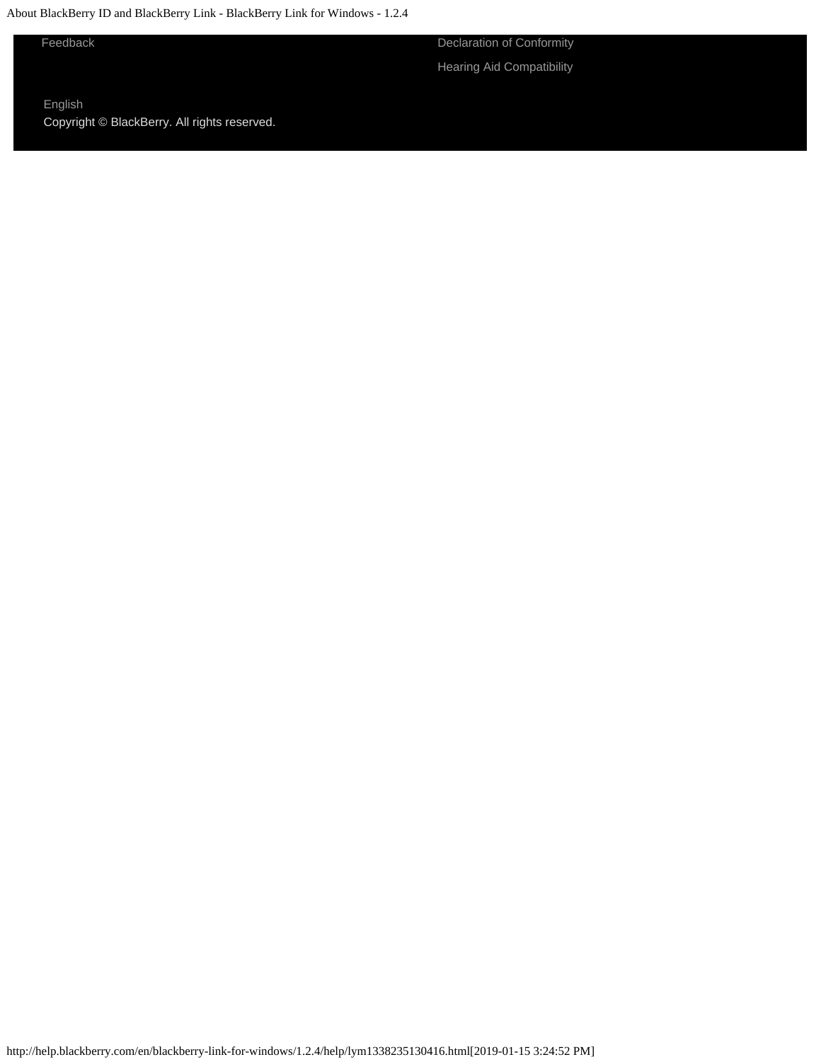Feedback

Declaration of Conformity

Hearing Aid Compatibility

English

Copyright © BlackBerry. All rights reserved.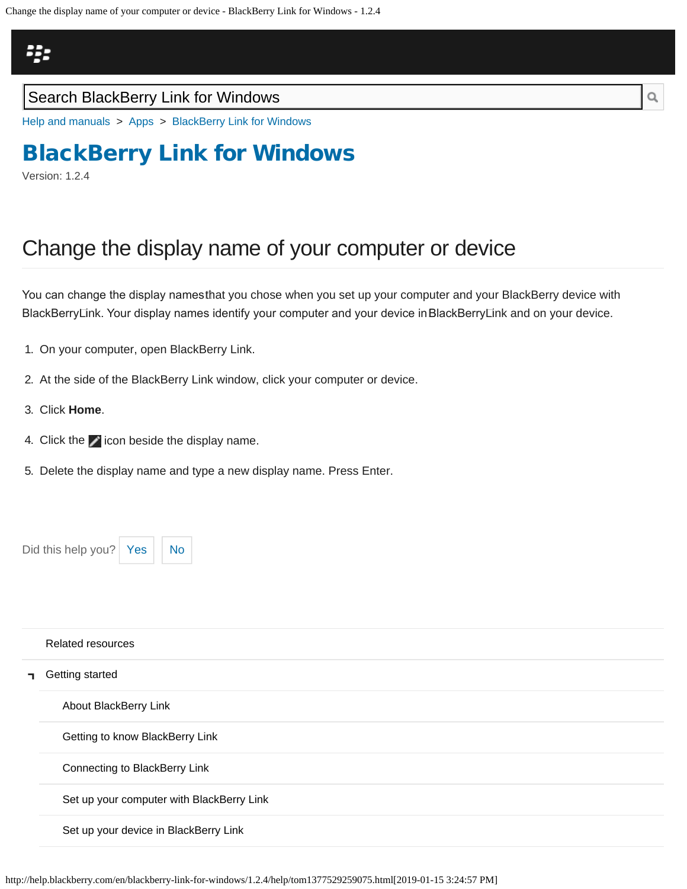Search BlackBerry Link for Windows

Help and manuals > Apps > BlackBerry Link for Windows

# BlackBerry Link for Windows

Version: 1.2.4

## Change the display name of your computer or device

You can change the display names that you chose when you set up your computer and your BlackBerry device with BlackBerry Link. Your display names identify your computer and your device in BlackBerry Link and on your device.

1. On your computer, open BlackBerry Link.
2. At the side of the BlackBerry Link window, click your computer or device.
3. Click **Home**.
4. Click the icon beside the display name.
5. Delete the display name and type a new display name. Press Enter.

Did this help you? Yes No

Related resources

- Getting started
  - About BlackBerry Link
  - Getting to know BlackBerry Link
  - Connecting to BlackBerry Link
  - Set up your computer with BlackBerry Link
  - Set up your device in BlackBerry Link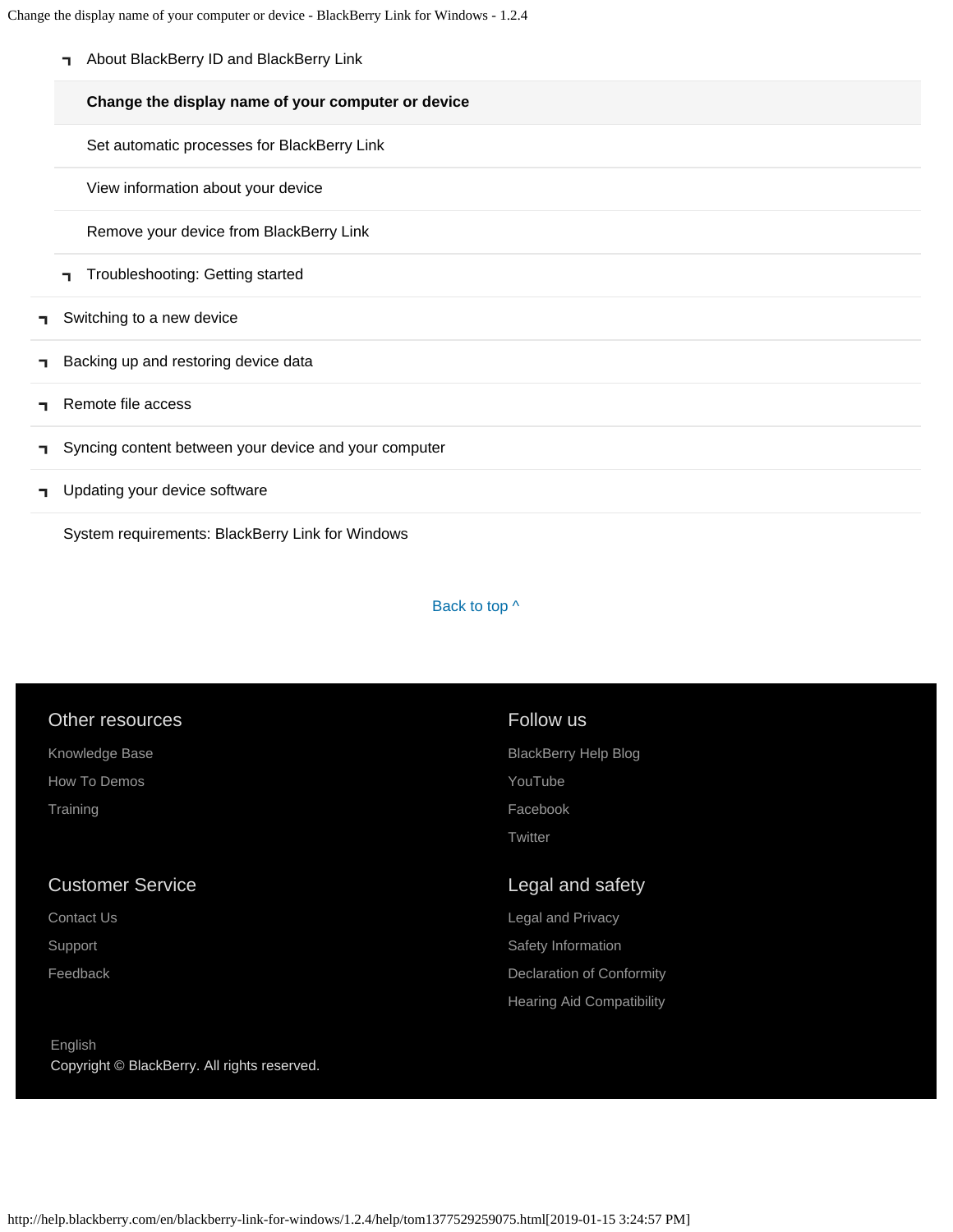- About BlackBerry ID and BlackBerry Link
  - **Change the display name of your computer or device**
  - Set automatic processes for BlackBerry Link
  - View information about your device
  - Remove your device from BlackBerry Link
- Troubleshooting: Getting started
- Switching to a new device
- Backing up and restoring device data
- Remote file access
- Syncing content between your device and your computer
- Updating your device software
- System requirements: BlackBerry Link for Windows

Back to top ^

## Other resources

Knowledge Base

How To Demos

Training

## Follow us

BlackBerry Help Blog

YouTube

Facebook

Twitter

## Customer Service

Contact Us

Support

Feedback

## Legal and safety

Legal and Privacy

Safety Information

Declaration of Conformity

Hearing Aid Compatibility

English

Copyright © BlackBerry. All rights reserved.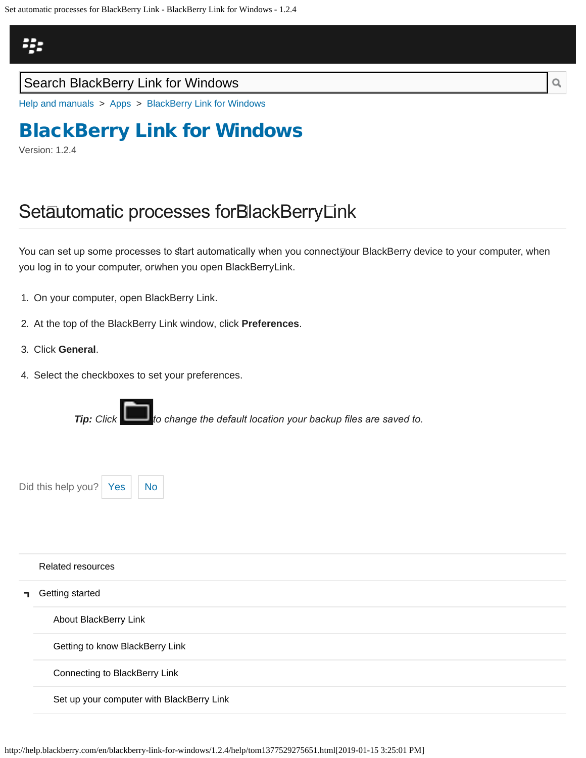Search BlackBerry Link for Windows

Help and manuals > Apps > BlackBerry Link for Windows

# BlackBerry Link for Windows

Version: 1.2.4

## Set automatic processes for BlackBerry Link

You can set up some processes to start automatically when you connect your BlackBerry device to your computer, when you log in to your computer, or when you open BlackBerry Link.

1. On your computer, open BlackBerry Link.
2. At the top of the BlackBerry Link window, click **Preferences**.
3. Click **General**.
4. Select the checkboxes to set your preferences.

> ***Tip:*** *Click [folder icon] to change the default location your backup files are saved to.*

Did this help you? Yes No

Related resources

- Getting started
  - About BlackBerry Link
  - Getting to know BlackBerry Link
  - Connecting to BlackBerry Link
  - Set up your computer with BlackBerry Link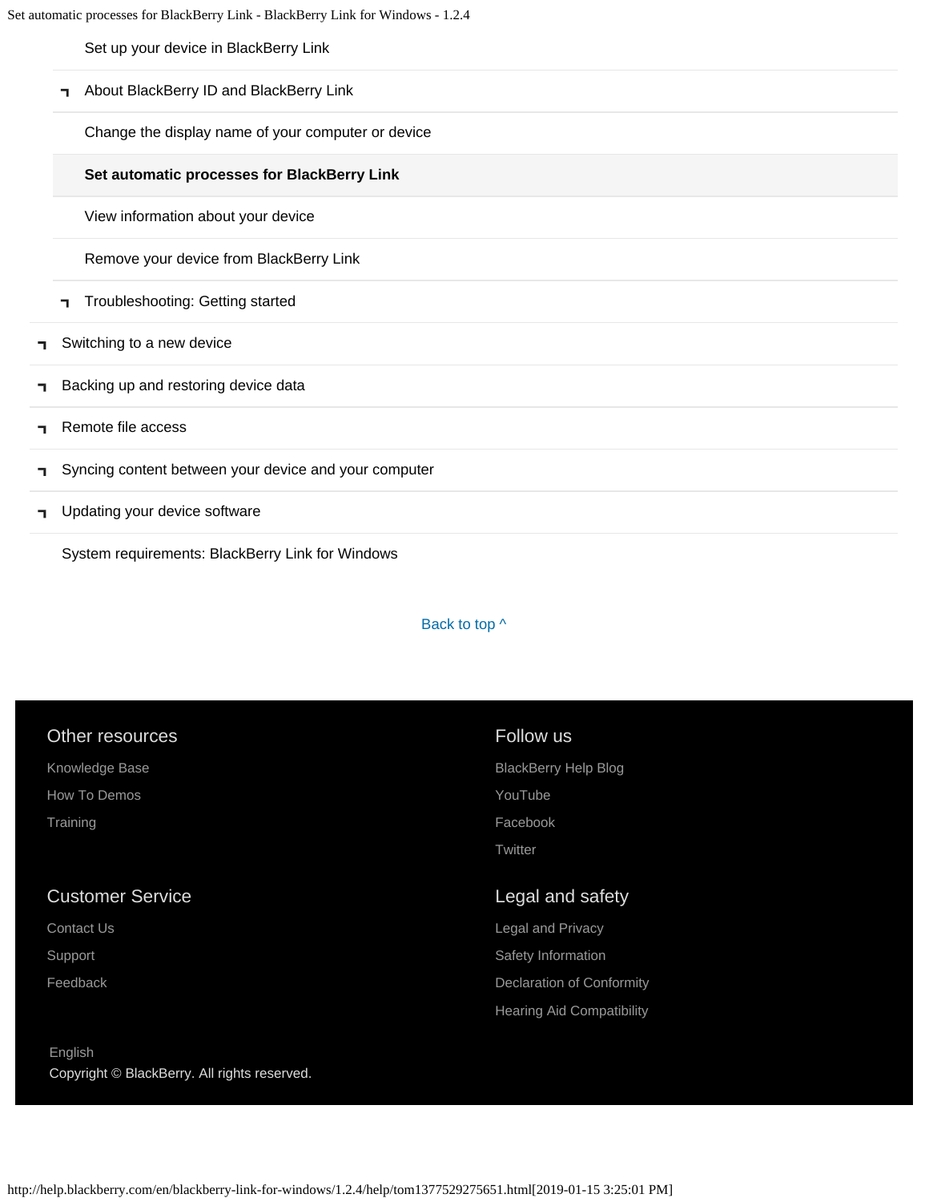- Set up your device in BlackBerry Link
- About BlackBerry ID and BlackBerry Link
- Change the display name of your computer or device
- **Set automatic processes for BlackBerry Link**
- View information about your device
- Remove your device from BlackBerry Link
- Troubleshooting: Getting started

- Switching to a new device
- Backing up and restoring device data
- Remote file access
- Syncing content between your device and your computer
- Updating your device software
- System requirements: BlackBerry Link for Windows

Back to top ^

## Other resources

Knowledge Base

How To Demos

Training

## Follow us

BlackBerry Help Blog

YouTube

Facebook

Twitter

## Customer Service

Contact Us

Support

Feedback

## Legal and safety

Legal and Privacy

Safety Information

Declaration of Conformity

Hearing Aid Compatibility

English

Copyright © BlackBerry. All rights reserved.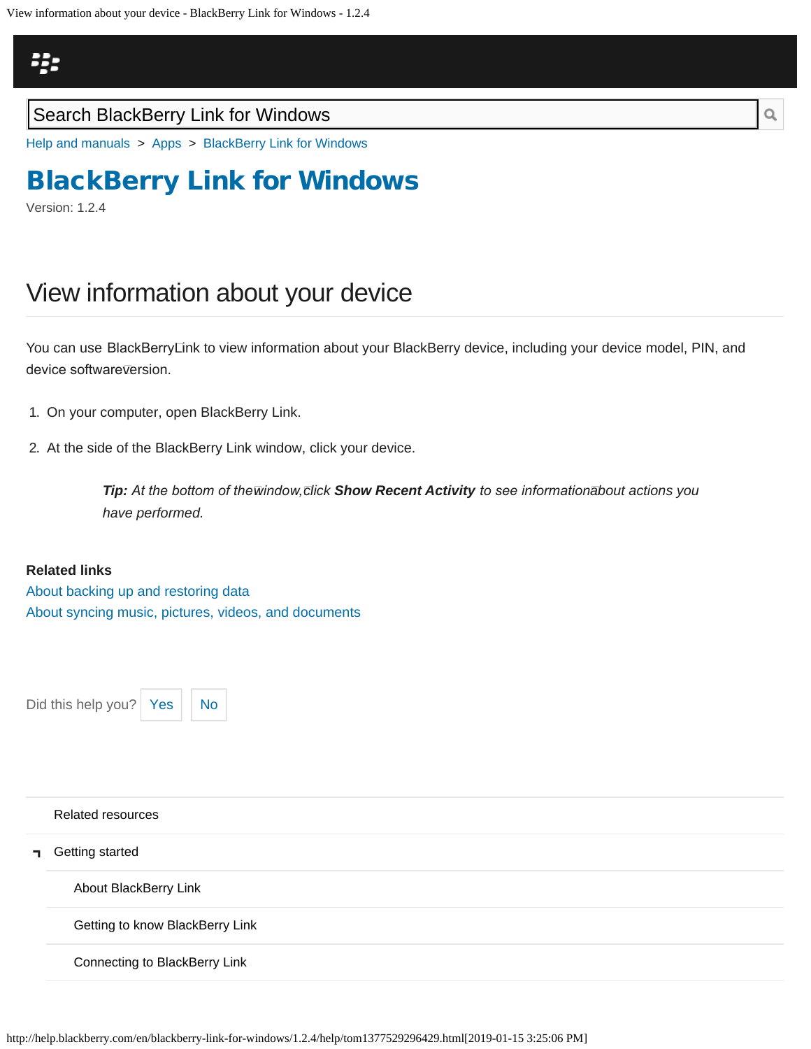Search BlackBerry Link for Windows

Help and manuals > Apps > BlackBerry Link for Windows

# BlackBerry Link for Windows

Version: 1.2.4

## View information about your device

You can use BlackBerry Link to view information about your BlackBerry device, including your device model, PIN, and device software version.

1. On your computer, open BlackBerry Link.
2. At the side of the BlackBerry Link window, click your device.

    ***Tip:*** *At the bottom of the window, click* ***Show Recent Activity*** *to see information about actions you have performed.*

**Related links**

About backing up and restoring data

About syncing music, pictures, videos, and documents

Did this help you? Yes No

Related resources

Getting started

- About BlackBerry Link
- Getting to know BlackBerry Link
- Connecting to BlackBerry Link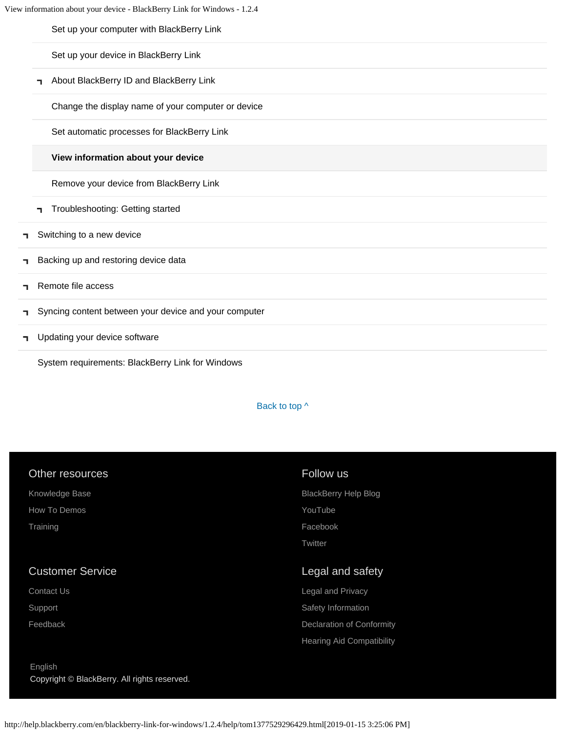- Set up your computer with BlackBerry Link
- Set up your device in BlackBerry Link
- About BlackBerry ID and BlackBerry Link
- Change the display name of your computer or device
- Set automatic processes for BlackBerry Link
- **View information about your device**
- Remove your device from BlackBerry Link
- Troubleshooting: Getting started

- Switching to a new device
- Backing up and restoring device data
- Remote file access
- Syncing content between your device and your computer
- Updating your device software
- System requirements: BlackBerry Link for Windows

Back to top ^

### Other resources

Knowledge Base

How To Demos

Training

### Follow us

BlackBerry Help Blog

YouTube

Facebook

Twitter

### Customer Service

Contact Us

Support

Feedback

### Legal and safety

Legal and Privacy

Safety Information

Declaration of Conformity

Hearing Aid Compatibility

English

Copyright © BlackBerry. All rights reserved.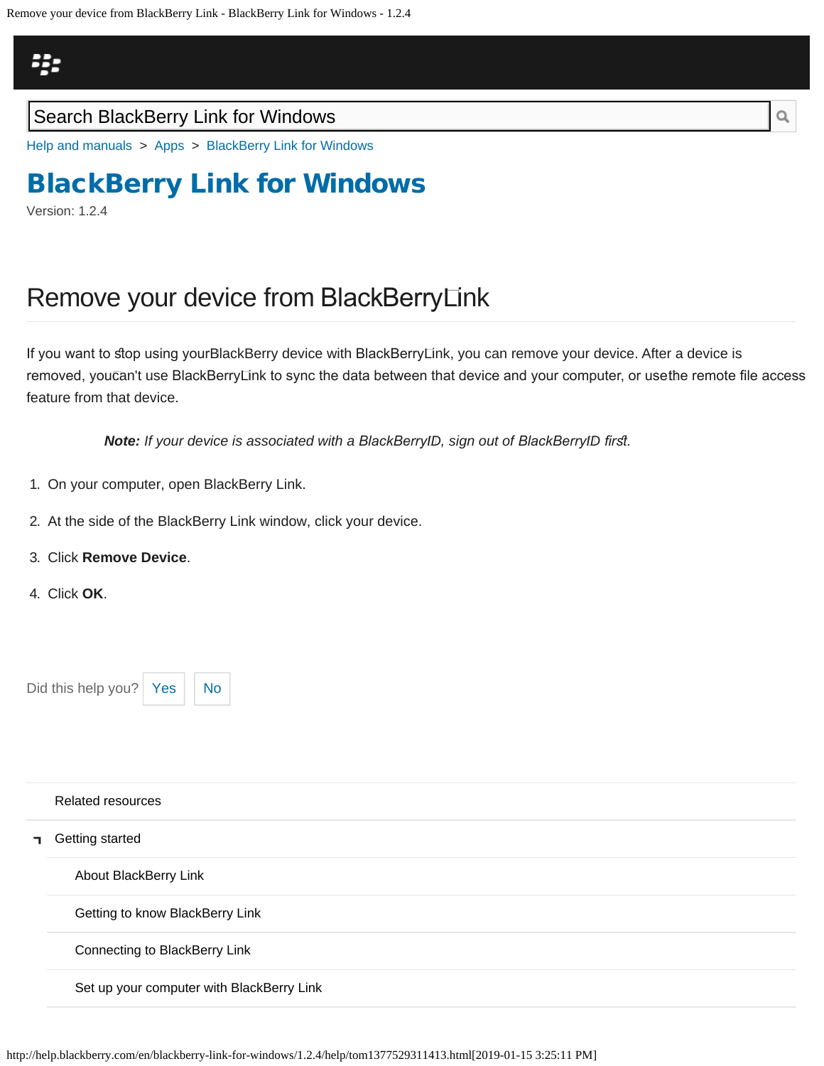Search BlackBerry Link for Windows

Help and manuals > Apps > BlackBerry Link for Windows

# BlackBerry Link for Windows

Version: 1.2.4

## Remove your device from BlackBerry Link

If you want to stop using your BlackBerry device with BlackBerry Link, you can remove your device. After a device is removed, you can't use BlackBerry Link to sync the data between that device and your computer, or use the remote file access feature from that device.

> ***Note:*** *If your device is associated with a BlackBerry ID, sign out of BlackBerry ID first.*

1. On your computer, open BlackBerry Link.
2. At the side of the BlackBerry Link window, click your device.
3. Click **Remove Device**.
4. Click **OK**.

Did this help you? Yes No

Related resources

- Getting started
  - About BlackBerry Link
  - Getting to know BlackBerry Link
  - Connecting to BlackBerry Link
  - Set up your computer with BlackBerry Link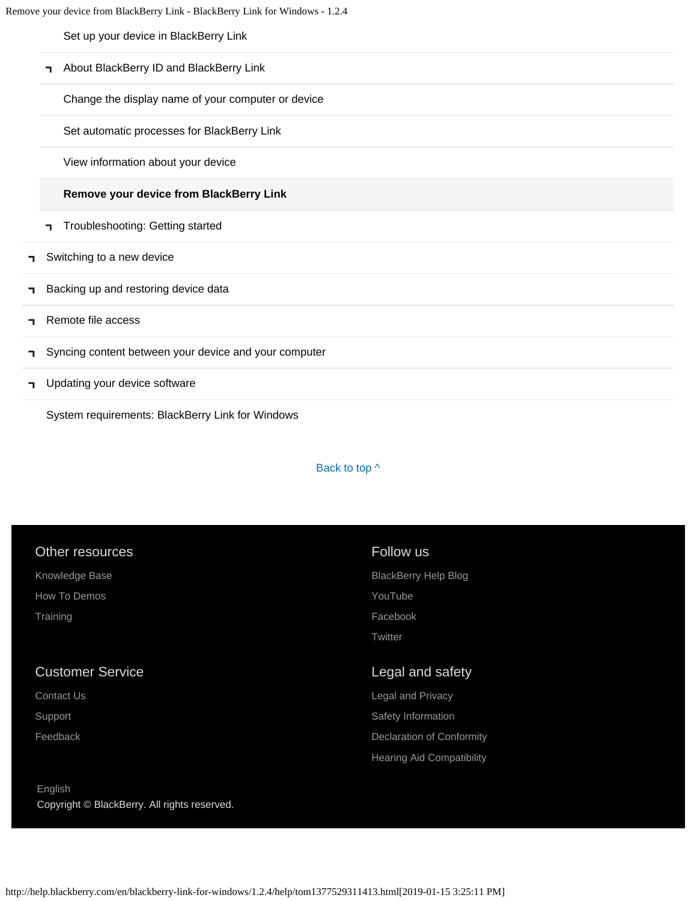- Set up your device in BlackBerry Link
- About BlackBerry ID and BlackBerry Link
- Change the display name of your computer or device
- Set automatic processes for BlackBerry Link
- View information about your device
- **Remove your device from BlackBerry Link**
- Troubleshooting: Getting started

- Switching to a new device
- Backing up and restoring device data
- Remote file access
- Syncing content between your device and your computer
- Updating your device software
- System requirements: BlackBerry Link for Windows

Back to top ^

## Other resources

- Knowledge Base
- How To Demos
- Training

## Follow us

- BlackBerry Help Blog
- YouTube
- Facebook
- Twitter

## Customer Service

- Contact Us
- Support
- Feedback

## Legal and safety

- Legal and Privacy
- Safety Information
- Declaration of Conformity
- Hearing Aid Compatibility

English

Copyright © BlackBerry. All rights reserved.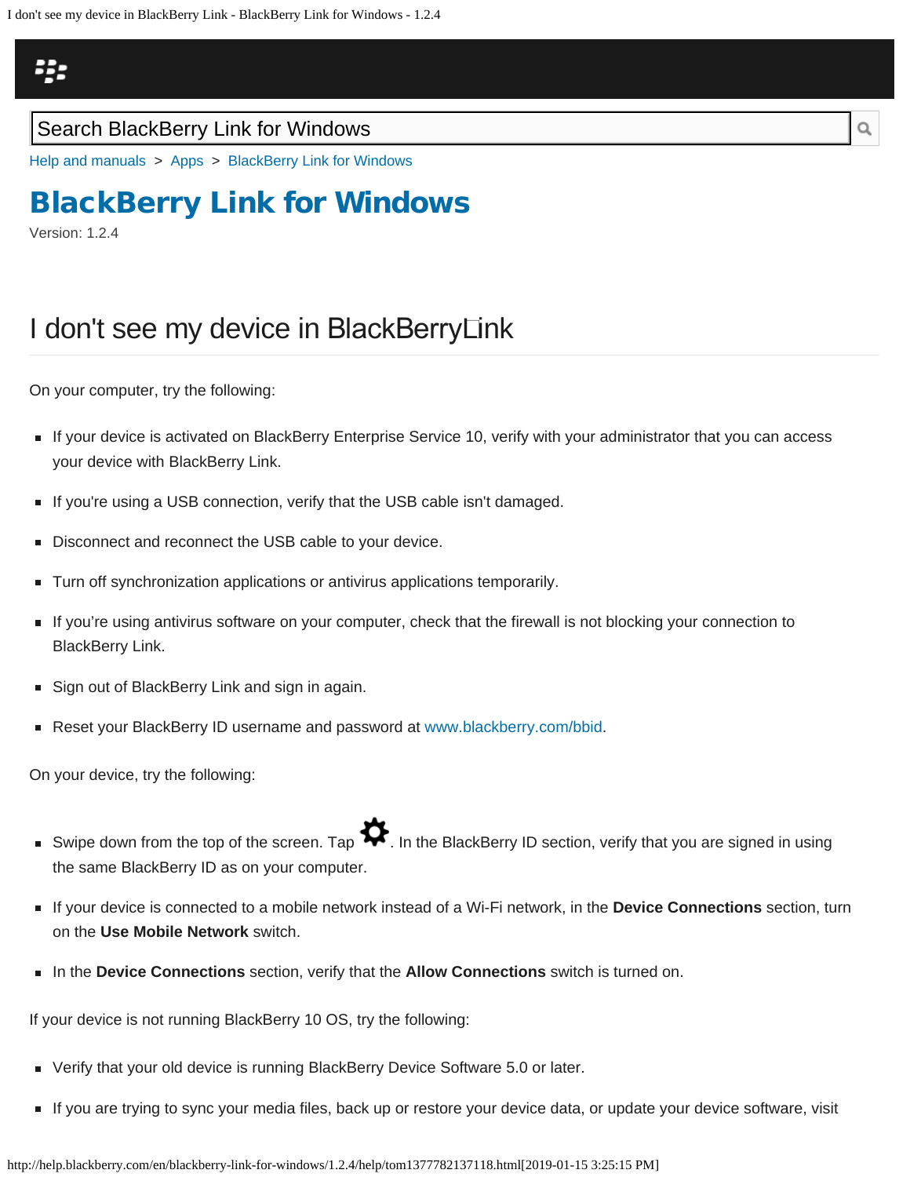Search BlackBerry Link for Windows

Help and manuals > Apps > BlackBerry Link for Windows

# BlackBerry Link for Windows

Version: 1.2.4

## I don't see my device in BlackBerry Link

On your computer, try the following:

- If your device is activated on BlackBerry Enterprise Service 10, verify with your administrator that you can access your device with BlackBerry Link.
- If you're using a USB connection, verify that the USB cable isn't damaged.
- Disconnect and reconnect the USB cable to your device.
- Turn off synchronization applications or antivirus applications temporarily.
- If you're using antivirus software on your computer, check that the firewall is not blocking your connection to BlackBerry Link.
- Sign out of BlackBerry Link and sign in again.
- Reset your BlackBerry ID username and password at www.blackberry.com/bbid.

On your device, try the following:

- Swipe down from the top of the screen. Tap ⚙. In the BlackBerry ID section, verify that you are signed in using the same BlackBerry ID as on your computer.
- If your device is connected to a mobile network instead of a Wi-Fi network, in the **Device Connections** section, turn on the **Use Mobile Network** switch.
- In the **Device Connections** section, verify that the **Allow Connections** switch is turned on.

If your device is not running BlackBerry 10 OS, try the following:

- Verify that your old device is running BlackBerry Device Software 5.0 or later.
- If you are trying to sync your media files, back up or restore your device data, or update your device software, visit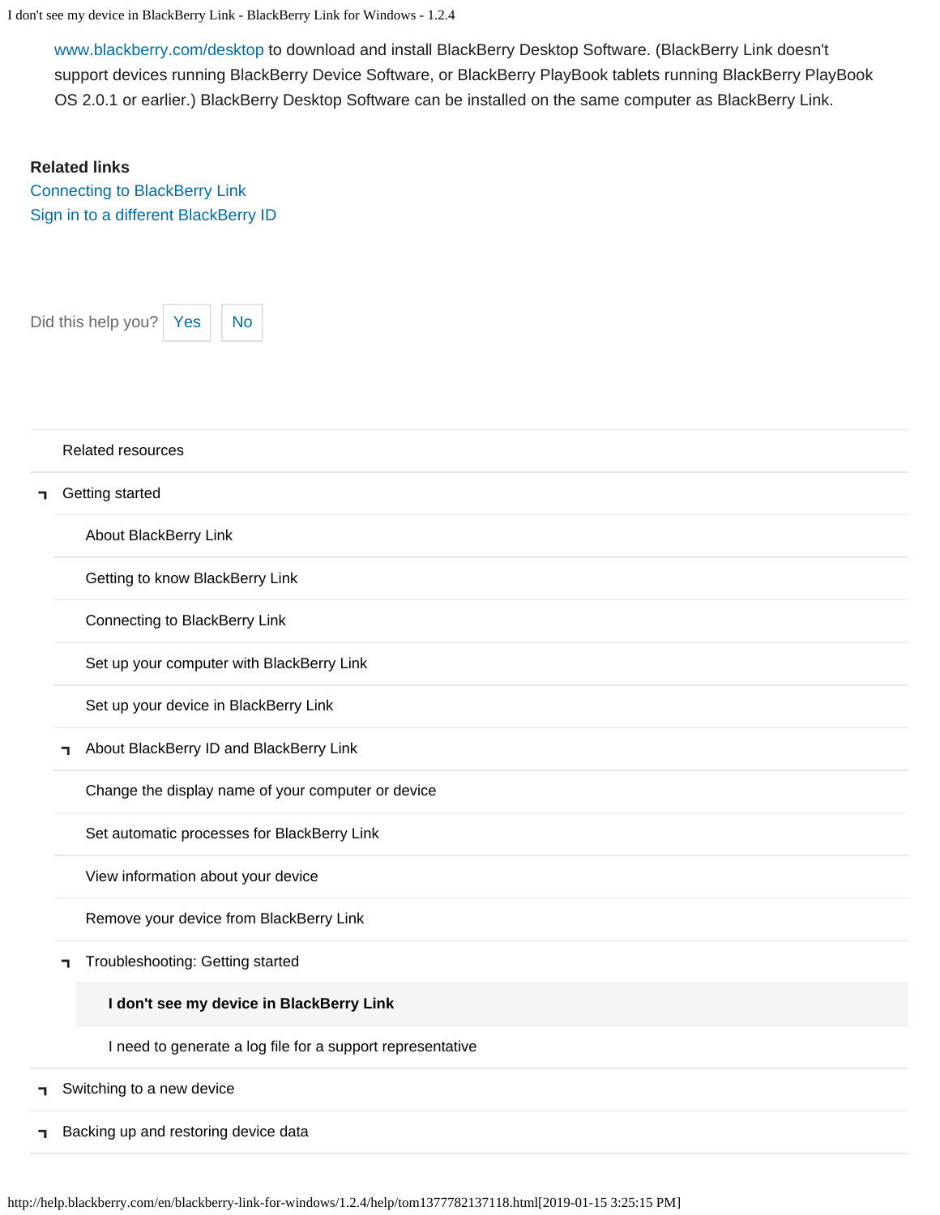www.blackberry.com/desktop to download and install BlackBerry Desktop Software. (BlackBerry Link doesn't support devices running BlackBerry Device Software, or BlackBerry PlayBook tablets running BlackBerry PlayBook OS 2.0.1 or earlier.) BlackBerry Desktop Software can be installed on the same computer as BlackBerry Link.

**Related links**

Connecting to BlackBerry Link

Sign in to a different BlackBerry ID

Did this help you? Yes No

- Related resources
- Getting started
  - About BlackBerry Link
  - Getting to know BlackBerry Link
  - Connecting to BlackBerry Link
  - Set up your computer with BlackBerry Link
  - Set up your device in BlackBerry Link
  - About BlackBerry ID and BlackBerry Link
  - Change the display name of your computer or device
  - Set automatic processes for BlackBerry Link
  - View information about your device
  - Remove your device from BlackBerry Link
  - Troubleshooting: Getting started
    - **I don't see my device in BlackBerry Link**
    - I need to generate a log file for a support representative
- Switching to a new device
- Backing up and restoring device data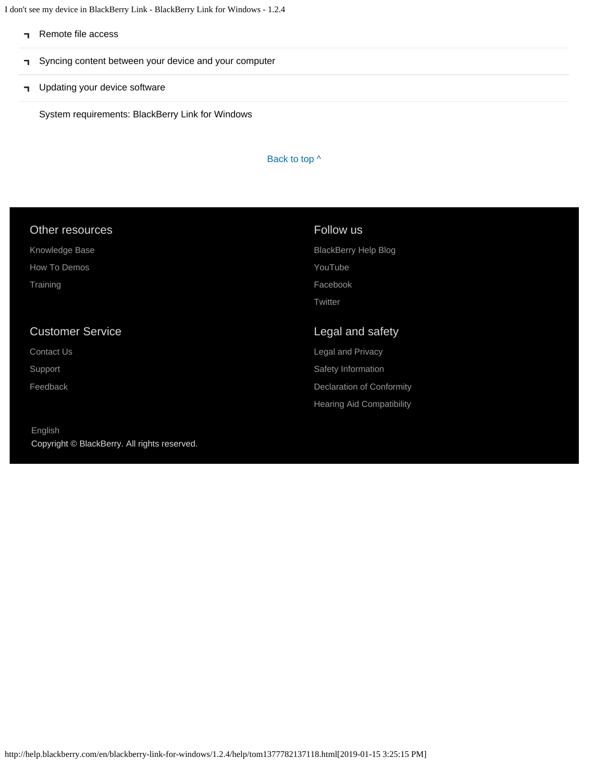- Remote file access
- Syncing content between your device and your computer
- Updating your device software

System requirements: BlackBerry Link for Windows

Back to top ^

## Other resources

Knowledge Base

How To Demos

Training

## Follow us

BlackBerry Help Blog

YouTube

Facebook

Twitter

## Customer Service

Contact Us

Support

Feedback

## Legal and safety

Legal and Privacy

Safety Information

Declaration of Conformity

Hearing Aid Compatibility

English

Copyright © BlackBerry. All rights reserved.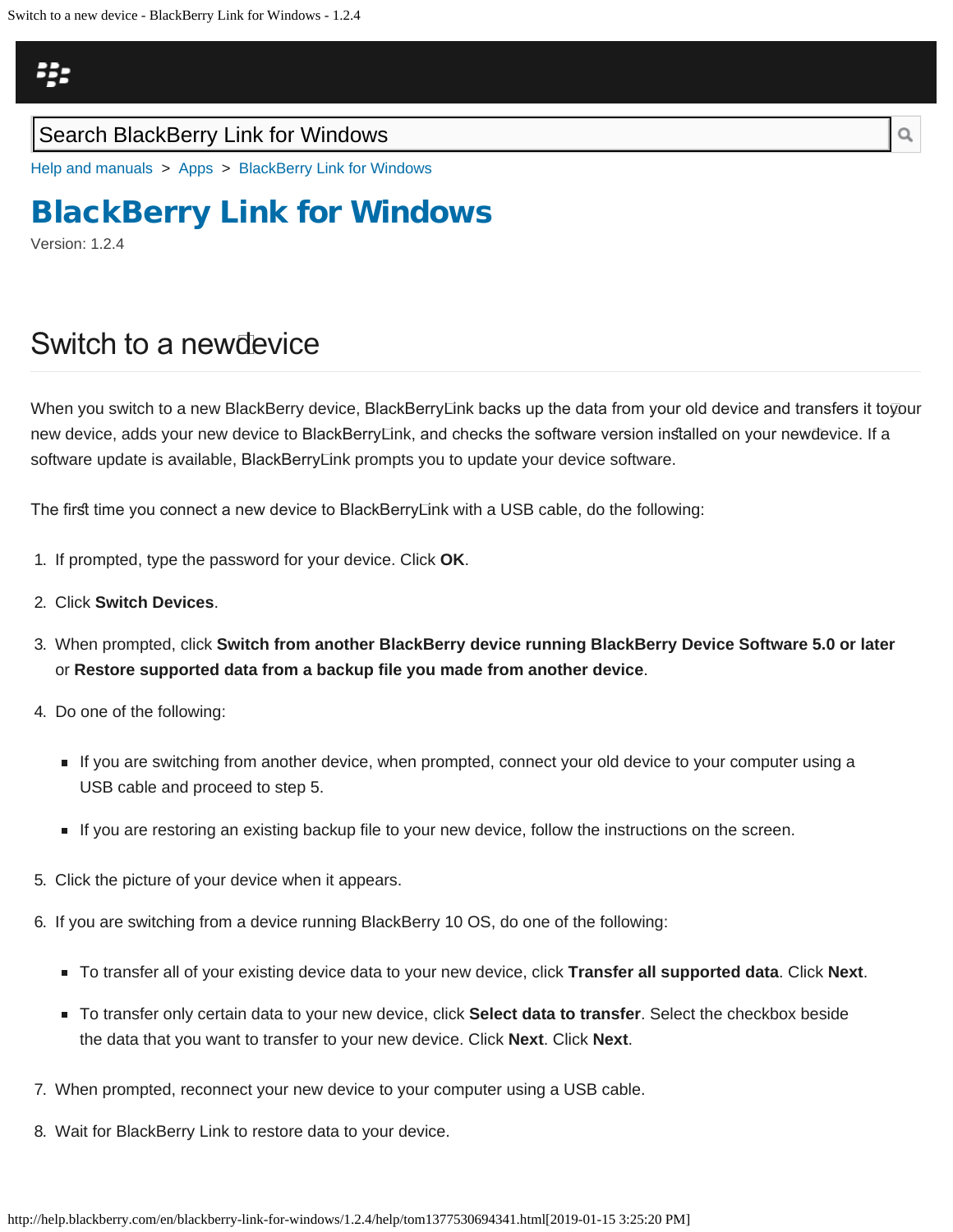Search BlackBerry Link for Windows

Help and manuals > Apps > BlackBerry Link for Windows

# BlackBerry Link for Windows

Version: 1.2.4

## Switch to a new device

When you switch to a new BlackBerry device, BlackBerry Link backs up the data from your old device and transfers it to your new device, adds your new device to BlackBerry Link, and checks the software version installed on your new device. If a software update is available, BlackBerry Link prompts you to update your device software.

The first time you connect a new device to BlackBerry Link with a USB cable, do the following:

1. If prompted, type the password for your device. Click **OK**.
2. Click **Switch Devices**.
3. When prompted, click **Switch from another BlackBerry device running BlackBerry Device Software 5.0 or later** or **Restore supported data from a backup file you made from another device**.
4. Do one of the following:
   - If you are switching from another device, when prompted, connect your old device to your computer using a USB cable and proceed to step 5.
   - If you are restoring an existing backup file to your new device, follow the instructions on the screen.
5. Click the picture of your device when it appears.
6. If you are switching from a device running BlackBerry 10 OS, do one of the following:
   - To transfer all of your existing device data to your new device, click **Transfer all supported data**. Click **Next**.
   - To transfer only certain data to your new device, click **Select data to transfer**. Select the checkbox beside the data that you want to transfer to your new device. Click **Next**. Click **Next**.
7. When prompted, reconnect your new device to your computer using a USB cable.
8. Wait for BlackBerry Link to restore data to your device.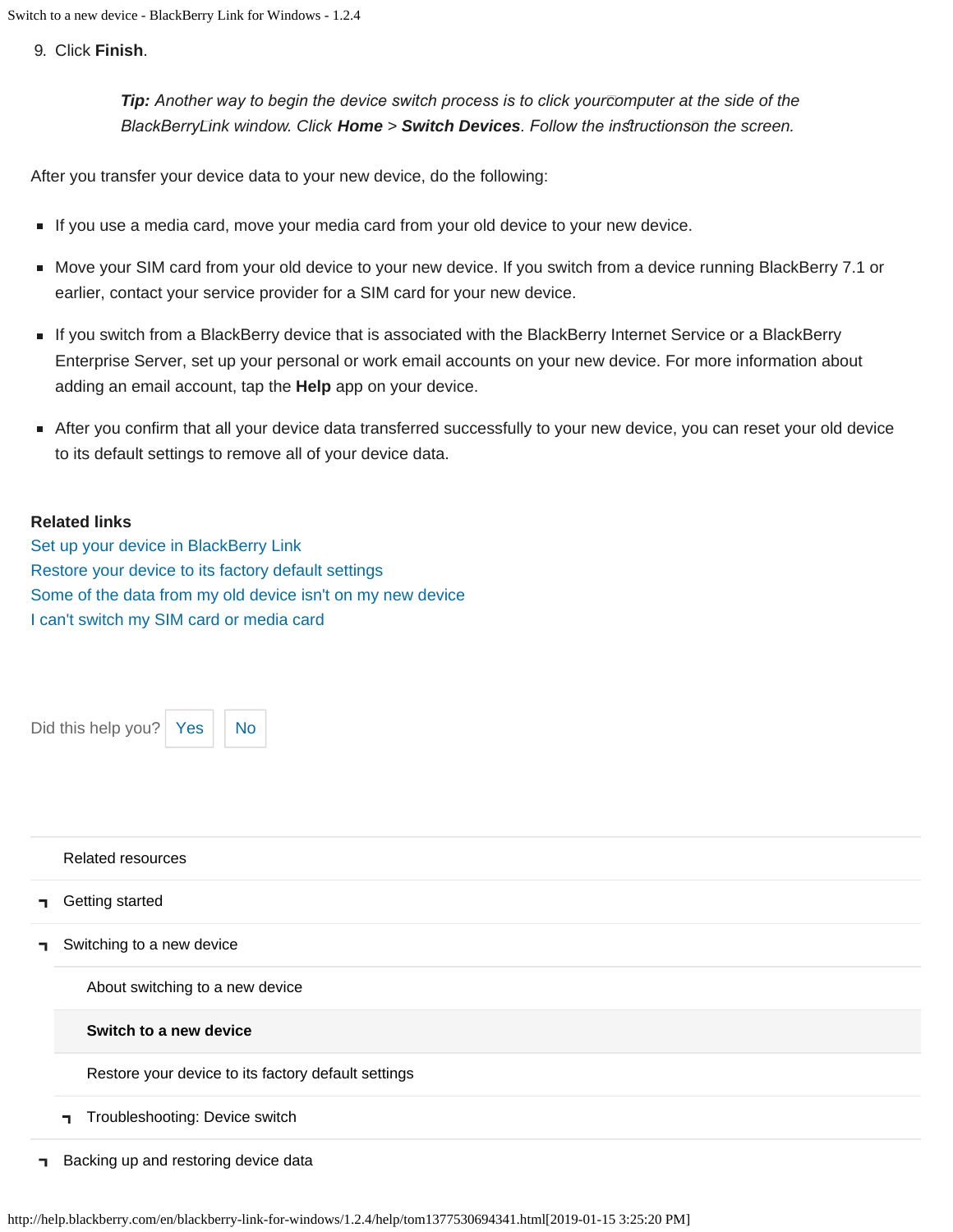9. Click **Finish**.

> ***Tip:*** *Another way to begin the device switch process is to click your computer at the side of the BlackBerry Link window. Click* ***Home*** *>* ***Switch Devices****. Follow the instructions on the screen.*

After you transfer your device data to your new device, do the following:

- If you use a media card, move your media card from your old device to your new device.
- Move your SIM card from your old device to your new device. If you switch from a device running BlackBerry 7.1 or earlier, contact your service provider for a SIM card for your new device.
- If you switch from a BlackBerry device that is associated with the BlackBerry Internet Service or a BlackBerry Enterprise Server, set up your personal or work email accounts on your new device. For more information about adding an email account, tap the **Help** app on your device.
- After you confirm that all your device data transferred successfully to your new device, you can reset your old device to its default settings to remove all of your device data.

**Related links**

Set up your device in BlackBerry Link
Restore your device to its factory default settings
Some of the data from my old device isn't on my new device
I can't switch my SIM card or media card

Did this help you? Yes No

Related resources

- Getting started
- Switching to a new device
  - About switching to a new device
  - **Switch to a new device**
  - Restore your device to its factory default settings
  - Troubleshooting: Device switch
- Backing up and restoring device data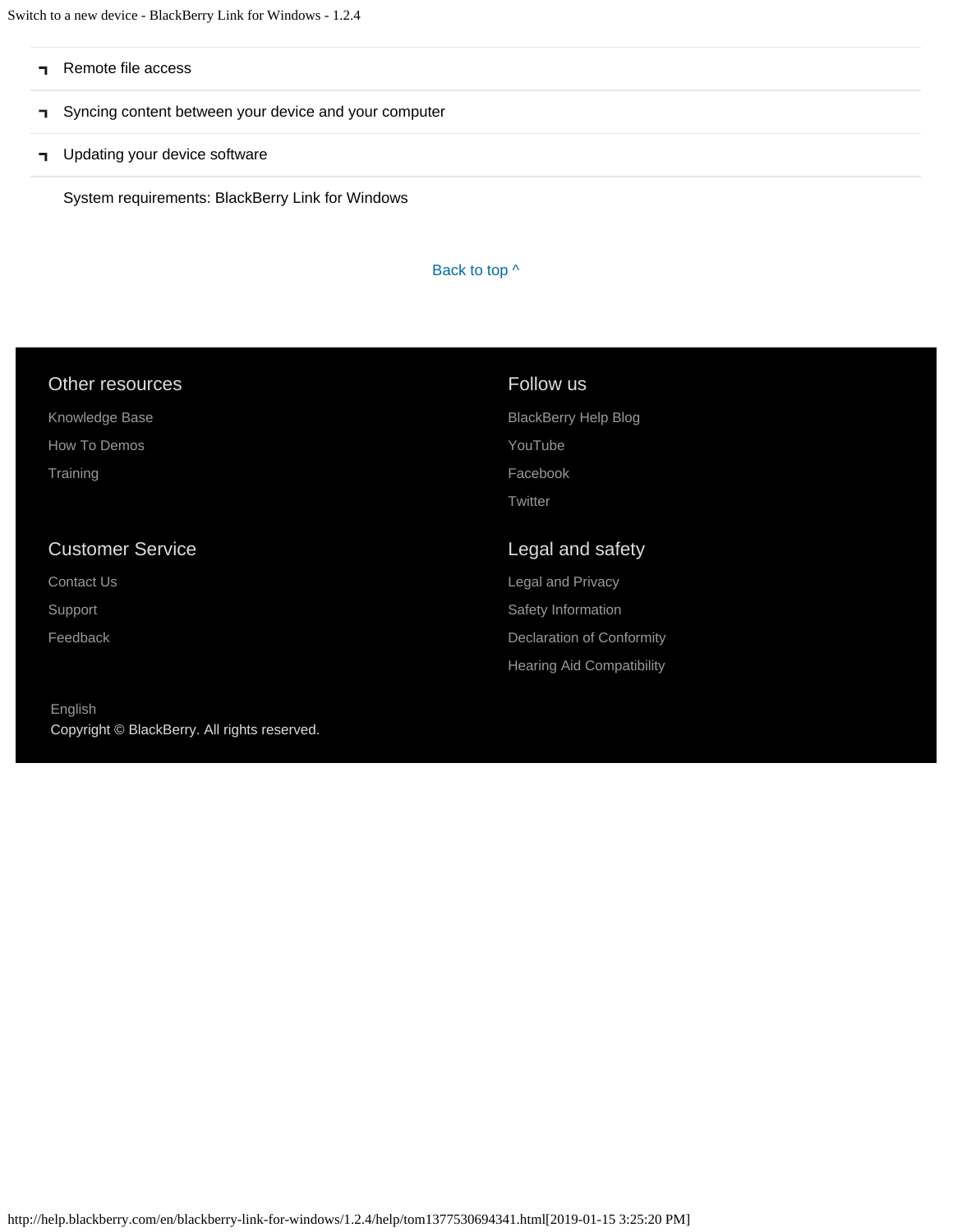- Remote file access
- Syncing content between your device and your computer
- Updating your device software

System requirements: BlackBerry Link for Windows

Back to top ^

## Other resources

Knowledge Base

How To Demos

Training

## Follow us

BlackBerry Help Blog

YouTube

Facebook

Twitter

## Customer Service

Contact Us

Support

Feedback

## Legal and safety

Legal and Privacy

Safety Information

Declaration of Conformity

Hearing Aid Compatibility

English

Copyright © BlackBerry. All rights reserved.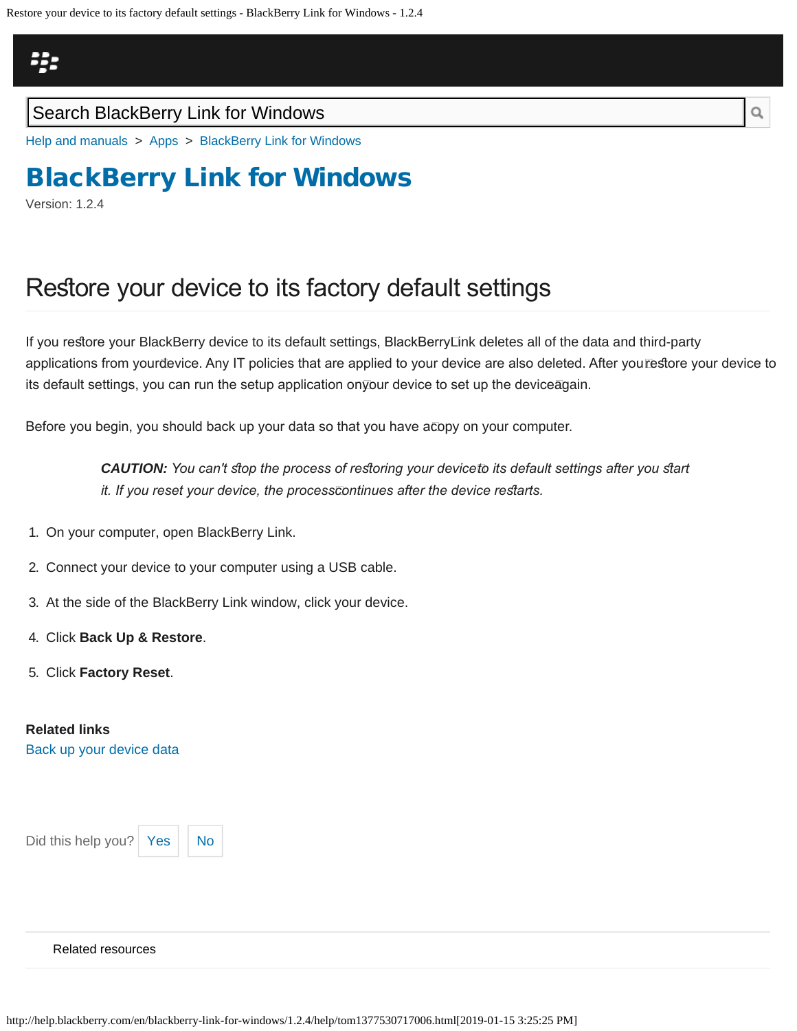Search BlackBerry Link for Windows

Help and manuals > Apps > BlackBerry Link for Windows

# BlackBerry Link for Windows

Version: 1.2.4

## Restore your device to its factory default settings

If you restore your BlackBerry device to its default settings, BlackBerry Link deletes all of the data and third-party applications from your device. Any IT policies that are applied to your device are also deleted. After you restore your device to its default settings, you can run the setup application on your device to set up the device again.

Before you begin, you should back up your data so that you have a copy on your computer.

> ***CAUTION:*** *You can't stop the process of restoring your device to its default settings after you start it. If you reset your device, the process continues after the device restarts.*

1. On your computer, open BlackBerry Link.
2. Connect your device to your computer using a USB cable.
3. At the side of the BlackBerry Link window, click your device.
4. Click **Back Up & Restore**.
5. Click **Factory Reset**.

**Related links**

Back up your device data

Did this help you? Yes No

Related resources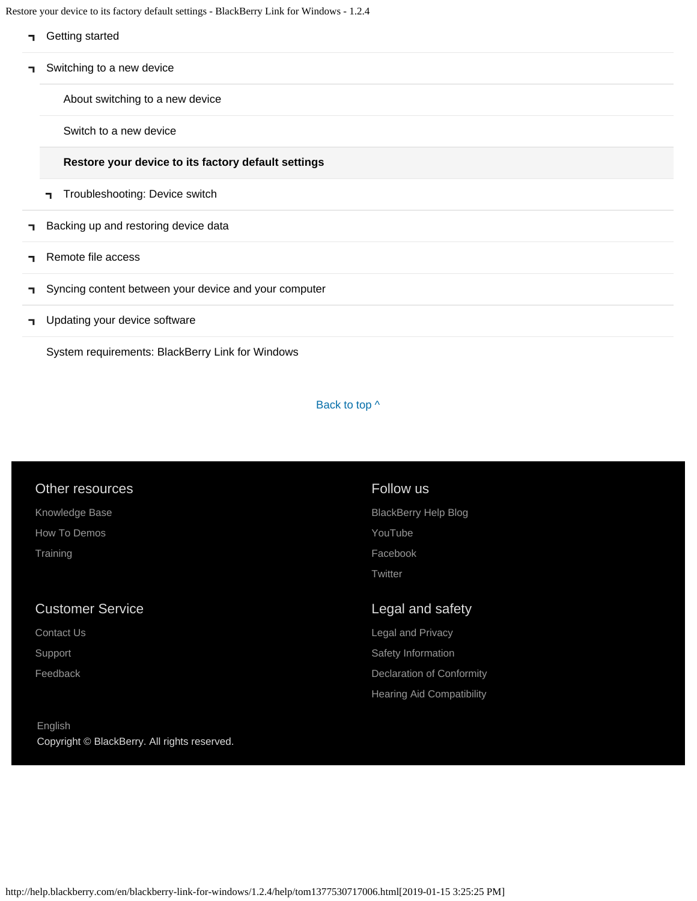- Getting started
- Switching to a new device
  - About switching to a new device
  - Switch to a new device
  - **Restore your device to its factory default settings**
  - Troubleshooting: Device switch
- Backing up and restoring device data
- Remote file access
- Syncing content between your device and your computer
- Updating your device software
- System requirements: BlackBerry Link for Windows

Back to top ^

### Other resources

Knowledge Base

How To Demos

Training

### Follow us

BlackBerry Help Blog

YouTube

Facebook

Twitter

### Customer Service

Contact Us

Support

Feedback

### Legal and safety

Legal and Privacy

Safety Information

Declaration of Conformity

Hearing Aid Compatibility

English

Copyright © BlackBerry. All rights reserved.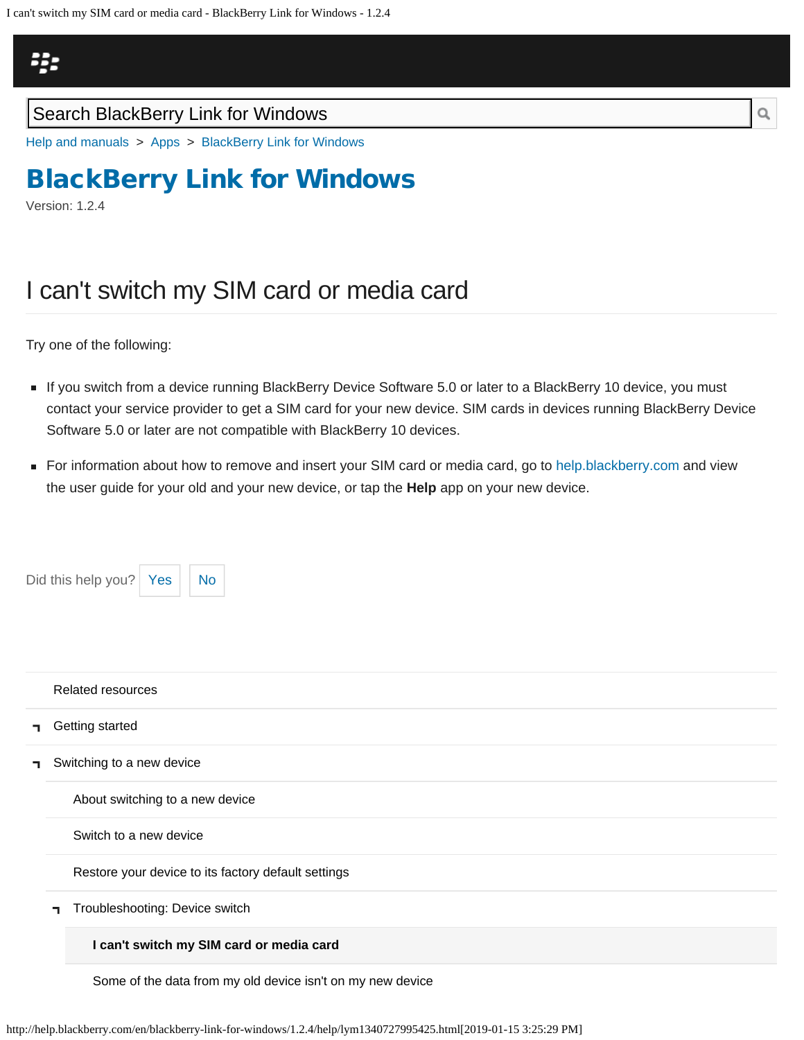Search BlackBerry Link for Windows

Help and manuals > Apps > BlackBerry Link for Windows

# BlackBerry Link for Windows

Version: 1.2.4

## I can't switch my SIM card or media card

Try one of the following:

- If you switch from a device running BlackBerry Device Software 5.0 or later to a BlackBerry 10 device, you must contact your service provider to get a SIM card for your new device. SIM cards in devices running BlackBerry Device Software 5.0 or later are not compatible with BlackBerry 10 devices.
- For information about how to remove and insert your SIM card or media card, go to help.blackberry.com and view the user guide for your old and your new device, or tap the **Help** app on your new device.

Did this help you? Yes No

Related resources

- Getting started
- Switching to a new device
  - About switching to a new device
  - Switch to a new device
  - Restore your device to its factory default settings
  - Troubleshooting: Device switch
    - **I can't switch my SIM card or media card**
    - Some of the data from my old device isn't on my new device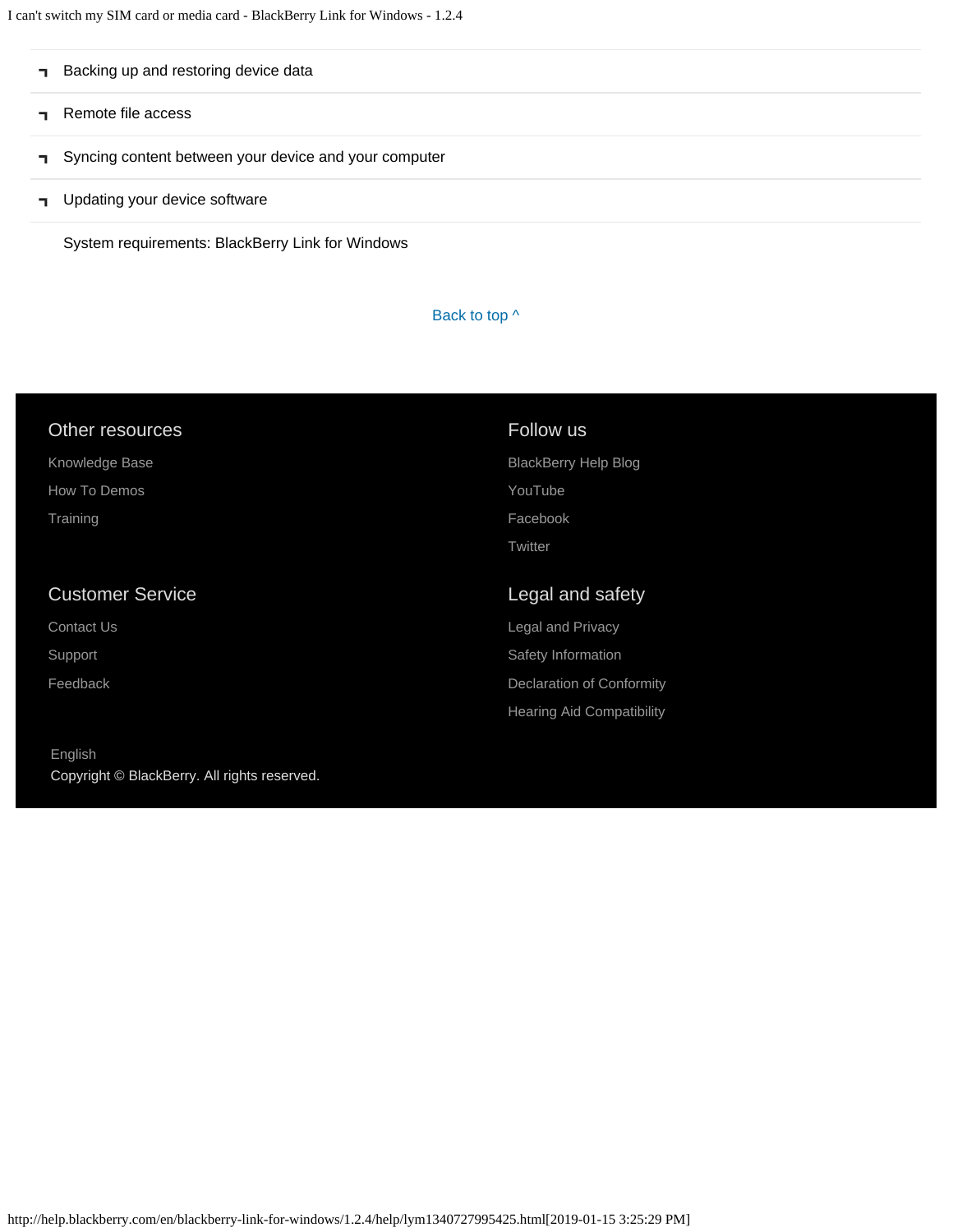- Backing up and restoring device data
- Remote file access
- Syncing content between your device and your computer
- Updating your device software

System requirements: BlackBerry Link for Windows

Back to top ^

## Other resources

Knowledge Base

How To Demos

Training

## Follow us

BlackBerry Help Blog

YouTube

Facebook

Twitter

## Customer Service

Contact Us

Support

Feedback

## Legal and safety

Legal and Privacy

Safety Information

Declaration of Conformity

Hearing Aid Compatibility

English

Copyright © BlackBerry. All rights reserved.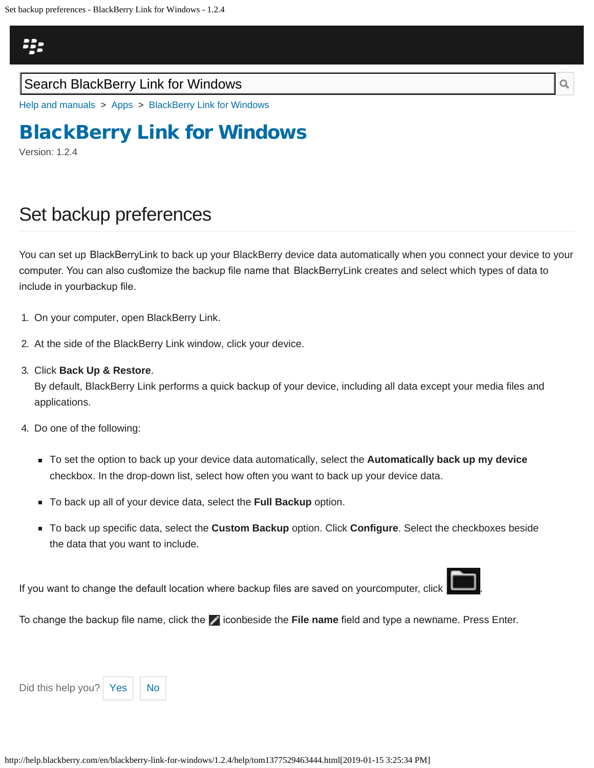Search BlackBerry Link for Windows

Help and manuals > Apps > BlackBerry Link for Windows

# BlackBerry Link for Windows

Version: 1.2.4

## Set backup preferences

You can set up BlackBerry Link to back up your BlackBerry device data automatically when you connect your device to your computer. You can also customize the backup file name that BlackBerry Link creates and select which types of data to include in your backup file.

1. On your computer, open BlackBerry Link.
2. At the side of the BlackBerry Link window, click your device.
3. Click **Back Up & Restore**.
   By default, BlackBerry Link performs a quick backup of your device, including all data except your media files and applications.
4. Do one of the following:
   - To set the option to back up your device data automatically, select the **Automatically back up my device** checkbox. In the drop-down list, select how often you want to back up your device data.
   - To back up all of your device data, select the **Full Backup** option.
   - To back up specific data, select the **Custom Backup** option. Click **Configure**. Select the checkboxes beside the data that you want to include.

If you want to change the default location where backup files are saved on your computer, click .

To change the backup file name, click the icon beside the **File name** field and type a new name. Press Enter.

Did this help you? Yes No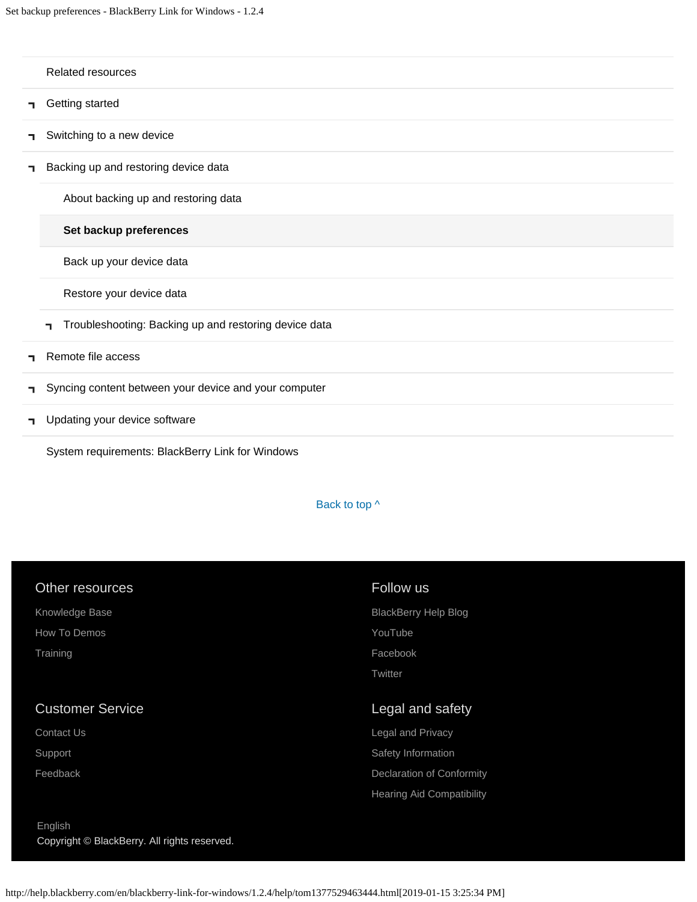Related resources

- Getting started
- Switching to a new device
- Backing up and restoring device data
  - About backing up and restoring data
  - **Set backup preferences**
  - Back up your device data
  - Restore your device data
  - Troubleshooting: Backing up and restoring device data
- Remote file access
- Syncing content between your device and your computer
- Updating your device software

System requirements: BlackBerry Link for Windows

Back to top ^

## Other resources

Knowledge Base

How To Demos

Training

## Follow us

BlackBerry Help Blog

YouTube

Facebook

Twitter

## Customer Service

Contact Us

Support

Feedback

## Legal and safety

Legal and Privacy

Safety Information

Declaration of Conformity

Hearing Aid Compatibility

English

Copyright © BlackBerry. All rights reserved.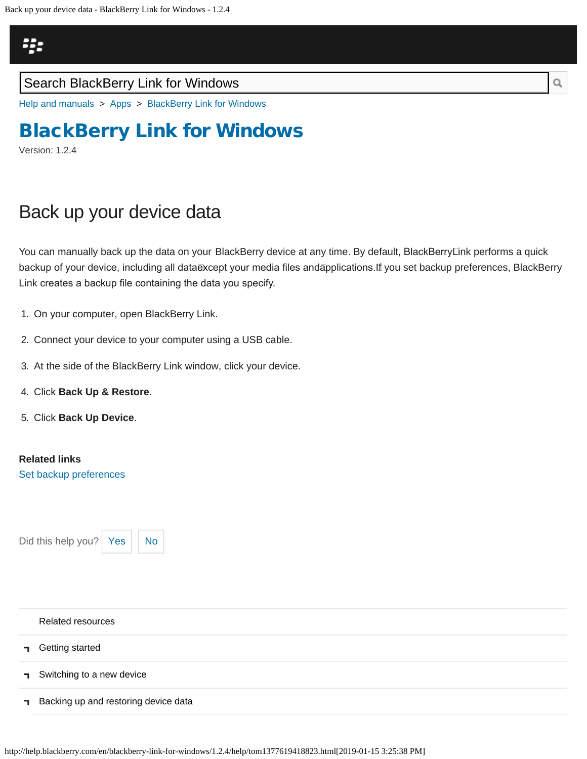Search BlackBerry Link for Windows

Help and manuals > Apps > BlackBerry Link for Windows

# BlackBerry Link for Windows

Version: 1.2.4

## Back up your device data

You can manually back up the data on your BlackBerry device at any time. By default, BlackBerry Link performs a quick backup of your device, including all data except your media files and applications. If you set backup preferences, BlackBerry Link creates a backup file containing the data you specify.

1. On your computer, open BlackBerry Link.
2. Connect your device to your computer using a USB cable.
3. At the side of the BlackBerry Link window, click your device.
4. Click **Back Up & Restore**.
5. Click **Back Up Device**.

**Related links**

Set backup preferences

Did this help you? Yes No

Related resources

- Getting started
- Switching to a new device
- Backing up and restoring device data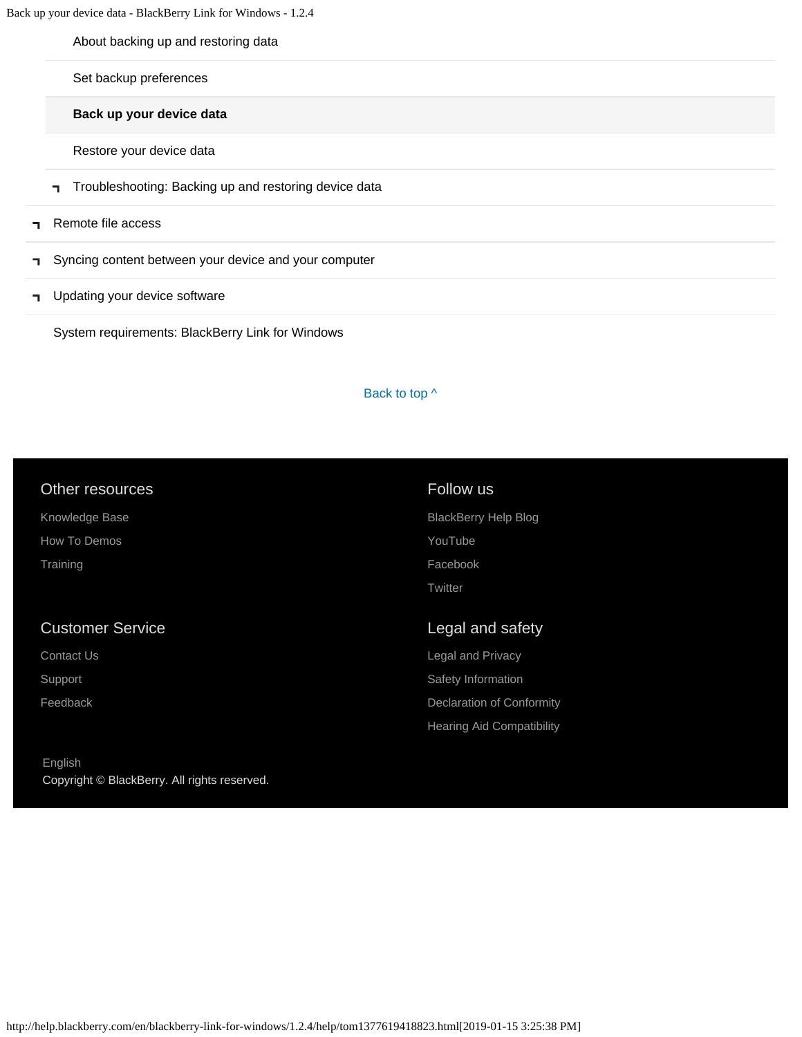About backing up and restoring data

Set backup preferences

**Back up your device data**

Restore your device data

- Troubleshooting: Backing up and restoring device data

- Remote file access
- Syncing content between your device and your computer
- Updating your device software

System requirements: BlackBerry Link for Windows

Back to top ^

## Other resources

Knowledge Base

How To Demos

Training

## Follow us

BlackBerry Help Blog

YouTube

Facebook

Twitter

## Customer Service

Contact Us

Support

Feedback

## Legal and safety

Legal and Privacy

Safety Information

Declaration of Conformity

Hearing Aid Compatibility

English

Copyright © BlackBerry. All rights reserved.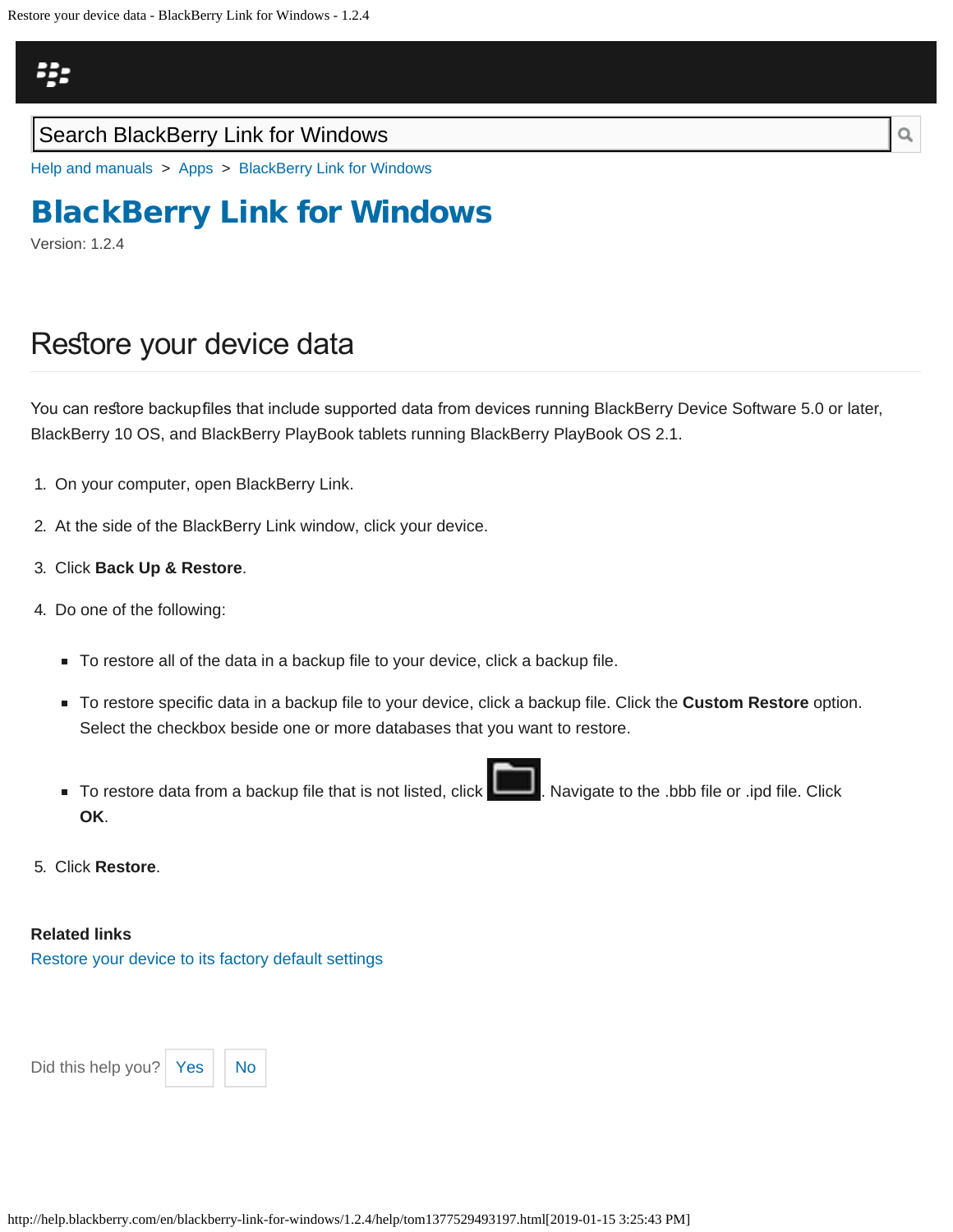Search BlackBerry Link for Windows

Help and manuals > Apps > BlackBerry Link for Windows

# BlackBerry Link for Windows

Version: 1.2.4

## Restore your device data

You can restore backup files that include supported data from devices running BlackBerry Device Software 5.0 or later, BlackBerry 10 OS, and BlackBerry PlayBook tablets running BlackBerry PlayBook OS 2.1.

1. On your computer, open BlackBerry Link.
2. At the side of the BlackBerry Link window, click your device.
3. Click **Back Up & Restore**.
4. Do one of the following:
   - To restore all of the data in a backup file to your device, click a backup file.
   - To restore specific data in a backup file to your device, click a backup file. Click the **Custom Restore** option. Select the checkbox beside one or more databases that you want to restore.
   - To restore data from a backup file that is not listed, click . Navigate to the .bbb file or .ipd file. Click **OK**.
5. Click **Restore**.

**Related links**

Restore your device to its factory default settings

Did this help you? Yes No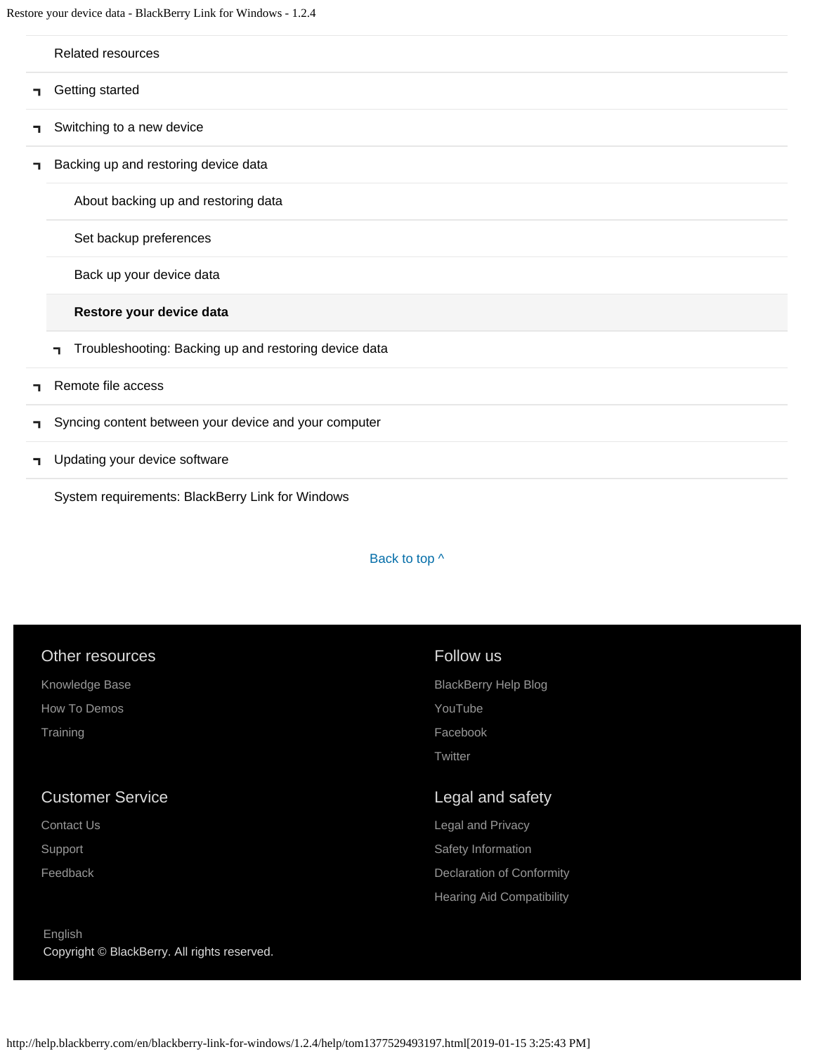- Related resources
- Getting started
- Switching to a new device
- Backing up and restoring device data
  - About backing up and restoring data
  - Set backup preferences
  - Back up your device data
  - **Restore your device data**
  - Troubleshooting: Backing up and restoring device data
- Remote file access
- Syncing content between your device and your computer
- Updating your device software
- System requirements: BlackBerry Link for Windows

Back to top ^

## Other resources

Knowledge Base

How To Demos

Training

## Follow us

BlackBerry Help Blog

YouTube

Facebook

Twitter

## Customer Service

Contact Us

Support

Feedback

## Legal and safety

Legal and Privacy

Safety Information

Declaration of Conformity

Hearing Aid Compatibility

English

Copyright © BlackBerry. All rights reserved.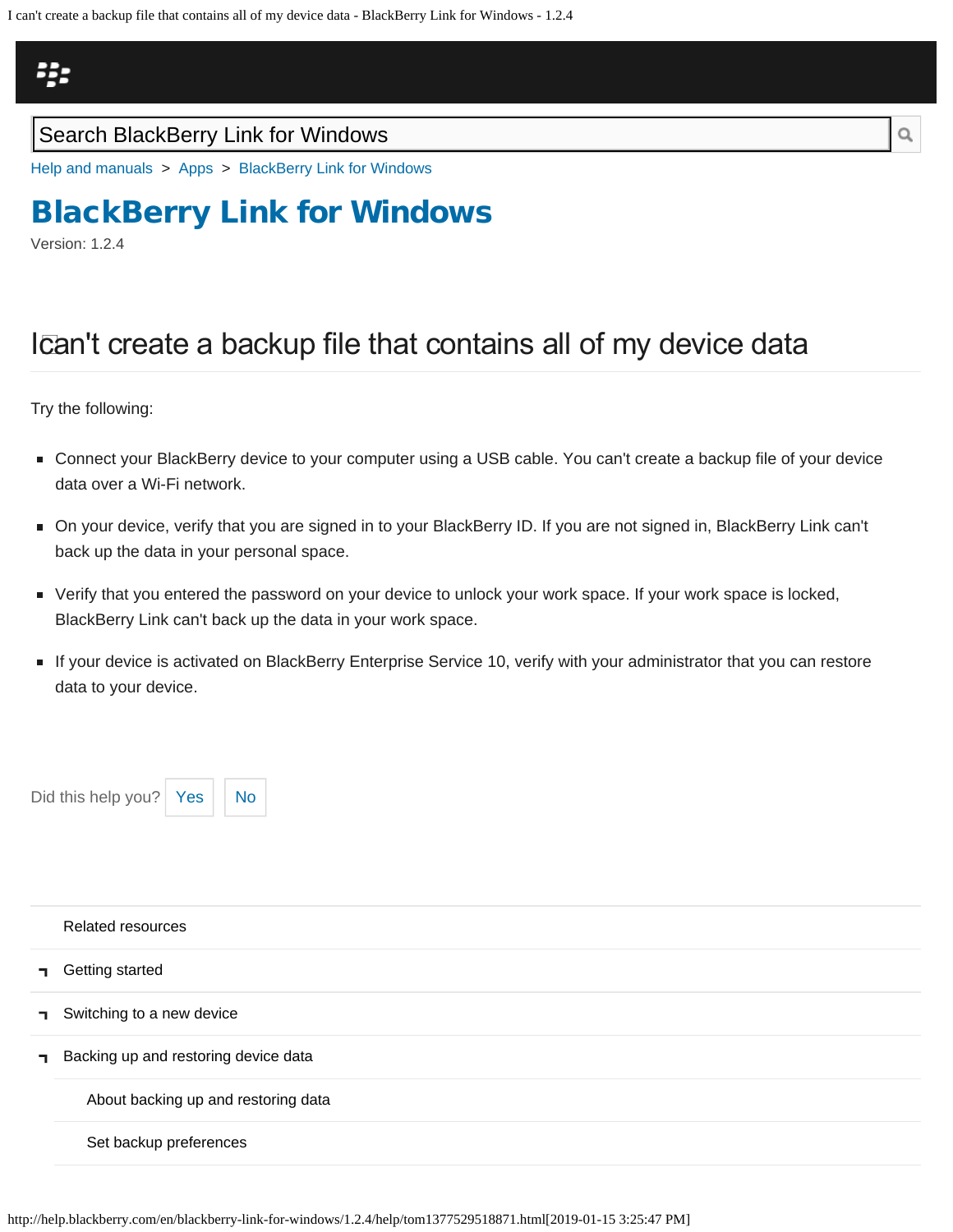Search BlackBerry Link for Windows

Help and manuals > Apps > BlackBerry Link for Windows

# BlackBerry Link for Windows

Version: 1.2.4

## I can't create a backup file that contains all of my device data

Try the following:

- Connect your BlackBerry device to your computer using a USB cable. You can't create a backup file of your device data over a Wi-Fi network.
- On your device, verify that you are signed in to your BlackBerry ID. If you are not signed in, BlackBerry Link can't back up the data in your personal space.
- Verify that you entered the password on your device to unlock your work space. If your work space is locked, BlackBerry Link can't back up the data in your work space.
- If your device is activated on BlackBerry Enterprise Service 10, verify with your administrator that you can restore data to your device.

Did this help you? Yes No

Related resources

- Getting started
- Switching to a new device
- Backing up and restoring device data
  - About backing up and restoring data
  - Set backup preferences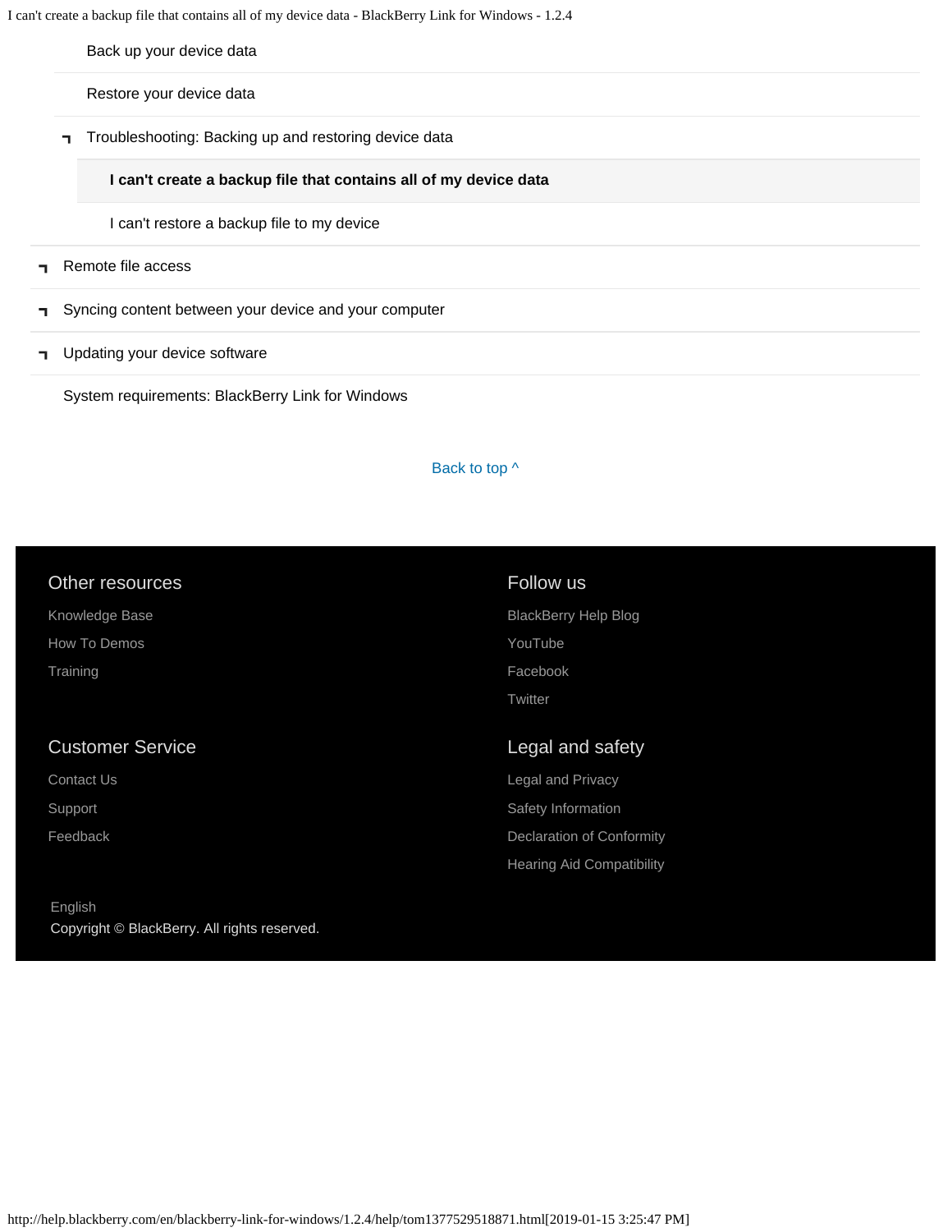- Back up your device data
- Restore your device data
- Troubleshooting: Backing up and restoring device data
  - **I can't create a backup file that contains all of my device data**
  - I can't restore a backup file to my device
- Remote file access
- Syncing content between your device and your computer
- Updating your device software
- System requirements: BlackBerry Link for Windows

Back to top ^

## Other resources

Knowledge Base

How To Demos

Training

## Follow us

BlackBerry Help Blog

YouTube

Facebook

Twitter

## Customer Service

Contact Us

Support

Feedback

## Legal and safety

Legal and Privacy

Safety Information

Declaration of Conformity

Hearing Aid Compatibility

English

Copyright © BlackBerry. All rights reserved.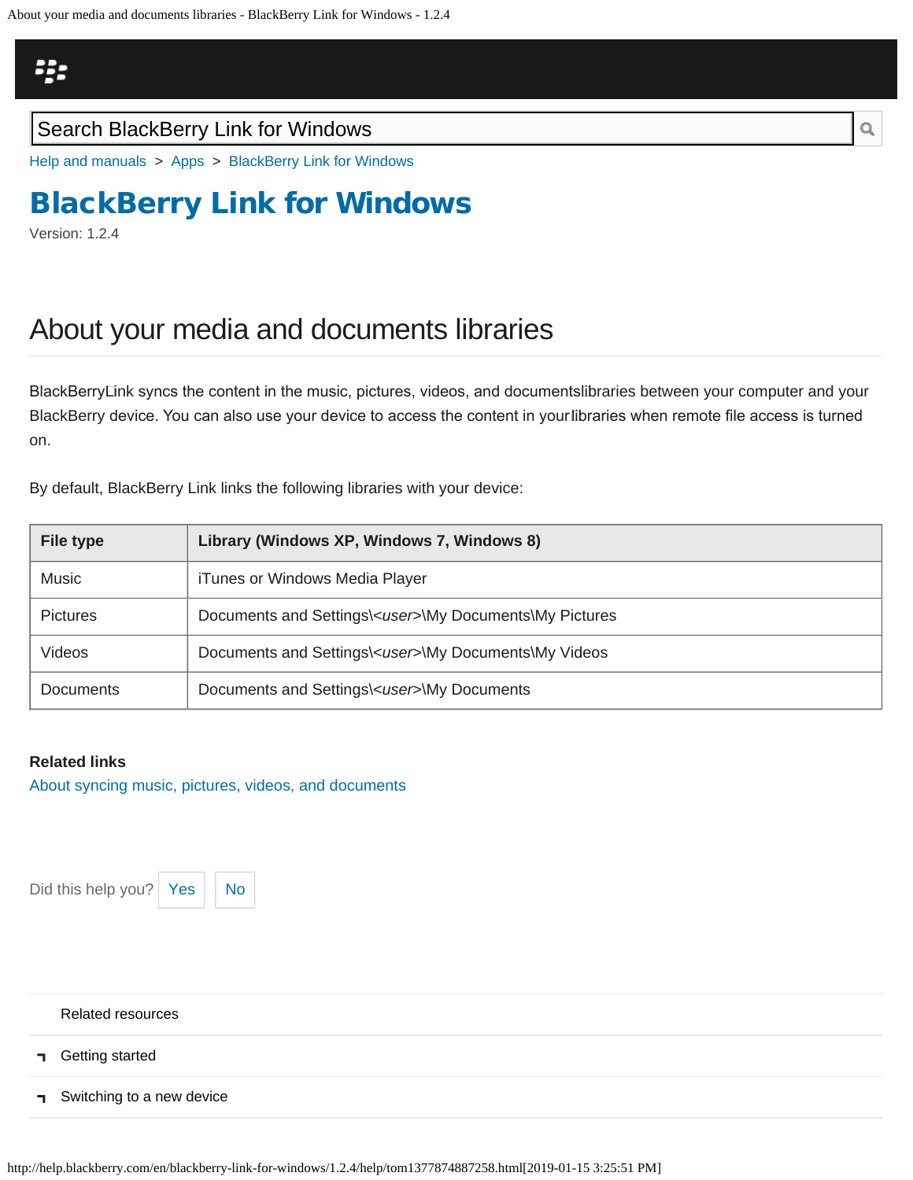Search BlackBerry Link for Windows

Help and manuals > Apps > BlackBerry Link for Windows

# BlackBerry Link for Windows

Version: 1.2.4

## About your media and documents libraries

BlackBerryLink syncs the content in the music, pictures, videos, and documentslibraries between your computer and your BlackBerry device. You can also use your device to access the content in yourlibraries when remote file access is turned on.

By default, BlackBerry Link links the following libraries with your device:

| File type | Library (Windows XP, Windows 7, Windows 8) |
|---|---|
| Music | iTunes or Windows Media Player |
| Pictures | Documents and Settings\<*user*>\My Documents\My Pictures |
| Videos | Documents and Settings\<*user*>\My Documents\My Videos |
| Documents | Documents and Settings\<*user*>\My Documents |

**Related links**

About syncing music, pictures, videos, and documents

Did this help you? Yes No

Related resources

- Getting started
- Switching to a new device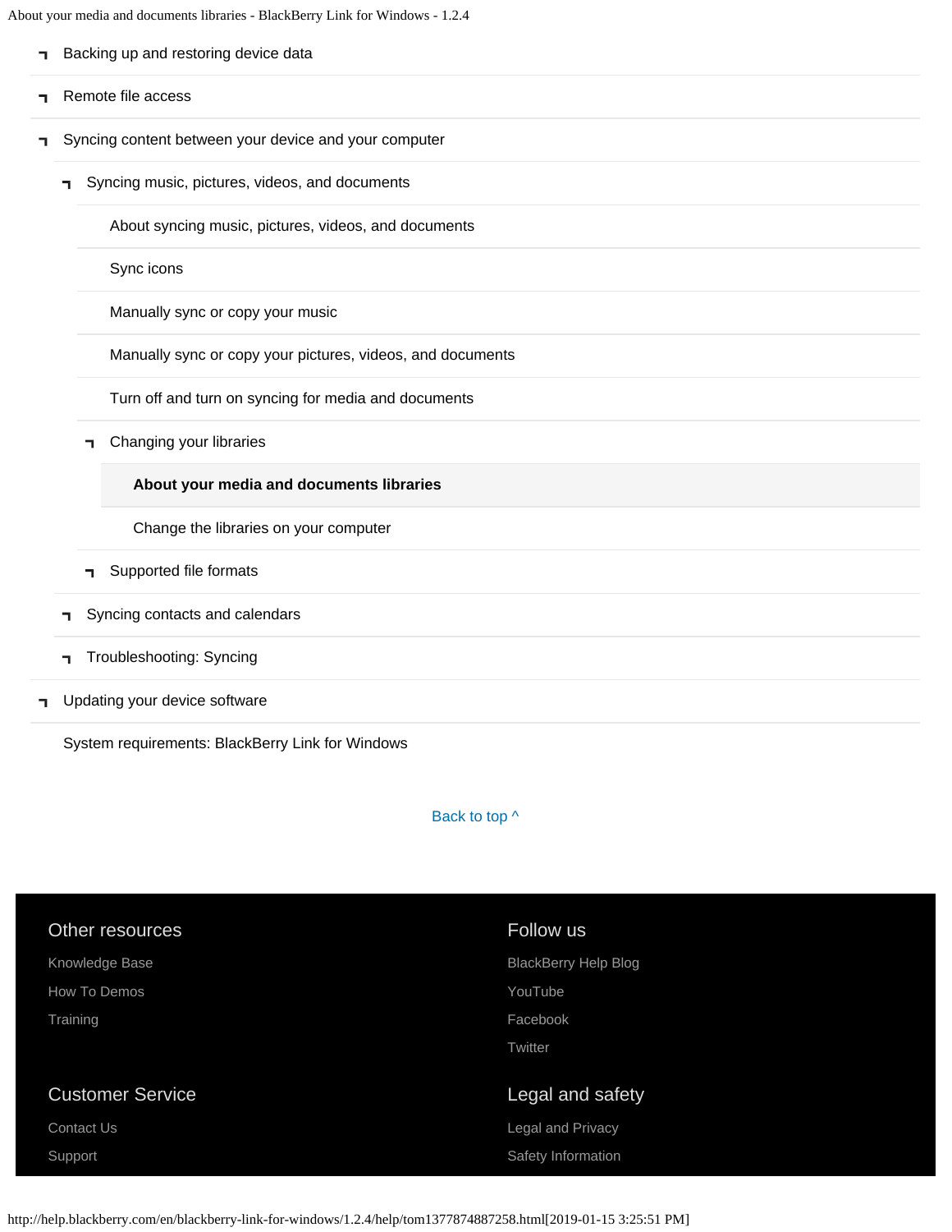- Backing up and restoring device data
- Remote file access
- Syncing content between your device and your computer
  - Syncing music, pictures, videos, and documents
    - About syncing music, pictures, videos, and documents
    - Sync icons
    - Manually sync or copy your music
    - Manually sync or copy your pictures, videos, and documents
    - Turn off and turn on syncing for media and documents
    - Changing your libraries
      - **About your media and documents libraries**
      - Change the libraries on your computer
    - Supported file formats
  - Syncing contacts and calendars
  - Troubleshooting: Syncing
- Updating your device software
- System requirements: BlackBerry Link for Windows

Back to top ^

### Other resources

Knowledge Base

How To Demos

Training

### Follow us

BlackBerry Help Blog

YouTube

Facebook

Twitter

### Customer Service

Contact Us

Support

### Legal and safety

Legal and Privacy

Safety Information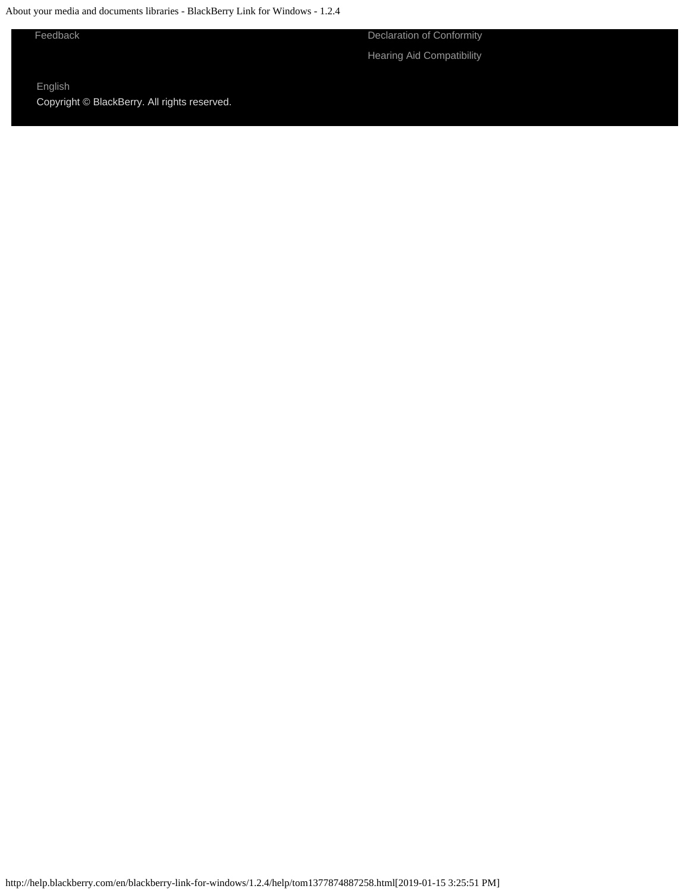Feedback

Declaration of Conformity

Hearing Aid Compatibility

English

Copyright © BlackBerry. All rights reserved.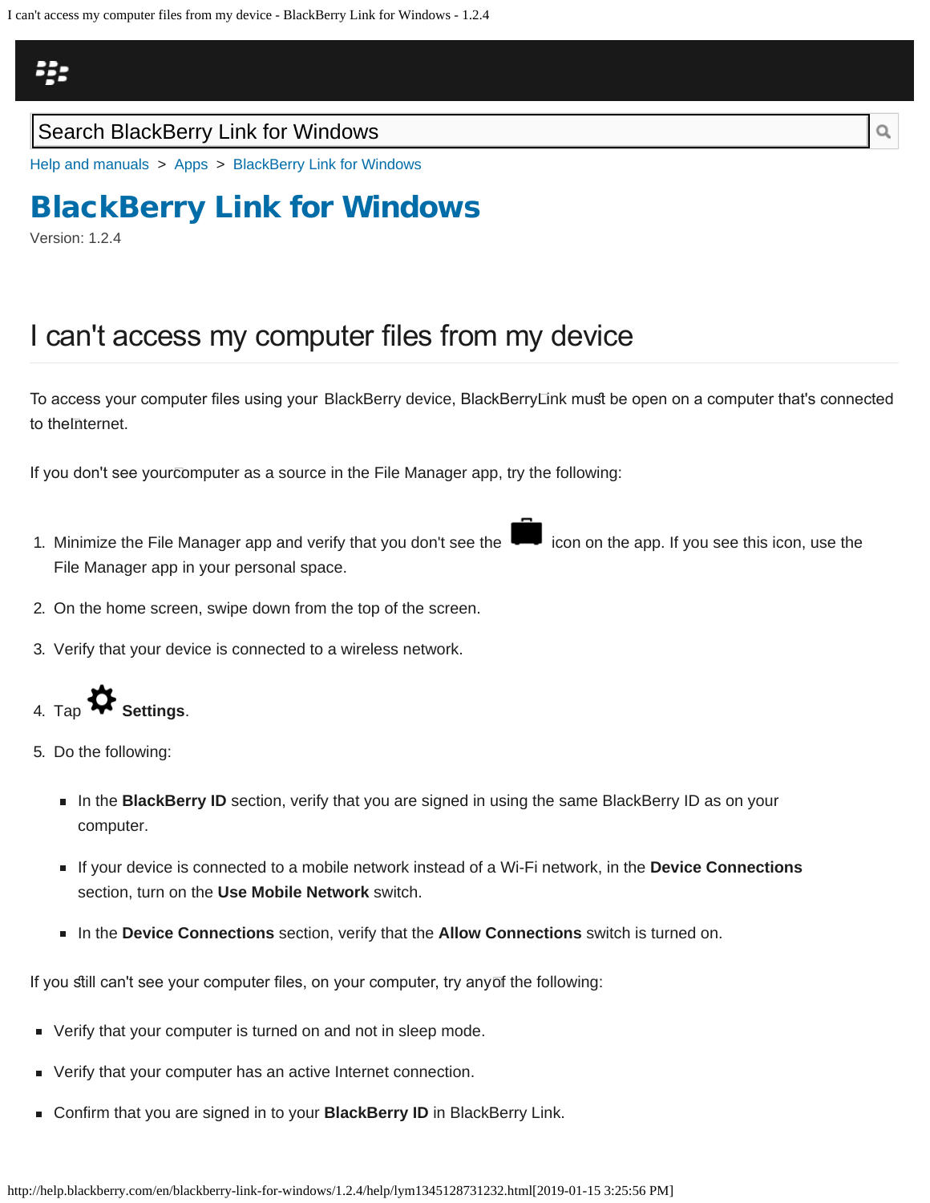Help and manuals > Apps > BlackBerry Link for Windows

# BlackBerry Link for Windows

Version: 1.2.4

## I can't access my computer files from my device

To access your computer files using your BlackBerry device, BlackBerry Link must be open on a computer that's connected to the Internet.

If you don't see your computer as a source in the File Manager app, try the following:

1. Minimize the File Manager app and verify that you don't see the icon on the app. If you see this icon, use the File Manager app in your personal space.
2. On the home screen, swipe down from the top of the screen.
3. Verify that your device is connected to a wireless network.
4. Tap **Settings**.
5. Do the following:
   - In the **BlackBerry ID** section, verify that you are signed in using the same BlackBerry ID as on your computer.
   - If your device is connected to a mobile network instead of a Wi-Fi network, in the **Device Connections** section, turn on the **Use Mobile Network** switch.
   - In the **Device Connections** section, verify that the **Allow Connections** switch is turned on.

If you still can't see your computer files, on your computer, try any of the following:

- Verify that your computer is turned on and not in sleep mode.
- Verify that your computer has an active Internet connection.
- Confirm that you are signed in to your **BlackBerry ID** in BlackBerry Link.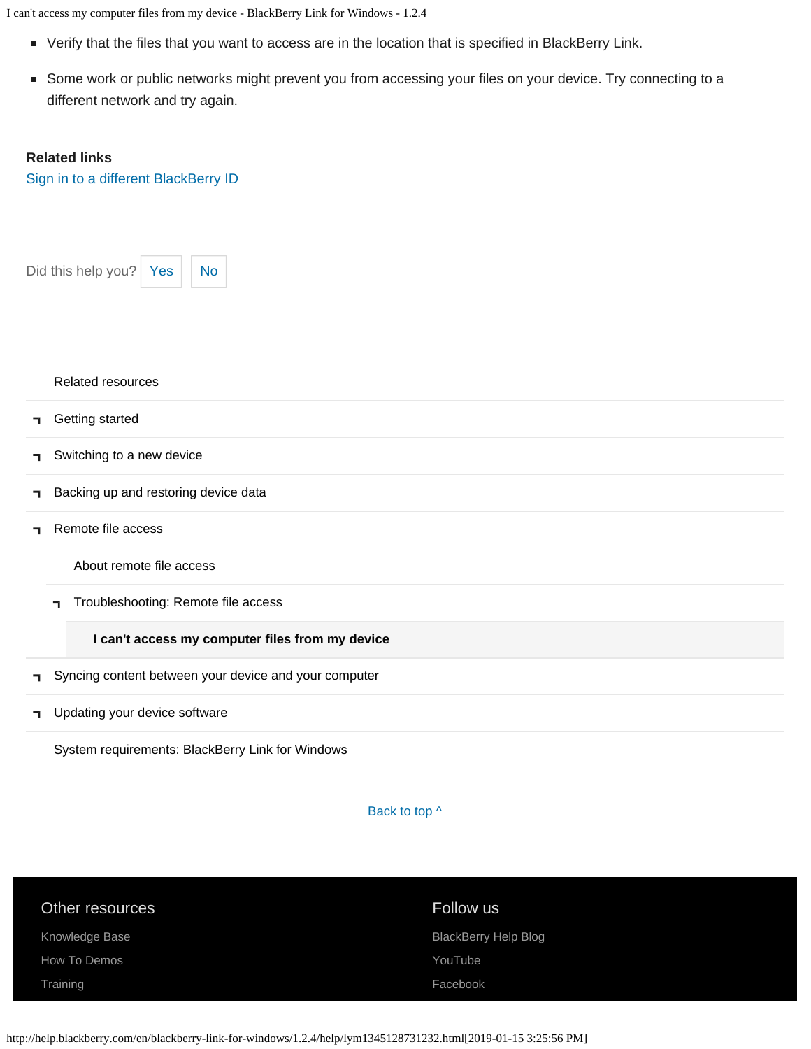- Verify that the files that you want to access are in the location that is specified in BlackBerry Link.
- Some work or public networks might prevent you from accessing your files on your device. Try connecting to a different network and try again.

**Related links**

Sign in to a different BlackBerry ID

Did this help you? Yes No

Related resources

- Getting started
- Switching to a new device
- Backing up and restoring device data
- Remote file access
  - About remote file access
  - Troubleshooting: Remote file access
    - **I can't access my computer files from my device**
- Syncing content between your device and your computer
- Updating your device software
- System requirements: BlackBerry Link for Windows

Back to top ^

Other resources

- Knowledge Base
- How To Demos
- Training

Follow us

- BlackBerry Help Blog
- YouTube
- Facebook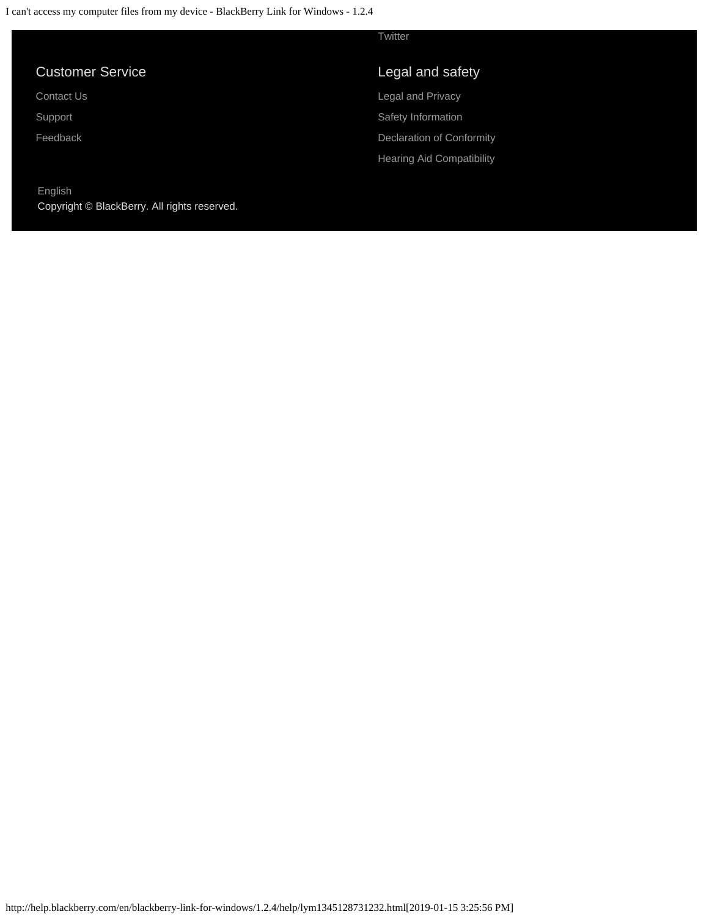Twitter

## Customer Service

Contact Us

Support

Feedback

## Legal and safety

Legal and Privacy

Safety Information

Declaration of Conformity

Hearing Aid Compatibility

English

Copyright © BlackBerry. All rights reserved.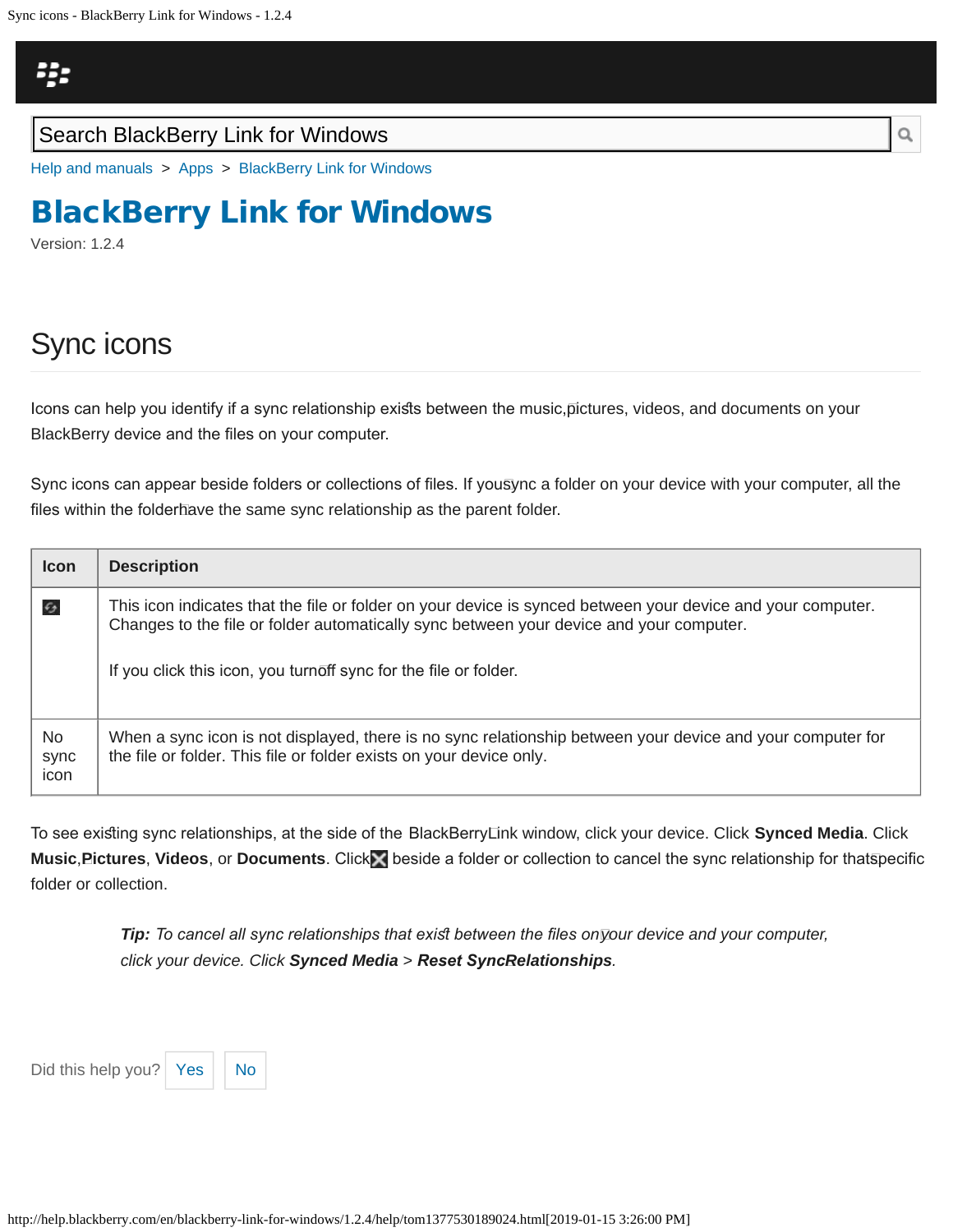Search BlackBerry Link for Windows

Help and manuals > Apps > BlackBerry Link for Windows

# BlackBerry Link for Windows

Version: 1.2.4

## Sync icons

Icons can help you identify if a sync relationship exists between the music, pictures, videos, and documents on your BlackBerry device and the files on your computer.

Sync icons can appear beside folders or collections of files. If you sync a folder on your device with your computer, all the files within the folder have the same sync relationship as the parent folder.

| Icon | Description |
|---|---|
| | This icon indicates that the file or folder on your device is synced between your device and your computer. Changes to the file or folder automatically sync between your device and your computer.<br><br>If you click this icon, you turn off sync for the file or folder. |
| No sync icon | When a sync icon is not displayed, there is no sync relationship between your device and your computer for the file or folder. This file or folder exists on your device only. |

To see existing sync relationships, at the side of the BlackBerry Link window, click your device. Click **Synced Media**. Click **Music**, **Pictures**, **Videos**, or **Documents**. Click beside a folder or collection to cancel the sync relationship for that specific folder or collection.

> ***Tip:*** *To cancel all sync relationships that exist between the files on your device and your computer, click your device. Click* ***Synced Media*** *>* ***Reset Sync Relationships****.*

Did this help you? Yes No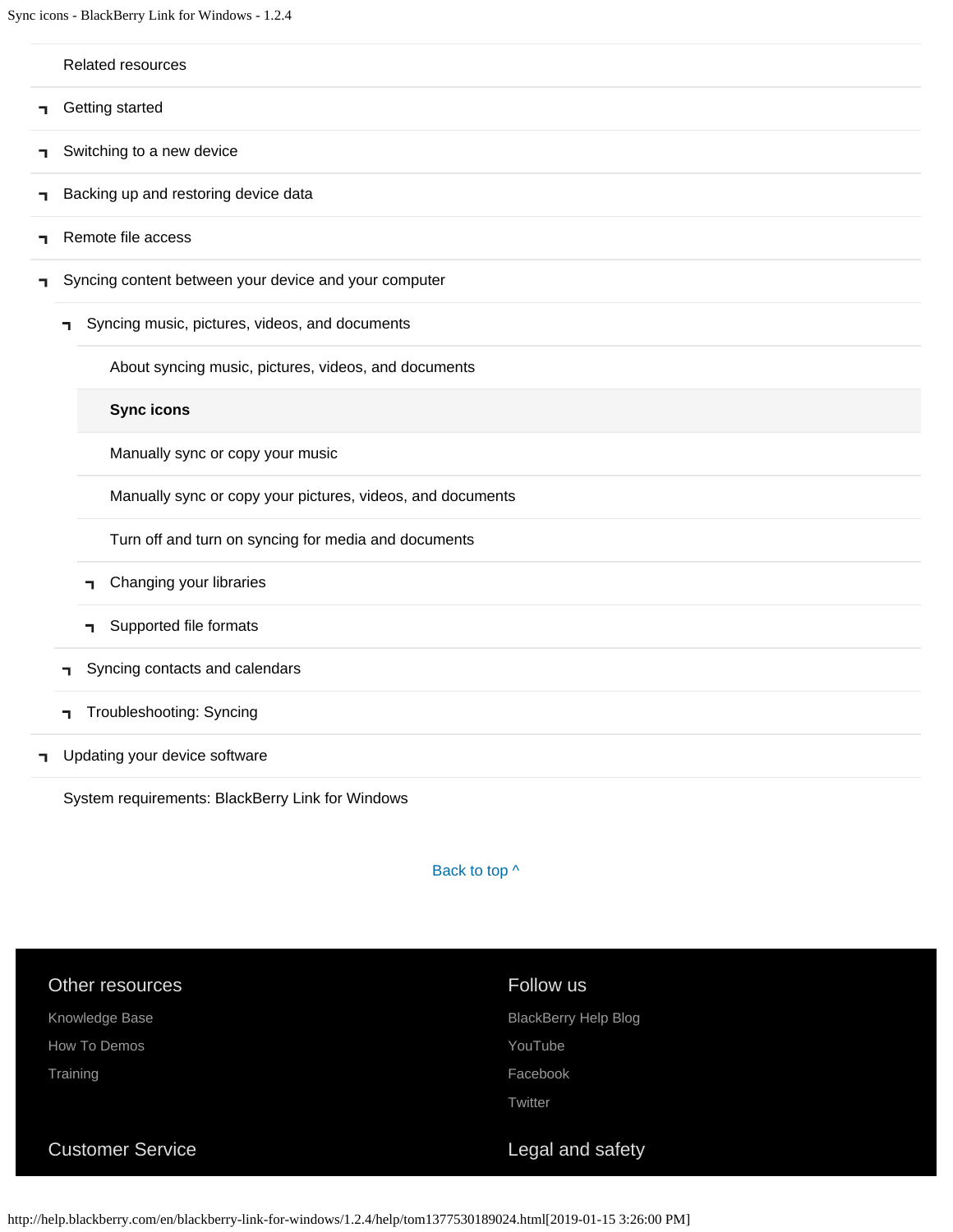Related resources

- Getting started
- Switching to a new device
- Backing up and restoring device data
- Remote file access
- Syncing content between your device and your computer
  - Syncing music, pictures, videos, and documents
    - About syncing music, pictures, videos, and documents
    - **Sync icons**
    - Manually sync or copy your music
    - Manually sync or copy your pictures, videos, and documents
    - Turn off and turn on syncing for media and documents
    - Changing your libraries
    - Supported file formats
  - Syncing contacts and calendars
  - Troubleshooting: Syncing
- Updating your device software

System requirements: BlackBerry Link for Windows

Back to top ^

## Other resources

Knowledge Base

How To Demos

Training

## Follow us

BlackBerry Help Blog

YouTube

Facebook

Twitter

## Customer Service

## Legal and safety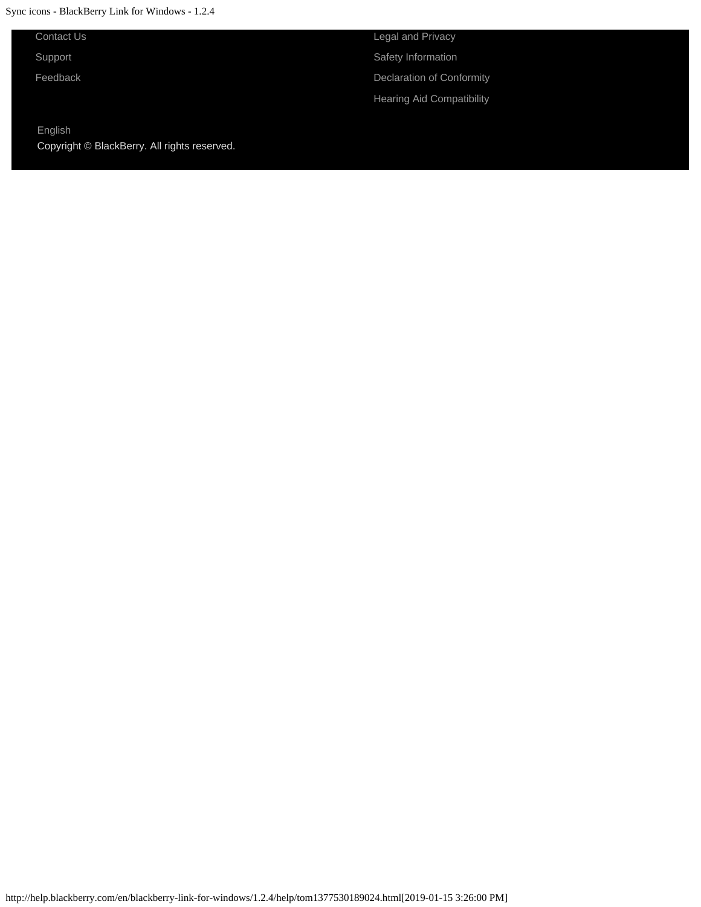Contact Us

Support

Feedback

Legal and Privacy

Safety Information

Declaration of Conformity

Hearing Aid Compatibility

English

Copyright © BlackBerry. All rights reserved.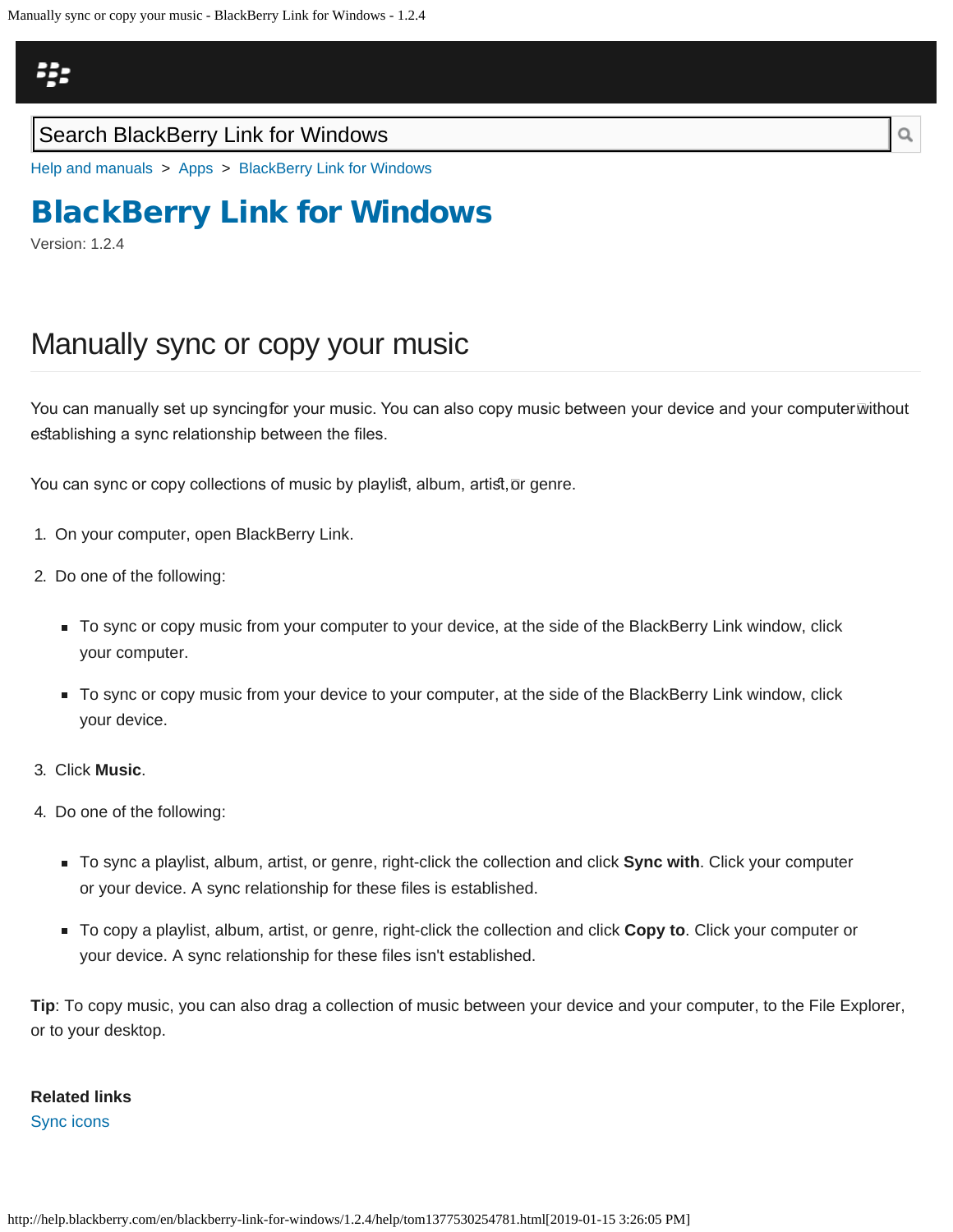Search BlackBerry Link for Windows

Help and manuals > Apps > BlackBerry Link for Windows

# BlackBerry Link for Windows

Version: 1.2.4

## Manually sync or copy your music

You can manually set up syncing for your music. You can also copy music between your device and your computer without establishing a sync relationship between the files.

You can sync or copy collections of music by playlist, album, artist, or genre.

1. On your computer, open BlackBerry Link.
2. Do one of the following:
   - To sync or copy music from your computer to your device, at the side of the BlackBerry Link window, click your computer.
   - To sync or copy music from your device to your computer, at the side of the BlackBerry Link window, click your device.
3. Click **Music**.
4. Do one of the following:
   - To sync a playlist, album, artist, or genre, right-click the collection and click **Sync with**. Click your computer or your device. A sync relationship for these files is established.
   - To copy a playlist, album, artist, or genre, right-click the collection and click **Copy to**. Click your computer or your device. A sync relationship for these files isn't established.

**Tip**: To copy music, you can also drag a collection of music between your device and your computer, to the File Explorer, or to your desktop.

**Related links**

Sync icons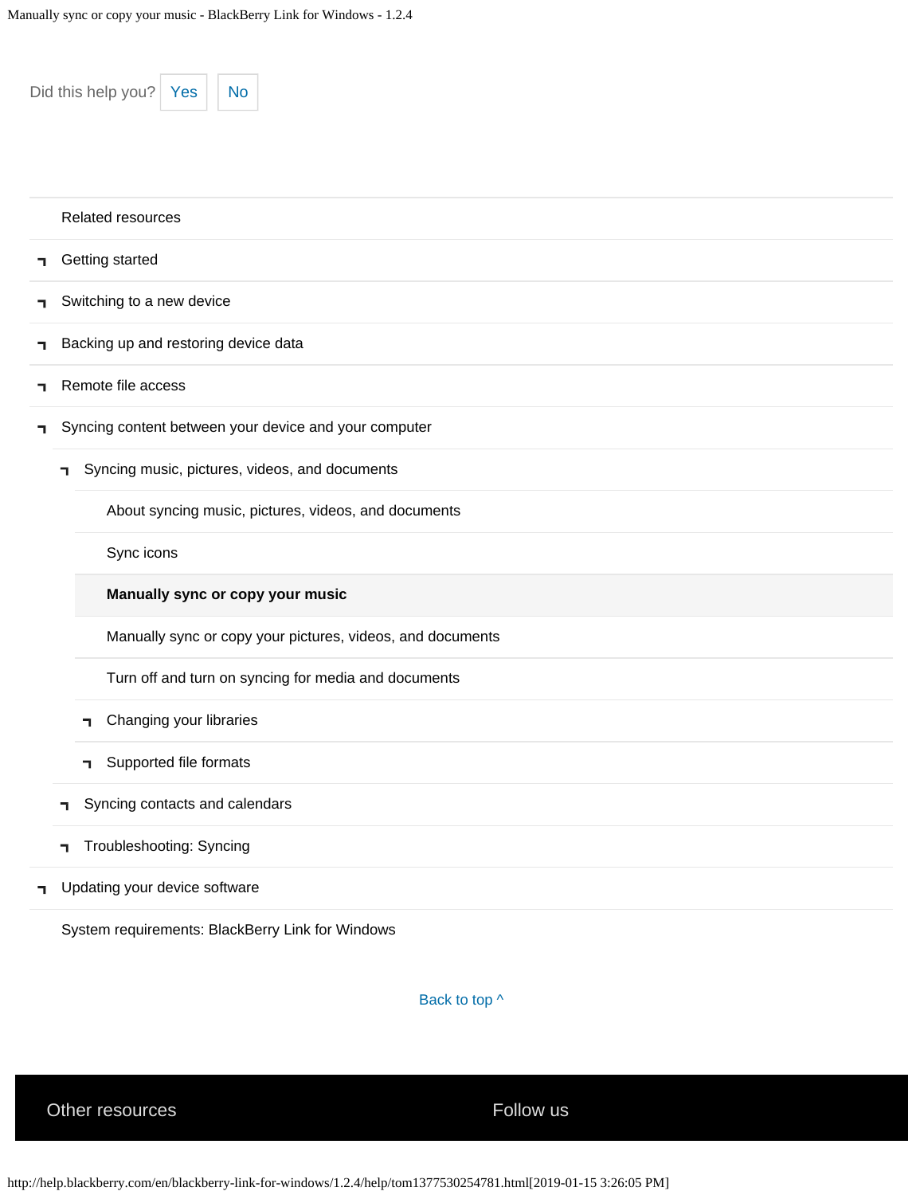Did this help you? Yes No

Related resources

- Getting started
- Switching to a new device
- Backing up and restoring device data
- Remote file access
- Syncing content between your device and your computer
  - Syncing music, pictures, videos, and documents
    - About syncing music, pictures, videos, and documents
    - Sync icons
    - **Manually sync or copy your music**
    - Manually sync or copy your pictures, videos, and documents
    - Turn off and turn on syncing for media and documents
    - Changing your libraries
    - Supported file formats
  - Syncing contacts and calendars
  - Troubleshooting: Syncing
- Updating your device software
- System requirements: BlackBerry Link for Windows

Back to top ^

Other resources

Follow us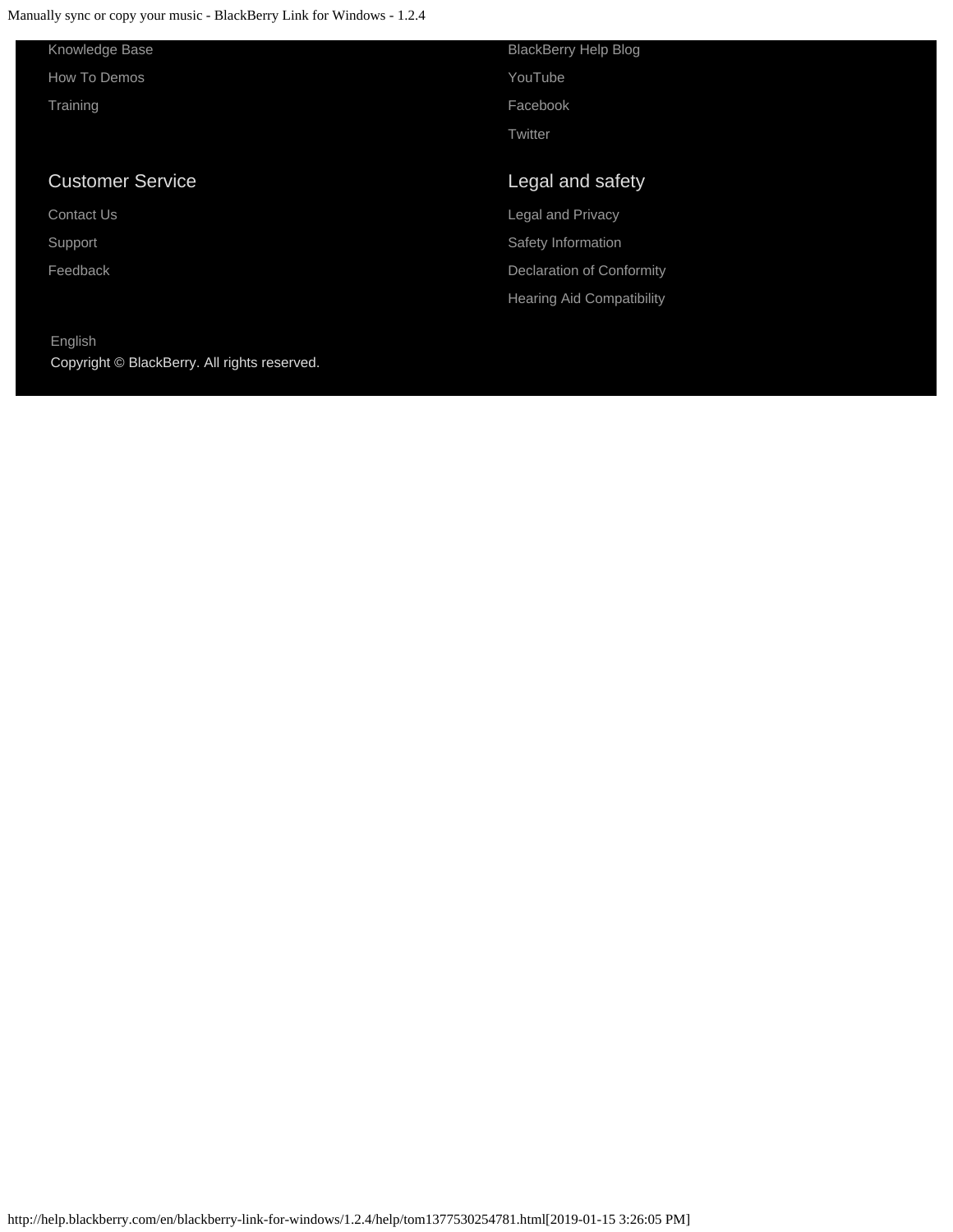Knowledge Base

How To Demos

Training

BlackBerry Help Blog

YouTube

Facebook

Twitter

## Customer Service

Contact Us

Support

Feedback

## Legal and safety

Legal and Privacy

Safety Information

Declaration of Conformity

Hearing Aid Compatibility

English

Copyright © BlackBerry. All rights reserved.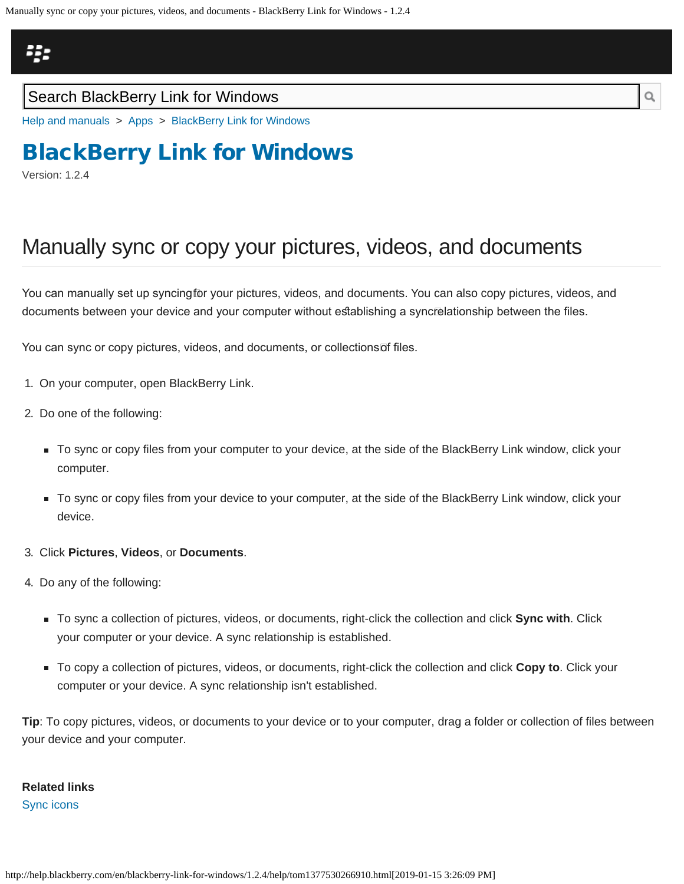Search BlackBerry Link for Windows

Help and manuals > Apps > BlackBerry Link for Windows

# BlackBerry Link for Windows

Version: 1.2.4

## Manually sync or copy your pictures, videos, and documents

You can manually set up syncing for your pictures, videos, and documents. You can also copy pictures, videos, and documents between your device and your computer without establishing a sync relationship between the files.

You can sync or copy pictures, videos, and documents, or collections of files.

1. On your computer, open BlackBerry Link.
2. Do one of the following:
   - To sync or copy files from your computer to your device, at the side of the BlackBerry Link window, click your computer.
   - To sync or copy files from your device to your computer, at the side of the BlackBerry Link window, click your device.
3. Click **Pictures**, **Videos**, or **Documents**.
4. Do any of the following:
   - To sync a collection of pictures, videos, or documents, right-click the collection and click **Sync with**. Click your computer or your device. A sync relationship is established.
   - To copy a collection of pictures, videos, or documents, right-click the collection and click **Copy to**. Click your computer or your device. A sync relationship isn't established.

**Tip**: To copy pictures, videos, or documents to your device or to your computer, drag a folder or collection of files between your device and your computer.

**Related links**

Sync icons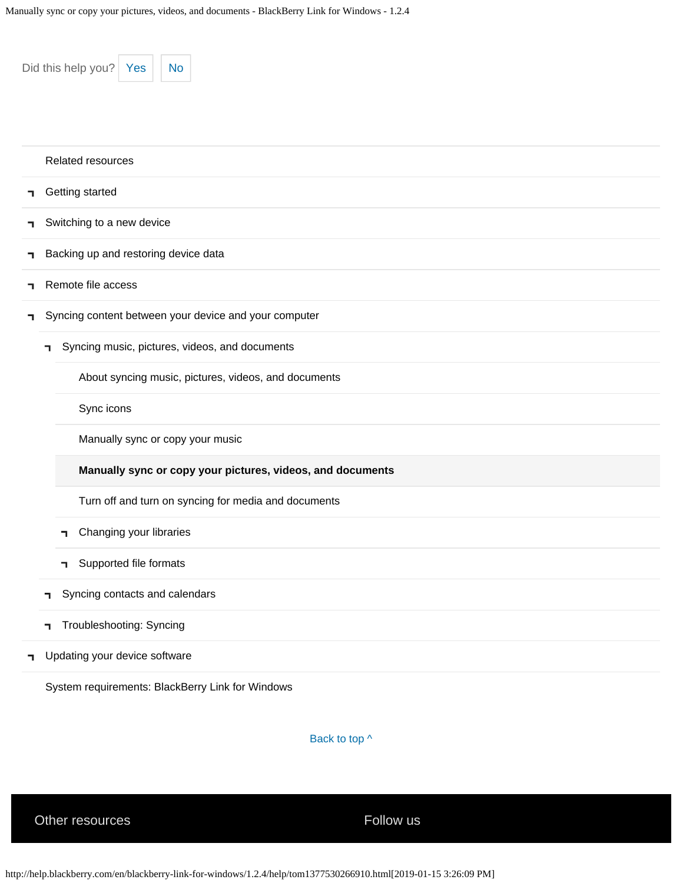Did this help you? Yes No

Related resources

- Getting started
- Switching to a new device
- Backing up and restoring device data
- Remote file access
- Syncing content between your device and your computer
  - Syncing music, pictures, videos, and documents
    - About syncing music, pictures, videos, and documents
    - Sync icons
    - Manually sync or copy your music
    - **Manually sync or copy your pictures, videos, and documents**
    - Turn off and turn on syncing for media and documents
    - Changing your libraries
    - Supported file formats
  - Syncing contacts and calendars
  - Troubleshooting: Syncing
- Updating your device software
- System requirements: BlackBerry Link for Windows

Back to top ^

Other resources

Follow us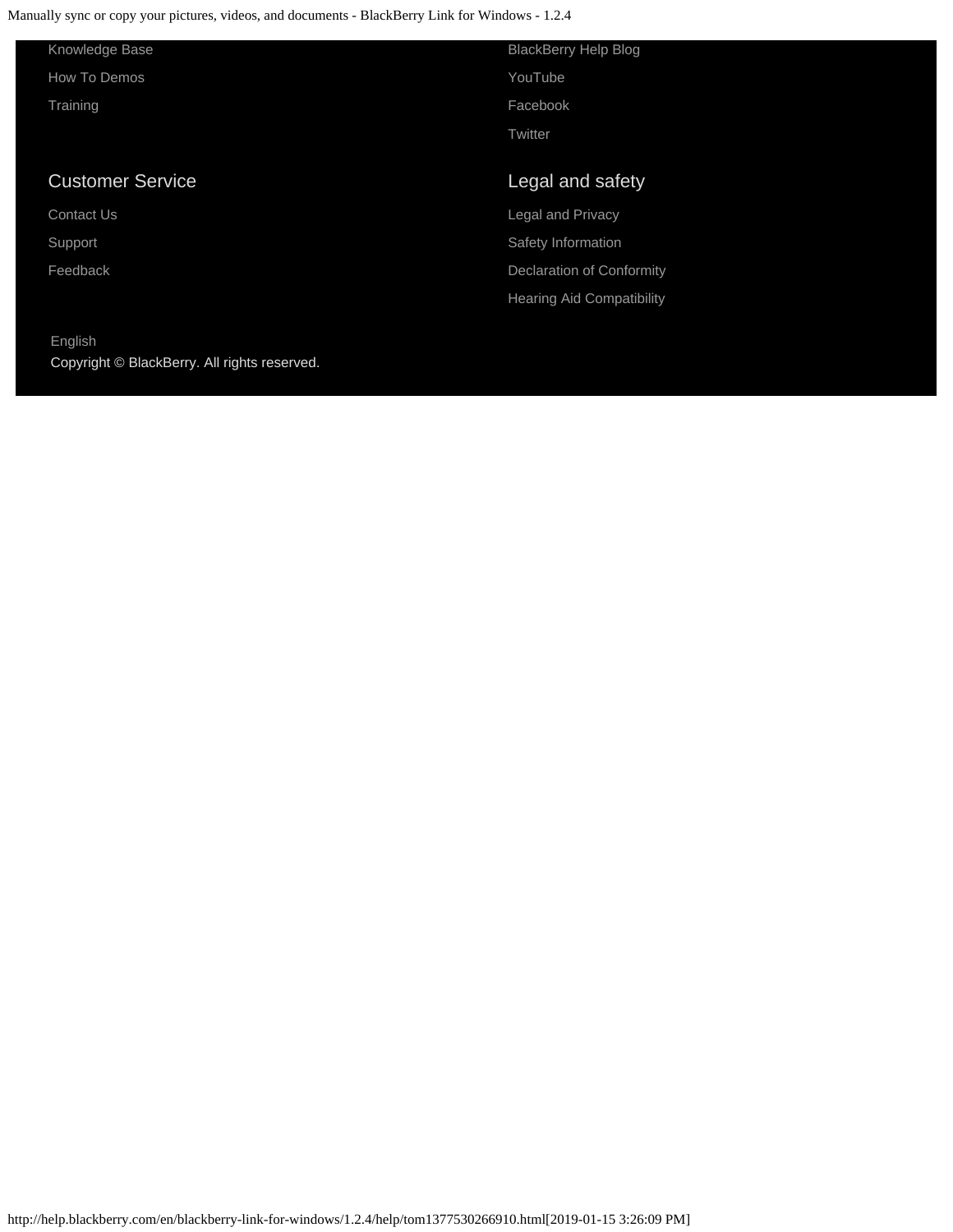Knowledge Base

How To Demos

Training

BlackBerry Help Blog

YouTube

Facebook

Twitter

## Customer Service

Contact Us

Support

Feedback

## Legal and safety

Legal and Privacy

Safety Information

Declaration of Conformity

Hearing Aid Compatibility

English

Copyright © BlackBerry. All rights reserved.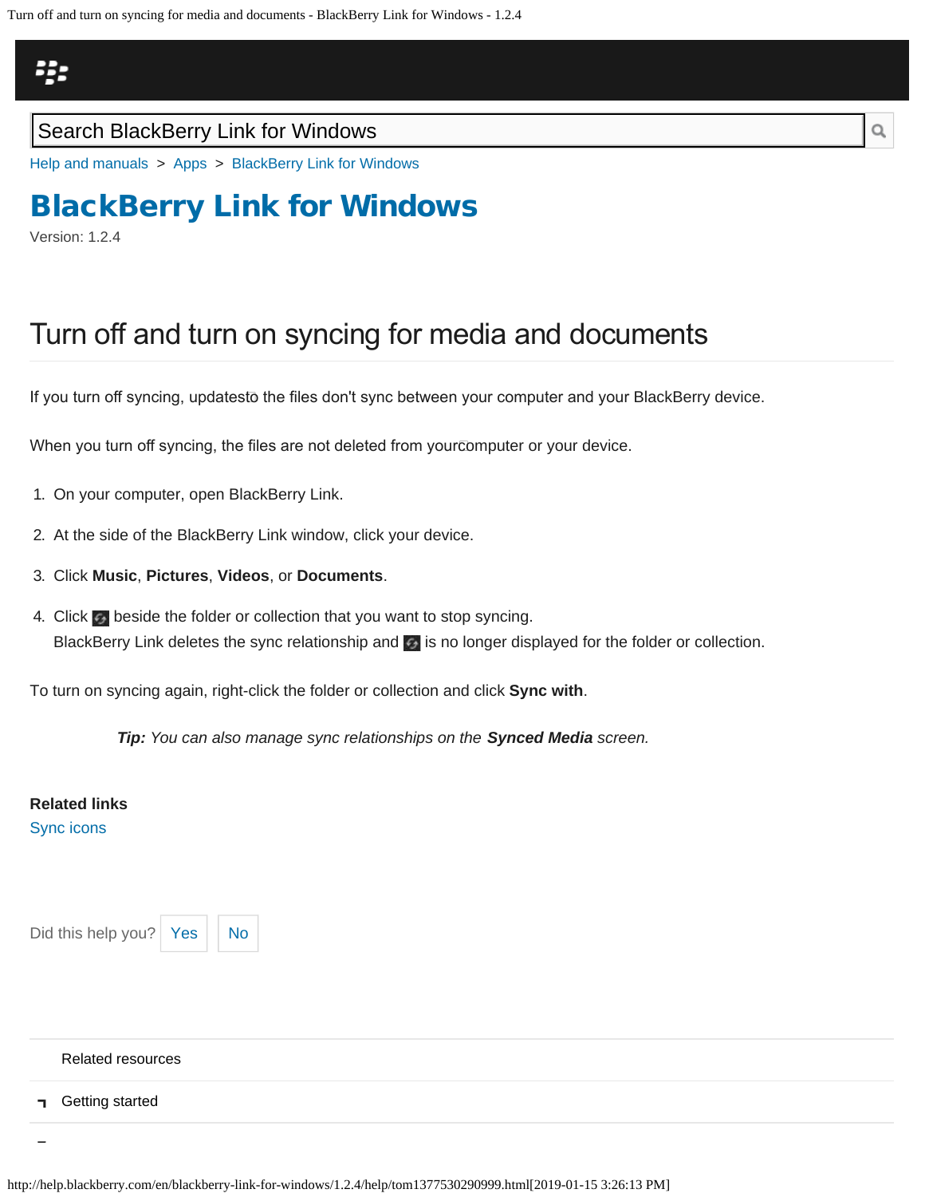Search BlackBerry Link for Windows

Help and manuals > Apps > BlackBerry Link for Windows

# BlackBerry Link for Windows

Version: 1.2.4

## Turn off and turn on syncing for media and documents

If you turn off syncing, updates to the files don't sync between your computer and your BlackBerry device.

When you turn off syncing, the files are not deleted from your computer or your device.

1. On your computer, open BlackBerry Link.
2. At the side of the BlackBerry Link window, click your device.
3. Click **Music**, **Pictures**, **Videos**, or **Documents**.
4. Click beside the folder or collection that you want to stop syncing.
   BlackBerry Link deletes the sync relationship and is no longer displayed for the folder or collection.

To turn on syncing again, right-click the folder or collection and click **Sync with**.

> ***Tip:*** *You can also manage sync relationships on the* ***Synced Media*** *screen.*

**Related links**

Sync icons

Did this help you? Yes No

Related resources

Getting started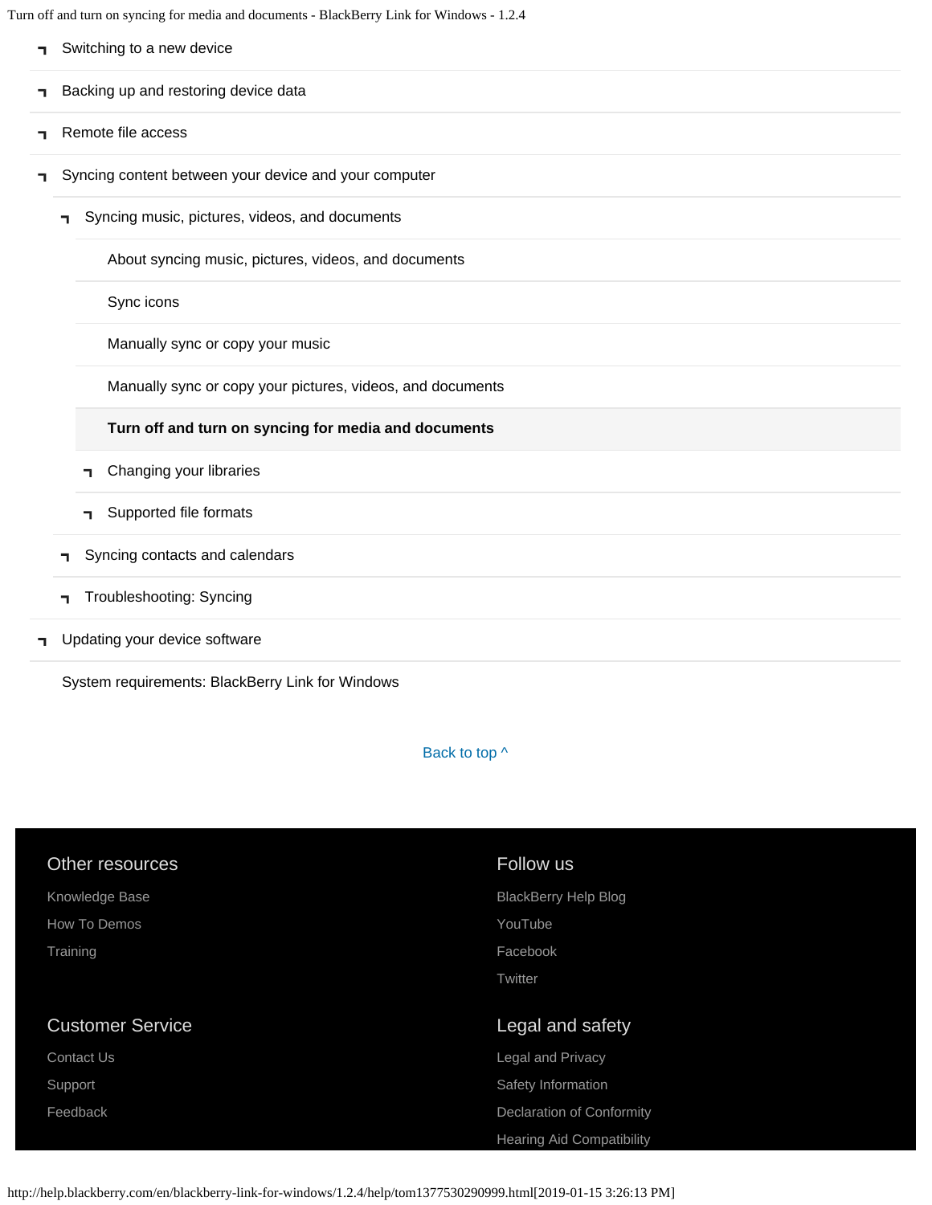- Switching to a new device
- Backing up and restoring device data
- Remote file access
- Syncing content between your device and your computer
  - Syncing music, pictures, videos, and documents
    - About syncing music, pictures, videos, and documents
    - Sync icons
    - Manually sync or copy your music
    - Manually sync or copy your pictures, videos, and documents
    - **Turn off and turn on syncing for media and documents**
    - Changing your libraries
    - Supported file formats
  - Syncing contacts and calendars
  - Troubleshooting: Syncing
- Updating your device software
- System requirements: BlackBerry Link for Windows

Back to top ^

## Other resources

Knowledge Base

How To Demos

Training

## Customer Service

Contact Us

Support

Feedback

## Follow us

BlackBerry Help Blog

YouTube

Facebook

Twitter

## Legal and safety

Legal and Privacy

Safety Information

Declaration of Conformity

Hearing Aid Compatibility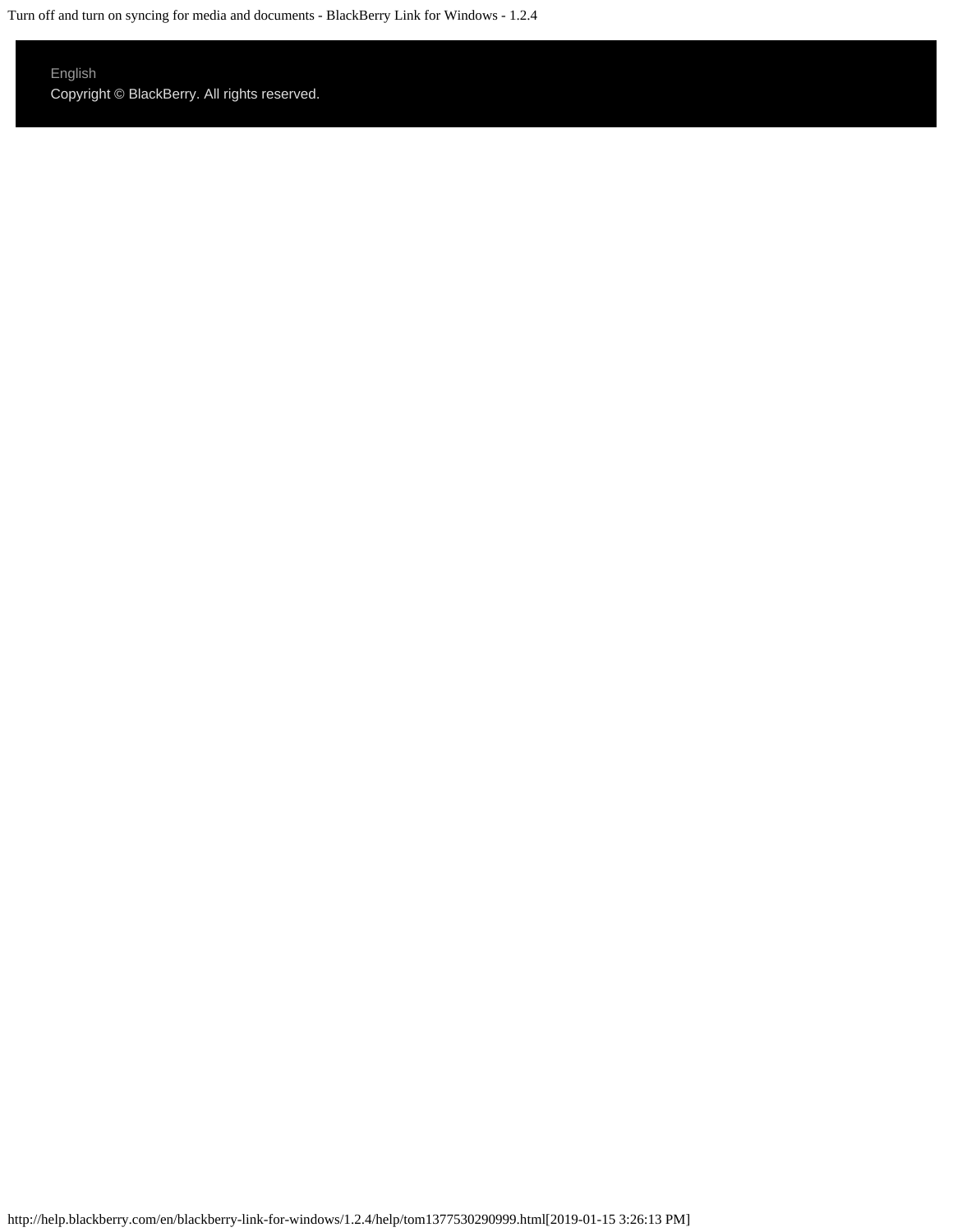English

Copyright © BlackBerry. All rights reserved.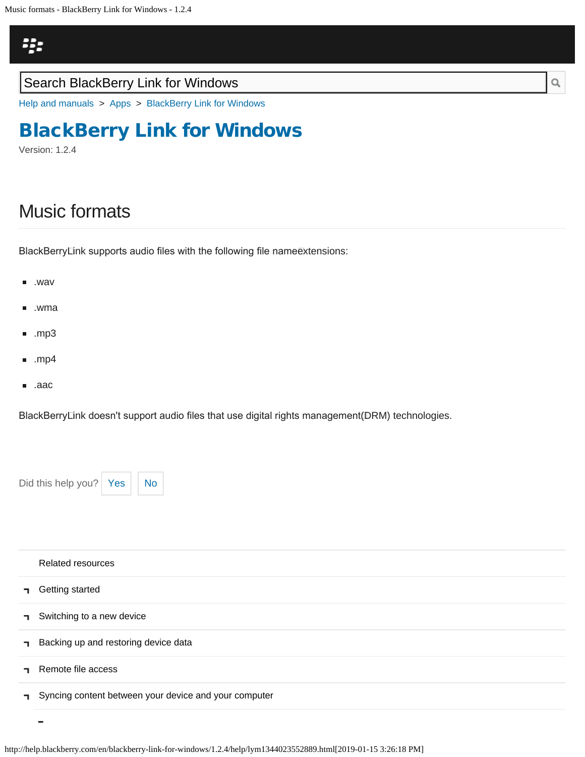Search BlackBerry Link for Windows

Help and manuals > Apps > BlackBerry Link for Windows

# BlackBerry Link for Windows

Version: 1.2.4

## Music formats

BlackBerryLink supports audio files with the following file nameextensions:

- .wav
- .wma
- .mp3
- .mp4
- .aac

BlackBerryLink doesn't support audio files that use digital rights management(DRM) technologies.

Did this help you? Yes No

Related resources

- Getting started
- Switching to a new device
- Backing up and restoring device data
- Remote file access
- Syncing content between your device and your computer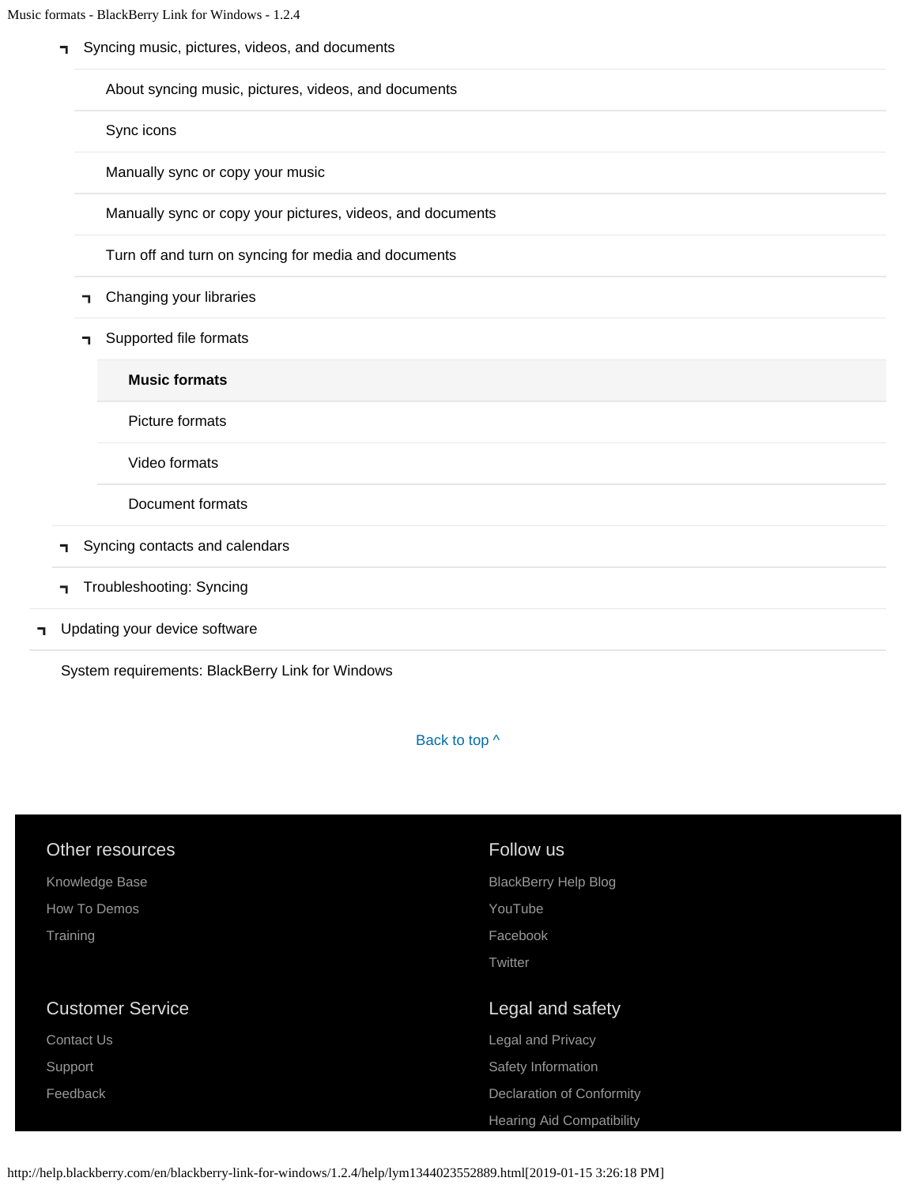- Syncing music, pictures, videos, and documents
  - About syncing music, pictures, videos, and documents
  - Sync icons
  - Manually sync or copy your music
  - Manually sync or copy your pictures, videos, and documents
  - Turn off and turn on syncing for media and documents
  - Changing your libraries
  - Supported file formats
    - **Music formats**
    - Picture formats
    - Video formats
    - Document formats
- Syncing contacts and calendars
- Troubleshooting: Syncing

- Updating your device software
- System requirements: BlackBerry Link for Windows

Back to top ^

## Other resources

Knowledge Base

How To Demos

Training

## Follow us

BlackBerry Help Blog

YouTube

Facebook

Twitter

## Customer Service

Contact Us

Support

Feedback

## Legal and safety

Legal and Privacy

Safety Information

Declaration of Conformity

Hearing Aid Compatibility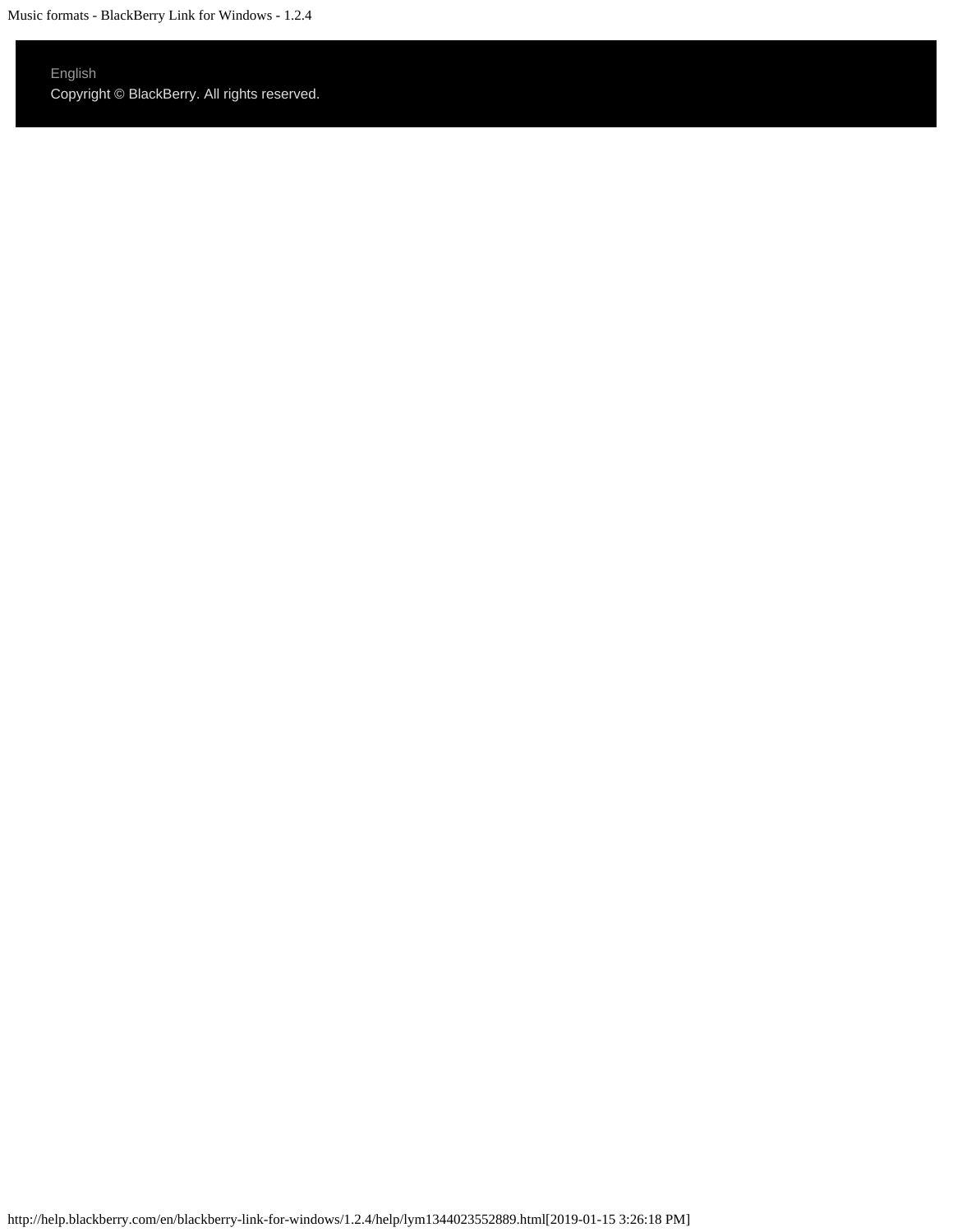English

Copyright © BlackBerry. All rights reserved.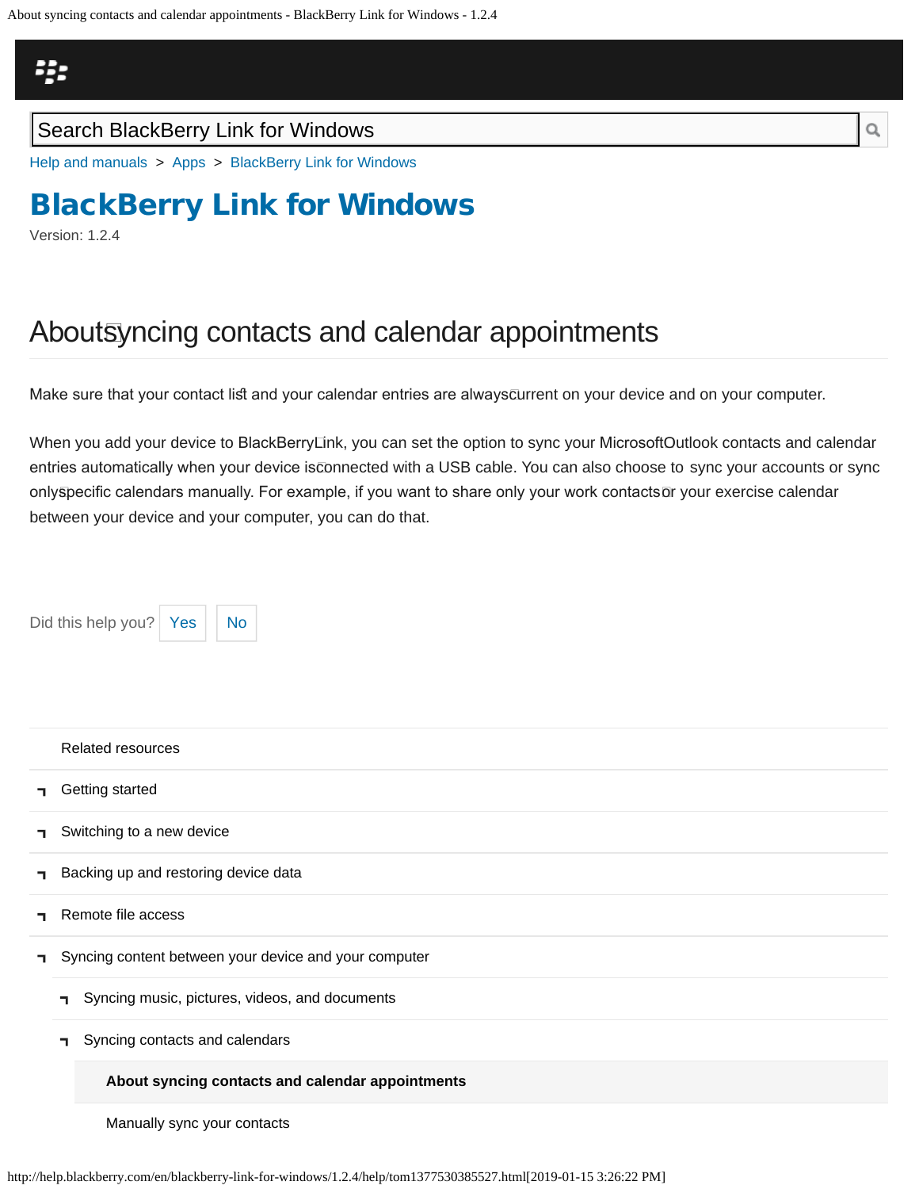Search BlackBerry Link for Windows

Help and manuals > Apps > BlackBerry Link for Windows

# BlackBerry Link for Windows

Version: 1.2.4

## About syncing contacts and calendar appointments

Make sure that your contact list and your calendar entries are always current on your device and on your computer.

When you add your device to BlackBerry Link, you can set the option to sync your Microsoft Outlook contacts and calendar entries automatically when your device is connected with a USB cable. You can also choose to sync your accounts or sync only specific calendars manually. For example, if you want to share only your work contacts or your exercise calendar between your device and your computer, you can do that.

Did this help you? Yes No

Related resources

- Getting started
- Switching to a new device
- Backing up and restoring device data
- Remote file access
- Syncing content between your device and your computer
  - Syncing music, pictures, videos, and documents
  - Syncing contacts and calendars
    - **About syncing contacts and calendar appointments**
    - Manually sync your contacts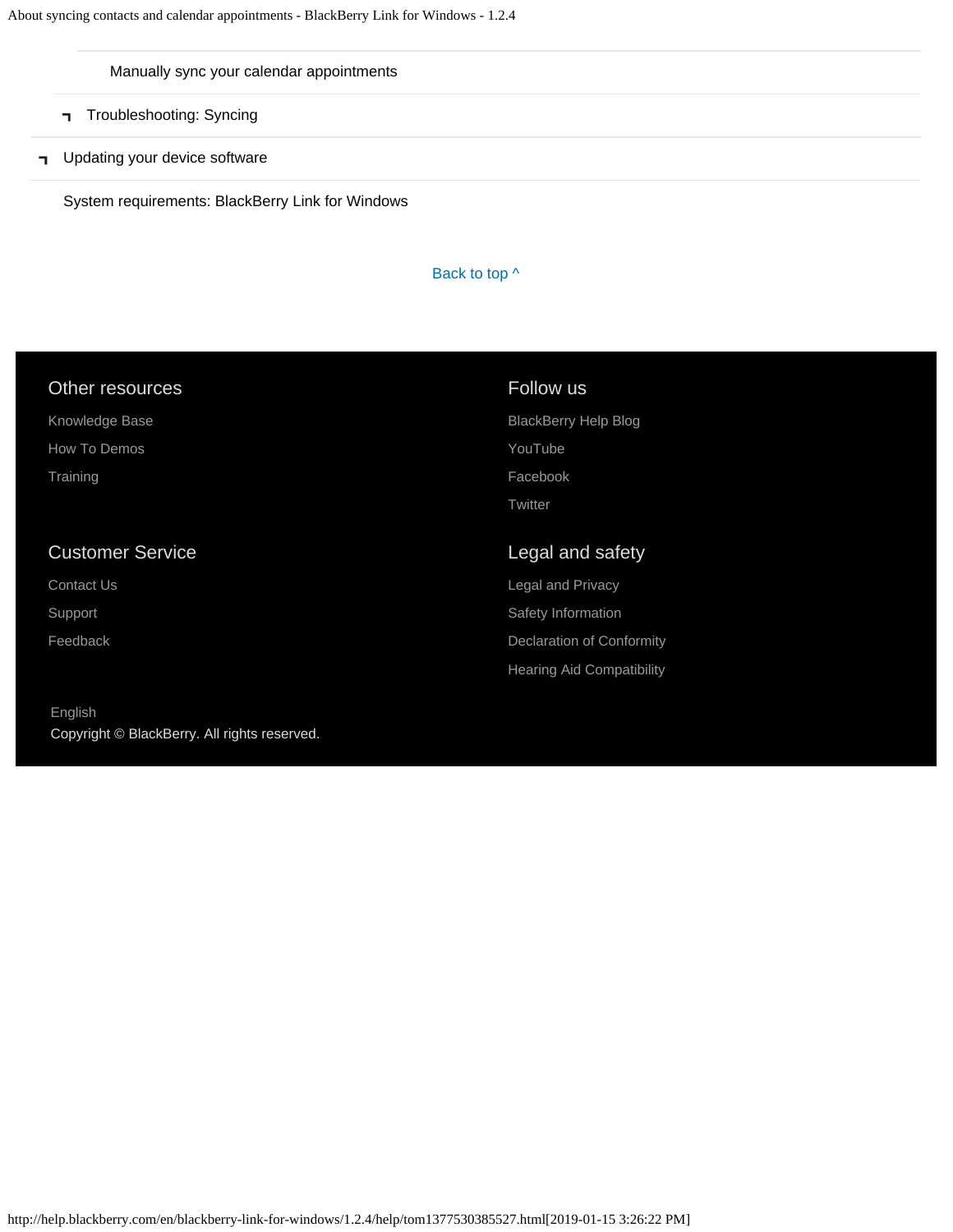- Manually sync your calendar appointments
- Troubleshooting: Syncing
- Updating your device software
- System requirements: BlackBerry Link for Windows

Back to top ^

## Other resources

- Knowledge Base
- How To Demos
- Training

## Follow us

- BlackBerry Help Blog
- YouTube
- Facebook
- Twitter

## Customer Service

- Contact Us
- Support
- Feedback

## Legal and safety

- Legal and Privacy
- Safety Information
- Declaration of Conformity
- Hearing Aid Compatibility

English

Copyright © BlackBerry. All rights reserved.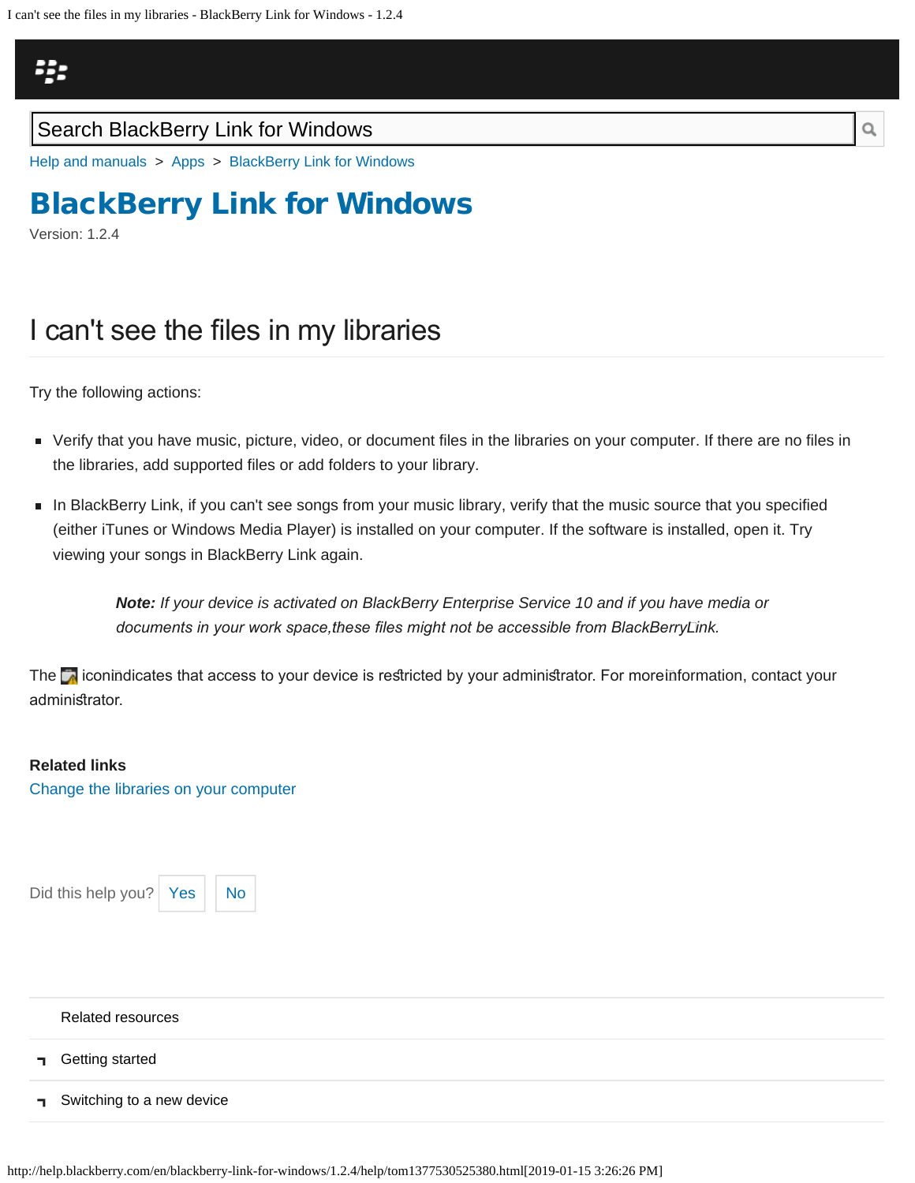Search BlackBerry Link for Windows

Help and manuals > Apps > BlackBerry Link for Windows

# BlackBerry Link for Windows

Version: 1.2.4

## I can't see the files in my libraries

Try the following actions:

- Verify that you have music, picture, video, or document files in the libraries on your computer. If there are no files in the libraries, add supported files or add folders to your library.
- In BlackBerry Link, if you can't see songs from your music library, verify that the music source that you specified (either iTunes or Windows Media Player) is installed on your computer. If the software is installed, open it. Try viewing your songs in BlackBerry Link again.

> ***Note:*** *If your device is activated on BlackBerry Enterprise Service 10 and if you have media or documents in your work space,these files might not be accessible from BlackBerryLink.*

The icon indicates that access to your device is restricted by your administrator. For more information, contact your administrator.

**Related links**

Change the libraries on your computer

Did this help you? Yes No

Related resources

- Getting started
- Switching to a new device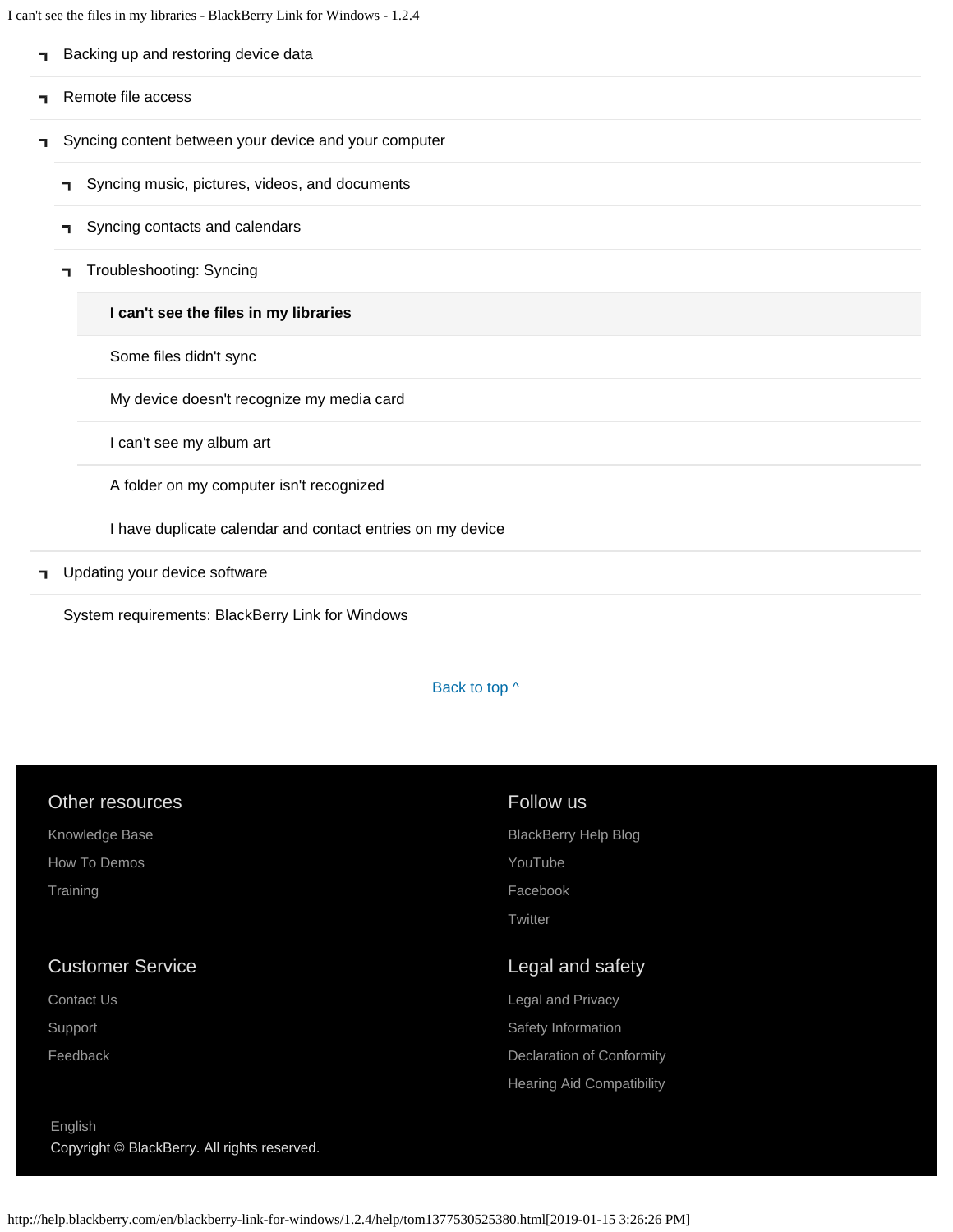- Backing up and restoring device data
- Remote file access
- Syncing content between your device and your computer
  - Syncing music, pictures, videos, and documents
  - Syncing contacts and calendars
  - Troubleshooting: Syncing
    - **I can't see the files in my libraries**
    - Some files didn't sync
    - My device doesn't recognize my media card
    - I can't see my album art
    - A folder on my computer isn't recognized
    - I have duplicate calendar and contact entries on my device
- Updating your device software
- System requirements: BlackBerry Link for Windows

Back to top ^

## Other resources

Knowledge Base

How To Demos

Training

## Follow us

BlackBerry Help Blog

YouTube

Facebook

Twitter

## Customer Service

Contact Us

Support

Feedback

## Legal and safety

Legal and Privacy

Safety Information

Declaration of Conformity

Hearing Aid Compatibility

English

Copyright © BlackBerry. All rights reserved.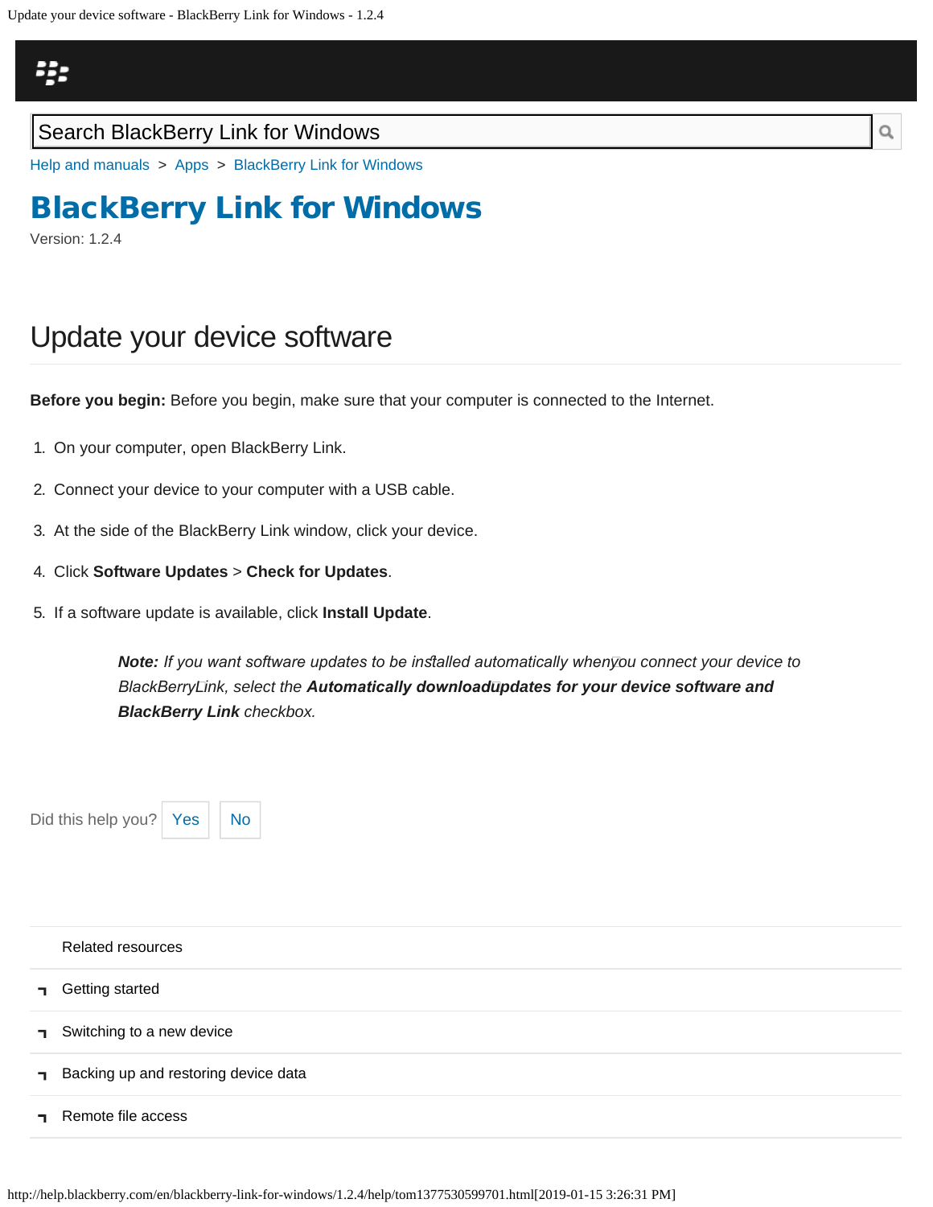Search BlackBerry Link for Windows

Help and manuals > Apps > BlackBerry Link for Windows

# BlackBerry Link for Windows

Version: 1.2.4

## Update your device software

**Before you begin:** Before you begin, make sure that your computer is connected to the Internet.

1. On your computer, open BlackBerry Link.
2. Connect your device to your computer with a USB cable.
3. At the side of the BlackBerry Link window, click your device.
4. Click **Software Updates** > **Check for Updates**.
5. If a software update is available, click **Install Update**.

> ***Note:*** *If you want software updates to be installed automatically when you connect your device to BlackBerry Link, select the* ***Automatically download updates for your device software and BlackBerry Link*** *checkbox.*

Did this help you? Yes No

Related resources

- Getting started
- Switching to a new device
- Backing up and restoring device data
- Remote file access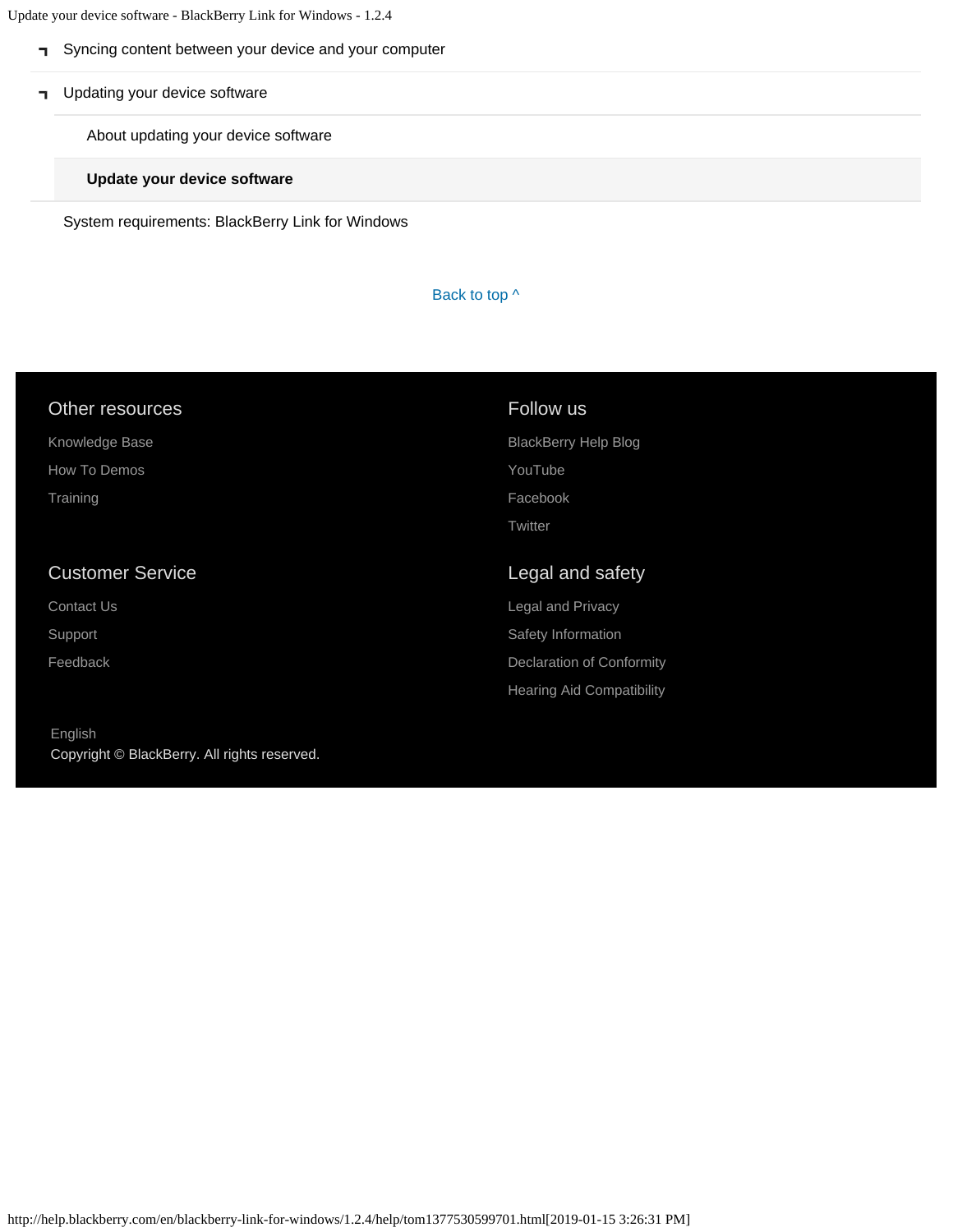- Syncing content between your device and your computer
- Updating your device software
  - About updating your device software
  - **Update your device software**
- System requirements: BlackBerry Link for Windows

Back to top ^

## Other resources

Knowledge Base

How To Demos

Training

## Follow us

BlackBerry Help Blog

YouTube

Facebook

Twitter

## Customer Service

Contact Us

Support

Feedback

## Legal and safety

Legal and Privacy

Safety Information

Declaration of Conformity

Hearing Aid Compatibility

English

Copyright © BlackBerry. All rights reserved.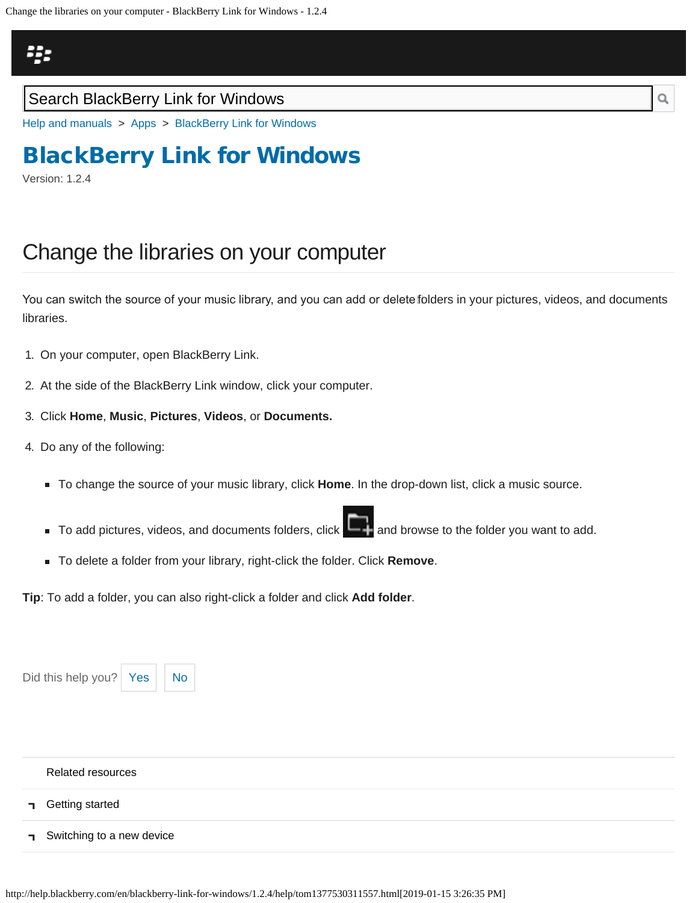Search BlackBerry Link for Windows

Help and manuals > Apps > BlackBerry Link for Windows

# BlackBerry Link for Windows

Version: 1.2.4

## Change the libraries on your computer

You can switch the source of your music library, and you can add or delete folders in your pictures, videos, and documents libraries.

1. On your computer, open BlackBerry Link.
2. At the side of the BlackBerry Link window, click your computer.
3. Click **Home**, **Music**, **Pictures**, **Videos**, or **Documents.**
4. Do any of the following:
   - To change the source of your music library, click **Home**. In the drop-down list, click a music source.
   - To add pictures, videos, and documents folders, click and browse to the folder you want to add.
   - To delete a folder from your library, right-click the folder. Click **Remove**.

**Tip**: To add a folder, you can also right-click a folder and click **Add folder**.

Did this help you? Yes No

Related resources

- Getting started
- Switching to a new device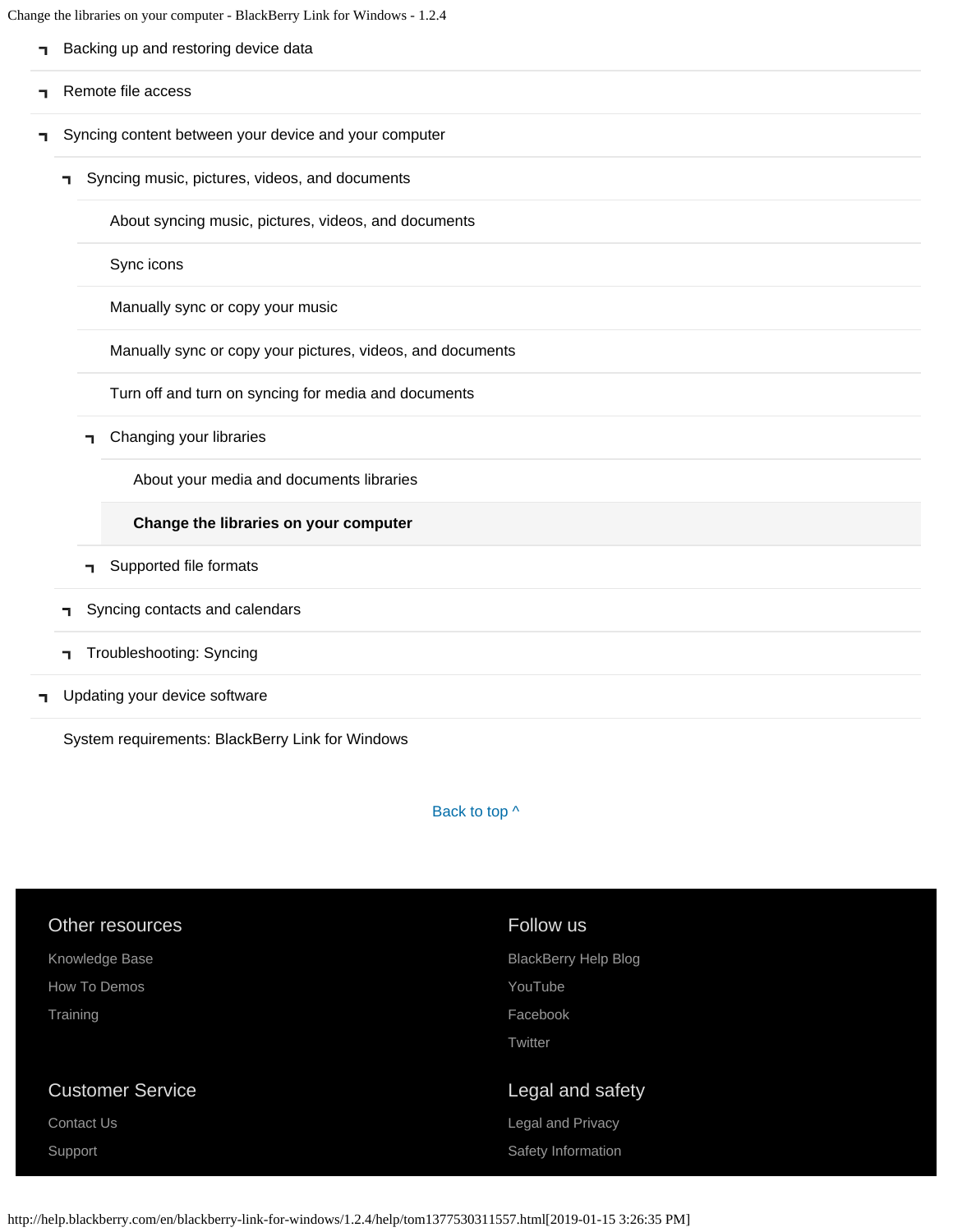- Backing up and restoring device data
- Remote file access
- Syncing content between your device and your computer
  - Syncing music, pictures, videos, and documents
    - About syncing music, pictures, videos, and documents
    - Sync icons
    - Manually sync or copy your music
    - Manually sync or copy your pictures, videos, and documents
    - Turn off and turn on syncing for media and documents
    - Changing your libraries
      - About your media and documents libraries
      - **Change the libraries on your computer**
    - Supported file formats
  - Syncing contacts and calendars
  - Troubleshooting: Syncing
- Updating your device software
- System requirements: BlackBerry Link for Windows

Back to top ^

### Other resources

Knowledge Base

How To Demos

Training

### Follow us

BlackBerry Help Blog

YouTube

Facebook

Twitter

### Customer Service

Contact Us

Support

### Legal and safety

Legal and Privacy

Safety Information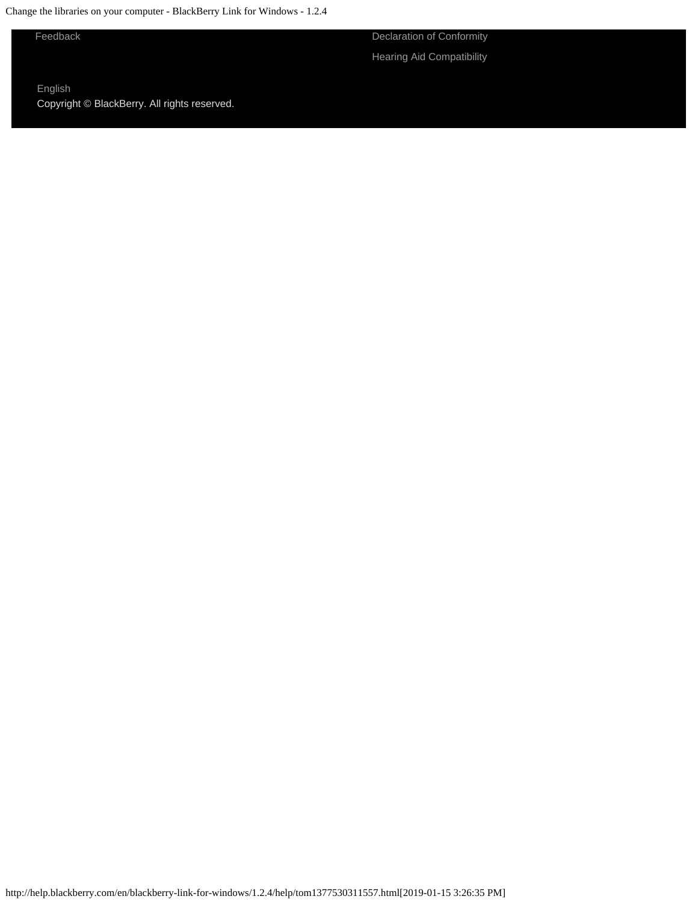Feedback

Declaration of Conformity

Hearing Aid Compatibility

English

Copyright © BlackBerry. All rights reserved.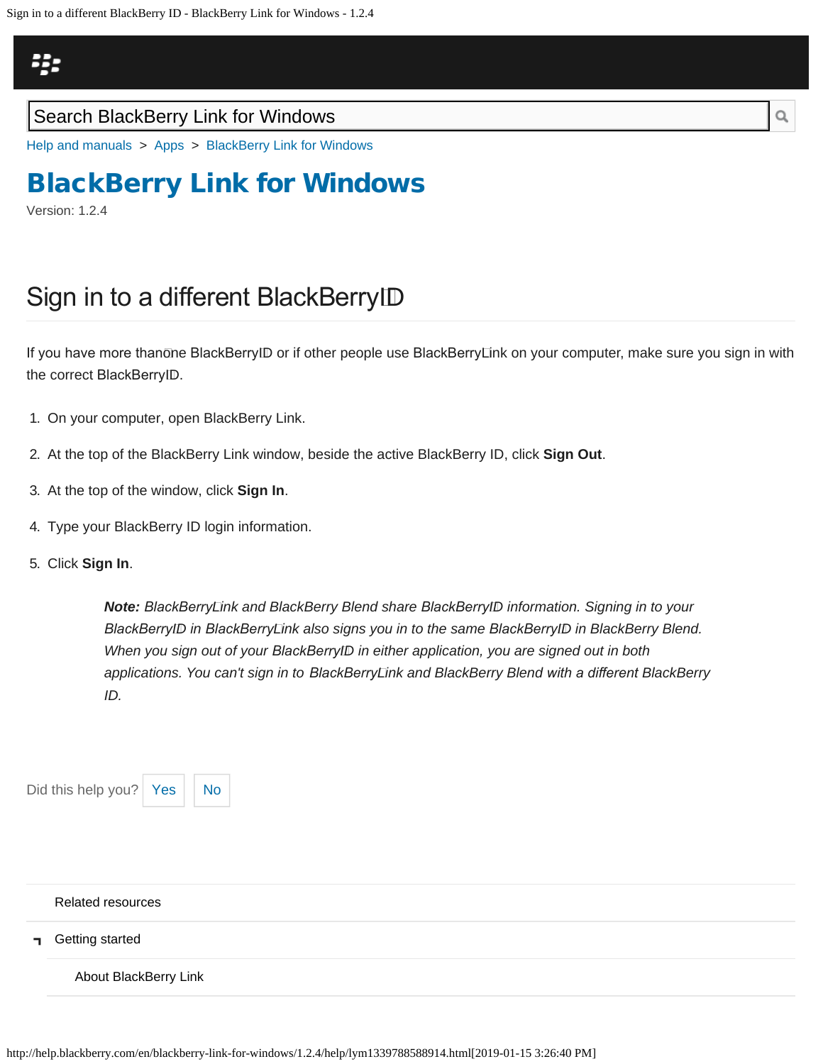Search BlackBerry Link for Windows

Help and manuals > Apps > BlackBerry Link for Windows

# BlackBerry Link for Windows

Version: 1.2.4

## Sign in to a different BlackBerry ID

If you have more than one BlackBerry ID or if other people use BlackBerry Link on your computer, make sure you sign in with the correct BlackBerry ID.

1. On your computer, open BlackBerry Link.
2. At the top of the BlackBerry Link window, beside the active BlackBerry ID, click **Sign Out**.
3. At the top of the window, click **Sign In**.
4. Type your BlackBerry ID login information.
5. Click **Sign In**.

> ***Note:*** *BlackBerry Link and BlackBerry Blend share BlackBerry ID information. Signing in to your BlackBerry ID in BlackBerry Link also signs you in to the same BlackBerry ID in BlackBerry Blend. When you sign out of your BlackBerry ID in either application, you are signed out in both applications. You can't sign in to BlackBerry Link and BlackBerry Blend with a different BlackBerry ID.*

Did this help you? Yes No

Related resources

- Getting started
  - About BlackBerry Link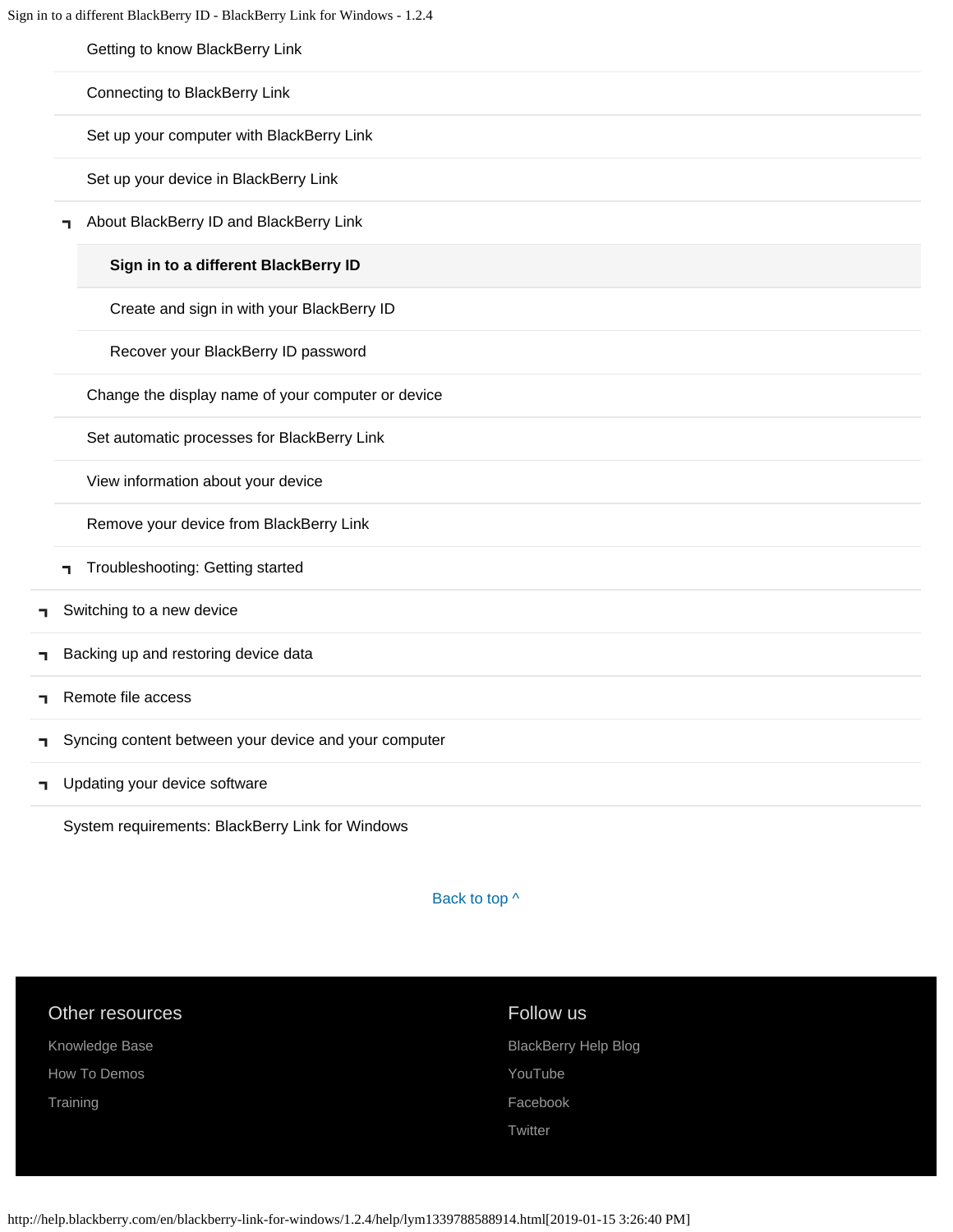- Getting to know BlackBerry Link
- Connecting to BlackBerry Link
- Set up your computer with BlackBerry Link
- Set up your device in BlackBerry Link
- About BlackBerry ID and BlackBerry Link
  - **Sign in to a different BlackBerry ID**
  - Create and sign in with your BlackBerry ID
  - Recover your BlackBerry ID password
- Change the display name of your computer or device
- Set automatic processes for BlackBerry Link
- View information about your device
- Remove your device from BlackBerry Link
- Troubleshooting: Getting started

- Switching to a new device
- Backing up and restoring device data
- Remote file access
- Syncing content between your device and your computer
- Updating your device software
- System requirements: BlackBerry Link for Windows

Back to top ^

## Other resources

Knowledge Base

How To Demos

Training

## Follow us

BlackBerry Help Blog

YouTube

Facebook

Twitter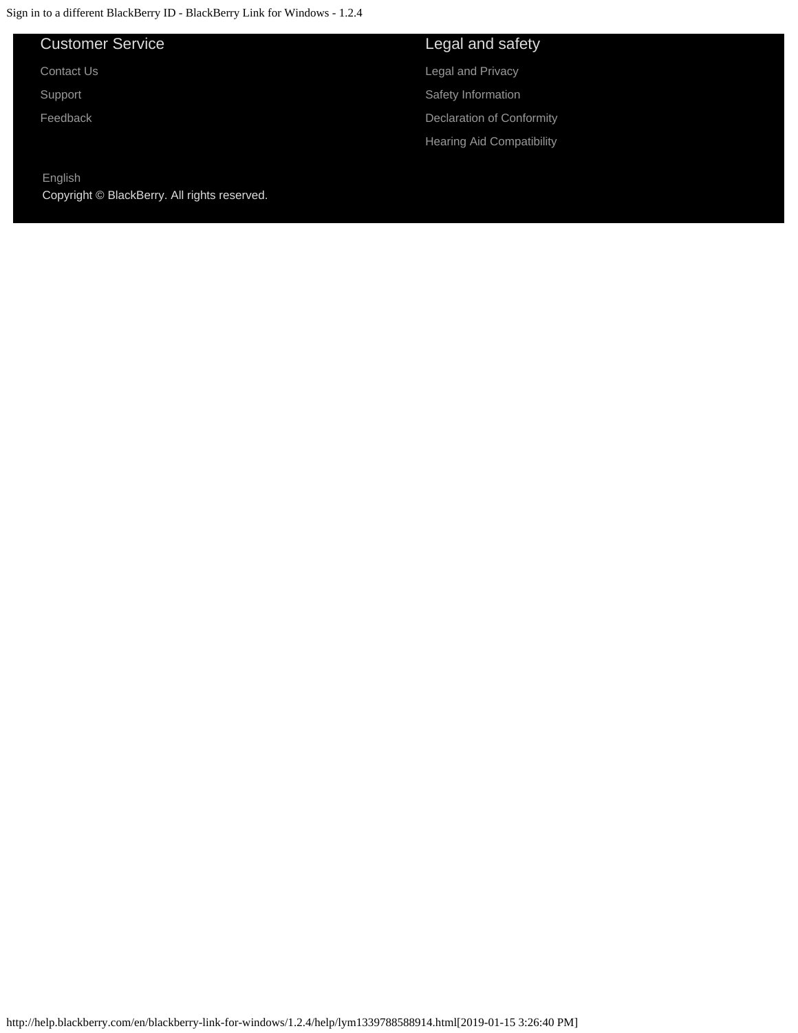## Customer Service

Contact Us

Support

Feedback

## Legal and safety

Legal and Privacy

Safety Information

Declaration of Conformity

Hearing Aid Compatibility

English

Copyright © BlackBerry. All rights reserved.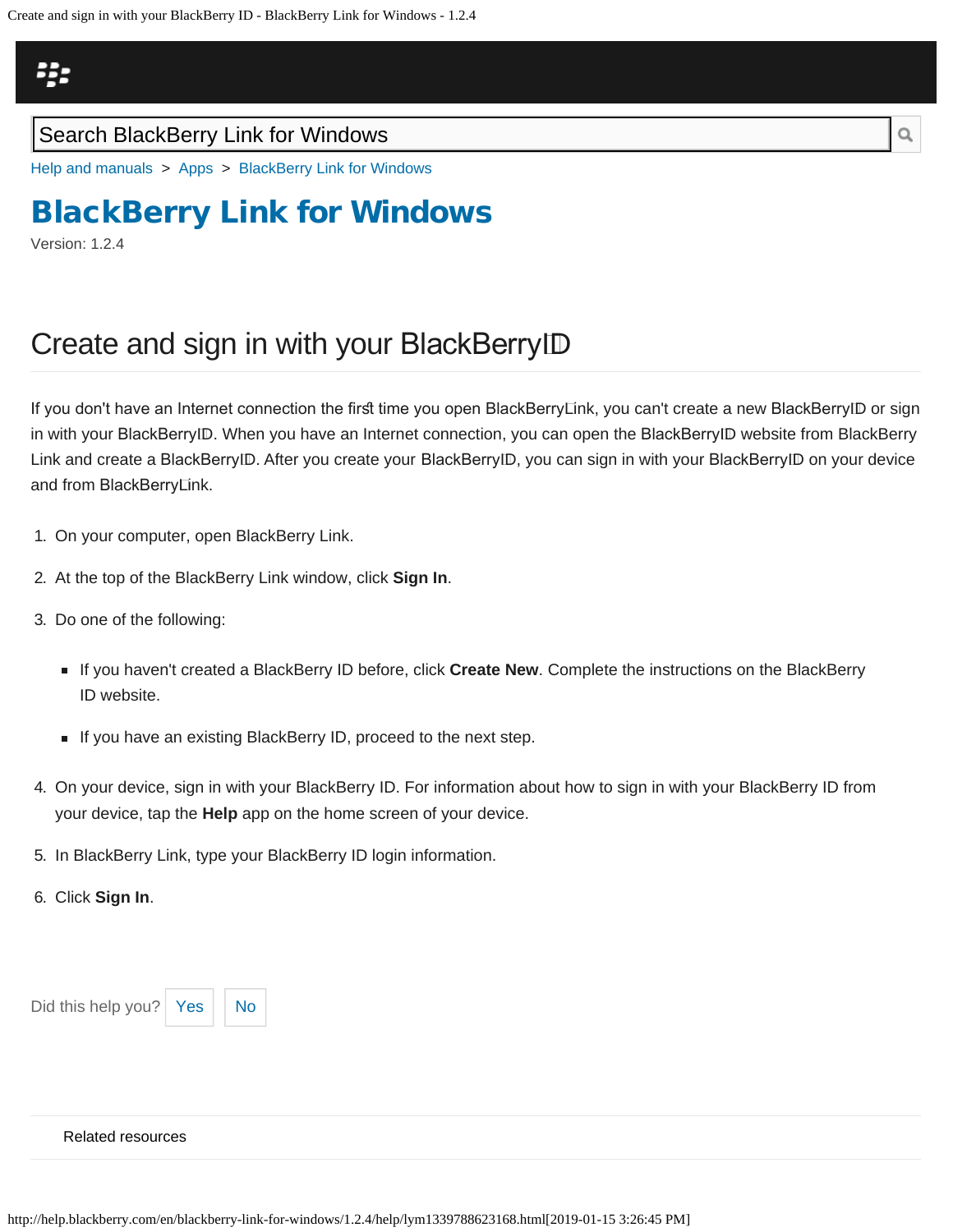Search BlackBerry Link for Windows

Help and manuals > Apps > BlackBerry Link for Windows

# BlackBerry Link for Windows

Version: 1.2.4

## Create and sign in with your BlackBerry ID

If you don't have an Internet connection the first time you open BlackBerry Link, you can't create a new BlackBerry ID or sign in with your BlackBerry ID. When you have an Internet connection, you can open the BlackBerry ID website from BlackBerry Link and create a BlackBerry ID. After you create your BlackBerry ID, you can sign in with your BlackBerry ID on your device and from BlackBerry Link.

1. On your computer, open BlackBerry Link.
2. At the top of the BlackBerry Link window, click **Sign In**.
3. Do one of the following:
   - If you haven't created a BlackBerry ID before, click **Create New**. Complete the instructions on the BlackBerry ID website.
   - If you have an existing BlackBerry ID, proceed to the next step.
4. On your device, sign in with your BlackBerry ID. For information about how to sign in with your BlackBerry ID from your device, tap the **Help** app on the home screen of your device.
5. In BlackBerry Link, type your BlackBerry ID login information.
6. Click **Sign In**.

Did this help you? Yes No

Related resources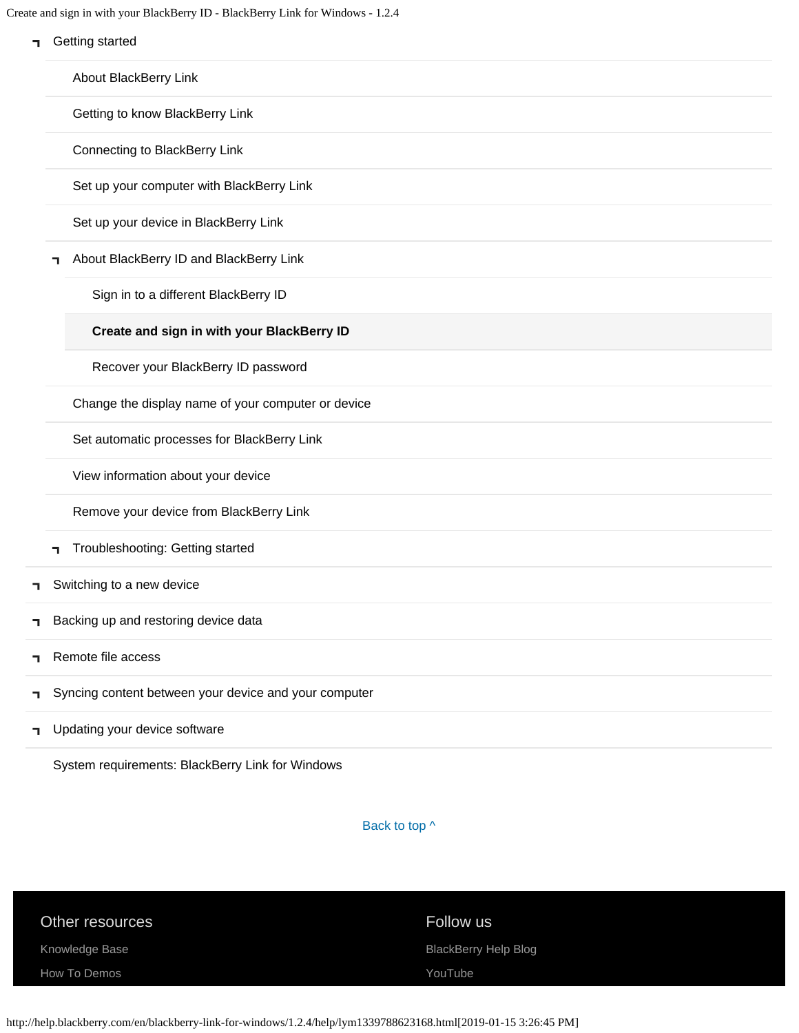- Getting started
  - About BlackBerry Link
  - Getting to know BlackBerry Link
  - Connecting to BlackBerry Link
  - Set up your computer with BlackBerry Link
  - Set up your device in BlackBerry Link
  - About BlackBerry ID and BlackBerry Link
    - Sign in to a different BlackBerry ID
    - **Create and sign in with your BlackBerry ID**
    - Recover your BlackBerry ID password
  - Change the display name of your computer or device
  - Set automatic processes for BlackBerry Link
  - View information about your device
  - Remove your device from BlackBerry Link
  - Troubleshooting: Getting started
- Switching to a new device
- Backing up and restoring device data
- Remote file access
- Syncing content between your device and your computer
- Updating your device software
- System requirements: BlackBerry Link for Windows

Back to top ^

Other resources

Knowledge Base

How To Demos

Follow us

BlackBerry Help Blog

YouTube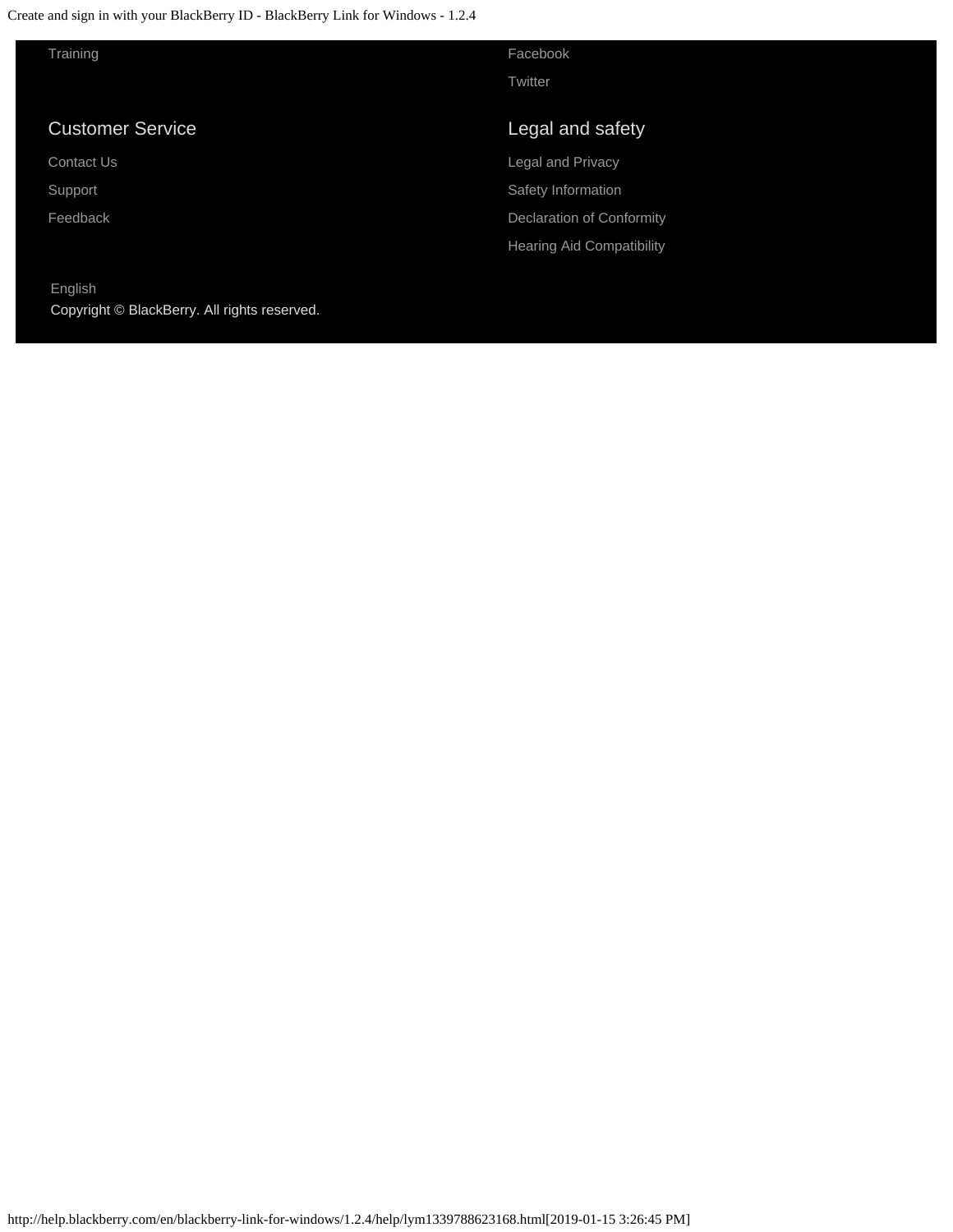Training

Facebook

Twitter

## Customer Service

Contact Us

Support

Feedback

## Legal and safety

Legal and Privacy

Safety Information

Declaration of Conformity

Hearing Aid Compatibility

English

Copyright © BlackBerry. All rights reserved.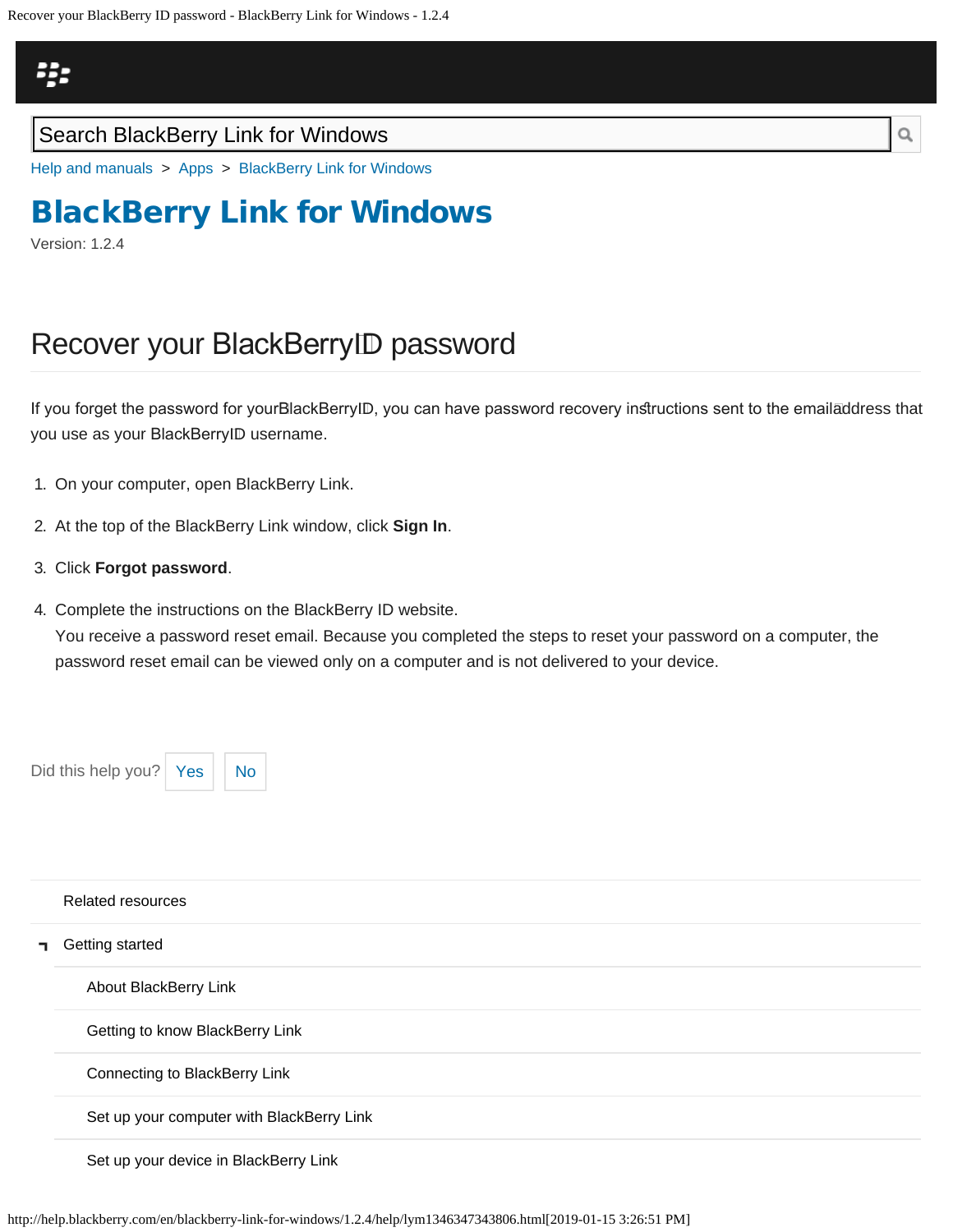Search BlackBerry Link for Windows

Help and manuals > Apps > BlackBerry Link for Windows

# BlackBerry Link for Windows

Version: 1.2.4

## Recover your BlackBerry ID password

If you forget the password for your BlackBerry ID, you can have password recovery instructions sent to the email address that you use as your BlackBerry ID username.

1. On your computer, open BlackBerry Link.
2. At the top of the BlackBerry Link window, click **Sign In**.
3. Click **Forgot password**.
4. Complete the instructions on the BlackBerry ID website.
   You receive a password reset email. Because you completed the steps to reset your password on a computer, the password reset email can be viewed only on a computer and is not delivered to your device.

Did this help you? Yes No

Related resources

Getting started

- About BlackBerry Link
- Getting to know BlackBerry Link
- Connecting to BlackBerry Link
- Set up your computer with BlackBerry Link
- Set up your device in BlackBerry Link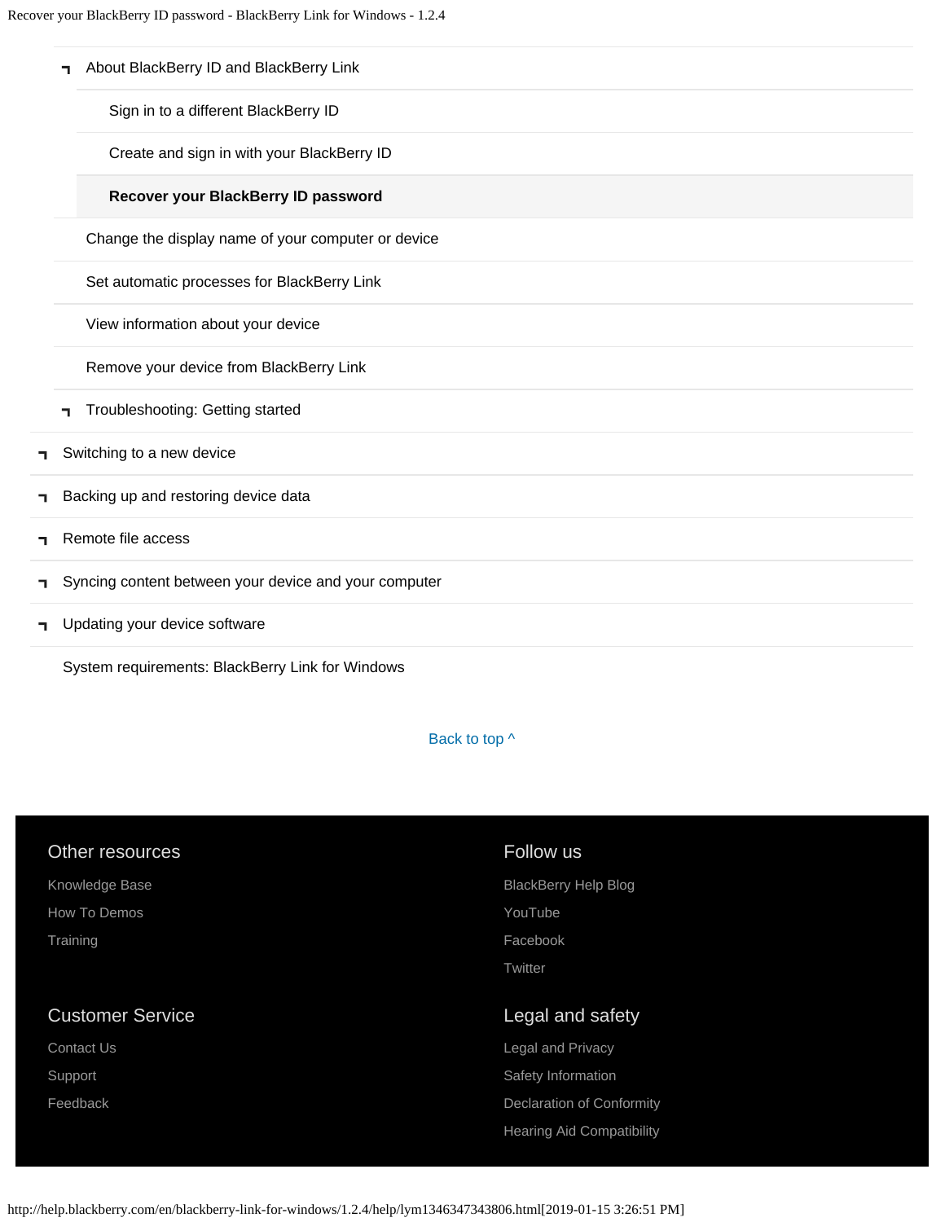- About BlackBerry ID and BlackBerry Link
  - Sign in to a different BlackBerry ID
  - Create and sign in with your BlackBerry ID
  - **Recover your BlackBerry ID password**
- Change the display name of your computer or device
- Set automatic processes for BlackBerry Link
- View information about your device
- Remove your device from BlackBerry Link
- Troubleshooting: Getting started

- Switching to a new device
- Backing up and restoring device data
- Remote file access
- Syncing content between your device and your computer
- Updating your device software
- System requirements: BlackBerry Link for Windows

Back to top ^

### Other resources

Knowledge Base

How To Demos

Training

### Follow us

BlackBerry Help Blog

YouTube

Facebook

Twitter

### Customer Service

Contact Us

Support

Feedback

### Legal and safety

Legal and Privacy

Safety Information

Declaration of Conformity

Hearing Aid Compatibility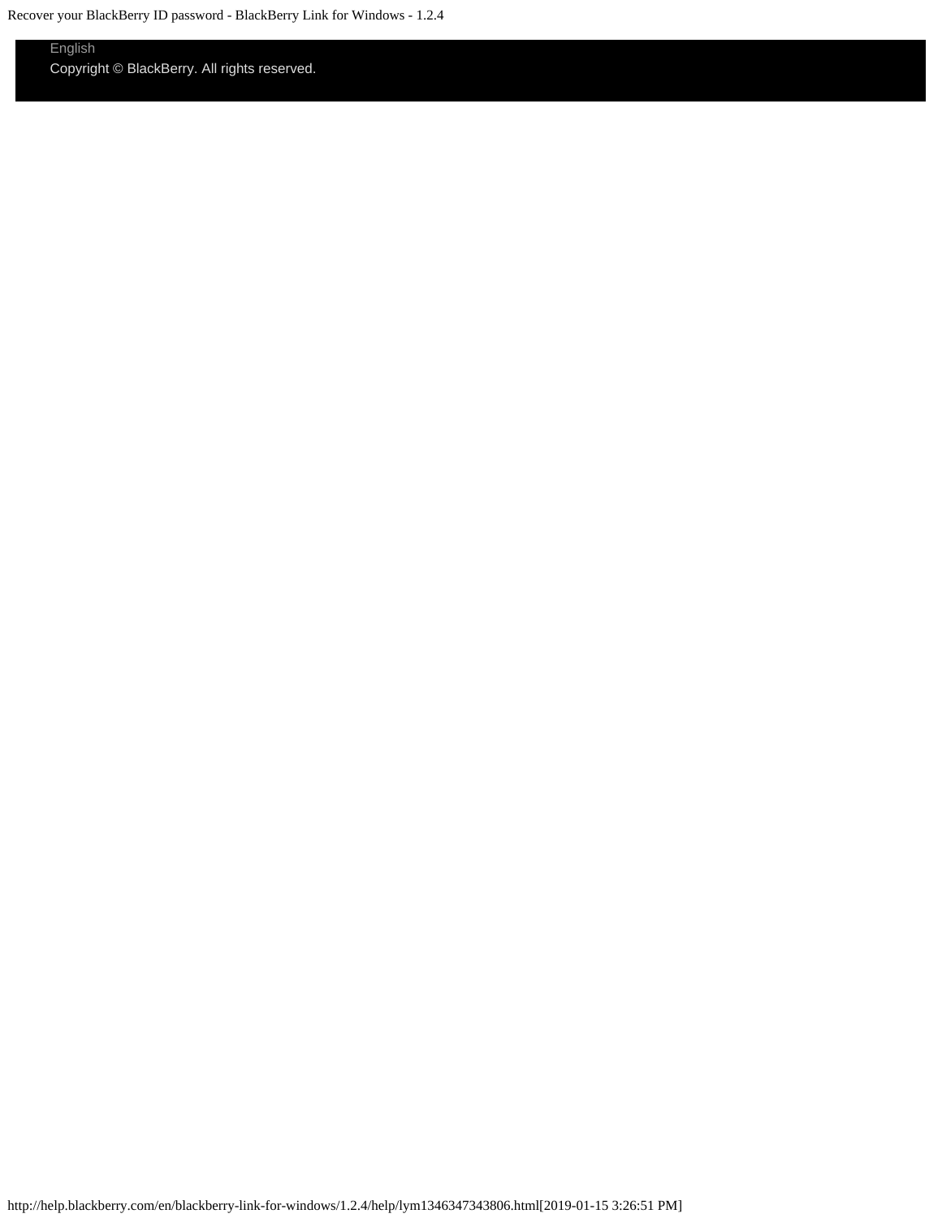English

Copyright © BlackBerry. All rights reserved.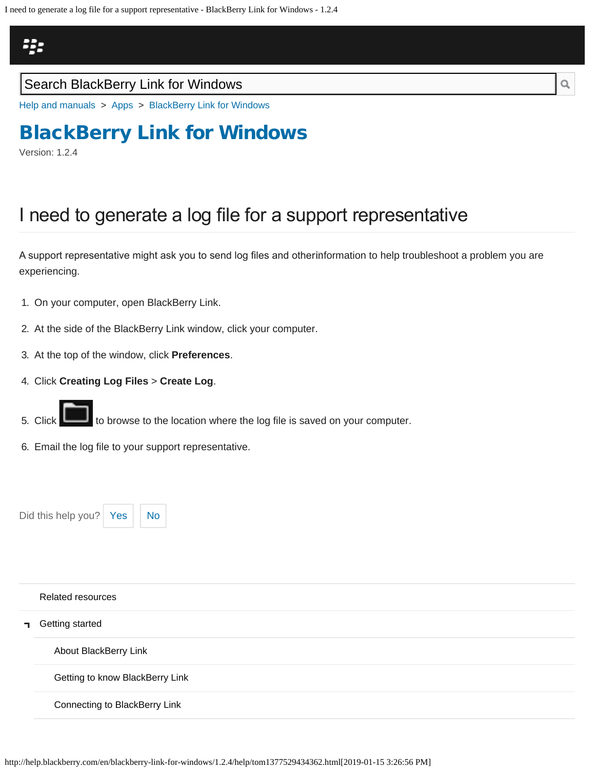Search BlackBerry Link for Windows

Help and manuals > Apps > BlackBerry Link for Windows

# BlackBerry Link for Windows

Version: 1.2.4

## I need to generate a log file for a support representative

A support representative might ask you to send log files and other information to help troubleshoot a problem you are experiencing.

1. On your computer, open BlackBerry Link.
2. At the side of the BlackBerry Link window, click your computer.
3. At the top of the window, click **Preferences**.
4. Click **Creating Log Files** > **Create Log**.
5. Click to browse to the location where the log file is saved on your computer.
6. Email the log file to your support representative.

Did this help you? Yes No

Related resources

Getting started

- About BlackBerry Link
- Getting to know BlackBerry Link
- Connecting to BlackBerry Link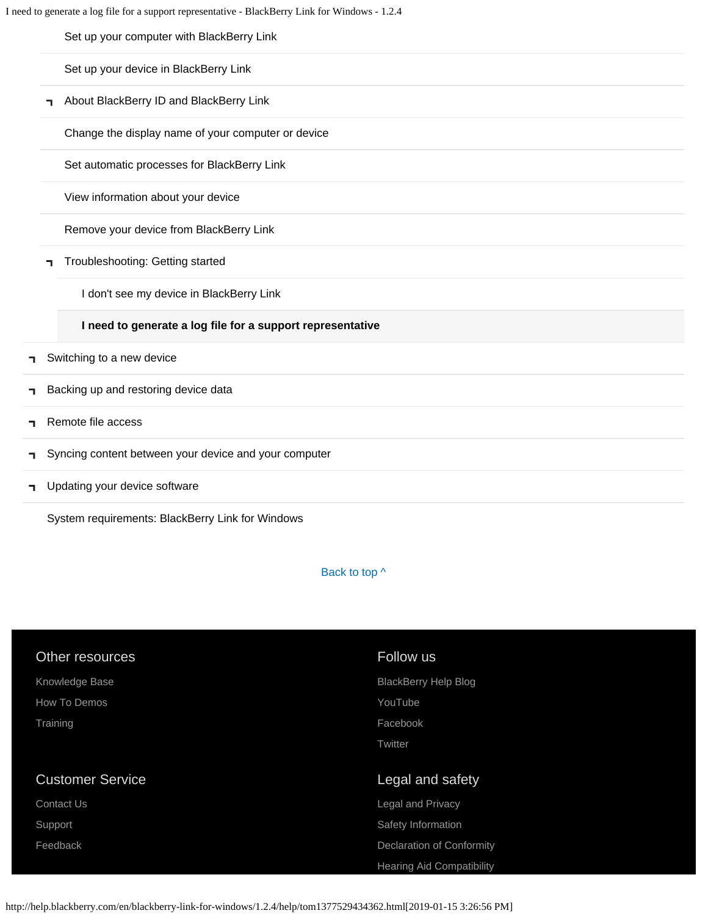- Set up your computer with BlackBerry Link
- Set up your device in BlackBerry Link
- About BlackBerry ID and BlackBerry Link
- Change the display name of your computer or device
- Set automatic processes for BlackBerry Link
- View information about your device
- Remove your device from BlackBerry Link
- Troubleshooting: Getting started
  - I don't see my device in BlackBerry Link
  - **I need to generate a log file for a support representative**
- Switching to a new device
- Backing up and restoring device data
- Remote file access
- Syncing content between your device and your computer
- Updating your device software
- System requirements: BlackBerry Link for Windows

Back to top ^

### Other resources

Knowledge Base

How To Demos

Training

### Follow us

BlackBerry Help Blog

YouTube

Facebook

Twitter

### Customer Service

Contact Us

Support

Feedback

### Legal and safety

Legal and Privacy

Safety Information

Declaration of Conformity

Hearing Aid Compatibility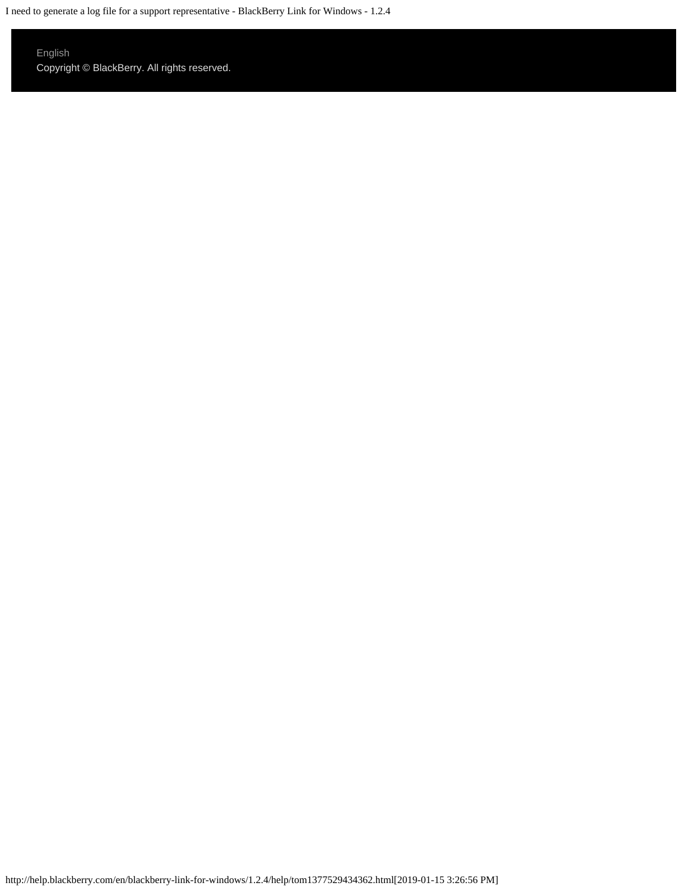English

Copyright © BlackBerry. All rights reserved.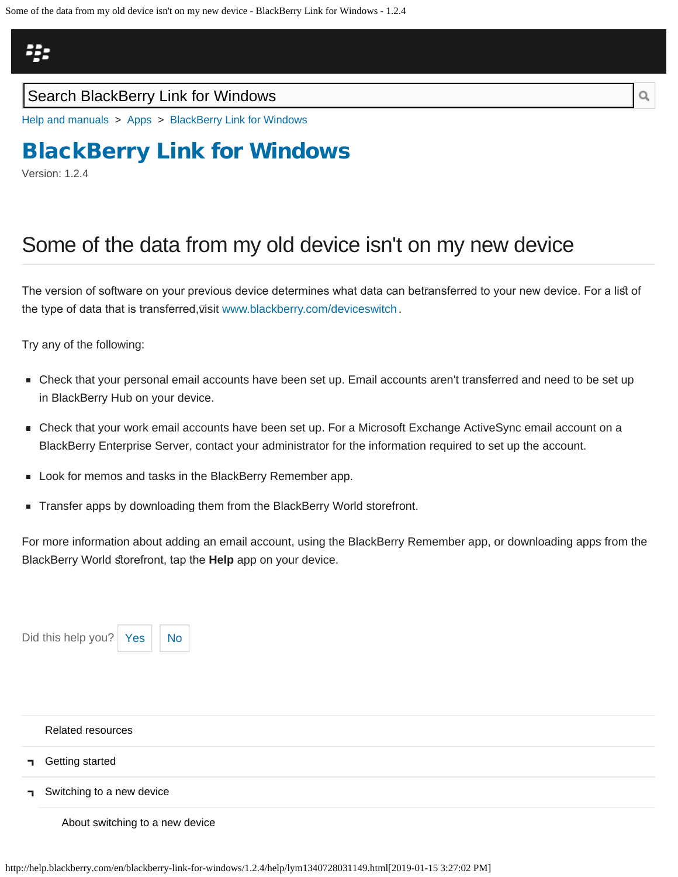Search BlackBerry Link for Windows

Help and manuals > Apps > BlackBerry Link for Windows

# BlackBerry Link for Windows

Version: 1.2.4

## Some of the data from my old device isn't on my new device

The version of software on your previous device determines what data can be transferred to your new device. For a list of the type of data that is transferred, visit www.blackberry.com/deviceswitch.

Try any of the following:

- Check that your personal email accounts have been set up. Email accounts aren't transferred and need to be set up in BlackBerry Hub on your device.
- Check that your work email accounts have been set up. For a Microsoft Exchange ActiveSync email account on a BlackBerry Enterprise Server, contact your administrator for the information required to set up the account.
- Look for memos and tasks in the BlackBerry Remember app.
- Transfer apps by downloading them from the BlackBerry World storefront.

For more information about adding an email account, using the BlackBerry Remember app, or downloading apps from the BlackBerry World storefront, tap the **Help** app on your device.

Did this help you? Yes No

Related resources

- Getting started
- Switching to a new device
  - About switching to a new device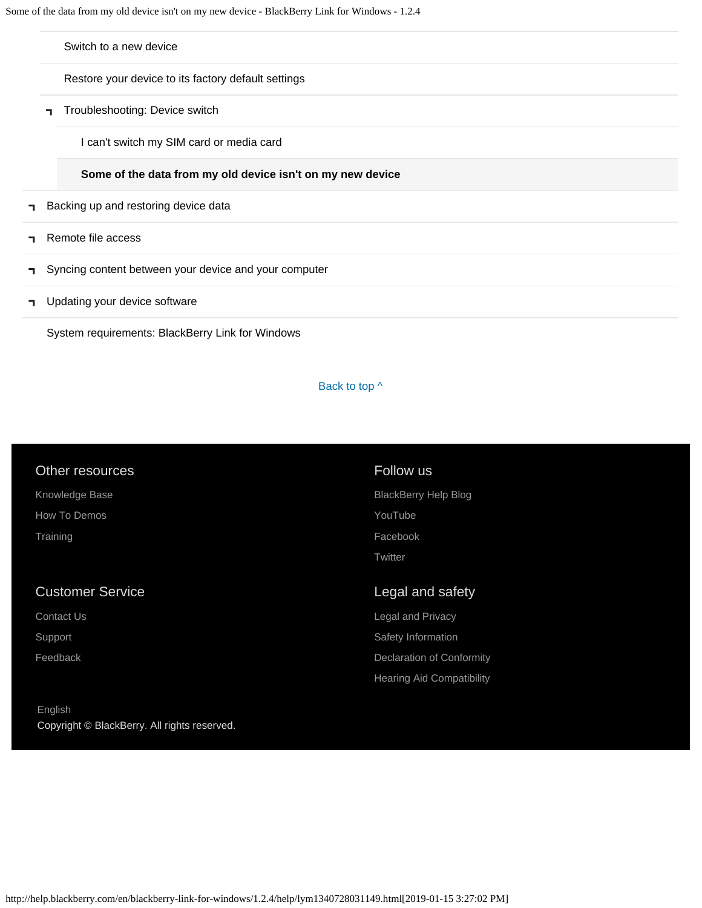Switch to a new device

Restore your device to its factory default settings

- Troubleshooting: Device switch
  - I can't switch my SIM card or media card
  - **Some of the data from my old device isn't on my new device**
- Backing up and restoring device data
- Remote file access
- Syncing content between your device and your computer
- Updating your device software

System requirements: BlackBerry Link for Windows

Back to top ^

## Other resources

Knowledge Base

How To Demos

Training

## Follow us

BlackBerry Help Blog

YouTube

Facebook

Twitter

## Customer Service

Contact Us

Support

Feedback

## Legal and safety

Legal and Privacy

Safety Information

Declaration of Conformity

Hearing Aid Compatibility

English

Copyright © BlackBerry. All rights reserved.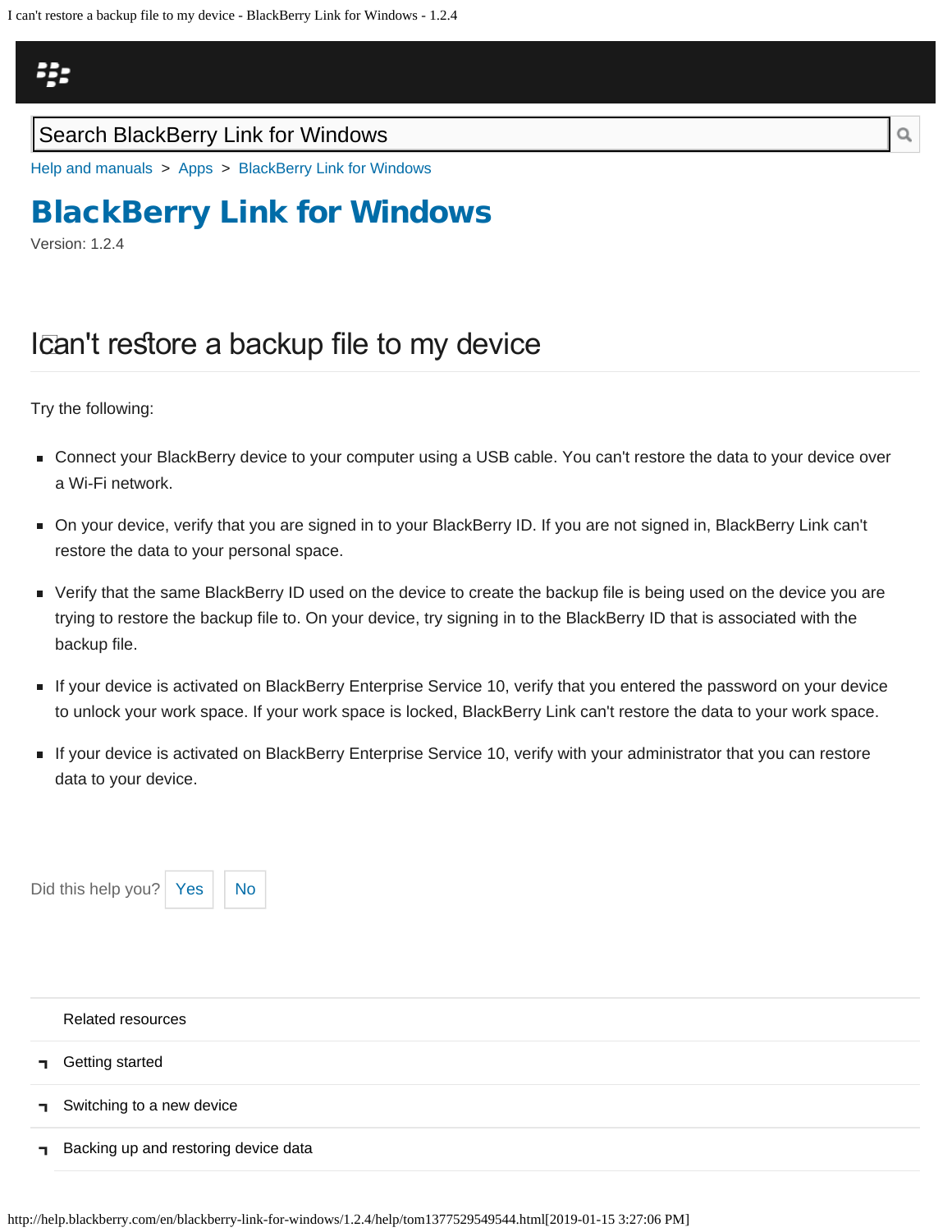Search BlackBerry Link for Windows

Help and manuals > Apps > BlackBerry Link for Windows

# BlackBerry Link for Windows

Version: 1.2.4

## I can't restore a backup file to my device

Try the following:

- Connect your BlackBerry device to your computer using a USB cable. You can't restore the data to your device over a Wi-Fi network.
- On your device, verify that you are signed in to your BlackBerry ID. If you are not signed in, BlackBerry Link can't restore the data to your personal space.
- Verify that the same BlackBerry ID used on the device to create the backup file is being used on the device you are trying to restore the backup file to. On your device, try signing in to the BlackBerry ID that is associated with the backup file.
- If your device is activated on BlackBerry Enterprise Service 10, verify that you entered the password on your device to unlock your work space. If your work space is locked, BlackBerry Link can't restore the data to your work space.
- If your device is activated on BlackBerry Enterprise Service 10, verify with your administrator that you can restore data to your device.

Did this help you? Yes No

Related resources

- Getting started
- Switching to a new device
- Backing up and restoring device data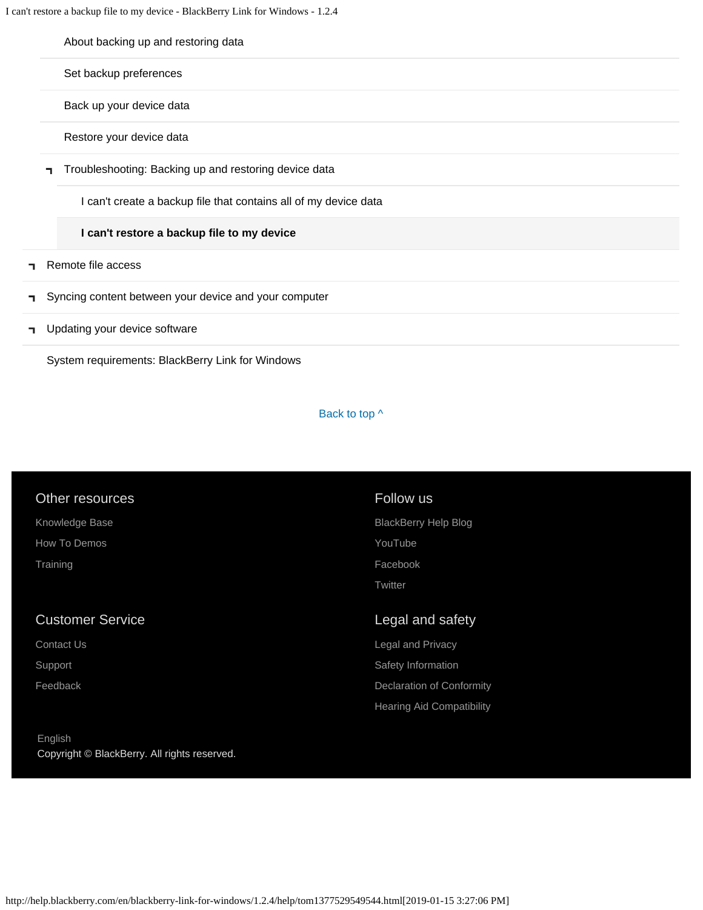- About backing up and restoring data
- Set backup preferences
- Back up your device data
- Restore your device data
- Troubleshooting: Backing up and restoring device data
  - I can't create a backup file that contains all of my device data
  - **I can't restore a backup file to my device**
- Remote file access
- Syncing content between your device and your computer
- Updating your device software
- System requirements: BlackBerry Link for Windows

Back to top ^

### Other resources

Knowledge Base

How To Demos

Training

### Follow us

BlackBerry Help Blog

YouTube

Facebook

Twitter

### Customer Service

Contact Us

Support

Feedback

### Legal and safety

Legal and Privacy

Safety Information

Declaration of Conformity

Hearing Aid Compatibility

English

Copyright © BlackBerry. All rights reserved.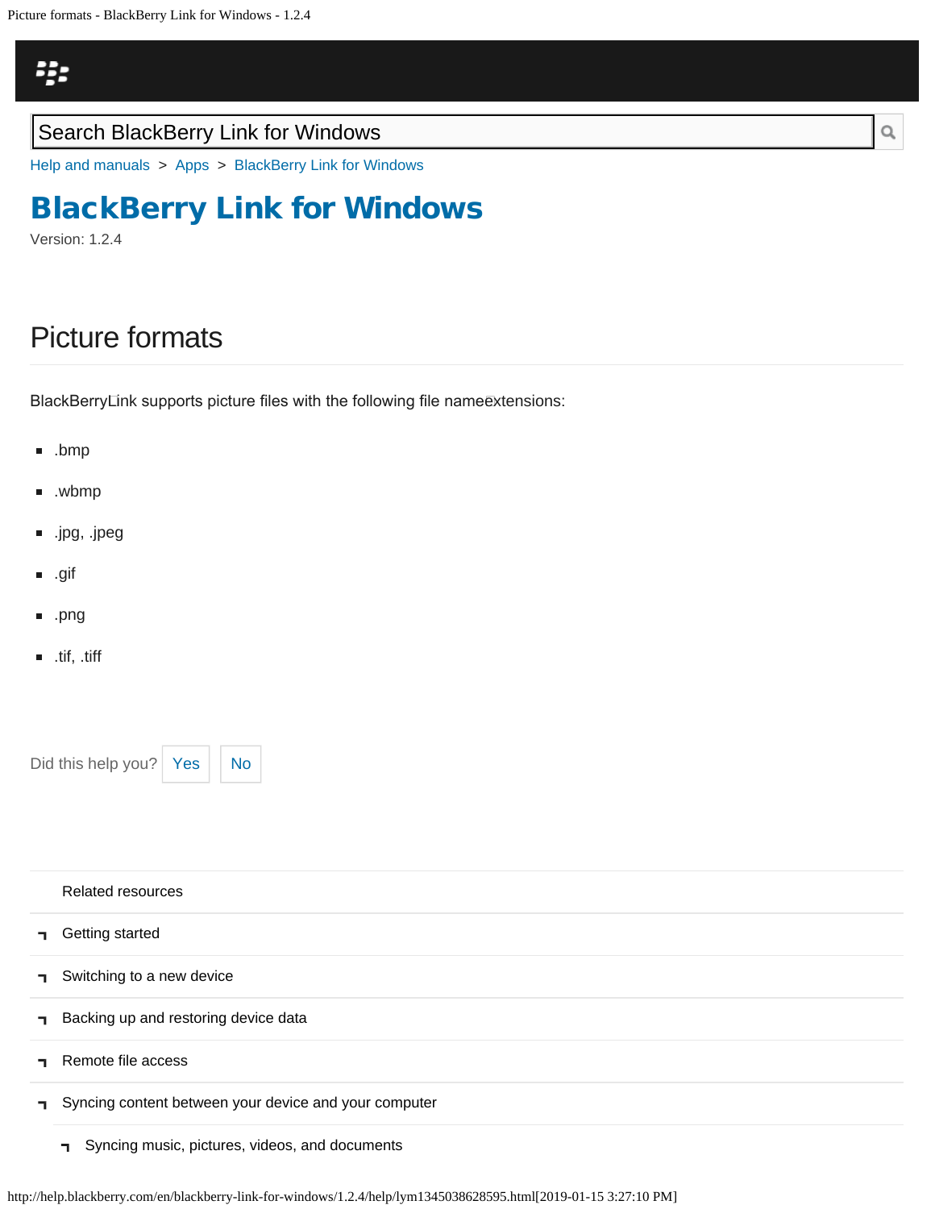Search BlackBerry Link for Windows

Help and manuals > Apps > BlackBerry Link for Windows

# BlackBerry Link for Windows

Version: 1.2.4

## Picture formats

BlackBerryLink supports picture files with the following file nameextensions:

- .bmp
- .wbmp
- .jpg, .jpeg
- .gif
- .png
- .tif, .tiff

Did this help you? Yes No

Related resources

- Getting started
- Switching to a new device
- Backing up and restoring device data
- Remote file access
- Syncing content between your device and your computer
  - Syncing music, pictures, videos, and documents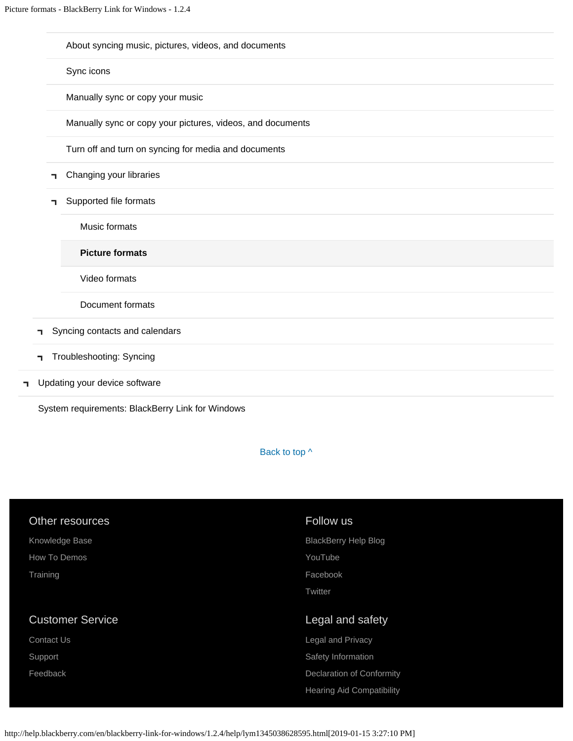- About syncing music, pictures, videos, and documents
- Sync icons
- Manually sync or copy your music
- Manually sync or copy your pictures, videos, and documents
- Turn off and turn on syncing for media and documents
- Changing your libraries
- Supported file formats
  - Music formats
  - **Picture formats**
  - Video formats
  - Document formats
- Syncing contacts and calendars
- Troubleshooting: Syncing
- Updating your device software
- System requirements: BlackBerry Link for Windows

Back to top ^

### Other resources

Knowledge Base

How To Demos

Training

### Follow us

BlackBerry Help Blog

YouTube

Facebook

Twitter

### Customer Service

Contact Us

Support

Feedback

### Legal and safety

Legal and Privacy

Safety Information

Declaration of Conformity

Hearing Aid Compatibility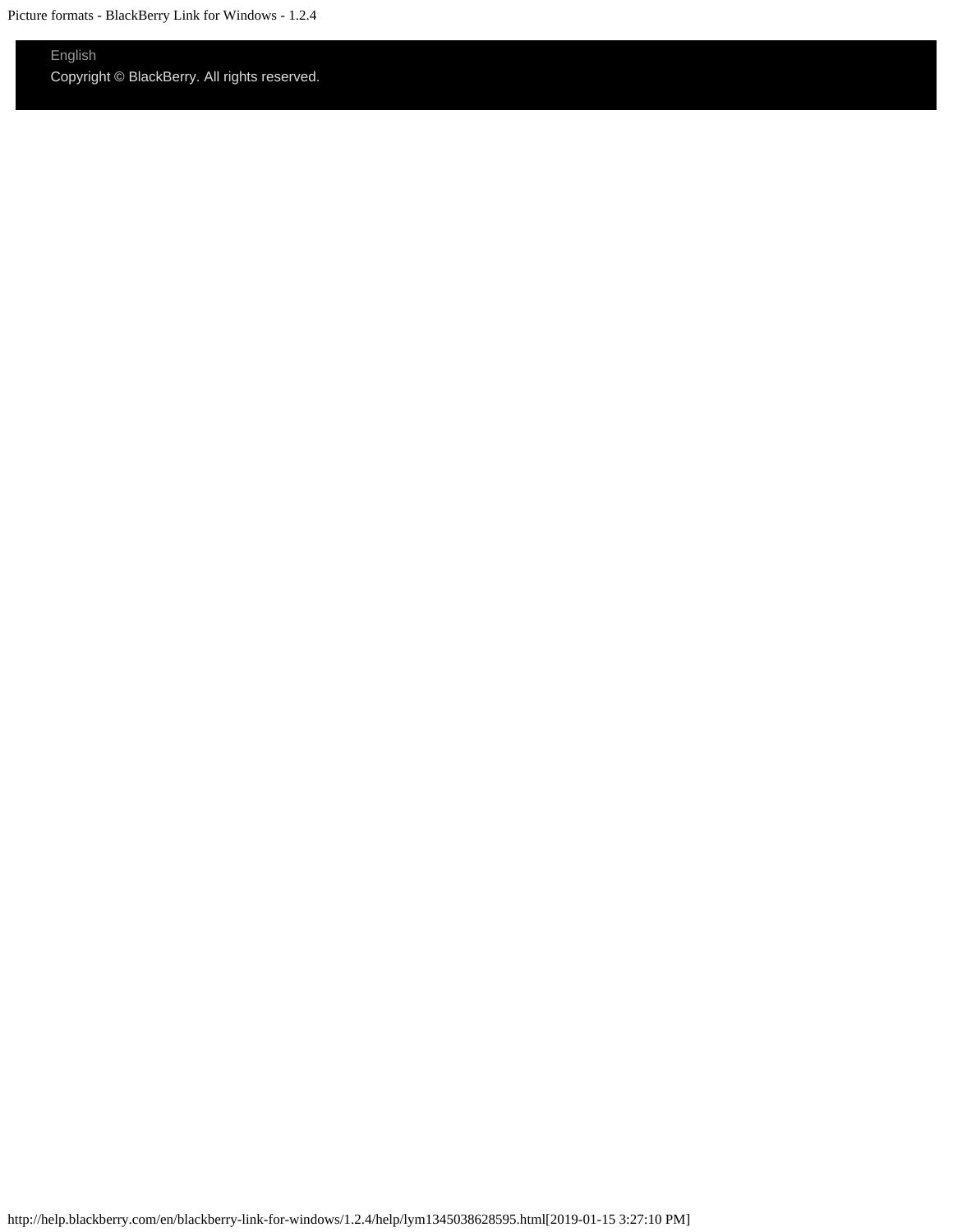English

Copyright © BlackBerry. All rights reserved.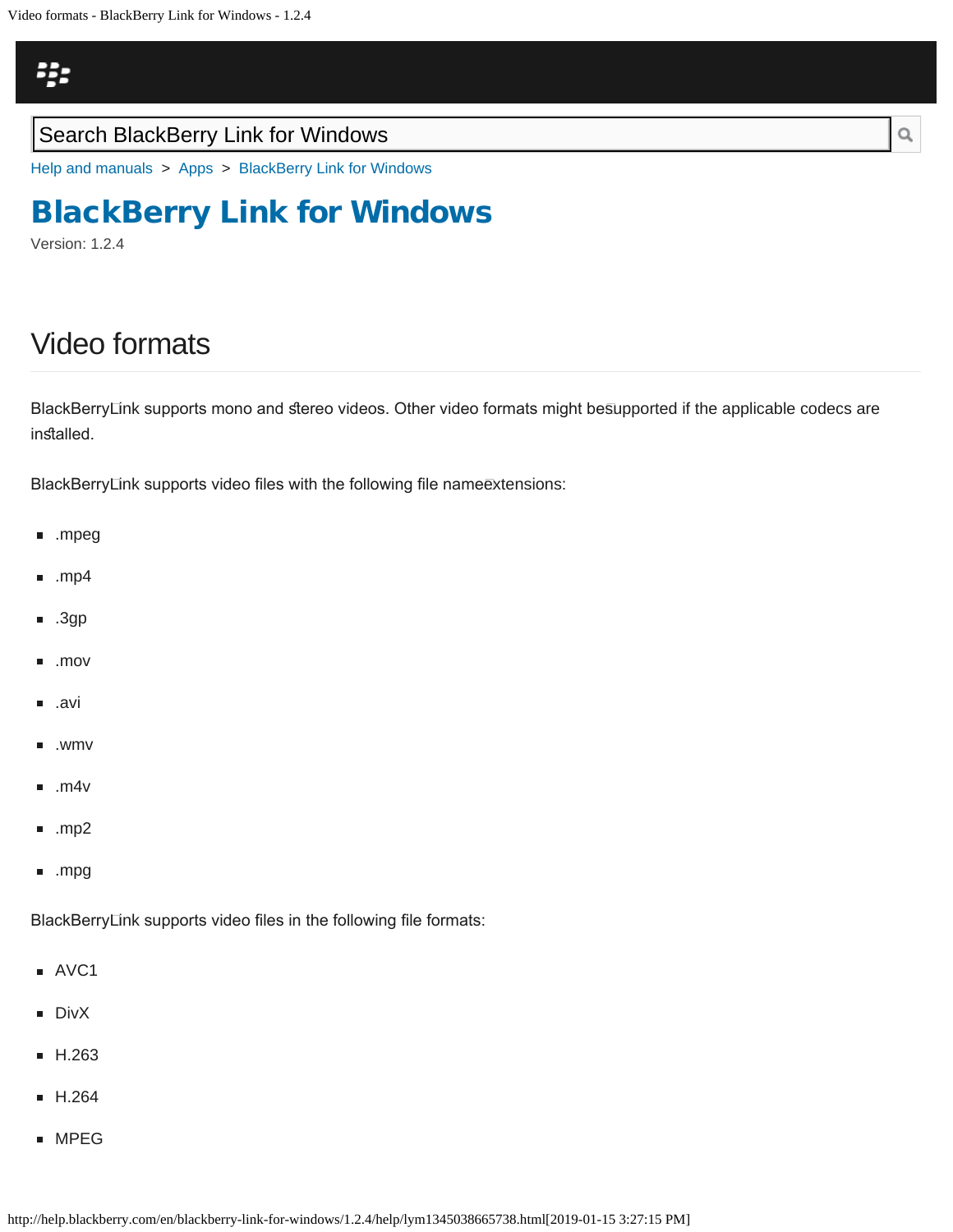Search BlackBerry Link for Windows

Help and manuals > Apps > BlackBerry Link for Windows

# BlackBerry Link for Windows

Version: 1.2.4

## Video formats

BlackBerry Link supports mono and stereo videos. Other video formats might be supported if the applicable codecs are installed.

BlackBerry Link supports video files with the following file name extensions:

- .mpeg
- .mp4
- .3gp
- .mov
- .avi
- .wmv
- .m4v
- .mp2
- .mpg

BlackBerry Link supports video files in the following file formats:

- AVC1
- DivX
- H.263
- H.264
- MPEG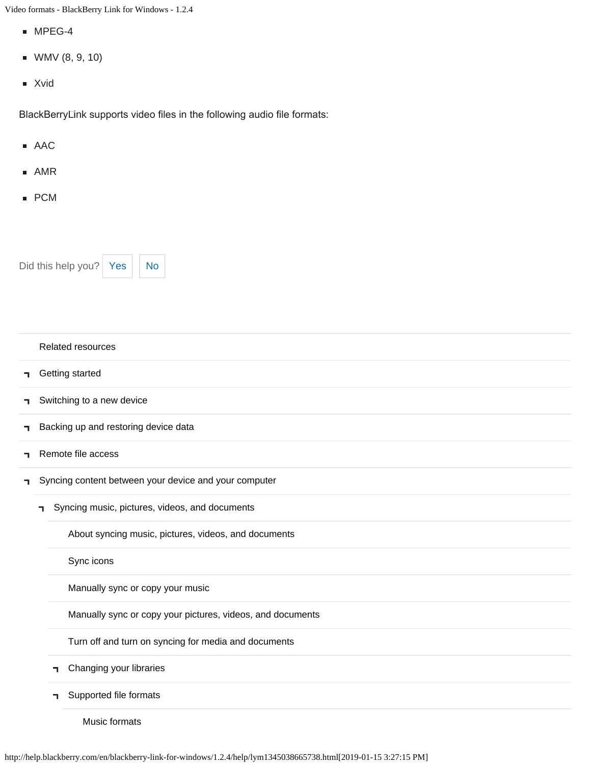- MPEG-4
- WMV (8, 9, 10)
- Xvid

BlackBerryLink supports video files in the following audio file formats:

- AAC
- AMR
- PCM

Did this help you? Yes No

Related resources

- Getting started
- Switching to a new device
- Backing up and restoring device data
- Remote file access
- Syncing content between your device and your computer
  - Syncing music, pictures, videos, and documents
    - About syncing music, pictures, videos, and documents
    - Sync icons
    - Manually sync or copy your music
    - Manually sync or copy your pictures, videos, and documents
    - Turn off and turn on syncing for media and documents
    - Changing your libraries
    - Supported file formats
      - Music formats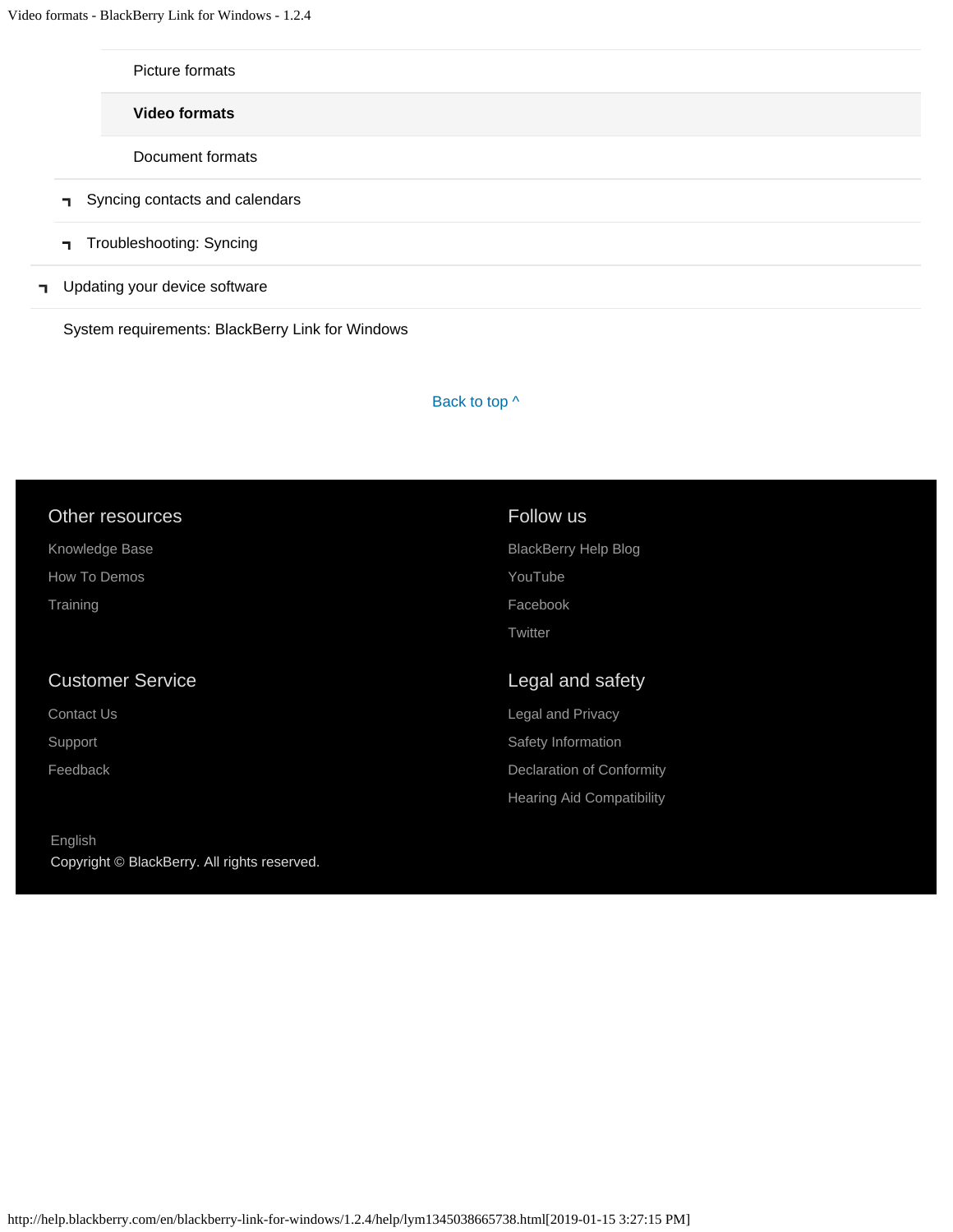Picture formats

**Video formats**

Document formats

- Syncing contacts and calendars
- Troubleshooting: Syncing

- Updating your device software

System requirements: BlackBerry Link for Windows

Back to top ^

### Other resources

Knowledge Base

How To Demos

Training

### Follow us

BlackBerry Help Blog

YouTube

Facebook

Twitter

### Customer Service

Contact Us

Support

Feedback

### Legal and safety

Legal and Privacy

Safety Information

Declaration of Conformity

Hearing Aid Compatibility

English

Copyright © BlackBerry. All rights reserved.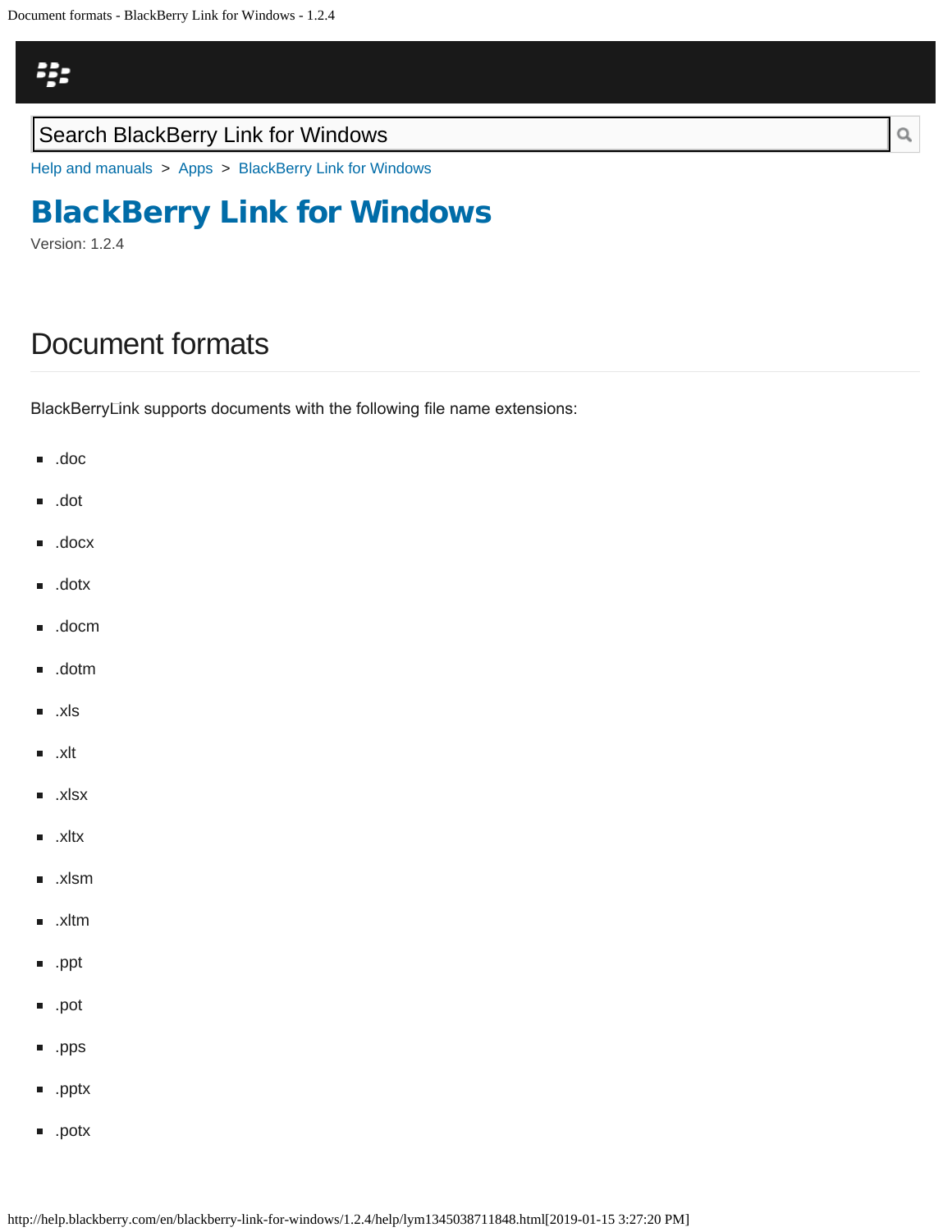Help and manuals > Apps > BlackBerry Link for Windows

# BlackBerry Link for Windows

Version: 1.2.4

## Document formats

BlackBerryLink supports documents with the following file name extensions:

- .doc
- .dot
- .docx
- .dotx
- .docm
- .dotm
- .xls
- .xlt
- .xlsx
- .xltx
- .xlsm
- .xltm
- .ppt
- .pot
- .pps
- .pptx
- .potx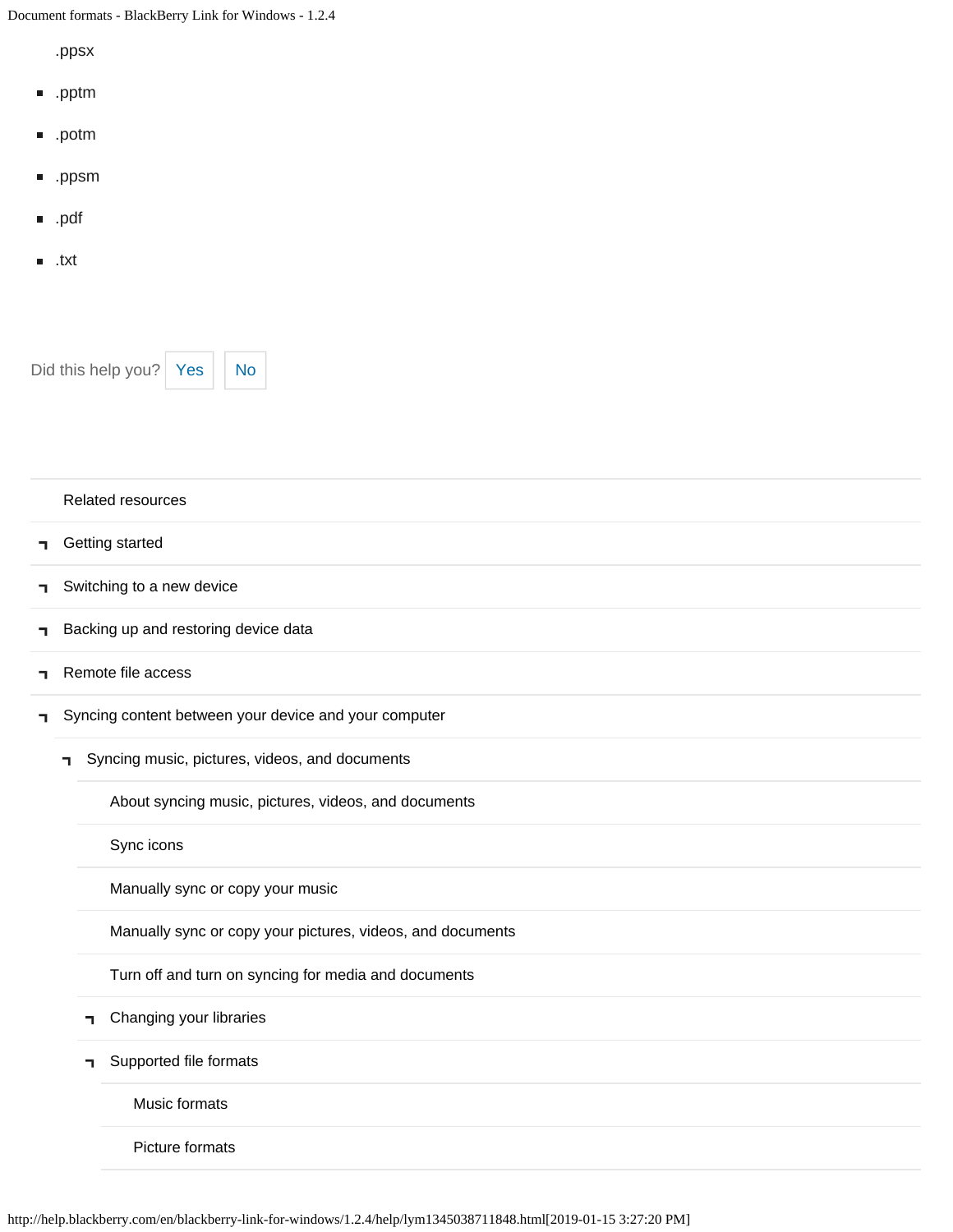- .ppsx
- .pptm
- .potm
- .ppsm
- .pdf
- .txt

Did this help you? Yes No

Related resources

- Getting started
- Switching to a new device
- Backing up and restoring device data
- Remote file access
- Syncing content between your device and your computer
  - Syncing music, pictures, videos, and documents
    - About syncing music, pictures, videos, and documents
    - Sync icons
    - Manually sync or copy your music
    - Manually sync or copy your pictures, videos, and documents
    - Turn off and turn on syncing for media and documents
    - Changing your libraries
    - Supported file formats
      - Music formats
      - Picture formats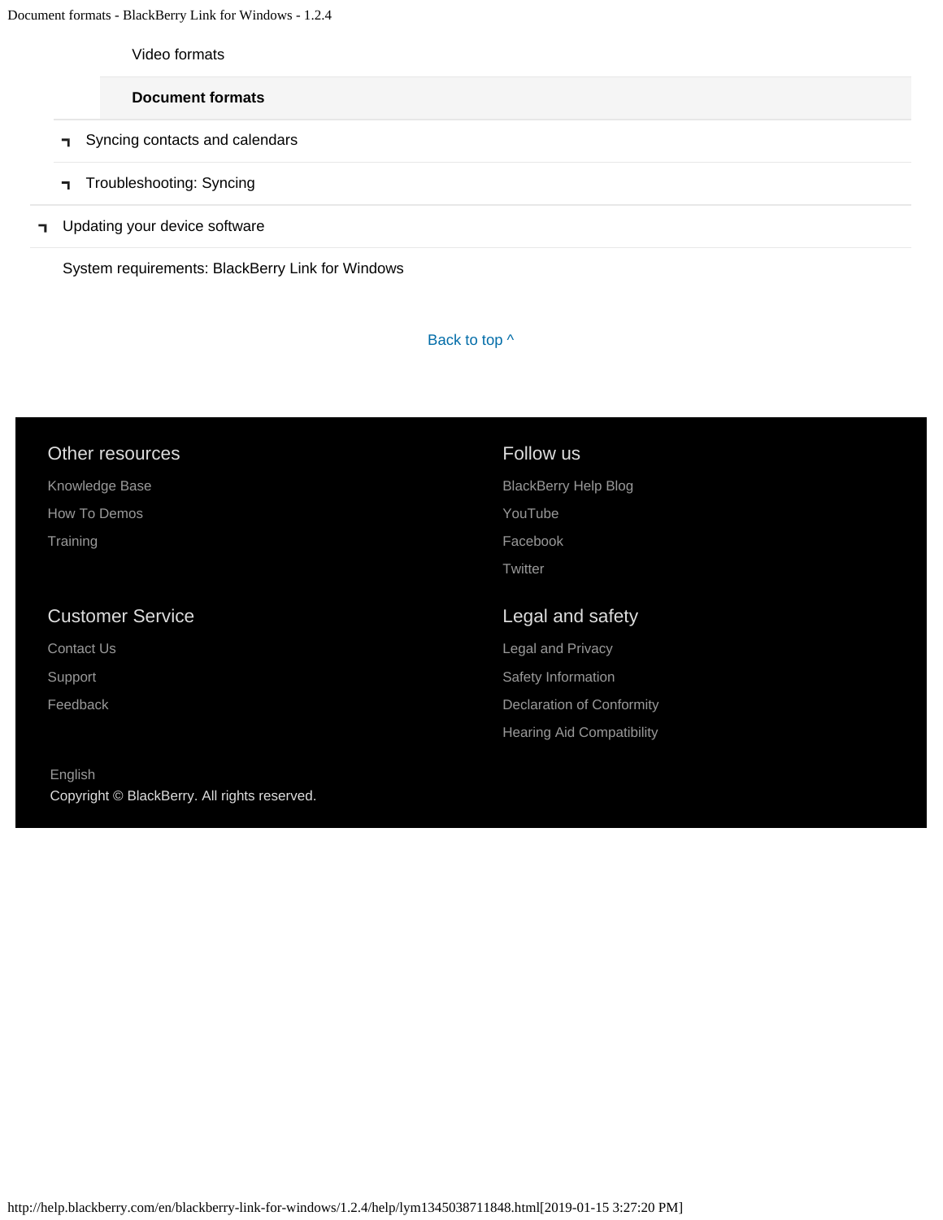Video formats

**Document formats**

- Syncing contacts and calendars
- Troubleshooting: Syncing
- Updating your device software

System requirements: BlackBerry Link for Windows

Back to top ^

## Other resources

Knowledge Base

How To Demos

Training

## Follow us

BlackBerry Help Blog

YouTube

Facebook

Twitter

## Customer Service

Contact Us

Support

Feedback

## Legal and safety

Legal and Privacy

Safety Information

Declaration of Conformity

Hearing Aid Compatibility

English

Copyright © BlackBerry. All rights reserved.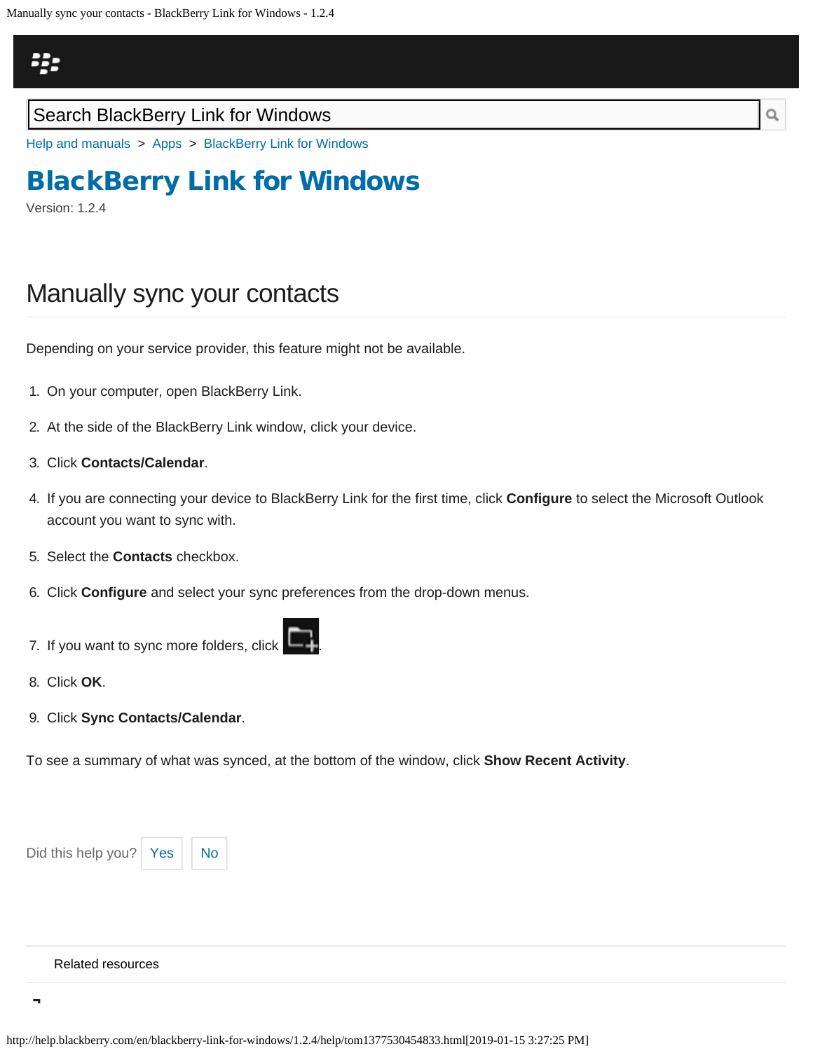Search BlackBerry Link for Windows

Help and manuals > Apps > BlackBerry Link for Windows

# BlackBerry Link for Windows

Version: 1.2.4

## Manually sync your contacts

Depending on your service provider, this feature might not be available.

1. On your computer, open BlackBerry Link.
2. At the side of the BlackBerry Link window, click your device.
3. Click **Contacts/Calendar**.
4. If you are connecting your device to BlackBerry Link for the first time, click **Configure** to select the Microsoft Outlook account you want to sync with.
5. Select the **Contacts** checkbox.
6. Click **Configure** and select your sync preferences from the drop-down menus.
7. If you want to sync more folders, click .
8. Click **OK**.
9. Click **Sync Contacts/Calendar**.

To see a summary of what was synced, at the bottom of the window, click **Show Recent Activity**.

Did this help you? Yes No

Related resources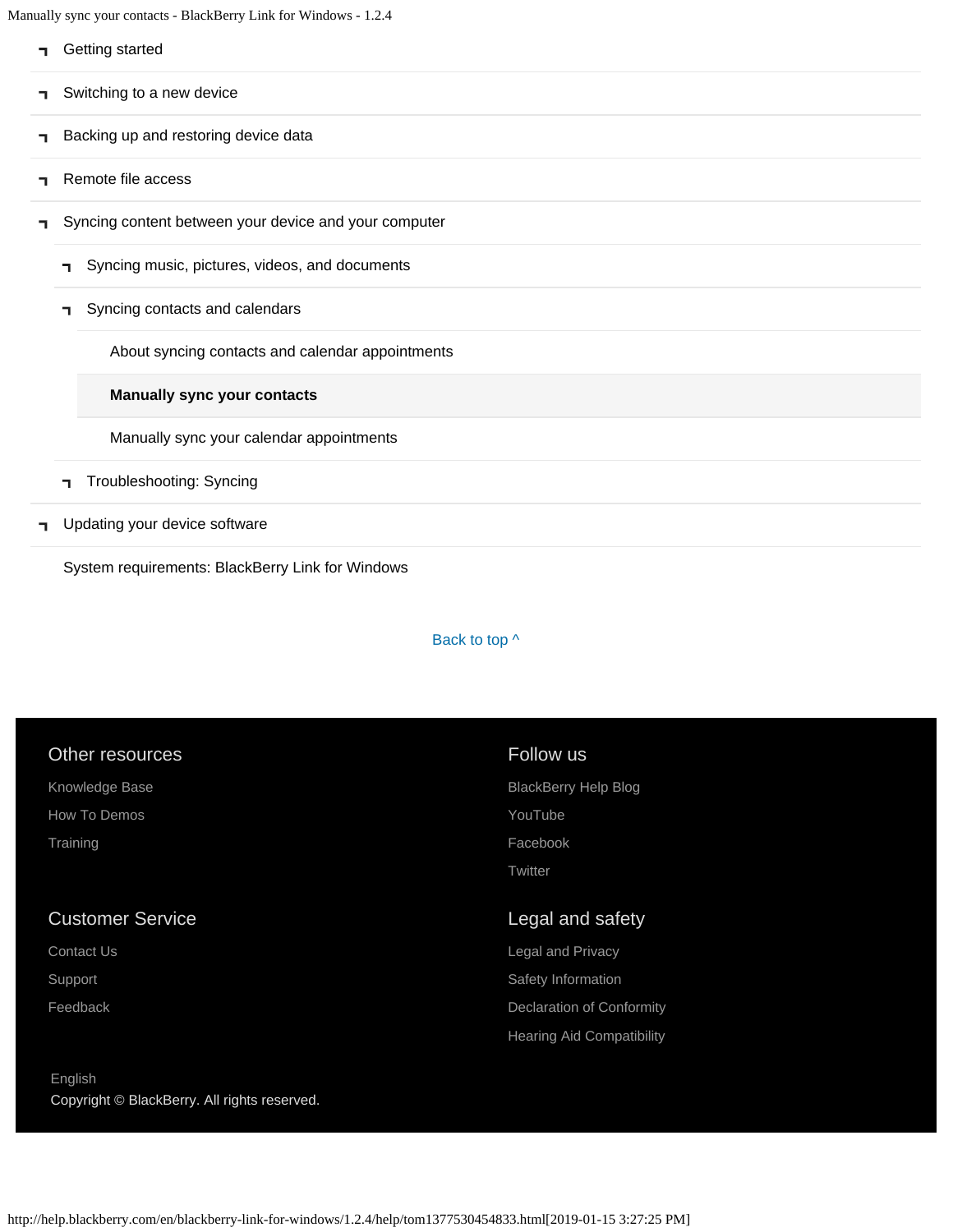- Getting started
- Switching to a new device
- Backing up and restoring device data
- Remote file access
- Syncing content between your device and your computer
  - Syncing music, pictures, videos, and documents
  - Syncing contacts and calendars
    - About syncing contacts and calendar appointments
    - **Manually sync your contacts**
    - Manually sync your calendar appointments
  - Troubleshooting: Syncing
- Updating your device software
- System requirements: BlackBerry Link for Windows

Back to top ^

### Other resources

Knowledge Base

How To Demos

Training

### Follow us

BlackBerry Help Blog

YouTube

Facebook

Twitter

### Customer Service

Contact Us

Support

Feedback

### Legal and safety

Legal and Privacy

Safety Information

Declaration of Conformity

Hearing Aid Compatibility

English

Copyright © BlackBerry. All rights reserved.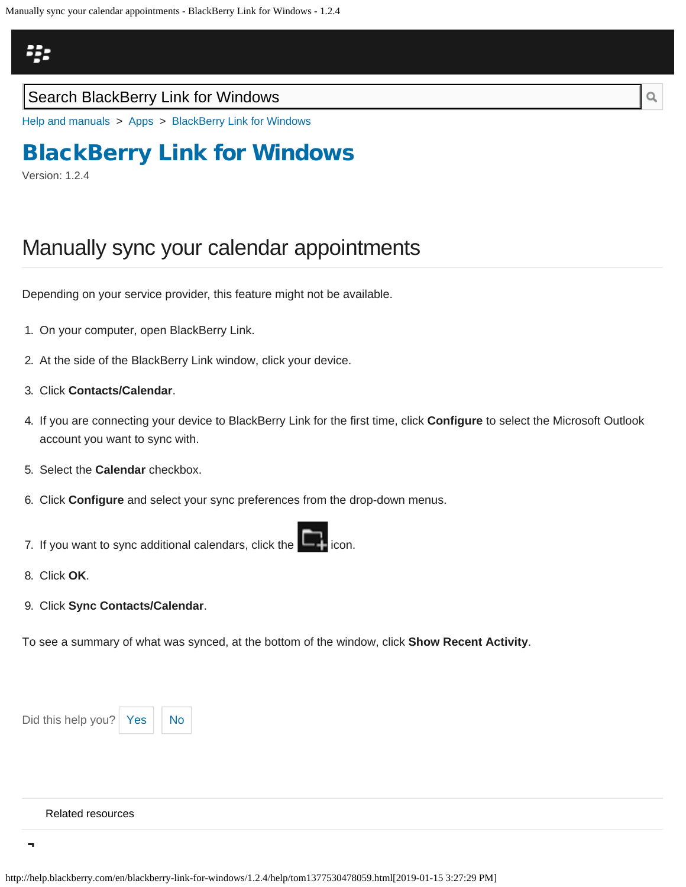Search BlackBerry Link for Windows

Help and manuals > Apps > BlackBerry Link for Windows

# BlackBerry Link for Windows

Version: 1.2.4

## Manually sync your calendar appointments

Depending on your service provider, this feature might not be available.

1. On your computer, open BlackBerry Link.
2. At the side of the BlackBerry Link window, click your device.
3. Click **Contacts/Calendar**.
4. If you are connecting your device to BlackBerry Link for the first time, click **Configure** to select the Microsoft Outlook account you want to sync with.
5. Select the **Calendar** checkbox.
6. Click **Configure** and select your sync preferences from the drop-down menus.
7. If you want to sync additional calendars, click the icon.
8. Click **OK**.
9. Click **Sync Contacts/Calendar**.

To see a summary of what was synced, at the bottom of the window, click **Show Recent Activity**.

Did this help you? Yes No

Related resources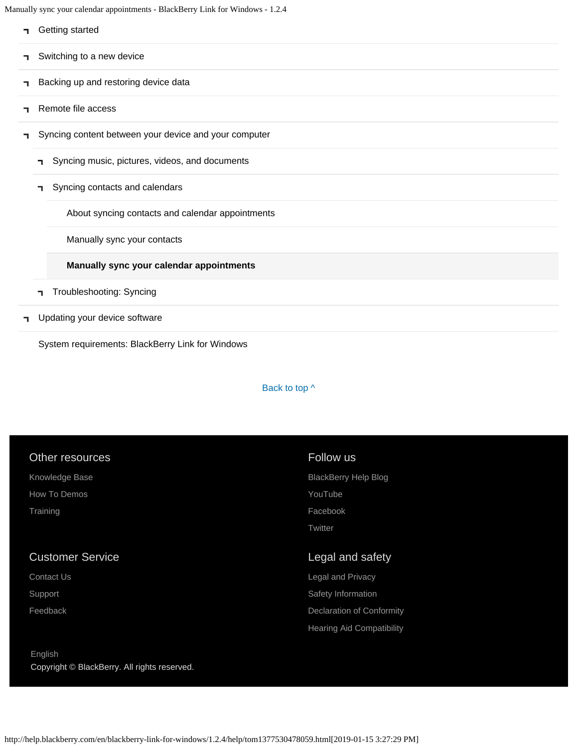- Getting started
- Switching to a new device
- Backing up and restoring device data
- Remote file access
- Syncing content between your device and your computer
  - Syncing music, pictures, videos, and documents
  - Syncing contacts and calendars
    - About syncing contacts and calendar appointments
    - Manually sync your contacts
    - **Manually sync your calendar appointments**
  - Troubleshooting: Syncing
- Updating your device software
- System requirements: BlackBerry Link for Windows

Back to top ^

### Other resources

Knowledge Base

How To Demos

Training

### Follow us

BlackBerry Help Blog

YouTube

Facebook

Twitter

### Customer Service

Contact Us

Support

Feedback

### Legal and safety

Legal and Privacy

Safety Information

Declaration of Conformity

Hearing Aid Compatibility

English

Copyright © BlackBerry. All rights reserved.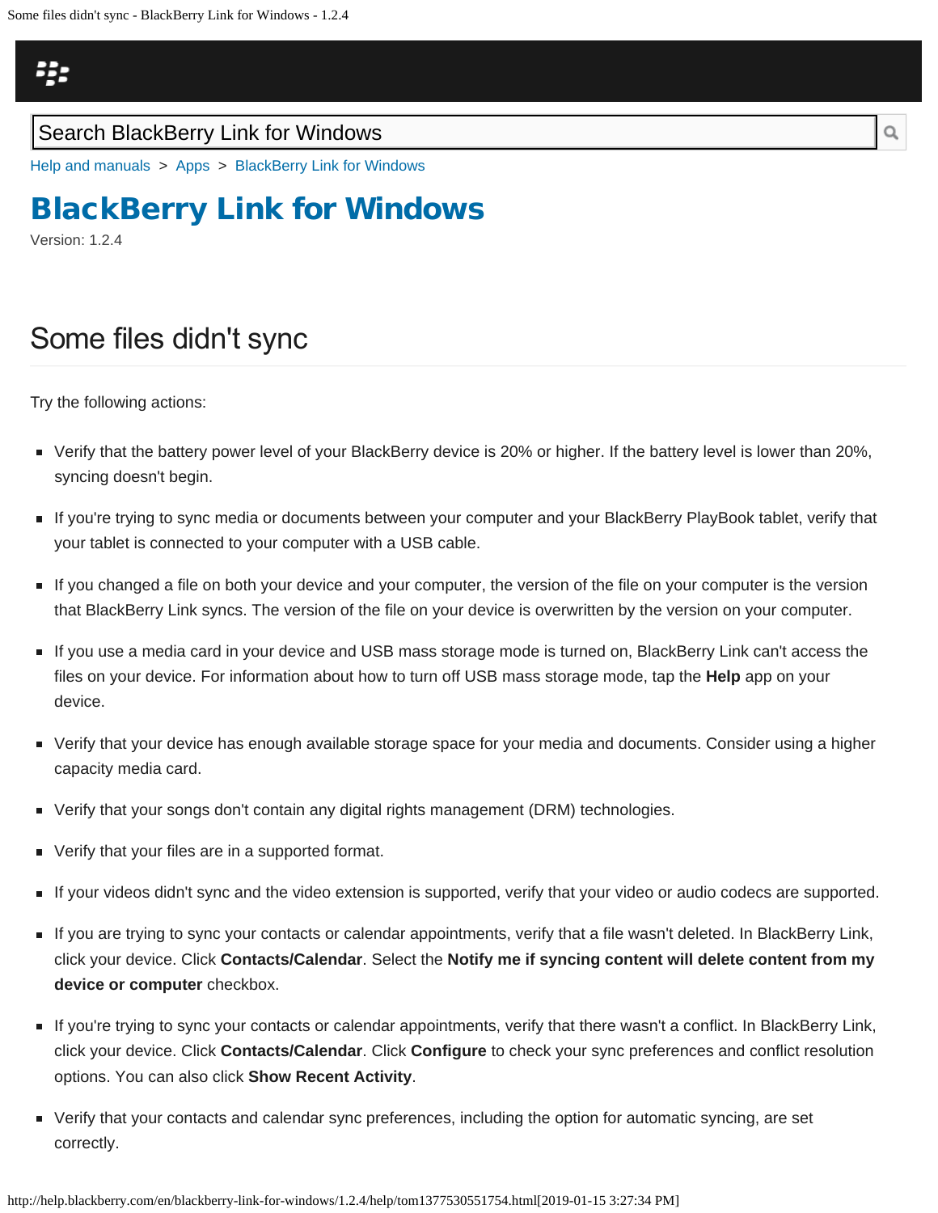Search BlackBerry Link for Windows

Help and manuals > Apps > BlackBerry Link for Windows

# BlackBerry Link for Windows

Version: 1.2.4

## Some files didn't sync

Try the following actions:

- Verify that the battery power level of your BlackBerry device is 20% or higher. If the battery level is lower than 20%, syncing doesn't begin.
- If you're trying to sync media or documents between your computer and your BlackBerry PlayBook tablet, verify that your tablet is connected to your computer with a USB cable.
- If you changed a file on both your device and your computer, the version of the file on your computer is the version that BlackBerry Link syncs. The version of the file on your device is overwritten by the version on your computer.
- If you use a media card in your device and USB mass storage mode is turned on, BlackBerry Link can't access the files on your device. For information about how to turn off USB mass storage mode, tap the **Help** app on your device.
- Verify that your device has enough available storage space for your media and documents. Consider using a higher capacity media card.
- Verify that your songs don't contain any digital rights management (DRM) technologies.
- Verify that your files are in a supported format.
- If your videos didn't sync and the video extension is supported, verify that your video or audio codecs are supported.
- If you are trying to sync your contacts or calendar appointments, verify that a file wasn't deleted. In BlackBerry Link, click your device. Click **Contacts/Calendar**. Select the **Notify me if syncing content will delete content from my device or computer** checkbox.
- If you're trying to sync your contacts or calendar appointments, verify that there wasn't a conflict. In BlackBerry Link, click your device. Click **Contacts/Calendar**. Click **Configure** to check your sync preferences and conflict resolution options. You can also click **Show Recent Activity**.
- Verify that your contacts and calendar sync preferences, including the option for automatic syncing, are set correctly.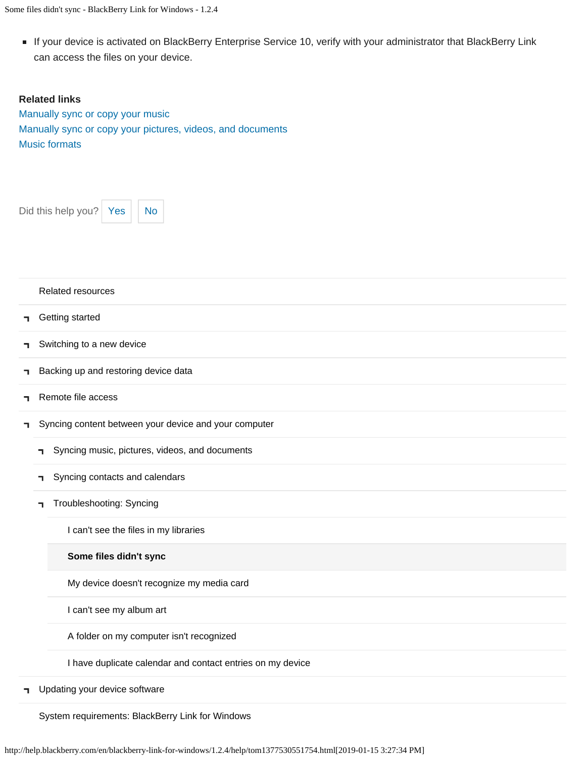- If your device is activated on BlackBerry Enterprise Service 10, verify with your administrator that BlackBerry Link can access the files on your device.

**Related links**

Manually sync or copy your music

Manually sync or copy your pictures, videos, and documents

Music formats

Did this help you? Yes No

Related resources

- Getting started
- Switching to a new device
- Backing up and restoring device data
- Remote file access
- Syncing content between your device and your computer
  - Syncing music, pictures, videos, and documents
  - Syncing contacts and calendars
  - Troubleshooting: Syncing
    - I can't see the files in my libraries
    - **Some files didn't sync**
    - My device doesn't recognize my media card
    - I can't see my album art
    - A folder on my computer isn't recognized
    - I have duplicate calendar and contact entries on my device
- Updating your device software

System requirements: BlackBerry Link for Windows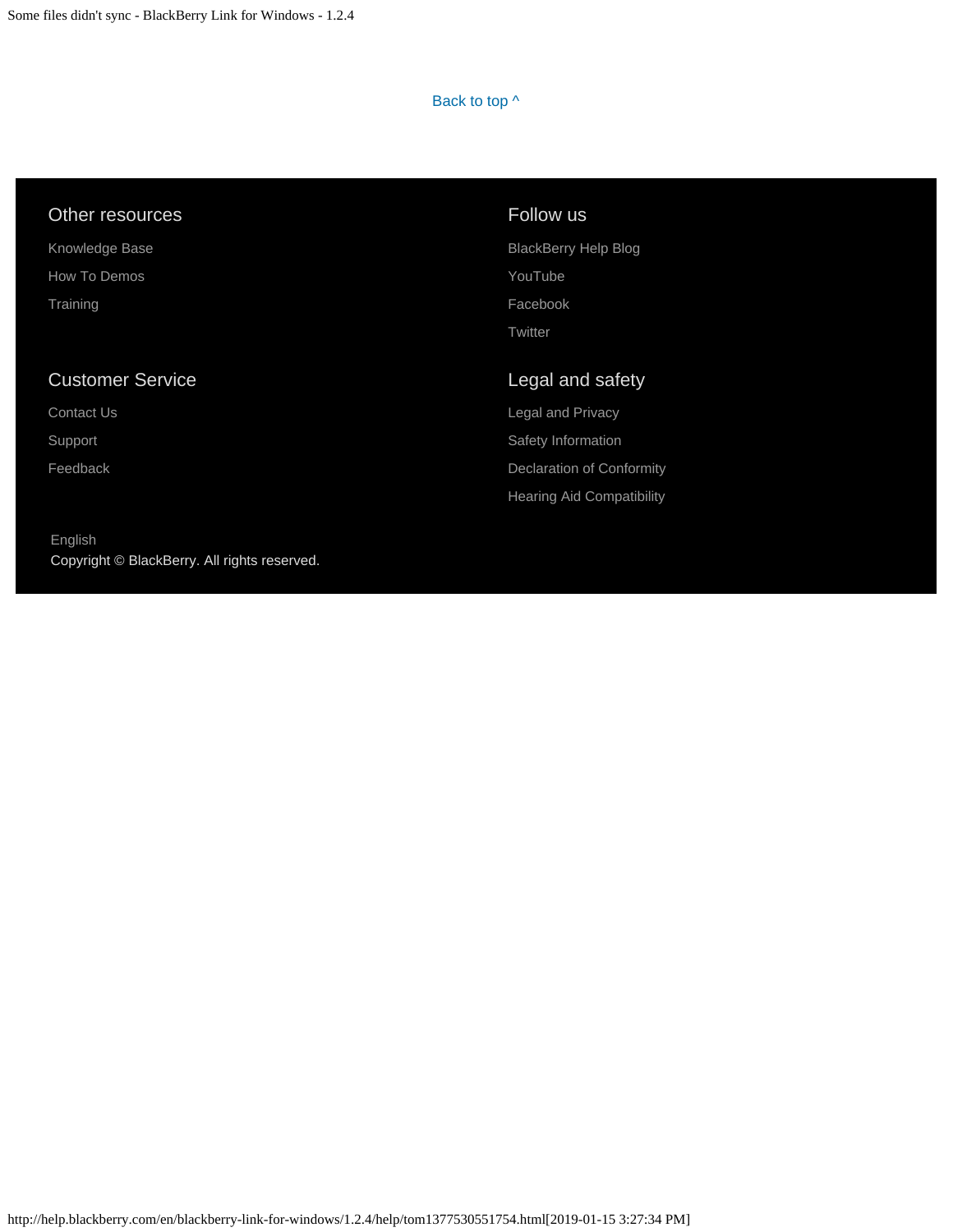Back to top ^

## Other resources

Knowledge Base

How To Demos

Training

## Follow us

BlackBerry Help Blog

YouTube

Facebook

Twitter

## Customer Service

Contact Us

Support

Feedback

## Legal and safety

Legal and Privacy

Safety Information

Declaration of Conformity

Hearing Aid Compatibility

English

Copyright © BlackBerry. All rights reserved.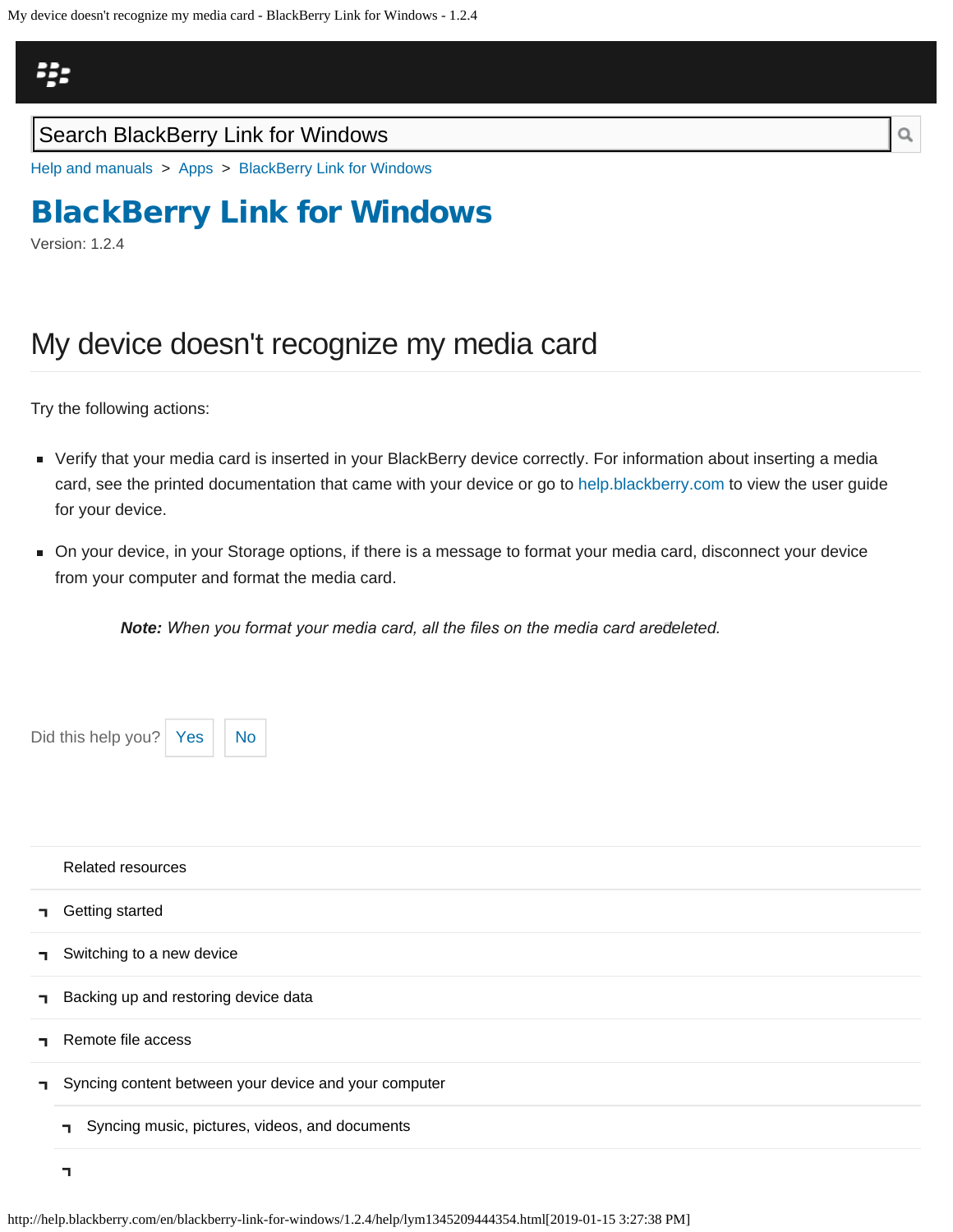Search BlackBerry Link for Windows

Help and manuals > Apps > BlackBerry Link for Windows

# BlackBerry Link for Windows

Version: 1.2.4

## My device doesn't recognize my media card

Try the following actions:

- Verify that your media card is inserted in your BlackBerry device correctly. For information about inserting a media card, see the printed documentation that came with your device or go to help.blackberry.com to view the user guide for your device.
- On your device, in your Storage options, if there is a message to format your media card, disconnect your device from your computer and format the media card.

> ***Note:*** *When you format your media card, all the files on the media card aredeleted.*

Did this help you? Yes No

Related resources

- Getting started
- Switching to a new device
- Backing up and restoring device data
- Remote file access
- Syncing content between your device and your computer
  - Syncing music, pictures, videos, and documents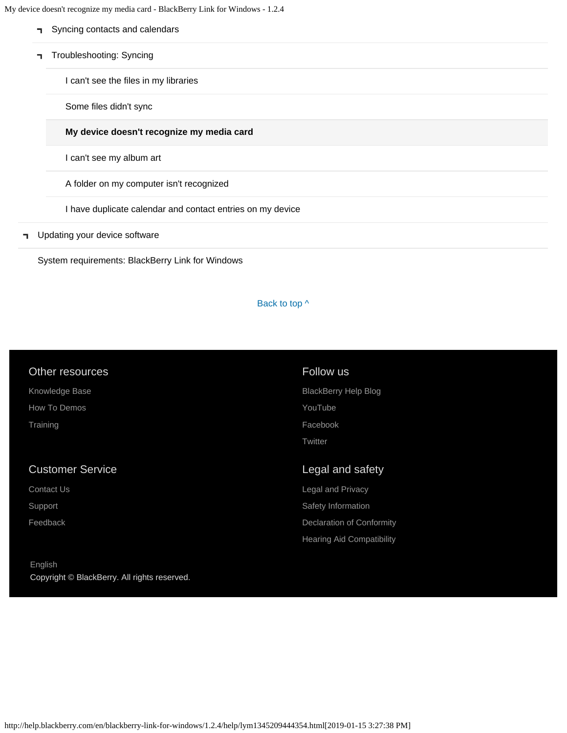- Syncing contacts and calendars
- Troubleshooting: Syncing
  - I can't see the files in my libraries
  - Some files didn't sync
  - **My device doesn't recognize my media card**
  - I can't see my album art
  - A folder on my computer isn't recognized
  - I have duplicate calendar and contact entries on my device
- Updating your device software
- System requirements: BlackBerry Link for Windows

Back to top ^

### Other resources

Knowledge Base

How To Demos

Training

### Follow us

BlackBerry Help Blog

YouTube

Facebook

Twitter

### Customer Service

Contact Us

Support

Feedback

### Legal and safety

Legal and Privacy

Safety Information

Declaration of Conformity

Hearing Aid Compatibility

English

Copyright © BlackBerry. All rights reserved.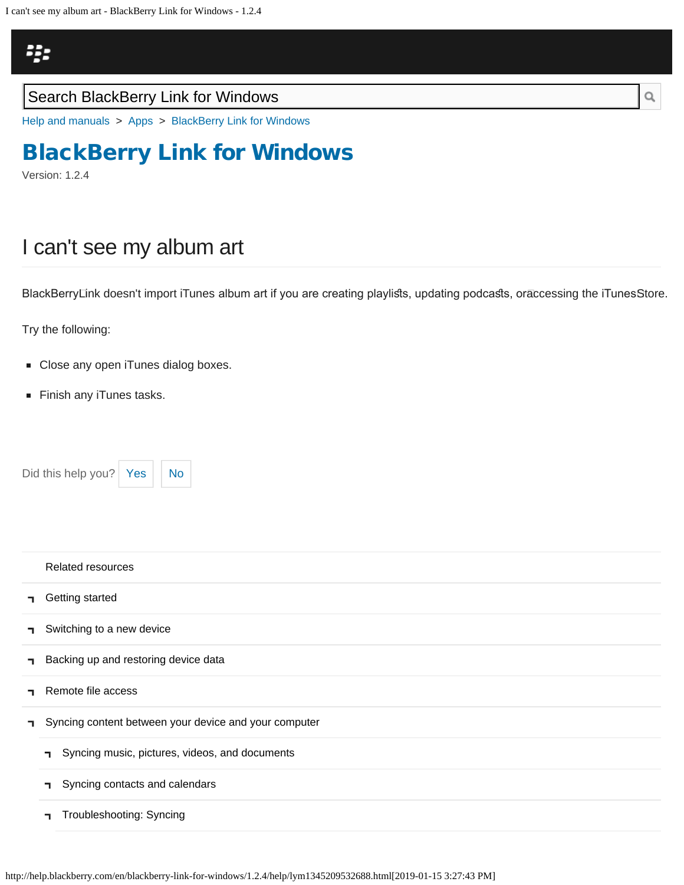Search BlackBerry Link for Windows

Help and manuals > Apps > BlackBerry Link for Windows

# BlackBerry Link for Windows

Version: 1.2.4

## I can't see my album art

BlackBerryLink doesn't import iTunes album art if you are creating playlists, updating podcasts, oraccessing the iTunesStore.

Try the following:

- Close any open iTunes dialog boxes.
- Finish any iTunes tasks.

Did this help you? Yes No

Related resources

- Getting started
- Switching to a new device
- Backing up and restoring device data
- Remote file access
- Syncing content between your device and your computer
  - Syncing music, pictures, videos, and documents
  - Syncing contacts and calendars
  - Troubleshooting: Syncing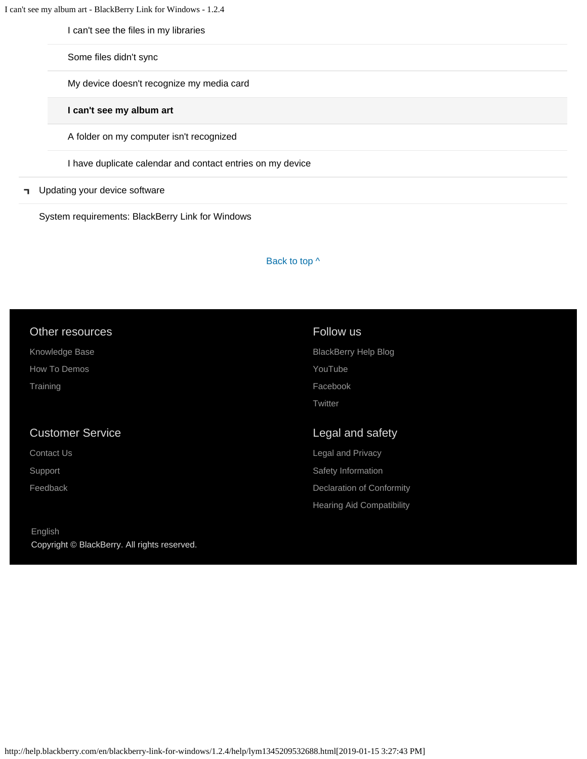- I can't see the files in my libraries
- Some files didn't sync
- My device doesn't recognize my media card
- **I can't see my album art**
- A folder on my computer isn't recognized
- I have duplicate calendar and contact entries on my device

Updating your device software

System requirements: BlackBerry Link for Windows

Back to top ^

### Other resources

Knowledge Base

How To Demos

Training

### Follow us

BlackBerry Help Blog

YouTube

Facebook

Twitter

### Customer Service

Contact Us

Support

Feedback

### Legal and safety

Legal and Privacy

Safety Information

Declaration of Conformity

Hearing Aid Compatibility

English

Copyright © BlackBerry. All rights reserved.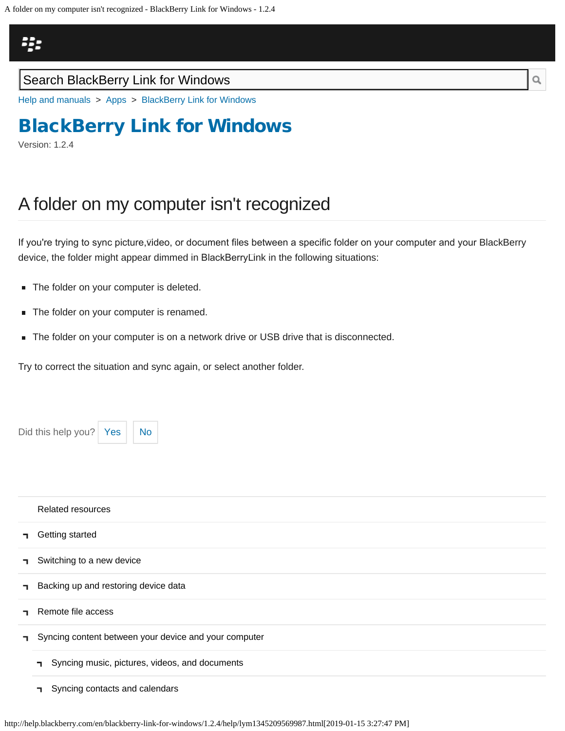Search BlackBerry Link for Windows

Help and manuals > Apps > BlackBerry Link for Windows

# BlackBerry Link for Windows

Version: 1.2.4

## A folder on my computer isn't recognized

If you're trying to sync picture,video, or document files between a specific folder on your computer and your BlackBerry device, the folder might appear dimmed in BlackBerryLink in the following situations:

- The folder on your computer is deleted.
- The folder on your computer is renamed.
- The folder on your computer is on a network drive or USB drive that is disconnected.

Try to correct the situation and sync again, or select another folder.

Did this help you? Yes No

Related resources

- Getting started
- Switching to a new device
- Backing up and restoring device data
- Remote file access
- Syncing content between your device and your computer
  - Syncing music, pictures, videos, and documents
  - Syncing contacts and calendars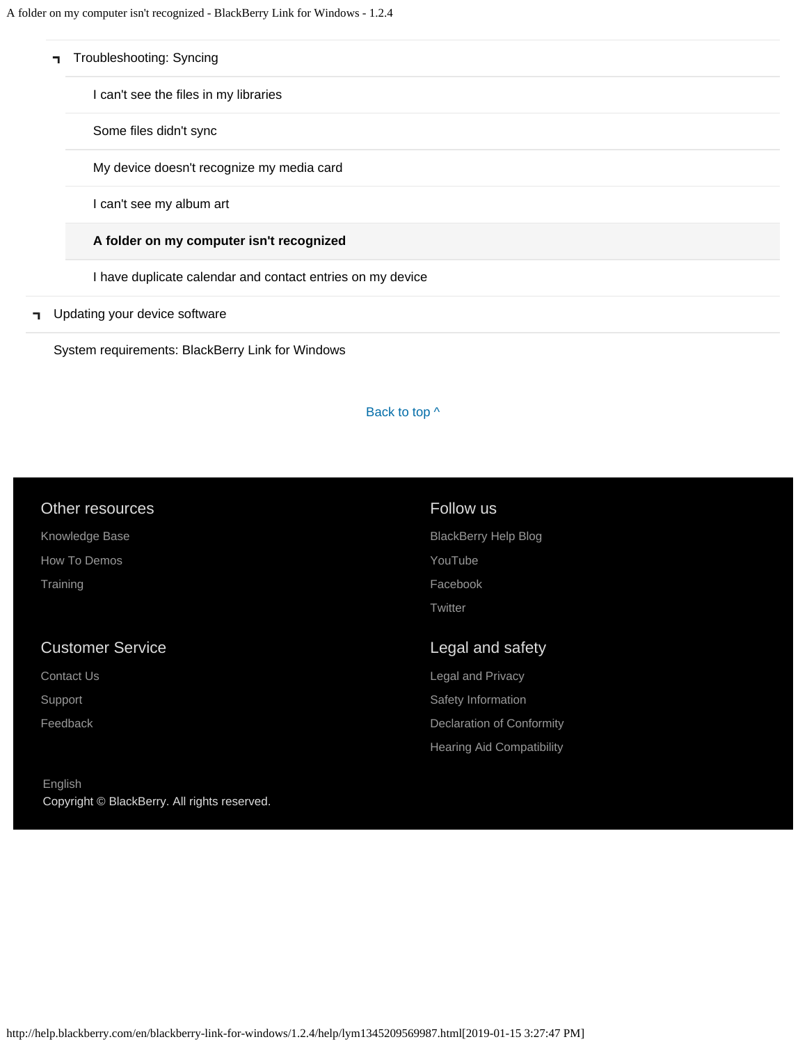- Troubleshooting: Syncing
  - I can't see the files in my libraries
  - Some files didn't sync
  - My device doesn't recognize my media card
  - I can't see my album art
  - **A folder on my computer isn't recognized**
  - I have duplicate calendar and contact entries on my device
- Updating your device software
- System requirements: BlackBerry Link for Windows

Back to top ^

### Other resources

Knowledge Base

How To Demos

Training

### Follow us

BlackBerry Help Blog

YouTube

Facebook

Twitter

### Customer Service

Contact Us

Support

Feedback

### Legal and safety

Legal and Privacy

Safety Information

Declaration of Conformity

Hearing Aid Compatibility

English

Copyright © BlackBerry. All rights reserved.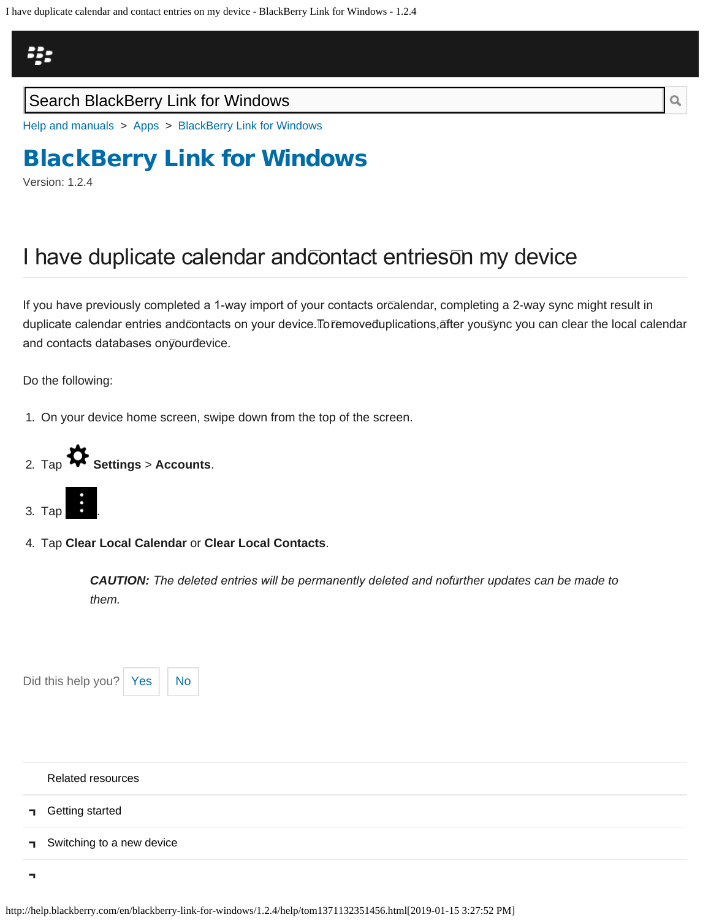Search BlackBerry Link for Windows

Help and manuals > Apps > BlackBerry Link for Windows

# BlackBerry Link for Windows

Version: 1.2.4

## I have duplicate calendar and contact entries on my device

If you have previously completed a 1-way import of your contacts or calendar, completing a 2-way sync might result in duplicate calendar entries and contacts on your device. To remove duplications, after you sync you can clear the local calendar and contacts databases on your device.

Do the following:

1. On your device home screen, swipe down from the top of the screen.
2. Tap **Settings** > **Accounts**.
3. Tap ⋮.
4. Tap **Clear Local Calendar** or **Clear Local Contacts**.

> ***CAUTION:*** *The deleted entries will be permanently deleted and no further updates can be made to them.*

Did this help you? Yes No

Related resources

- Getting started
- Switching to a new device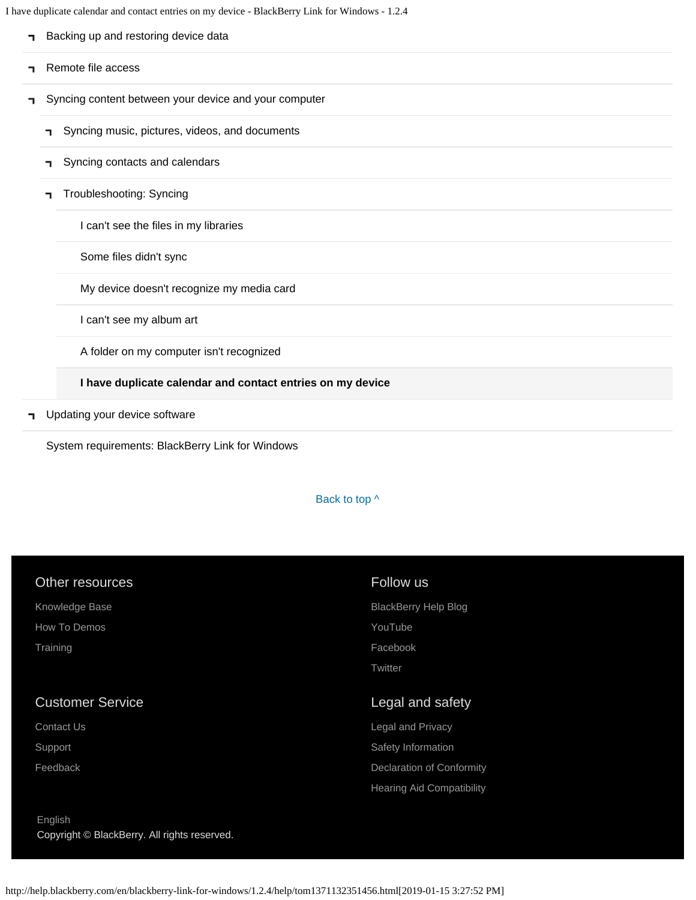- Backing up and restoring device data
- Remote file access
- Syncing content between your device and your computer
  - Syncing music, pictures, videos, and documents
  - Syncing contacts and calendars
  - Troubleshooting: Syncing
    - I can't see the files in my libraries
    - Some files didn't sync
    - My device doesn't recognize my media card
    - I can't see my album art
    - A folder on my computer isn't recognized
    - **I have duplicate calendar and contact entries on my device**
- Updating your device software
- System requirements: BlackBerry Link for Windows

Back to top ^

## Other resources

Knowledge Base

How To Demos

Training

## Follow us

BlackBerry Help Blog

YouTube

Facebook

Twitter

## Customer Service

Contact Us

Support

Feedback

## Legal and safety

Legal and Privacy

Safety Information

Declaration of Conformity

Hearing Aid Compatibility

English

Copyright © BlackBerry. All rights reserved.